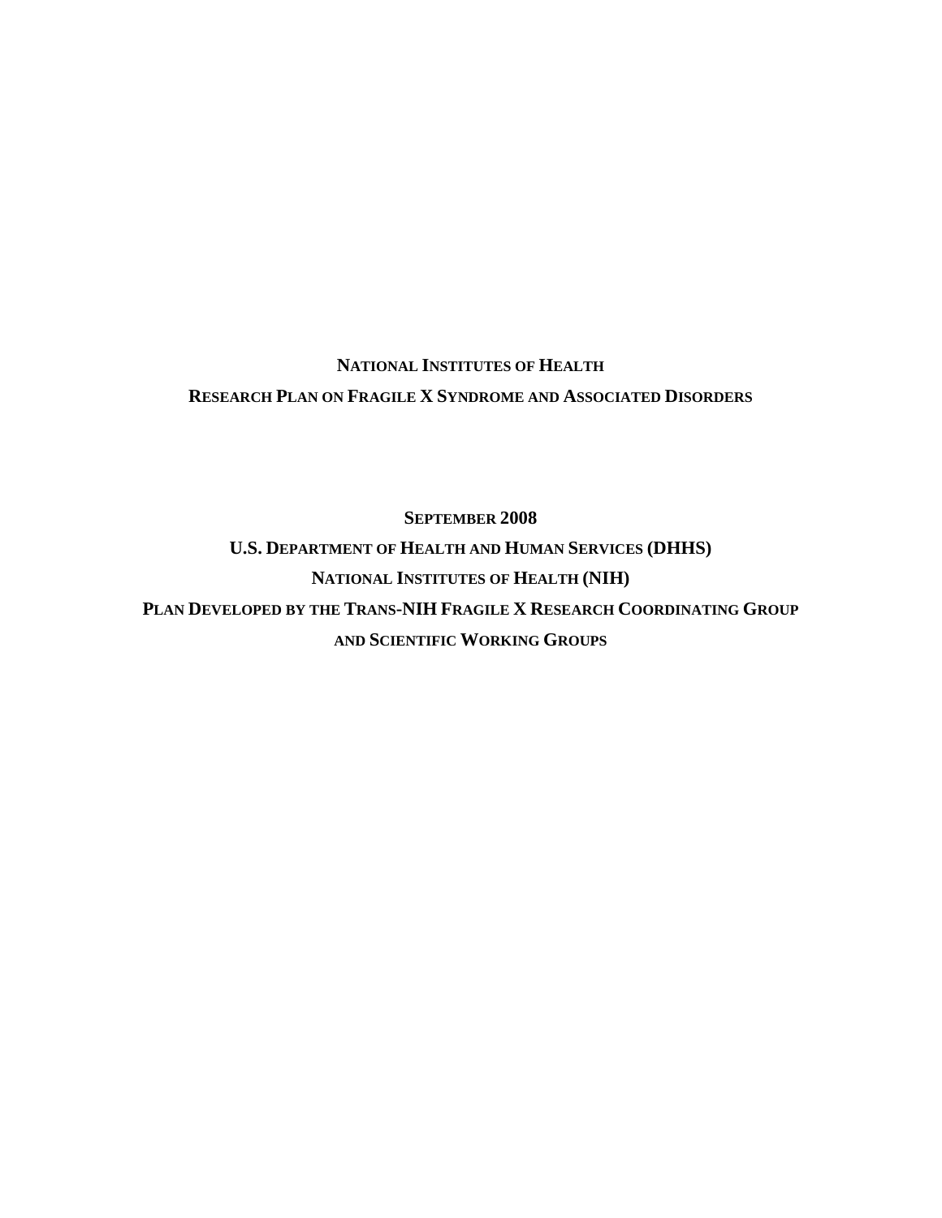# NATIONAL INSTITUTES OF HEALTH

# RESEARCH PLAN ON FRAGILE X SYNDROME AND ASSOCIATED DISORDERS

**SEPTEMBER 2008**

**U.S. DEPARTMENT OF HEALTH AND HUMAN SERVICES (DHHS)**

**NATIONAL INSTITUTES OF HEALTH (NIH)**

**PLAN DEVELOPED BY THE TRANS-NIH FRAGILE X RESEARCH COORDINATING GROUP AND SCIENTIFIC WORKING GROUPS**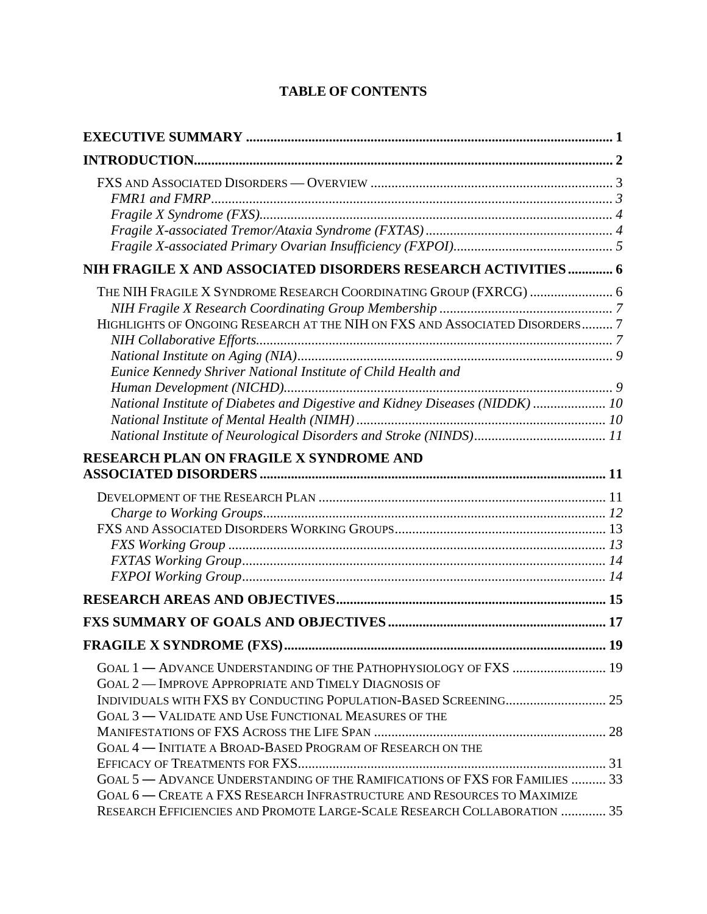# TABLE OF CONTENTS

**EXECUTIVE SUMMARY** ........................................................................................................ **1**

**INTRODUCTION**........................................................................................................................ **2**

- FXS AND ASSOCIATED DISORDERS — OVERVIEW ..................................................................... 3
  - *FMR1 and FMRP*................................................................................................................ *3*
  - *Fragile X Syndrome (FXS)*................................................................................................... *4*
  - *Fragile X-associated Tremor/Ataxia Syndrome (FXTAS)* ..................................................... *4*
  - *Fragile X-associated Primary Ovarian Insufficiency (FXPOI)*.............................................. *5*

**NIH FRAGILE X AND ASSOCIATED DISORDERS RESEARCH ACTIVITIES** ............. **6**

- THE NIH FRAGILE X SYNDROME RESEARCH COORDINATING GROUP (FXRCG) ........................ 6
  - *NIH Fragile X Research Coordinating Group Membership* ................................................. *7*
- HIGHLIGHTS OF ONGOING RESEARCH AT THE NIH ON FXS AND ASSOCIATED DISORDERS......... 7
  - *NIH Collaborative Efforts*..................................................................................................... *7*
  - *National Institute on Aging (NIA)*.......................................................................................... *9*
  - *Eunice Kennedy Shriver National Institute of Child Health and Human Development (NICHD)*.............................................................................................. *9*
  - *National Institute of Diabetes and Digestive and Kidney Diseases (NIDDK)* .................... *10*
  - *National Institute of Mental Health (NIMH)* ....................................................................... *10*
  - *National Institute of Neurological Disorders and Stroke (NINDS)*...................................... *11*

**RESEARCH PLAN ON FRAGILE X SYNDROME AND ASSOCIATED DISORDERS** ................................................................................................... **11**

- DEVELOPMENT OF THE RESEARCH PLAN .................................................................................. 11
  - *Charge to Working Groups*.................................................................................................. *12*
- FXS AND ASSOCIATED DISORDERS WORKING GROUPS............................................................ 13
  - *FXS Working Group* ............................................................................................................ *13*
  - *FXTAS Working Group*......................................................................................................... *14*
  - *FXPOI Working Group*......................................................................................................... *14*

**RESEARCH AREAS AND OBJECTIVES**............................................................................. **15**

**FXS SUMMARY OF GOALS AND OBJECTIVES** .............................................................. **17**

**FRAGILE X SYNDROME (FXS)**............................................................................................ **19**

- GOAL 1 — ADVANCE UNDERSTANDING OF THE PATHOPHYSIOLOGY OF FXS ........................... 19
- GOAL 2 — IMPROVE APPROPRIATE AND TIMELY DIAGNOSIS OF INDIVIDUALS WITH FXS BY CONDUCTING POPULATION-BASED SCREENING............................. 25
- GOAL 3 — VALIDATE AND USE FUNCTIONAL MEASURES OF THE MANIFESTATIONS OF FXS ACROSS THE LIFE SPAN ................................................................... 28
- GOAL 4 — INITIATE A BROAD-BASED PROGRAM OF RESEARCH ON THE EFFICACY OF TREATMENTS FOR FXS......................................................................................... 31
- GOAL 5 — ADVANCE UNDERSTANDING OF THE RAMIFICATIONS OF FXS FOR FAMILIES .......... 33
- GOAL 6 — CREATE A FXS RESEARCH INFRASTRUCTURE AND RESOURCES TO MAXIMIZE RESEARCH EFFICIENCIES AND PROMOTE LARGE-SCALE RESEARCH COLLABORATION ............. 35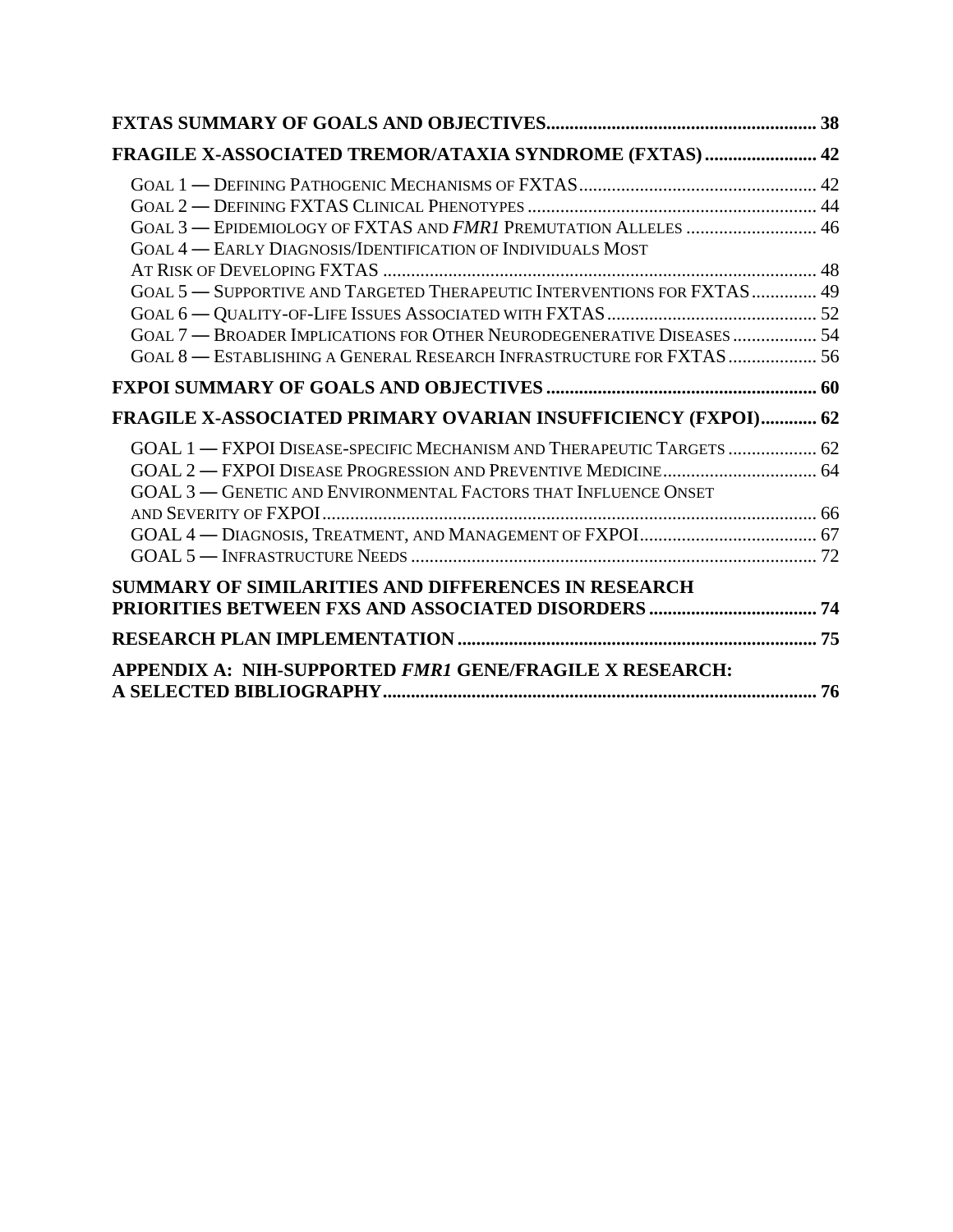**FXTAS SUMMARY OF GOALS AND OBJECTIVES.......................................................... 38**

**FRAGILE X-ASSOCIATED TREMOR/ATAXIA SYNDROME (FXTAS)........................ 42**

GOAL 1 — DEFINING PATHOGENIC MECHANISMS OF FXTAS.................................................. 42
GOAL 2 — DEFINING FXTAS CLINICAL PHENOTYPES ............................................................. 44
GOAL 3 — EPIDEMIOLOGY OF FXTAS AND *FMR1* PREMUTATION ALLELES ............................ 46
GOAL 4 — EARLY DIAGNOSIS/IDENTIFICATION OF INDIVIDUALS MOST AT RISK OF DEVELOPING FXTAS ............................................................................................ 48
GOAL 5 — SUPPORTIVE AND TARGETED THERAPEUTIC INTERVENTIONS FOR FXTAS.............. 49
GOAL 6 — QUALITY-OF-LIFE ISSUES ASSOCIATED WITH FXTAS............................................ 52
GOAL 7 — BROADER IMPLICATIONS FOR OTHER NEURODEGENERATIVE DISEASES .................. 54
GOAL 8 — ESTABLISHING A GENERAL RESEARCH INFRASTRUCTURE FOR FXTAS................... 56

**FXPOI SUMMARY OF GOALS AND OBJECTIVES .......................................................... 60**

**FRAGILE X-ASSOCIATED PRIMARY OVARIAN INSUFFICIENCY (FXPOI)............ 62**

GOAL 1 — FXPOI DISEASE-SPECIFIC MECHANISM AND THERAPEUTIC TARGETS ................... 62
GOAL 2 — FXPOI DISEASE PROGRESSION AND PREVENTIVE MEDICINE................................. 64
GOAL 3 — GENETIC AND ENVIRONMENTAL FACTORS THAT INFLUENCE ONSET AND SEVERITY OF FXPOI.......................................................................................................... 66
GOAL 4 — DIAGNOSIS, TREATMENT, AND MANAGEMENT OF FXPOI...................................... 67
GOAL 5 — INFRASTRUCTURE NEEDS ....................................................................................... 72

**SUMMARY OF SIMILARITIES AND DIFFERENCES IN RESEARCH PRIORITIES BETWEEN FXS AND ASSOCIATED DISORDERS .................................... 74**

**RESEARCH PLAN IMPLEMENTATION ............................................................................ 75**

**APPENDIX A: NIH-SUPPORTED *FMR1* GENE/FRAGILE X RESEARCH: A SELECTED BIBLIOGRAPHY............................................................................................ 76**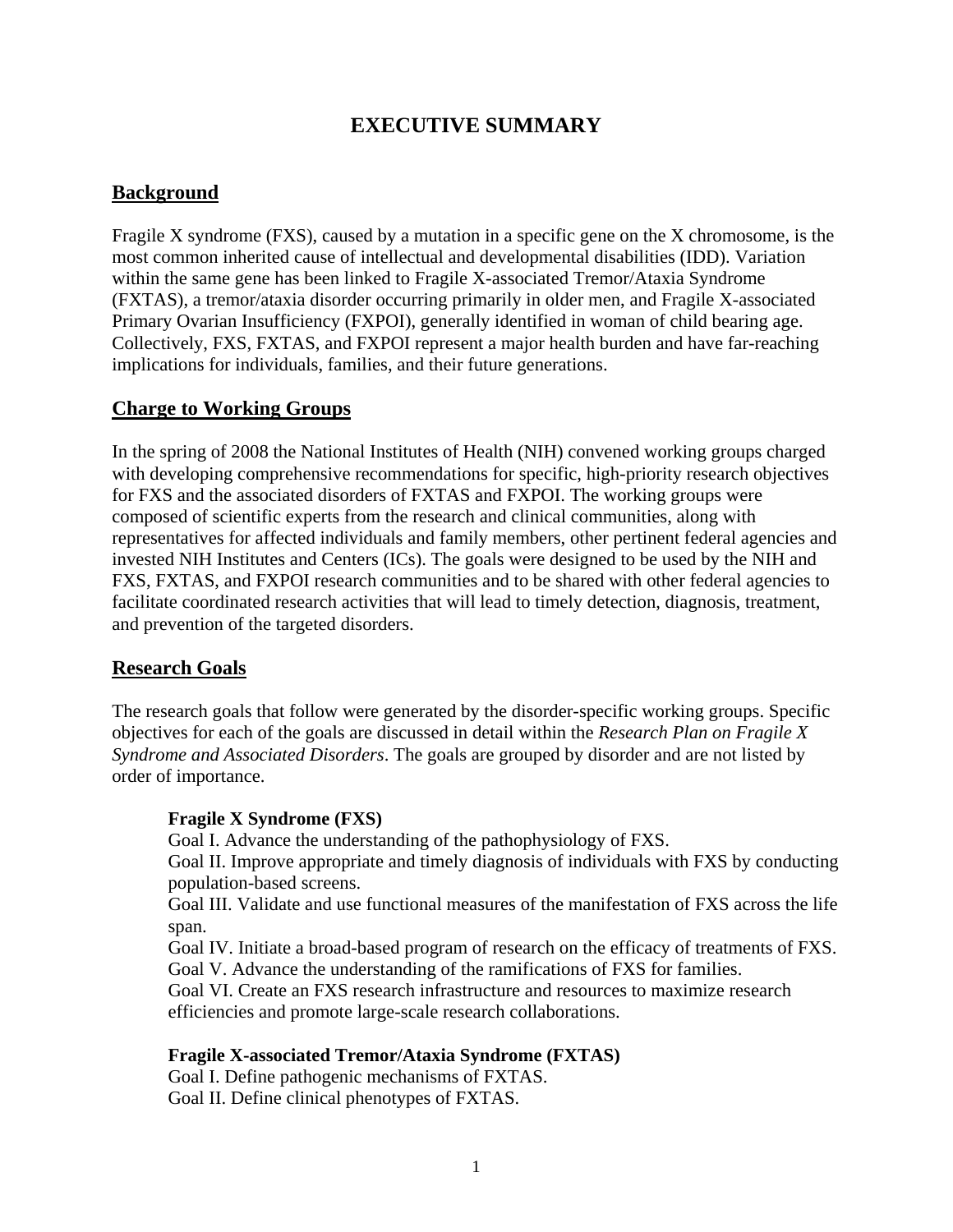# EXECUTIVE SUMMARY

## Background

Fragile X syndrome (FXS), caused by a mutation in a specific gene on the X chromosome, is the most common inherited cause of intellectual and developmental disabilities (IDD). Variation within the same gene has been linked to Fragile X-associated Tremor/Ataxia Syndrome (FXTAS), a tremor/ataxia disorder occurring primarily in older men, and Fragile X-associated Primary Ovarian Insufficiency (FXPOI), generally identified in woman of child bearing age. Collectively, FXS, FXTAS, and FXPOI represent a major health burden and have far-reaching implications for individuals, families, and their future generations.

## Charge to Working Groups

In the spring of 2008 the National Institutes of Health (NIH) convened working groups charged with developing comprehensive recommendations for specific, high-priority research objectives for FXS and the associated disorders of FXTAS and FXPOI. The working groups were composed of scientific experts from the research and clinical communities, along with representatives for affected individuals and family members, other pertinent federal agencies and invested NIH Institutes and Centers (ICs). The goals were designed to be used by the NIH and FXS, FXTAS, and FXPOI research communities and to be shared with other federal agencies to facilitate coordinated research activities that will lead to timely detection, diagnosis, treatment, and prevention of the targeted disorders.

## Research Goals

The research goals that follow were generated by the disorder-specific working groups. Specific objectives for each of the goals are discussed in detail within the *Research Plan on Fragile X Syndrome and Associated Disorders*. The goals are grouped by disorder and are not listed by order of importance.

**Fragile X Syndrome (FXS)**

Goal I. Advance the understanding of the pathophysiology of FXS.
Goal II. Improve appropriate and timely diagnosis of individuals with FXS by conducting population-based screens.
Goal III. Validate and use functional measures of the manifestation of FXS across the life span.
Goal IV. Initiate a broad-based program of research on the efficacy of treatments of FXS.
Goal V. Advance the understanding of the ramifications of FXS for families.
Goal VI. Create an FXS research infrastructure and resources to maximize research efficiencies and promote large-scale research collaborations.

**Fragile X-associated Tremor/Ataxia Syndrome (FXTAS)**

Goal I. Define pathogenic mechanisms of FXTAS.
Goal II. Define clinical phenotypes of FXTAS.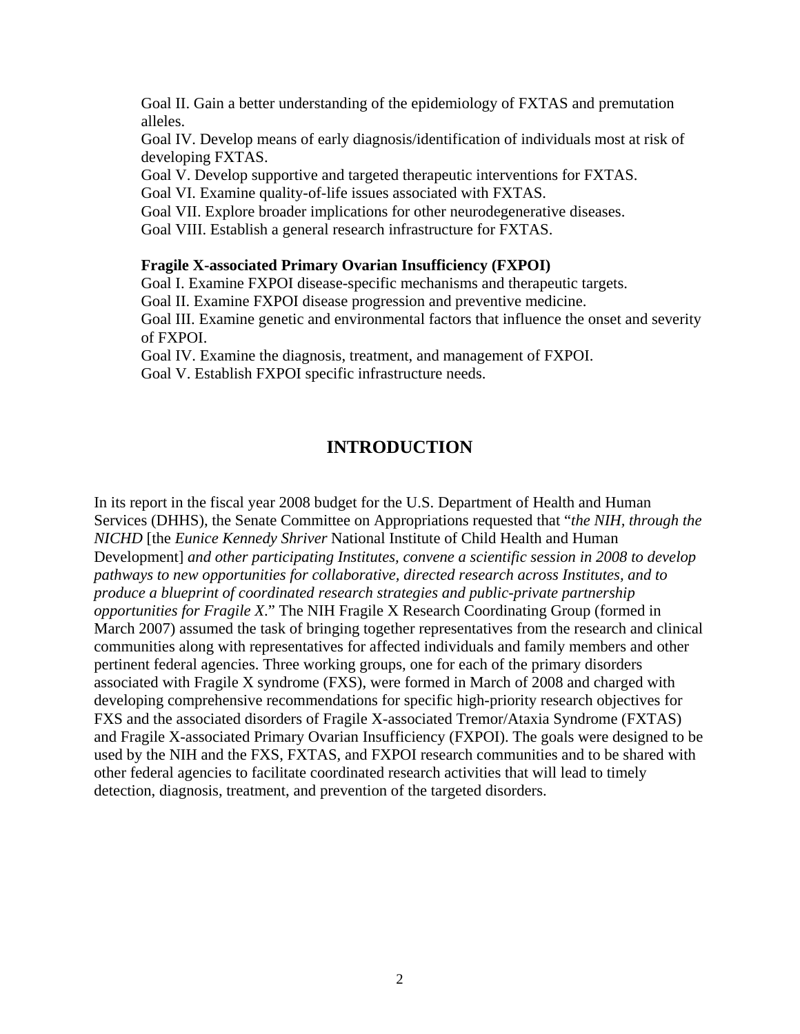Goal II. Gain a better understanding of the epidemiology of FXTAS and premutation alleles.

Goal IV. Develop means of early diagnosis/identification of individuals most at risk of developing FXTAS.

Goal V. Develop supportive and targeted therapeutic interventions for FXTAS.

Goal VI. Examine quality-of-life issues associated with FXTAS.

Goal VII. Explore broader implications for other neurodegenerative diseases.

Goal VIII. Establish a general research infrastructure for FXTAS.

**Fragile X-associated Primary Ovarian Insufficiency (FXPOI)**

Goal I. Examine FXPOI disease-specific mechanisms and therapeutic targets.

Goal II. Examine FXPOI disease progression and preventive medicine.

Goal III. Examine genetic and environmental factors that influence the onset and severity of FXPOI.

Goal IV. Examine the diagnosis, treatment, and management of FXPOI.

Goal V. Establish FXPOI specific infrastructure needs.

## INTRODUCTION

In its report in the fiscal year 2008 budget for the U.S. Department of Health and Human Services (DHHS), the Senate Committee on Appropriations requested that "*the NIH, through the NICHD* [the *Eunice Kennedy Shriver* National Institute of Child Health and Human Development] *and other participating Institutes, convene a scientific session in 2008 to develop pathways to new opportunities for collaborative, directed research across Institutes, and to produce a blueprint of coordinated research strategies and public-private partnership opportunities for Fragile X*." The NIH Fragile X Research Coordinating Group (formed in March 2007) assumed the task of bringing together representatives from the research and clinical communities along with representatives for affected individuals and family members and other pertinent federal agencies. Three working groups, one for each of the primary disorders associated with Fragile X syndrome (FXS), were formed in March of 2008 and charged with developing comprehensive recommendations for specific high-priority research objectives for FXS and the associated disorders of Fragile X-associated Tremor/Ataxia Syndrome (FXTAS) and Fragile X-associated Primary Ovarian Insufficiency (FXPOI). The goals were designed to be used by the NIH and the FXS, FXTAS, and FXPOI research communities and to be shared with other federal agencies to facilitate coordinated research activities that will lead to timely detection, diagnosis, treatment, and prevention of the targeted disorders.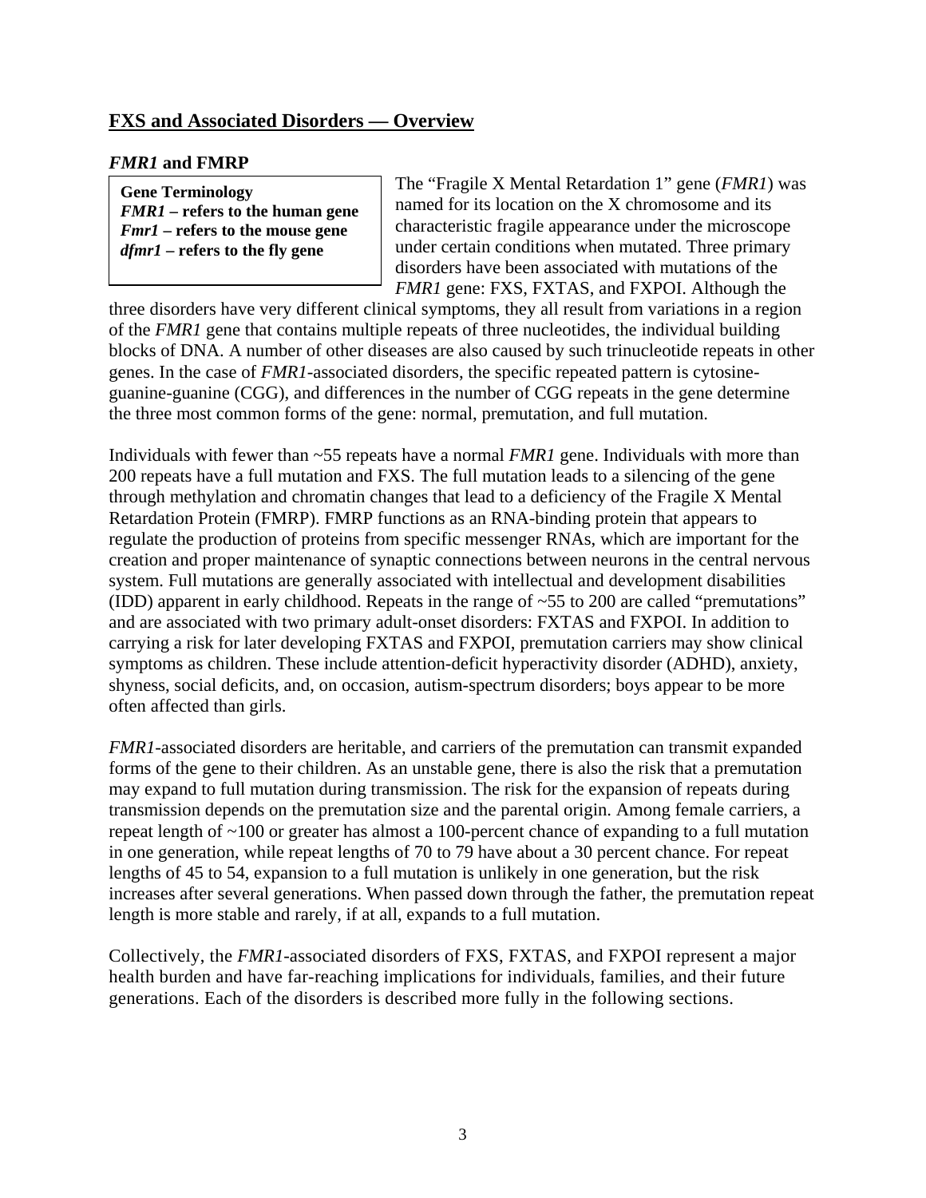## FXS and Associated Disorders — Overview

### *FMR1* and FMRP

**Gene Terminology**
***FMR1* – refers to the human gene**
***Fmr1* – refers to the mouse gene**
***dfmr1* – refers to the fly gene**

The "Fragile X Mental Retardation 1" gene (*FMR1*) was named for its location on the X chromosome and its characteristic fragile appearance under the microscope under certain conditions when mutated. Three primary disorders have been associated with mutations of the *FMR1* gene: FXS, FXTAS, and FXPOI. Although the three disorders have very different clinical symptoms, they all result from variations in a region of the *FMR1* gene that contains multiple repeats of three nucleotides, the individual building blocks of DNA. A number of other diseases are also caused by such trinucleotide repeats in other genes. In the case of *FMR1*-associated disorders, the specific repeated pattern is cytosine-guanine-guanine (CGG), and differences in the number of CGG repeats in the gene determine the three most common forms of the gene: normal, premutation, and full mutation.

Individuals with fewer than ~55 repeats have a normal *FMR1* gene. Individuals with more than 200 repeats have a full mutation and FXS. The full mutation leads to a silencing of the gene through methylation and chromatin changes that lead to a deficiency of the Fragile X Mental Retardation Protein (FMRP). FMRP functions as an RNA-binding protein that appears to regulate the production of proteins from specific messenger RNAs, which are important for the creation and proper maintenance of synaptic connections between neurons in the central nervous system. Full mutations are generally associated with intellectual and development disabilities (IDD) apparent in early childhood. Repeats in the range of ~55 to 200 are called "premutations" and are associated with two primary adult-onset disorders: FXTAS and FXPOI. In addition to carrying a risk for later developing FXTAS and FXPOI, premutation carriers may show clinical symptoms as children. These include attention-deficit hyperactivity disorder (ADHD), anxiety, shyness, social deficits, and, on occasion, autism-spectrum disorders; boys appear to be more often affected than girls.

*FMR1*-associated disorders are heritable, and carriers of the premutation can transmit expanded forms of the gene to their children. As an unstable gene, there is also the risk that a premutation may expand to full mutation during transmission. The risk for the expansion of repeats during transmission depends on the premutation size and the parental origin. Among female carriers, a repeat length of ~100 or greater has almost a 100-percent chance of expanding to a full mutation in one generation, while repeat lengths of 70 to 79 have about a 30 percent chance. For repeat lengths of 45 to 54, expansion to a full mutation is unlikely in one generation, but the risk increases after several generations. When passed down through the father, the premutation repeat length is more stable and rarely, if at all, expands to a full mutation.

Collectively, the *FMR1*-associated disorders of FXS, FXTAS, and FXPOI represent a major health burden and have far-reaching implications for individuals, families, and their future generations. Each of the disorders is described more fully in the following sections.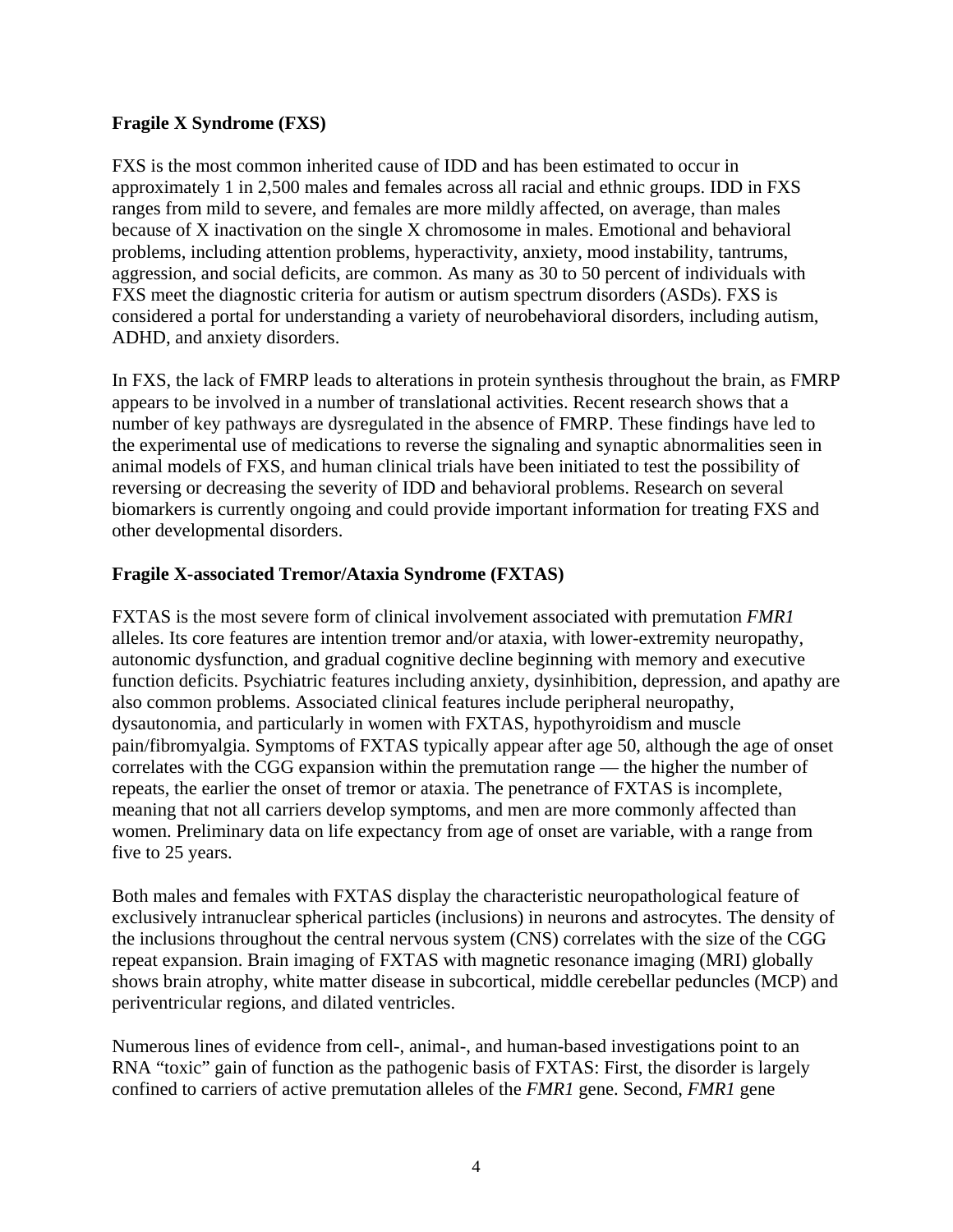**Fragile X Syndrome (FXS)**

FXS is the most common inherited cause of IDD and has been estimated to occur in approximately 1 in 2,500 males and females across all racial and ethnic groups. IDD in FXS ranges from mild to severe, and females are more mildly affected, on average, than males because of X inactivation on the single X chromosome in males. Emotional and behavioral problems, including attention problems, hyperactivity, anxiety, mood instability, tantrums, aggression, and social deficits, are common. As many as 30 to 50 percent of individuals with FXS meet the diagnostic criteria for autism or autism spectrum disorders (ASDs). FXS is considered a portal for understanding a variety of neurobehavioral disorders, including autism, ADHD, and anxiety disorders.

In FXS, the lack of FMRP leads to alterations in protein synthesis throughout the brain, as FMRP appears to be involved in a number of translational activities. Recent research shows that a number of key pathways are dysregulated in the absence of FMRP. These findings have led to the experimental use of medications to reverse the signaling and synaptic abnormalities seen in animal models of FXS, and human clinical trials have been initiated to test the possibility of reversing or decreasing the severity of IDD and behavioral problems. Research on several biomarkers is currently ongoing and could provide important information for treating FXS and other developmental disorders.

**Fragile X-associated Tremor/Ataxia Syndrome (FXTAS)**

FXTAS is the most severe form of clinical involvement associated with premutation *FMR1* alleles. Its core features are intention tremor and/or ataxia, with lower-extremity neuropathy, autonomic dysfunction, and gradual cognitive decline beginning with memory and executive function deficits. Psychiatric features including anxiety, dysinhibition, depression, and apathy are also common problems. Associated clinical features include peripheral neuropathy, dysautonomia, and particularly in women with FXTAS, hypothyroidism and muscle pain/fibromyalgia. Symptoms of FXTAS typically appear after age 50, although the age of onset correlates with the CGG expansion within the premutation range — the higher the number of repeats, the earlier the onset of tremor or ataxia. The penetrance of FXTAS is incomplete, meaning that not all carriers develop symptoms, and men are more commonly affected than women. Preliminary data on life expectancy from age of onset are variable, with a range from five to 25 years.

Both males and females with FXTAS display the characteristic neuropathological feature of exclusively intranuclear spherical particles (inclusions) in neurons and astrocytes. The density of the inclusions throughout the central nervous system (CNS) correlates with the size of the CGG repeat expansion. Brain imaging of FXTAS with magnetic resonance imaging (MRI) globally shows brain atrophy, white matter disease in subcortical, middle cerebellar peduncles (MCP) and periventricular regions, and dilated ventricles.

Numerous lines of evidence from cell-, animal-, and human-based investigations point to an RNA "toxic" gain of function as the pathogenic basis of FXTAS: First, the disorder is largely confined to carriers of active premutation alleles of the *FMR1* gene. Second, *FMR1* gene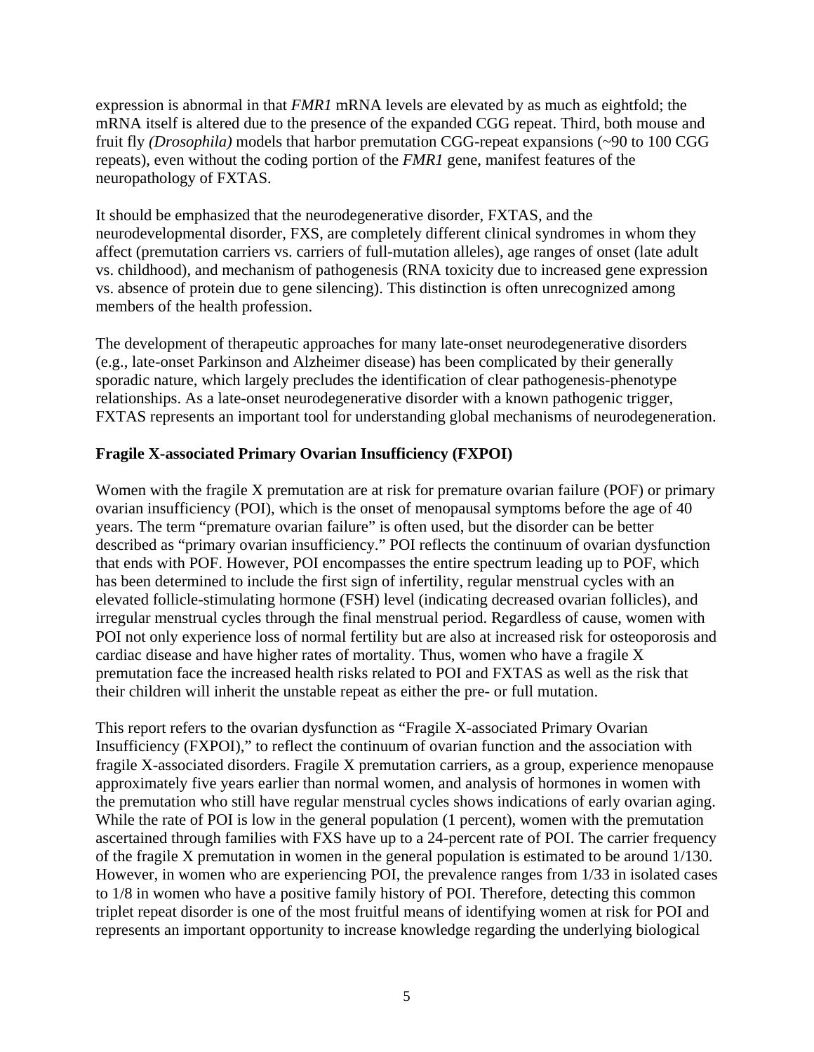expression is abnormal in that *FMR1* mRNA levels are elevated by as much as eightfold; the mRNA itself is altered due to the presence of the expanded CGG repeat. Third, both mouse and fruit fly *(Drosophila)* models that harbor premutation CGG-repeat expansions (~90 to 100 CGG repeats), even without the coding portion of the *FMR1* gene, manifest features of the neuropathology of FXTAS.

It should be emphasized that the neurodegenerative disorder, FXTAS, and the neurodevelopmental disorder, FXS, are completely different clinical syndromes in whom they affect (premutation carriers vs. carriers of full-mutation alleles), age ranges of onset (late adult vs. childhood), and mechanism of pathogenesis (RNA toxicity due to increased gene expression vs. absence of protein due to gene silencing). This distinction is often unrecognized among members of the health profession.

The development of therapeutic approaches for many late-onset neurodegenerative disorders (e.g., late-onset Parkinson and Alzheimer disease) has been complicated by their generally sporadic nature, which largely precludes the identification of clear pathogenesis-phenotype relationships. As a late-onset neurodegenerative disorder with a known pathogenic trigger, FXTAS represents an important tool for understanding global mechanisms of neurodegeneration.

**Fragile X-associated Primary Ovarian Insufficiency (FXPOI)**

Women with the fragile X premutation are at risk for premature ovarian failure (POF) or primary ovarian insufficiency (POI), which is the onset of menopausal symptoms before the age of 40 years. The term "premature ovarian failure" is often used, but the disorder can be better described as "primary ovarian insufficiency." POI reflects the continuum of ovarian dysfunction that ends with POF. However, POI encompasses the entire spectrum leading up to POF, which has been determined to include the first sign of infertility, regular menstrual cycles with an elevated follicle-stimulating hormone (FSH) level (indicating decreased ovarian follicles), and irregular menstrual cycles through the final menstrual period. Regardless of cause, women with POI not only experience loss of normal fertility but are also at increased risk for osteoporosis and cardiac disease and have higher rates of mortality. Thus, women who have a fragile X premutation face the increased health risks related to POI and FXTAS as well as the risk that their children will inherit the unstable repeat as either the pre- or full mutation.

This report refers to the ovarian dysfunction as "Fragile X-associated Primary Ovarian Insufficiency (FXPOI)," to reflect the continuum of ovarian function and the association with fragile X-associated disorders. Fragile X premutation carriers, as a group, experience menopause approximately five years earlier than normal women, and analysis of hormones in women with the premutation who still have regular menstrual cycles shows indications of early ovarian aging. While the rate of POI is low in the general population (1 percent), women with the premutation ascertained through families with FXS have up to a 24-percent rate of POI. The carrier frequency of the fragile X premutation in women in the general population is estimated to be around 1/130. However, in women who are experiencing POI, the prevalence ranges from 1/33 in isolated cases to 1/8 in women who have a positive family history of POI. Therefore, detecting this common triplet repeat disorder is one of the most fruitful means of identifying women at risk for POI and represents an important opportunity to increase knowledge regarding the underlying biological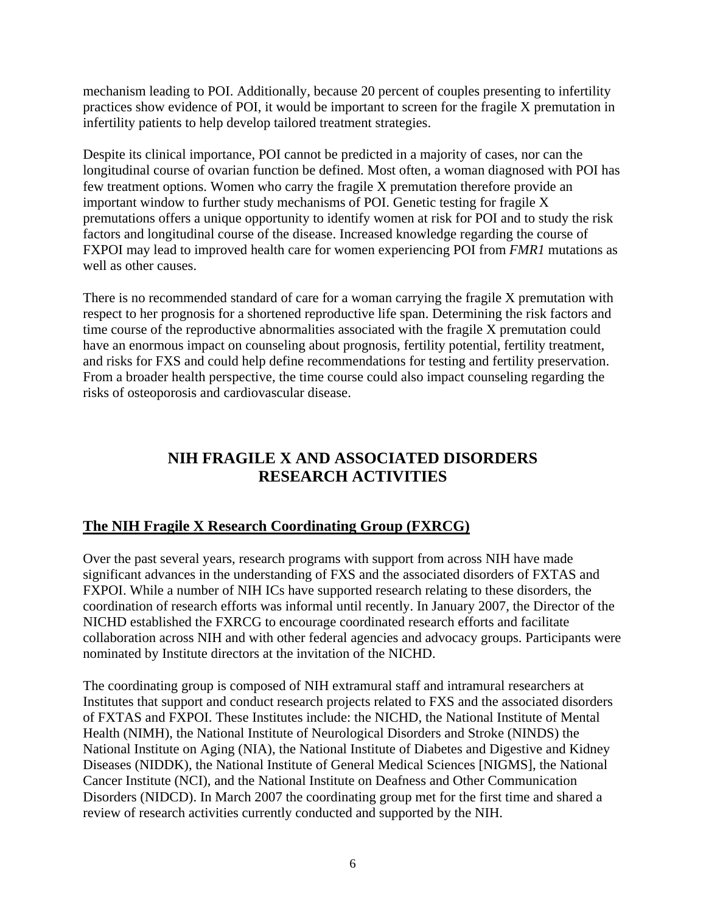mechanism leading to POI. Additionally, because 20 percent of couples presenting to infertility practices show evidence of POI, it would be important to screen for the fragile X premutation in infertility patients to help develop tailored treatment strategies.

Despite its clinical importance, POI cannot be predicted in a majority of cases, nor can the longitudinal course of ovarian function be defined. Most often, a woman diagnosed with POI has few treatment options. Women who carry the fragile X premutation therefore provide an important window to further study mechanisms of POI. Genetic testing for fragile X premutations offers a unique opportunity to identify women at risk for POI and to study the risk factors and longitudinal course of the disease. Increased knowledge regarding the course of FXPOI may lead to improved health care for women experiencing POI from *FMR1* mutations as well as other causes.

There is no recommended standard of care for a woman carrying the fragile X premutation with respect to her prognosis for a shortened reproductive life span. Determining the risk factors and time course of the reproductive abnormalities associated with the fragile X premutation could have an enormous impact on counseling about prognosis, fertility potential, fertility treatment, and risks for FXS and could help define recommendations for testing and fertility preservation. From a broader health perspective, the time course could also impact counseling regarding the risks of osteoporosis and cardiovascular disease.

# NIH FRAGILE X AND ASSOCIATED DISORDERS RESEARCH ACTIVITIES

## The NIH Fragile X Research Coordinating Group (FXRCG)

Over the past several years, research programs with support from across NIH have made significant advances in the understanding of FXS and the associated disorders of FXTAS and FXPOI. While a number of NIH ICs have supported research relating to these disorders, the coordination of research efforts was informal until recently. In January 2007, the Director of the NICHD established the FXRCG to encourage coordinated research efforts and facilitate collaboration across NIH and with other federal agencies and advocacy groups. Participants were nominated by Institute directors at the invitation of the NICHD.

The coordinating group is composed of NIH extramural staff and intramural researchers at Institutes that support and conduct research projects related to FXS and the associated disorders of FXTAS and FXPOI. These Institutes include: the NICHD, the National Institute of Mental Health (NIMH), the National Institute of Neurological Disorders and Stroke (NINDS) the National Institute on Aging (NIA), the National Institute of Diabetes and Digestive and Kidney Diseases (NIDDK), the National Institute of General Medical Sciences [NIGMS], the National Cancer Institute (NCI), and the National Institute on Deafness and Other Communication Disorders (NIDCD). In March 2007 the coordinating group met for the first time and shared a review of research activities currently conducted and supported by the NIH.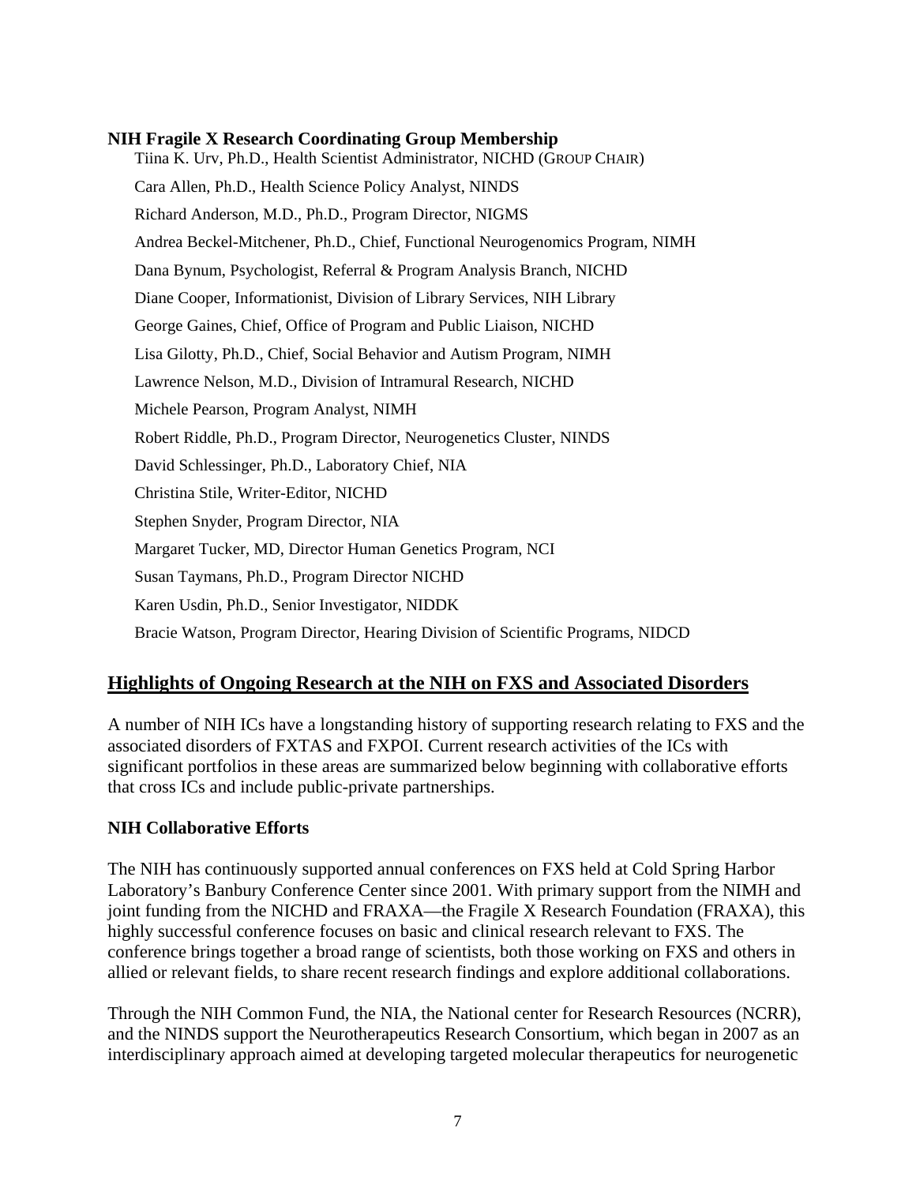**NIH Fragile X Research Coordinating Group Membership**

Tiina K. Urv, Ph.D., Health Scientist Administrator, NICHD (GROUP CHAIR)

Cara Allen, Ph.D., Health Science Policy Analyst, NINDS

Richard Anderson, M.D., Ph.D., Program Director, NIGMS

Andrea Beckel-Mitchener, Ph.D., Chief, Functional Neurogenomics Program, NIMH

Dana Bynum, Psychologist, Referral & Program Analysis Branch, NICHD

Diane Cooper, Informationist, Division of Library Services, NIH Library

George Gaines, Chief, Office of Program and Public Liaison, NICHD

Lisa Gilotty, Ph.D., Chief, Social Behavior and Autism Program, NIMH

Lawrence Nelson, M.D., Division of Intramural Research, NICHD

Michele Pearson, Program Analyst, NIMH

Robert Riddle, Ph.D., Program Director, Neurogenetics Cluster, NINDS

David Schlessinger, Ph.D., Laboratory Chief, NIA

Christina Stile, Writer-Editor, NICHD

Stephen Snyder, Program Director, NIA

Margaret Tucker, MD, Director Human Genetics Program, NCI

Susan Taymans, Ph.D., Program Director NICHD

Karen Usdin, Ph.D., Senior Investigator, NIDDK

Bracie Watson, Program Director, Hearing Division of Scientific Programs, NIDCD

## Highlights of Ongoing Research at the NIH on FXS and Associated Disorders

A number of NIH ICs have a longstanding history of supporting research relating to FXS and the associated disorders of FXTAS and FXPOI. Current research activities of the ICs with significant portfolios in these areas are summarized below beginning with collaborative efforts that cross ICs and include public-private partnerships.

### NIH Collaborative Efforts

The NIH has continuously supported annual conferences on FXS held at Cold Spring Harbor Laboratory's Banbury Conference Center since 2001. With primary support from the NIMH and joint funding from the NICHD and FRAXA—the Fragile X Research Foundation (FRAXA), this highly successful conference focuses on basic and clinical research relevant to FXS. The conference brings together a broad range of scientists, both those working on FXS and others in allied or relevant fields, to share recent research findings and explore additional collaborations.

Through the NIH Common Fund, the NIA, the National center for Research Resources (NCRR), and the NINDS support the Neurotherapeutics Research Consortium, which began in 2007 as an interdisciplinary approach aimed at developing targeted molecular therapeutics for neurogenetic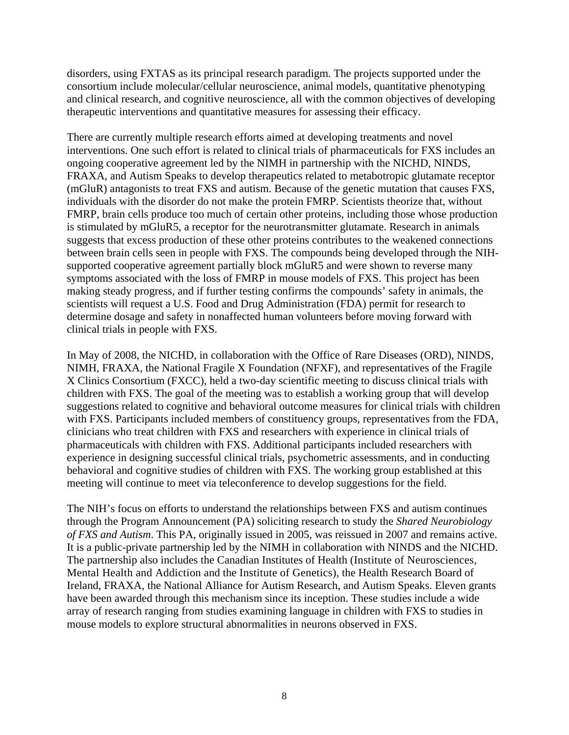disorders, using FXTAS as its principal research paradigm. The projects supported under the consortium include molecular/cellular neuroscience, animal models, quantitative phenotyping and clinical research, and cognitive neuroscience, all with the common objectives of developing therapeutic interventions and quantitative measures for assessing their efficacy.

There are currently multiple research efforts aimed at developing treatments and novel interventions. One such effort is related to clinical trials of pharmaceuticals for FXS includes an ongoing cooperative agreement led by the NIMH in partnership with the NICHD, NINDS, FRAXA, and Autism Speaks to develop therapeutics related to metabotropic glutamate receptor (mGluR) antagonists to treat FXS and autism. Because of the genetic mutation that causes FXS, individuals with the disorder do not make the protein FMRP. Scientists theorize that, without FMRP, brain cells produce too much of certain other proteins, including those whose production is stimulated by mGluR5, a receptor for the neurotransmitter glutamate. Research in animals suggests that excess production of these other proteins contributes to the weakened connections between brain cells seen in people with FXS. The compounds being developed through the NIH-supported cooperative agreement partially block mGluR5 and were shown to reverse many symptoms associated with the loss of FMRP in mouse models of FXS. This project has been making steady progress, and if further testing confirms the compounds' safety in animals, the scientists will request a U.S. Food and Drug Administration (FDA) permit for research to determine dosage and safety in nonaffected human volunteers before moving forward with clinical trials in people with FXS.

In May of 2008, the NICHD, in collaboration with the Office of Rare Diseases (ORD), NINDS, NIMH, FRAXA, the National Fragile X Foundation (NFXF), and representatives of the Fragile X Clinics Consortium (FXCC), held a two-day scientific meeting to discuss clinical trials with children with FXS. The goal of the meeting was to establish a working group that will develop suggestions related to cognitive and behavioral outcome measures for clinical trials with children with FXS. Participants included members of constituency groups, representatives from the FDA, clinicians who treat children with FXS and researchers with experience in clinical trials of pharmaceuticals with children with FXS. Additional participants included researchers with experience in designing successful clinical trials, psychometric assessments, and in conducting behavioral and cognitive studies of children with FXS. The working group established at this meeting will continue to meet via teleconference to develop suggestions for the field.

The NIH's focus on efforts to understand the relationships between FXS and autism continues through the Program Announcement (PA) soliciting research to study the *Shared Neurobiology of FXS and Autism*. This PA, originally issued in 2005, was reissued in 2007 and remains active. It is a public-private partnership led by the NIMH in collaboration with NINDS and the NICHD. The partnership also includes the Canadian Institutes of Health (Institute of Neurosciences, Mental Health and Addiction and the Institute of Genetics), the Health Research Board of Ireland, FRAXA, the National Alliance for Autism Research, and Autism Speaks. Eleven grants have been awarded through this mechanism since its inception. These studies include a wide array of research ranging from studies examining language in children with FXS to studies in mouse models to explore structural abnormalities in neurons observed in FXS.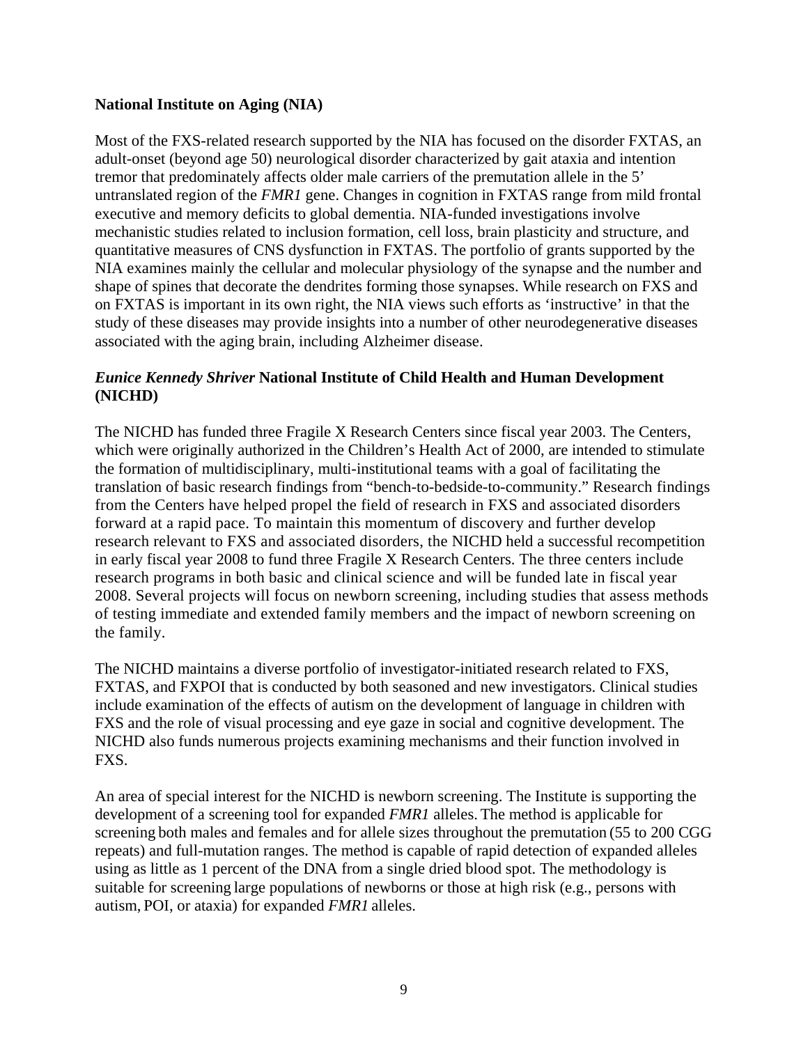**National Institute on Aging (NIA)**

Most of the FXS-related research supported by the NIA has focused on the disorder FXTAS, an adult-onset (beyond age 50) neurological disorder characterized by gait ataxia and intention tremor that predominately affects older male carriers of the premutation allele in the 5' untranslated region of the *FMR1* gene. Changes in cognition in FXTAS range from mild frontal executive and memory deficits to global dementia. NIA-funded investigations involve mechanistic studies related to inclusion formation, cell loss, brain plasticity and structure, and quantitative measures of CNS dysfunction in FXTAS. The portfolio of grants supported by the NIA examines mainly the cellular and molecular physiology of the synapse and the number and shape of spines that decorate the dendrites forming those synapses. While research on FXS and on FXTAS is important in its own right, the NIA views such efforts as 'instructive' in that the study of these diseases may provide insights into a number of other neurodegenerative diseases associated with the aging brain, including Alzheimer disease.

***Eunice Kennedy Shriver* National Institute of Child Health and Human Development (NICHD)**

The NICHD has funded three Fragile X Research Centers since fiscal year 2003. The Centers, which were originally authorized in the Children's Health Act of 2000, are intended to stimulate the formation of multidisciplinary, multi-institutional teams with a goal of facilitating the translation of basic research findings from "bench-to-bedside-to-community." Research findings from the Centers have helped propel the field of research in FXS and associated disorders forward at a rapid pace. To maintain this momentum of discovery and further develop research relevant to FXS and associated disorders, the NICHD held a successful recompetition in early fiscal year 2008 to fund three Fragile X Research Centers. The three centers include research programs in both basic and clinical science and will be funded late in fiscal year 2008. Several projects will focus on newborn screening, including studies that assess methods of testing immediate and extended family members and the impact of newborn screening on the family.

The NICHD maintains a diverse portfolio of investigator-initiated research related to FXS, FXTAS, and FXPOI that is conducted by both seasoned and new investigators. Clinical studies include examination of the effects of autism on the development of language in children with FXS and the role of visual processing and eye gaze in social and cognitive development. The NICHD also funds numerous projects examining mechanisms and their function involved in FXS.

An area of special interest for the NICHD is newborn screening. The Institute is supporting the development of a screening tool for expanded *FMR1* alleles. The method is applicable for screening both males and females and for allele sizes throughout the premutation (55 to 200 CGG repeats) and full-mutation ranges. The method is capable of rapid detection of expanded alleles using as little as 1 percent of the DNA from a single dried blood spot. The methodology is suitable for screening large populations of newborns or those at high risk (e.g., persons with autism, POI, or ataxia) for expanded *FMR1* alleles.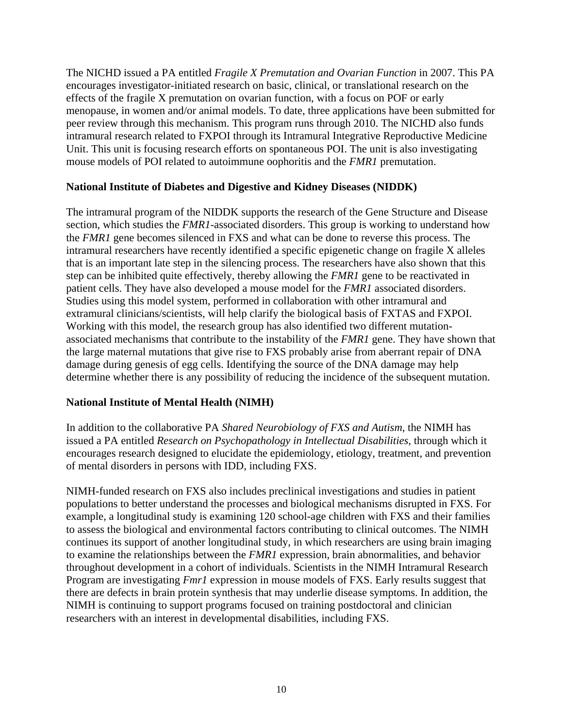The NICHD issued a PA entitled *Fragile X Premutation and Ovarian Function* in 2007. This PA encourages investigator-initiated research on basic, clinical, or translational research on the effects of the fragile X premutation on ovarian function, with a focus on POF or early menopause, in women and/or animal models. To date, three applications have been submitted for peer review through this mechanism. This program runs through 2010. The NICHD also funds intramural research related to FXPOI through its Intramural Integrative Reproductive Medicine Unit. This unit is focusing research efforts on spontaneous POI. The unit is also investigating mouse models of POI related to autoimmune oophoritis and the *FMR1* premutation.

**National Institute of Diabetes and Digestive and Kidney Diseases (NIDDK)**

The intramural program of the NIDDK supports the research of the Gene Structure and Disease section, which studies the *FMR1*-associated disorders. This group is working to understand how the *FMR1* gene becomes silenced in FXS and what can be done to reverse this process. The intramural researchers have recently identified a specific epigenetic change on fragile X alleles that is an important late step in the silencing process. The researchers have also shown that this step can be inhibited quite effectively, thereby allowing the *FMR1* gene to be reactivated in patient cells. They have also developed a mouse model for the *FMR1* associated disorders. Studies using this model system, performed in collaboration with other intramural and extramural clinicians/scientists, will help clarify the biological basis of FXTAS and FXPOI. Working with this model, the research group has also identified two different mutation-associated mechanisms that contribute to the instability of the *FMR1* gene. They have shown that the large maternal mutations that give rise to FXS probably arise from aberrant repair of DNA damage during genesis of egg cells. Identifying the source of the DNA damage may help determine whether there is any possibility of reducing the incidence of the subsequent mutation.

**National Institute of Mental Health (NIMH)**

In addition to the collaborative PA *Shared Neurobiology of FXS and Autism*, the NIMH has issued a PA entitled *Research on Psychopathology in Intellectual Disabilities*, through which it encourages research designed to elucidate the epidemiology, etiology, treatment, and prevention of mental disorders in persons with IDD, including FXS.

NIMH-funded research on FXS also includes preclinical investigations and studies in patient populations to better understand the processes and biological mechanisms disrupted in FXS. For example, a longitudinal study is examining 120 school-age children with FXS and their families to assess the biological and environmental factors contributing to clinical outcomes. The NIMH continues its support of another longitudinal study, in which researchers are using brain imaging to examine the relationships between the *FMR1* expression, brain abnormalities, and behavior throughout development in a cohort of individuals. Scientists in the NIMH Intramural Research Program are investigating *Fmr1* expression in mouse models of FXS. Early results suggest that there are defects in brain protein synthesis that may underlie disease symptoms. In addition, the NIMH is continuing to support programs focused on training postdoctoral and clinician researchers with an interest in developmental disabilities, including FXS.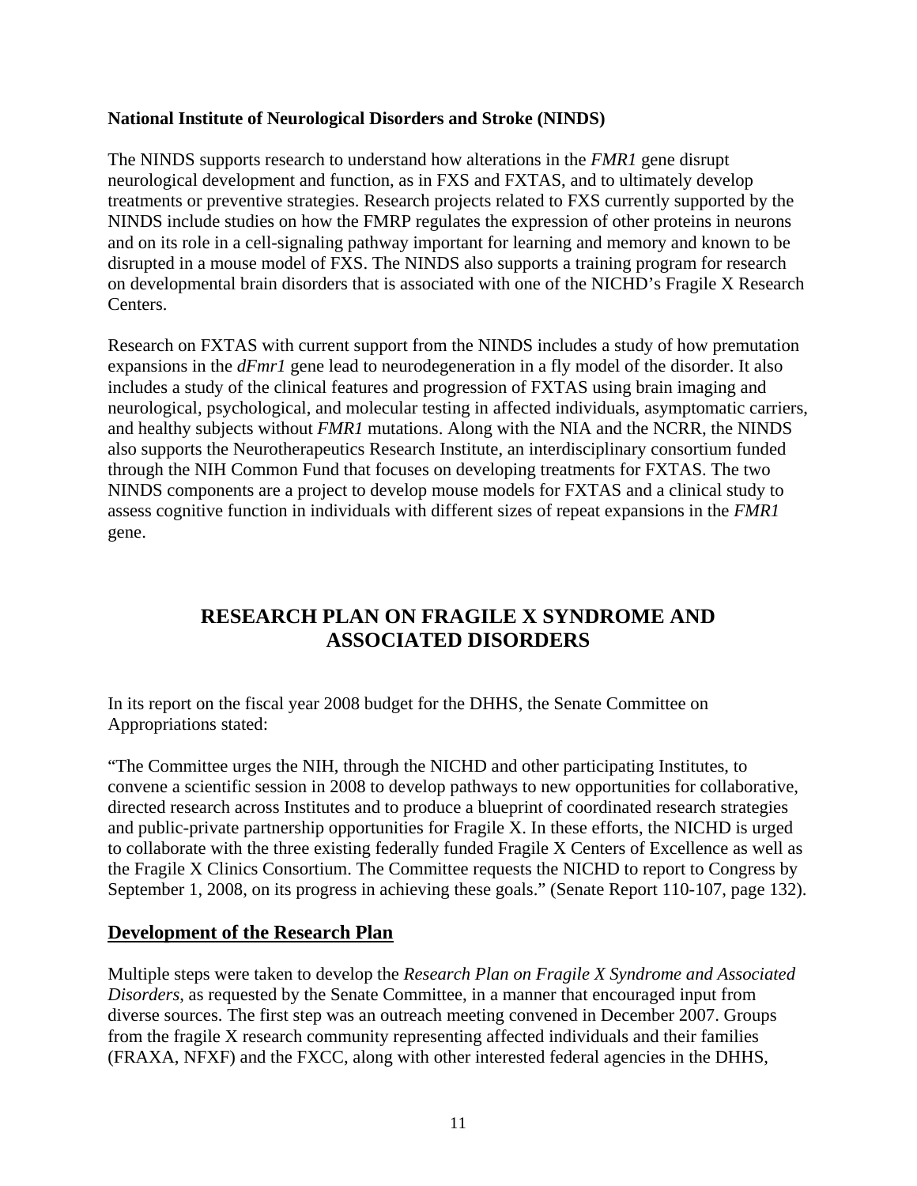**National Institute of Neurological Disorders and Stroke (NINDS)**

The NINDS supports research to understand how alterations in the *FMR1* gene disrupt neurological development and function, as in FXS and FXTAS, and to ultimately develop treatments or preventive strategies. Research projects related to FXS currently supported by the NINDS include studies on how the FMRP regulates the expression of other proteins in neurons and on its role in a cell-signaling pathway important for learning and memory and known to be disrupted in a mouse model of FXS. The NINDS also supports a training program for research on developmental brain disorders that is associated with one of the NICHD's Fragile X Research Centers.

Research on FXTAS with current support from the NINDS includes a study of how premutation expansions in the *dFmr1* gene lead to neurodegeneration in a fly model of the disorder. It also includes a study of the clinical features and progression of FXTAS using brain imaging and neurological, psychological, and molecular testing in affected individuals, asymptomatic carriers, and healthy subjects without *FMR1* mutations. Along with the NIA and the NCRR, the NINDS also supports the Neurotherapeutics Research Institute, an interdisciplinary consortium funded through the NIH Common Fund that focuses on developing treatments for FXTAS. The two NINDS components are a project to develop mouse models for FXTAS and a clinical study to assess cognitive function in individuals with different sizes of repeat expansions in the *FMR1* gene.

# RESEARCH PLAN ON FRAGILE X SYNDROME AND ASSOCIATED DISORDERS

In its report on the fiscal year 2008 budget for the DHHS, the Senate Committee on Appropriations stated:

"The Committee urges the NIH, through the NICHD and other participating Institutes, to convene a scientific session in 2008 to develop pathways to new opportunities for collaborative, directed research across Institutes and to produce a blueprint of coordinated research strategies and public-private partnership opportunities for Fragile X. In these efforts, the NICHD is urged to collaborate with the three existing federally funded Fragile X Centers of Excellence as well as the Fragile X Clinics Consortium. The Committee requests the NICHD to report to Congress by September 1, 2008, on its progress in achieving these goals." (Senate Report 110-107, page 132).

## Development of the Research Plan

Multiple steps were taken to develop the *Research Plan on Fragile X Syndrome and Associated Disorders*, as requested by the Senate Committee, in a manner that encouraged input from diverse sources. The first step was an outreach meeting convened in December 2007. Groups from the fragile X research community representing affected individuals and their families (FRAXA, NFXF) and the FXCC, along with other interested federal agencies in the DHHS,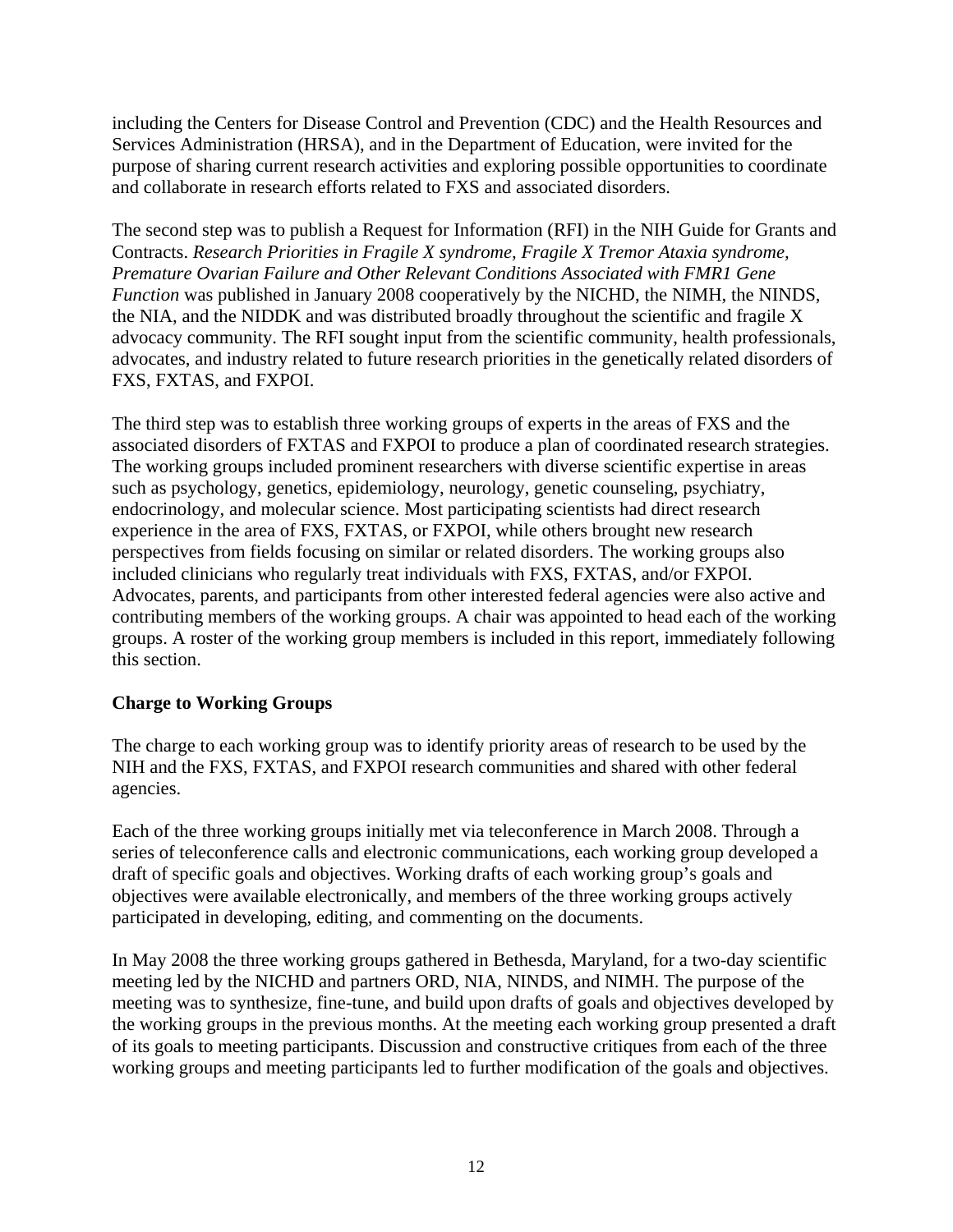including the Centers for Disease Control and Prevention (CDC) and the Health Resources and Services Administration (HRSA), and in the Department of Education, were invited for the purpose of sharing current research activities and exploring possible opportunities to coordinate and collaborate in research efforts related to FXS and associated disorders.

The second step was to publish a Request for Information (RFI) in the NIH Guide for Grants and Contracts. *Research Priorities in Fragile X syndrome, Fragile X Tremor Ataxia syndrome, Premature Ovarian Failure and Other Relevant Conditions Associated with FMR1 Gene Function* was published in January 2008 cooperatively by the NICHD, the NIMH, the NINDS, the NIA, and the NIDDK and was distributed broadly throughout the scientific and fragile X advocacy community. The RFI sought input from the scientific community, health professionals, advocates, and industry related to future research priorities in the genetically related disorders of FXS, FXTAS, and FXPOI.

The third step was to establish three working groups of experts in the areas of FXS and the associated disorders of FXTAS and FXPOI to produce a plan of coordinated research strategies. The working groups included prominent researchers with diverse scientific expertise in areas such as psychology, genetics, epidemiology, neurology, genetic counseling, psychiatry, endocrinology, and molecular science. Most participating scientists had direct research experience in the area of FXS, FXTAS, or FXPOI, while others brought new research perspectives from fields focusing on similar or related disorders. The working groups also included clinicians who regularly treat individuals with FXS, FXTAS, and/or FXPOI. Advocates, parents, and participants from other interested federal agencies were also active and contributing members of the working groups. A chair was appointed to head each of the working groups. A roster of the working group members is included in this report, immediately following this section.

## Charge to Working Groups

The charge to each working group was to identify priority areas of research to be used by the NIH and the FXS, FXTAS, and FXPOI research communities and shared with other federal agencies.

Each of the three working groups initially met via teleconference in March 2008. Through a series of teleconference calls and electronic communications, each working group developed a draft of specific goals and objectives. Working drafts of each working group's goals and objectives were available electronically, and members of the three working groups actively participated in developing, editing, and commenting on the documents.

In May 2008 the three working groups gathered in Bethesda, Maryland, for a two-day scientific meeting led by the NICHD and partners ORD, NIA, NINDS, and NIMH. The purpose of the meeting was to synthesize, fine-tune, and build upon drafts of goals and objectives developed by the working groups in the previous months. At the meeting each working group presented a draft of its goals to meeting participants. Discussion and constructive critiques from each of the three working groups and meeting participants led to further modification of the goals and objectives.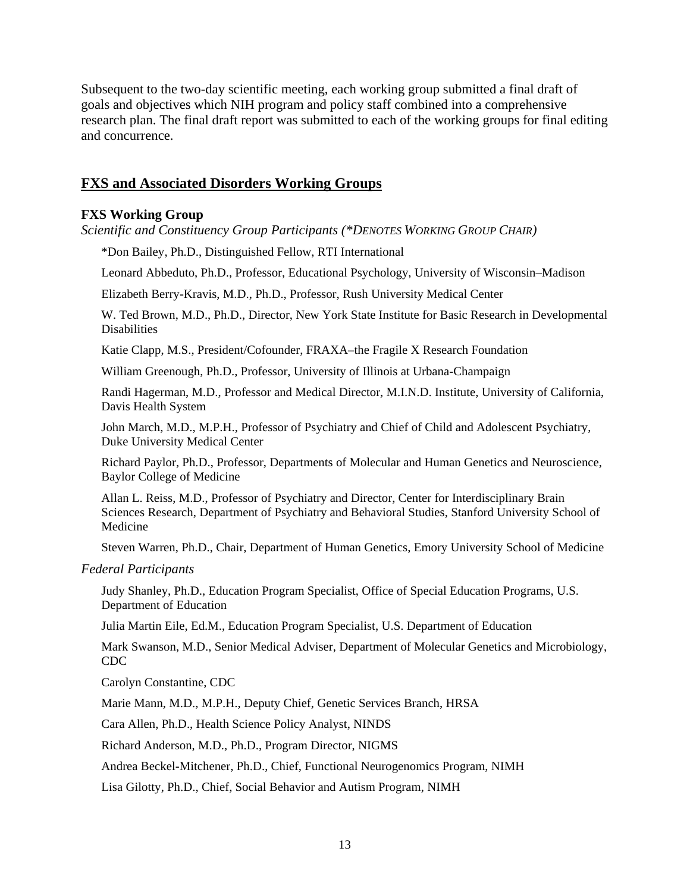Subsequent to the two-day scientific meeting, each working group submitted a final draft of goals and objectives which NIH program and policy staff combined into a comprehensive research plan. The final draft report was submitted to each of the working groups for final editing and concurrence.

## FXS and Associated Disorders Working Groups

### FXS Working Group

*Scientific and Constituency Group Participants (*Denotes Working Group Chair)*

*Don Bailey, Ph.D., Distinguished Fellow, RTI International

Leonard Abbeduto, Ph.D., Professor, Educational Psychology, University of Wisconsin–Madison

Elizabeth Berry-Kravis, M.D., Ph.D., Professor, Rush University Medical Center

W. Ted Brown, M.D., Ph.D., Director, New York State Institute for Basic Research in Developmental Disabilities

Katie Clapp, M.S., President/Cofounder, FRAXA–the Fragile X Research Foundation

William Greenough, Ph.D., Professor, University of Illinois at Urbana-Champaign

Randi Hagerman, M.D., Professor and Medical Director, M.I.N.D. Institute, University of California, Davis Health System

John March, M.D., M.P.H., Professor of Psychiatry and Chief of Child and Adolescent Psychiatry, Duke University Medical Center

Richard Paylor, Ph.D., Professor, Departments of Molecular and Human Genetics and Neuroscience, Baylor College of Medicine

Allan L. Reiss, M.D., Professor of Psychiatry and Director, Center for Interdisciplinary Brain Sciences Research, Department of Psychiatry and Behavioral Studies, Stanford University School of Medicine

Steven Warren, Ph.D., Chair, Department of Human Genetics, Emory University School of Medicine

*Federal Participants*

Judy Shanley, Ph.D., Education Program Specialist, Office of Special Education Programs, U.S. Department of Education

Julia Martin Eile, Ed.M., Education Program Specialist, U.S. Department of Education

Mark Swanson, M.D., Senior Medical Adviser, Department of Molecular Genetics and Microbiology, CDC

Carolyn Constantine, CDC

Marie Mann, M.D., M.P.H., Deputy Chief, Genetic Services Branch, HRSA

Cara Allen, Ph.D., Health Science Policy Analyst, NINDS

Richard Anderson, M.D., Ph.D., Program Director, NIGMS

Andrea Beckel-Mitchener, Ph.D., Chief, Functional Neurogenomics Program, NIMH

Lisa Gilotty, Ph.D., Chief, Social Behavior and Autism Program, NIMH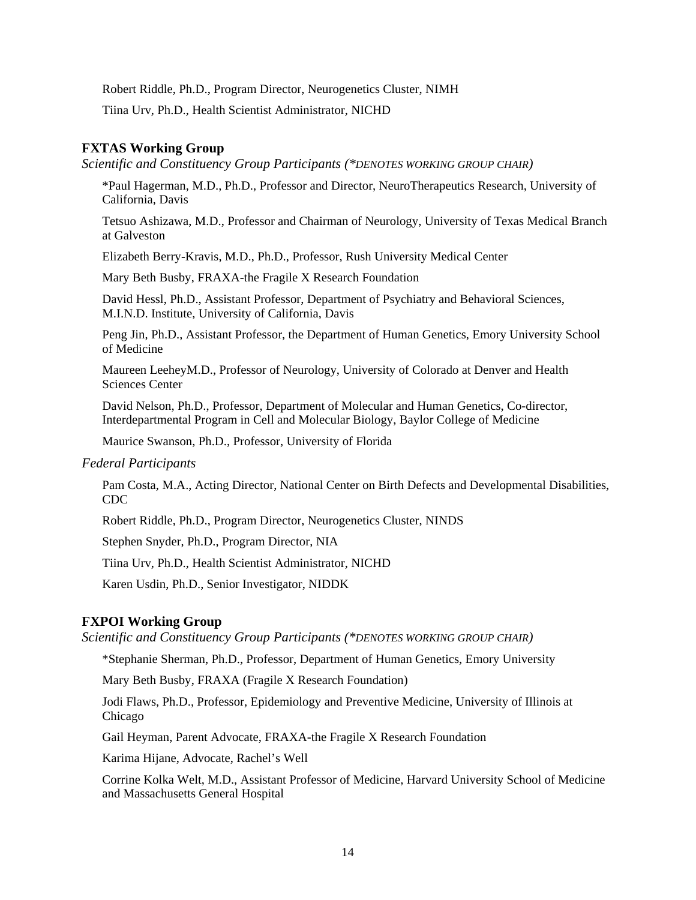Robert Riddle, Ph.D., Program Director, Neurogenetics Cluster, NIMH

Tiina Urv, Ph.D., Health Scientist Administrator, NICHD

## FXTAS Working Group

*Scientific and Constituency Group Participants (\*DENOTES WORKING GROUP CHAIR)*

*Paul Hagerman, M.D., Ph.D., Professor and Director, NeuroTherapeutics Research, University of California, Davis

Tetsuo Ashizawa, M.D., Professor and Chairman of Neurology, University of Texas Medical Branch at Galveston

Elizabeth Berry-Kravis, M.D., Ph.D., Professor, Rush University Medical Center

Mary Beth Busby, FRAXA-the Fragile X Research Foundation

David Hessl, Ph.D., Assistant Professor, Department of Psychiatry and Behavioral Sciences, M.I.N.D. Institute, University of California, Davis

Peng Jin, Ph.D., Assistant Professor, the Department of Human Genetics, Emory University School of Medicine

Maureen LeeheyM.D., Professor of Neurology, University of Colorado at Denver and Health Sciences Center

David Nelson, Ph.D., Professor, Department of Molecular and Human Genetics, Co-director, Interdepartmental Program in Cell and Molecular Biology, Baylor College of Medicine

Maurice Swanson, Ph.D., Professor, University of Florida

*Federal Participants*

Pam Costa, M.A., Acting Director, National Center on Birth Defects and Developmental Disabilities, CDC

Robert Riddle, Ph.D., Program Director, Neurogenetics Cluster, NINDS

Stephen Snyder, Ph.D., Program Director, NIA

Tiina Urv, Ph.D., Health Scientist Administrator, NICHD

Karen Usdin, Ph.D., Senior Investigator, NIDDK

## FXPOI Working Group

*Scientific and Constituency Group Participants (\*DENOTES WORKING GROUP CHAIR)*

*Stephanie Sherman, Ph.D., Professor, Department of Human Genetics, Emory University

Mary Beth Busby, FRAXA (Fragile X Research Foundation)

Jodi Flaws, Ph.D., Professor, Epidemiology and Preventive Medicine, University of Illinois at Chicago

Gail Heyman, Parent Advocate, FRAXA-the Fragile X Research Foundation

Karima Hijane, Advocate, Rachel's Well

Corrine Kolka Welt, M.D., Assistant Professor of Medicine, Harvard University School of Medicine and Massachusetts General Hospital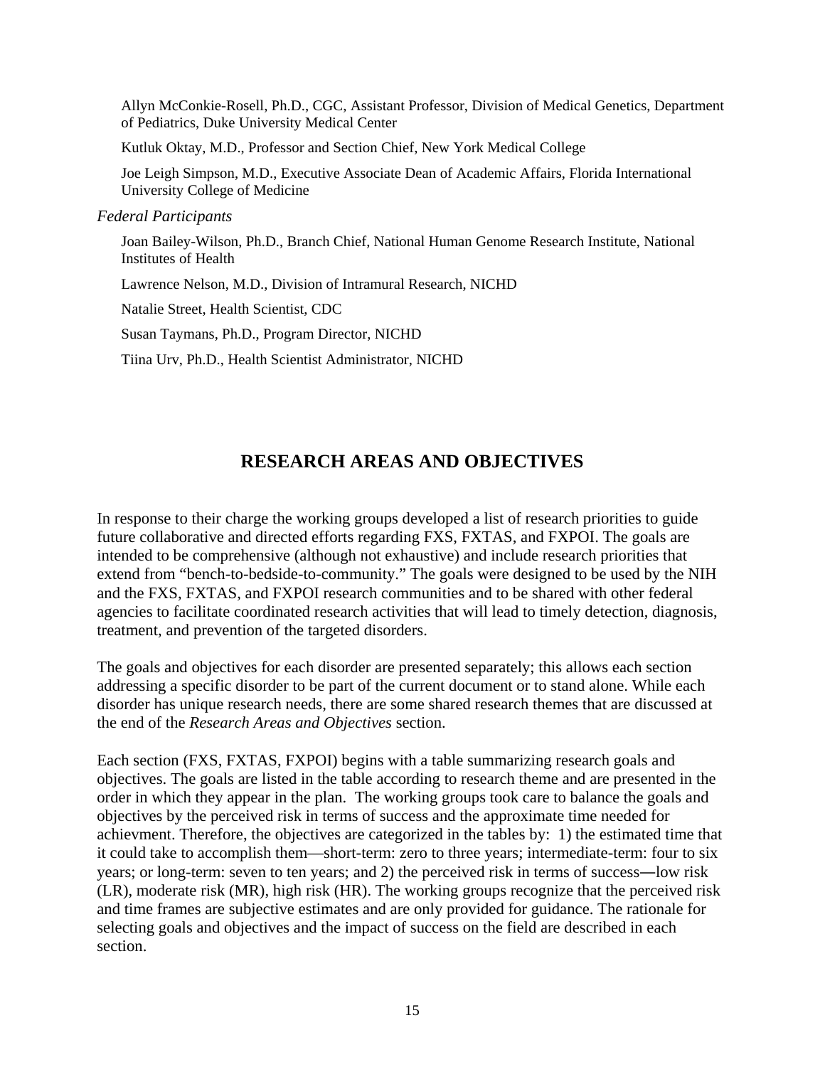Allyn McConkie-Rosell, Ph.D., CGC, Assistant Professor, Division of Medical Genetics, Department of Pediatrics, Duke University Medical Center

Kutluk Oktay, M.D., Professor and Section Chief, New York Medical College

Joe Leigh Simpson, M.D., Executive Associate Dean of Academic Affairs, Florida International University College of Medicine

*Federal Participants*

Joan Bailey-Wilson, Ph.D., Branch Chief, National Human Genome Research Institute, National Institutes of Health

Lawrence Nelson, M.D., Division of Intramural Research, NICHD

Natalie Street, Health Scientist, CDC

Susan Taymans, Ph.D., Program Director, NICHD

Tiina Urv, Ph.D., Health Scientist Administrator, NICHD

## RESEARCH AREAS AND OBJECTIVES

In response to their charge the working groups developed a list of research priorities to guide future collaborative and directed efforts regarding FXS, FXTAS, and FXPOI. The goals are intended to be comprehensive (although not exhaustive) and include research priorities that extend from "bench-to-bedside-to-community." The goals were designed to be used by the NIH and the FXS, FXTAS, and FXPOI research communities and to be shared with other federal agencies to facilitate coordinated research activities that will lead to timely detection, diagnosis, treatment, and prevention of the targeted disorders.

The goals and objectives for each disorder are presented separately; this allows each section addressing a specific disorder to be part of the current document or to stand alone. While each disorder has unique research needs, there are some shared research themes that are discussed at the end of the *Research Areas and Objectives* section.

Each section (FXS, FXTAS, FXPOI) begins with a table summarizing research goals and objectives. The goals are listed in the table according to research theme and are presented in the order in which they appear in the plan. The working groups took care to balance the goals and objectives by the perceived risk in terms of success and the approximate time needed for achievment. Therefore, the objectives are categorized in the tables by: 1) the estimated time that it could take to accomplish them—short-term: zero to three years; intermediate-term: four to six years; or long-term: seven to ten years; and 2) the perceived risk in terms of success―low risk (LR), moderate risk (MR), high risk (HR). The working groups recognize that the perceived risk and time frames are subjective estimates and are only provided for guidance. The rationale for selecting goals and objectives and the impact of success on the field are described in each section.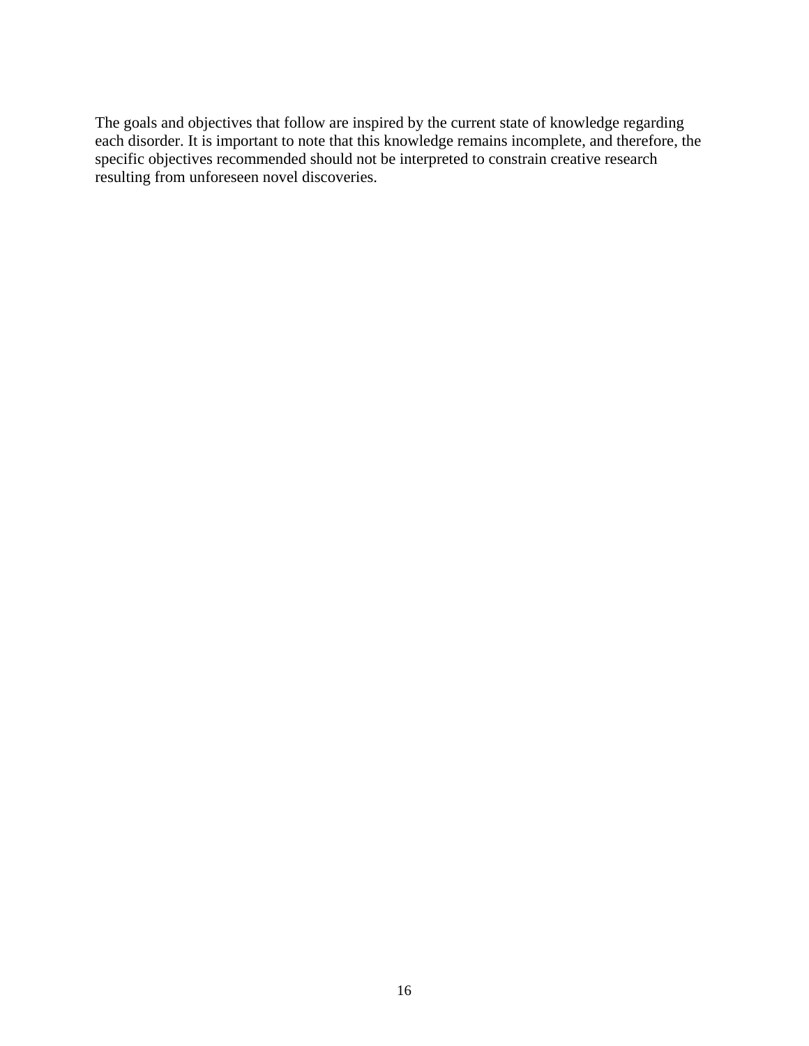The goals and objectives that follow are inspired by the current state of knowledge regarding each disorder. It is important to note that this knowledge remains incomplete, and therefore, the specific objectives recommended should not be interpreted to constrain creative research resulting from unforeseen novel discoveries.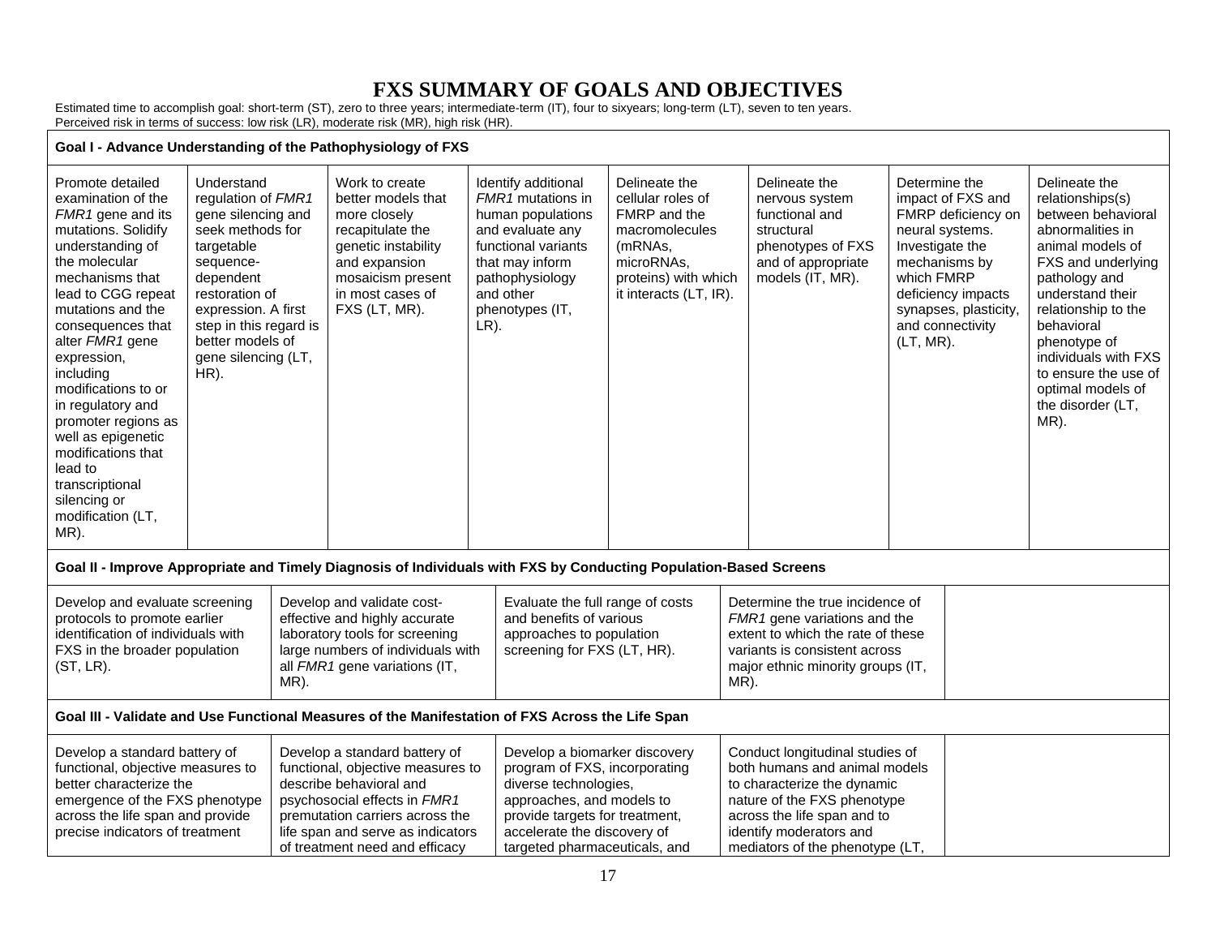# FXS SUMMARY OF GOALS AND OBJECTIVES

Estimated time to accomplish goal: short-term (ST), zero to three years; intermediate-term (IT), four to sixyears; long-term (LT), seven to ten years.
Perceived risk in terms of success: low risk (LR), moderate risk (MR), high risk (HR).

**Goal I - Advance Understanding of the Pathophysiology of FXS**

| | | | | | | | |
|---|---|---|---|---|---|---|---|
| Promote detailed examination of the *FMR1* gene and its mutations. Solidify understanding of the molecular mechanisms that lead to CGG repeat mutations and the consequences that alter *FMR1* gene expression, including modifications to or in regulatory and promoter regions as well as epigenetic modifications that lead to transcriptional silencing or modification (LT, MR). | Understand regulation of *FMR1* gene silencing and seek methods for targetable sequence-dependent restoration of expression. A first step in this regard is better models of gene silencing (LT, HR). | Work to create better models that more closely recapitulate the genetic instability and expansion mosaicism present in most cases of FXS (LT, MR). | Identify additional *FMR1* mutations in human populations and evaluate any functional variants that may inform pathophysiology and other phenotypes (IT, LR). | Delineate the cellular roles of FMRP and the macromolecules (mRNAs, microRNAs, proteins) with which it interacts (LT, IR). | Delineate the nervous system functional and structural phenotypes of FXS and of appropriate models (IT, MR). | Determine the impact of FXS and FMRP deficiency on neural systems. Investigate the mechanisms by which FMRP deficiency impacts synapses, plasticity, and connectivity (LT, MR). | Delineate the relationships(s) between behavioral abnormalities in animal models of FXS and underlying pathology and understand their relationship to the behavioral phenotype of individuals with FXS to ensure the use of optimal models of the disorder (LT, MR). |

**Goal II - Improve Appropriate and Timely Diagnosis of Individuals with FXS by Conducting Population-Based Screens**

| | | | | |
|---|---|---|---|---|
| Develop and evaluate screening protocols to promote earlier identification of individuals with FXS in the broader population (ST, LR). | Develop and validate cost-effective and highly accurate laboratory tools for screening large numbers of individuals with all *FMR1* gene variations (IT, MR). | Evaluate the full range of costs and benefits of various approaches to population screening for FXS (LT, HR). | Determine the true incidence of *FMR1* gene variations and the extent to which the rate of these variants is consistent across major ethnic minority groups (IT, MR). | |

**Goal III - Validate and Use Functional Measures of the Manifestation of FXS Across the Life Span**

| | | | | |
|---|---|---|---|---|
| Develop a standard battery of functional, objective measures to better characterize the emergence of the FXS phenotype across the life span and provide precise indicators of treatment | Develop a standard battery of functional, objective measures to describe behavioral and psychosocial effects in *FMR1* premutation carriers across the life span and serve as indicators of treatment need and efficacy | Develop a biomarker discovery program of FXS, incorporating diverse technologies, approaches, and models to provide targets for treatment, accelerate the discovery of targeted pharmaceuticals, and | Conduct longitudinal studies of both humans and animal models to characterize the dynamic nature of the FXS phenotype across the life span and to identify moderators and mediators of the phenotype (LT, | |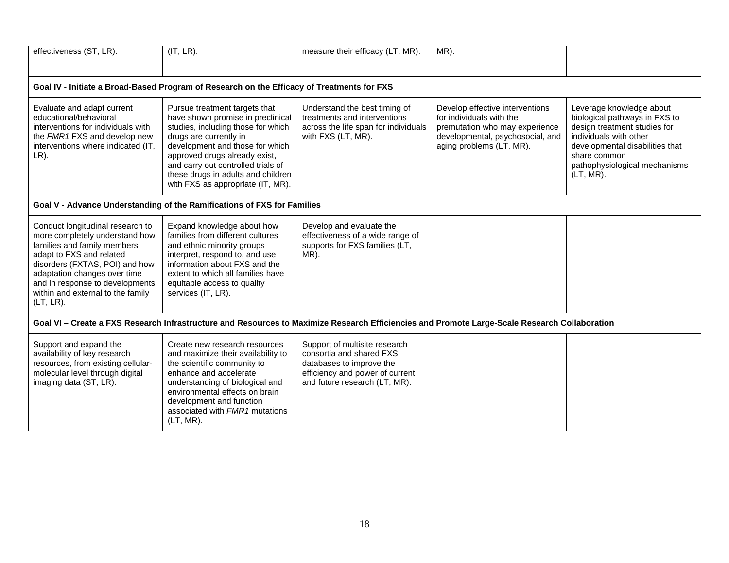| | | | | |
|---|---|---|---|---|
| effectiveness (ST, LR). | (IT, LR). | measure their efficacy (LT, MR). | MR). | |
| **Goal IV - Initiate a Broad-Based Program of Research on the Efficacy of Treatments for FXS** | | | | |
| Evaluate and adapt current educational/behavioral interventions for individuals with the *FMR1* FXS and develop new interventions where indicated (IT, LR). | Pursue treatment targets that have shown promise in preclinical studies, including those for which drugs are currently in development and those for which approved drugs already exist, and carry out controlled trials of these drugs in adults and children with FXS as appropriate (IT, MR). | Understand the best timing of treatments and interventions across the life span for individuals with FXS (LT, MR). | Develop effective interventions for individuals with the premutation who may experience developmental, psychosocial, and aging problems (LT, MR). | Leverage knowledge about biological pathways in FXS to design treatment studies for individuals with other developmental disabilities that share common pathophysiological mechanisms (LT, MR). |
| **Goal V - Advance Understanding of the Ramifications of FXS for Families** | | | | |
| Conduct longitudinal research to more completely understand how families and family members adapt to FXS and related disorders (FXTAS, POI) and how adaptation changes over time and in response to developments within and external to the family (LT, LR). | Expand knowledge about how families from different cultures and ethnic minority groups interpret, respond to, and use information about FXS and the extent to which all families have equitable access to quality services (IT, LR). | Develop and evaluate the effectiveness of a wide range of supports for FXS families (LT, MR). | | |
| **Goal VI – Create a FXS Research Infrastructure and Resources to Maximize Research Efficiencies and Promote Large-Scale Research Collaboration** | | | | |
| Support and expand the availability of key research resources, from existing cellular-molecular level through digital imaging data (ST, LR). | Create new research resources and maximize their availability to the scientific community to enhance and accelerate understanding of biological and environmental effects on brain development and function associated with *FMR1* mutations (LT, MR). | Support of multisite research consortia and shared FXS databases to improve the efficiency and power of current and future research (LT, MR). | | |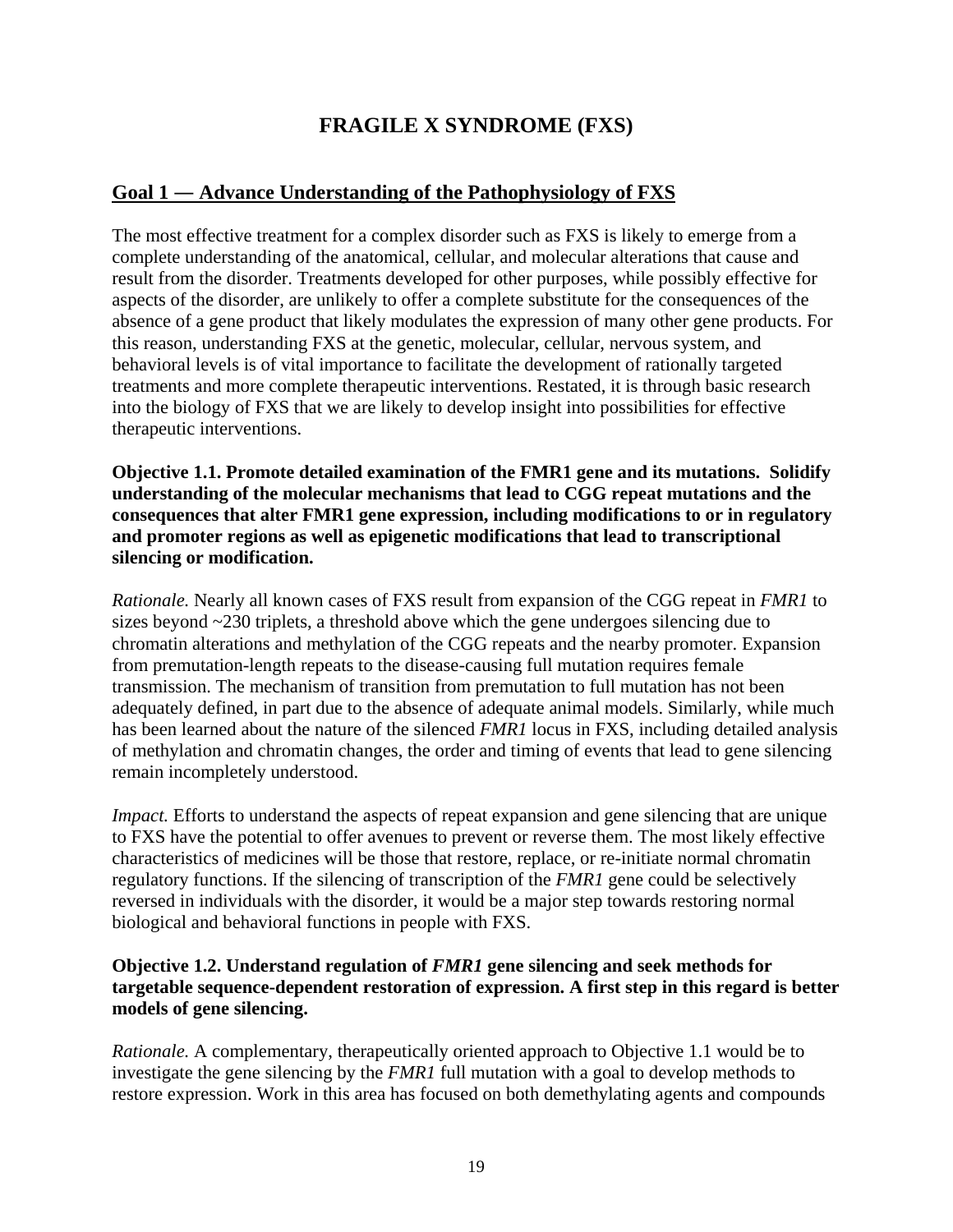# FRAGILE X SYNDROME (FXS)

## Goal 1 — Advance Understanding of the Pathophysiology of FXS

The most effective treatment for a complex disorder such as FXS is likely to emerge from a complete understanding of the anatomical, cellular, and molecular alterations that cause and result from the disorder. Treatments developed for other purposes, while possibly effective for aspects of the disorder, are unlikely to offer a complete substitute for the consequences of the absence of a gene product that likely modulates the expression of many other gene products. For this reason, understanding FXS at the genetic, molecular, cellular, nervous system, and behavioral levels is of vital importance to facilitate the development of rationally targeted treatments and more complete therapeutic interventions. Restated, it is through basic research into the biology of FXS that we are likely to develop insight into possibilities for effective therapeutic interventions.

**Objective 1.1. Promote detailed examination of the FMR1 gene and its mutations. Solidify understanding of the molecular mechanisms that lead to CGG repeat mutations and the consequences that alter FMR1 gene expression, including modifications to or in regulatory and promoter regions as well as epigenetic modifications that lead to transcriptional silencing or modification.**

*Rationale.* Nearly all known cases of FXS result from expansion of the CGG repeat in *FMR1* to sizes beyond ~230 triplets, a threshold above which the gene undergoes silencing due to chromatin alterations and methylation of the CGG repeats and the nearby promoter. Expansion from premutation-length repeats to the disease-causing full mutation requires female transmission. The mechanism of transition from premutation to full mutation has not been adequately defined, in part due to the absence of adequate animal models. Similarly, while much has been learned about the nature of the silenced *FMR1* locus in FXS, including detailed analysis of methylation and chromatin changes, the order and timing of events that lead to gene silencing remain incompletely understood.

*Impact.* Efforts to understand the aspects of repeat expansion and gene silencing that are unique to FXS have the potential to offer avenues to prevent or reverse them. The most likely effective characteristics of medicines will be those that restore, replace, or re-initiate normal chromatin regulatory functions. If the silencing of transcription of the *FMR1* gene could be selectively reversed in individuals with the disorder, it would be a major step towards restoring normal biological and behavioral functions in people with FXS.

**Objective 1.2. Understand regulation of *FMR1* gene silencing and seek methods for targetable sequence-dependent restoration of expression. A first step in this regard is better models of gene silencing.**

*Rationale.* A complementary, therapeutically oriented approach to Objective 1.1 would be to investigate the gene silencing by the *FMR1* full mutation with a goal to develop methods to restore expression. Work in this area has focused on both demethylating agents and compounds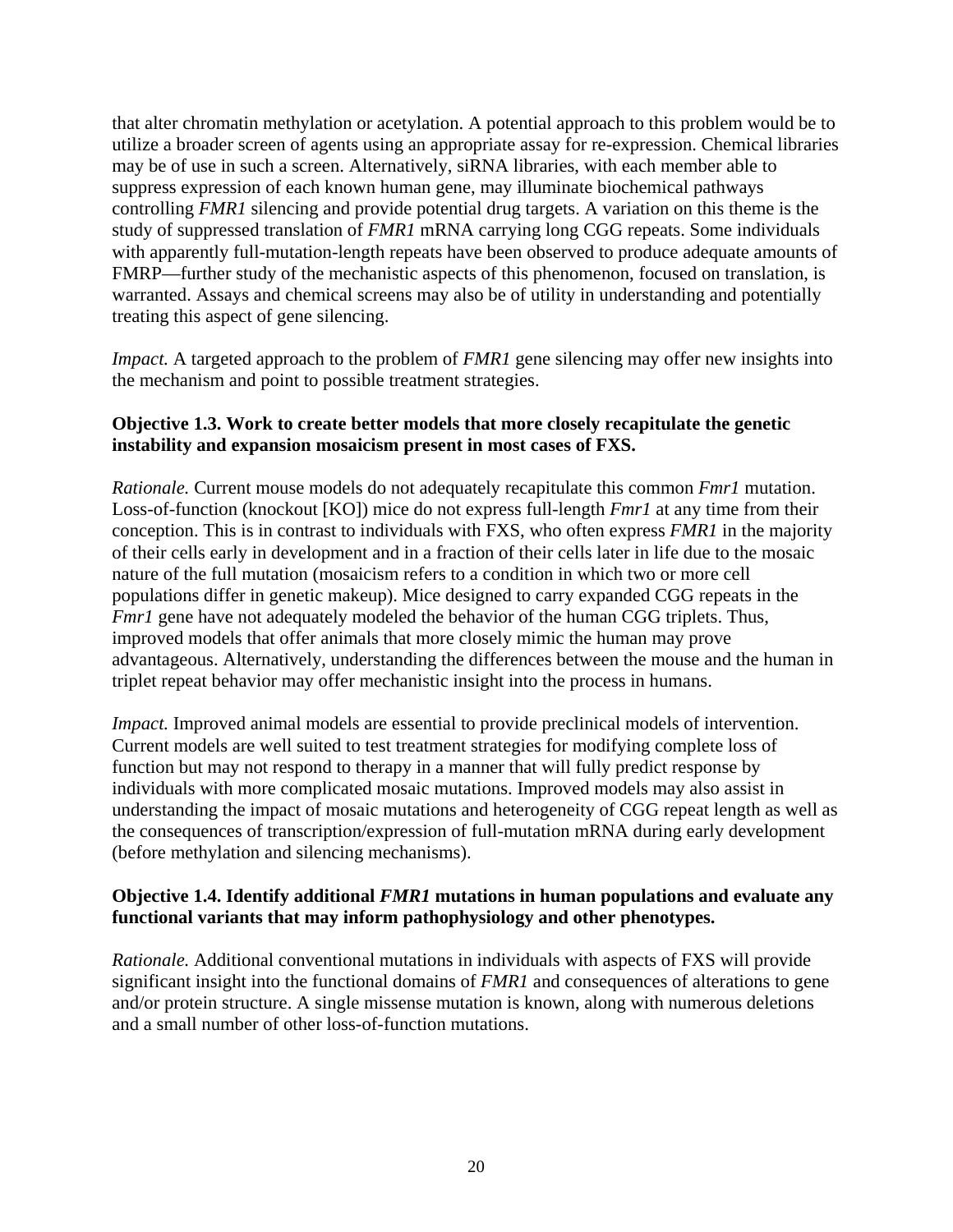that alter chromatin methylation or acetylation. A potential approach to this problem would be to utilize a broader screen of agents using an appropriate assay for re-expression. Chemical libraries may be of use in such a screen. Alternatively, siRNA libraries, with each member able to suppress expression of each known human gene, may illuminate biochemical pathways controlling *FMR1* silencing and provide potential drug targets. A variation on this theme is the study of suppressed translation of *FMR1* mRNA carrying long CGG repeats. Some individuals with apparently full-mutation-length repeats have been observed to produce adequate amounts of FMRP—further study of the mechanistic aspects of this phenomenon, focused on translation, is warranted. Assays and chemical screens may also be of utility in understanding and potentially treating this aspect of gene silencing.

*Impact.* A targeted approach to the problem of *FMR1* gene silencing may offer new insights into the mechanism and point to possible treatment strategies.

**Objective 1.3. Work to create better models that more closely recapitulate the genetic instability and expansion mosaicism present in most cases of FXS.**

*Rationale.* Current mouse models do not adequately recapitulate this common *Fmr1* mutation. Loss-of-function (knockout [KO]) mice do not express full-length *Fmr1* at any time from their conception. This is in contrast to individuals with FXS, who often express *FMR1* in the majority of their cells early in development and in a fraction of their cells later in life due to the mosaic nature of the full mutation (mosaicism refers to a condition in which two or more cell populations differ in genetic makeup). Mice designed to carry expanded CGG repeats in the *Fmr1* gene have not adequately modeled the behavior of the human CGG triplets. Thus, improved models that offer animals that more closely mimic the human may prove advantageous. Alternatively, understanding the differences between the mouse and the human in triplet repeat behavior may offer mechanistic insight into the process in humans.

*Impact.* Improved animal models are essential to provide preclinical models of intervention. Current models are well suited to test treatment strategies for modifying complete loss of function but may not respond to therapy in a manner that will fully predict response by individuals with more complicated mosaic mutations. Improved models may also assist in understanding the impact of mosaic mutations and heterogeneity of CGG repeat length as well as the consequences of transcription/expression of full-mutation mRNA during early development (before methylation and silencing mechanisms).

**Objective 1.4. Identify additional *FMR1* mutations in human populations and evaluate any functional variants that may inform pathophysiology and other phenotypes.**

*Rationale.* Additional conventional mutations in individuals with aspects of FXS will provide significant insight into the functional domains of *FMR1* and consequences of alterations to gene and/or protein structure. A single missense mutation is known, along with numerous deletions and a small number of other loss-of-function mutations.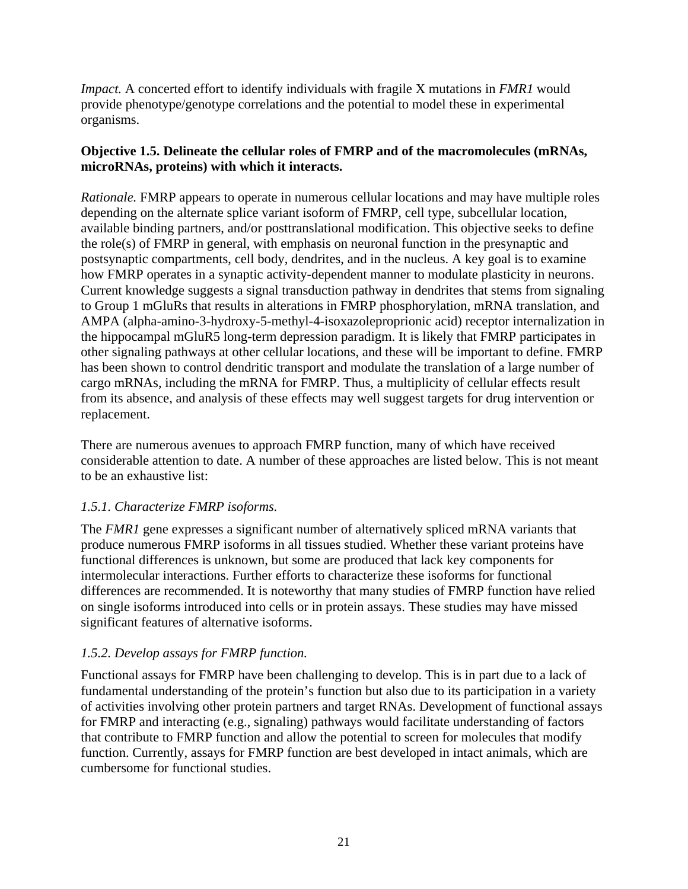*Impact.* A concerted effort to identify individuals with fragile X mutations in *FMR1* would provide phenotype/genotype correlations and the potential to model these in experimental organisms.

**Objective 1.5. Delineate the cellular roles of FMRP and of the macromolecules (mRNAs, microRNAs, proteins) with which it interacts.**

*Rationale.* FMRP appears to operate in numerous cellular locations and may have multiple roles depending on the alternate splice variant isoform of FMRP, cell type, subcellular location, available binding partners, and/or posttranslational modification. This objective seeks to define the role(s) of FMRP in general, with emphasis on neuronal function in the presynaptic and postsynaptic compartments, cell body, dendrites, and in the nucleus. A key goal is to examine how FMRP operates in a synaptic activity-dependent manner to modulate plasticity in neurons. Current knowledge suggests a signal transduction pathway in dendrites that stems from signaling to Group 1 mGluRs that results in alterations in FMRP phosphorylation, mRNA translation, and AMPA (alpha-amino-3-hydroxy-5-methyl-4-isoxazoleproprionic acid) receptor internalization in the hippocampal mGluR5 long-term depression paradigm. It is likely that FMRP participates in other signaling pathways at other cellular locations, and these will be important to define. FMRP has been shown to control dendritic transport and modulate the translation of a large number of cargo mRNAs, including the mRNA for FMRP. Thus, a multiplicity of cellular effects result from its absence, and analysis of these effects may well suggest targets for drug intervention or replacement.

There are numerous avenues to approach FMRP function, many of which have received considerable attention to date. A number of these approaches are listed below. This is not meant to be an exhaustive list:

*1.5.1. Characterize FMRP isoforms.*

The *FMR1* gene expresses a significant number of alternatively spliced mRNA variants that produce numerous FMRP isoforms in all tissues studied. Whether these variant proteins have functional differences is unknown, but some are produced that lack key components for intermolecular interactions. Further efforts to characterize these isoforms for functional differences are recommended. It is noteworthy that many studies of FMRP function have relied on single isoforms introduced into cells or in protein assays. These studies may have missed significant features of alternative isoforms.

*1.5.2. Develop assays for FMRP function.*

Functional assays for FMRP have been challenging to develop. This is in part due to a lack of fundamental understanding of the protein's function but also due to its participation in a variety of activities involving other protein partners and target RNAs. Development of functional assays for FMRP and interacting (e.g., signaling) pathways would facilitate understanding of factors that contribute to FMRP function and allow the potential to screen for molecules that modify function. Currently, assays for FMRP function are best developed in intact animals, which are cumbersome for functional studies.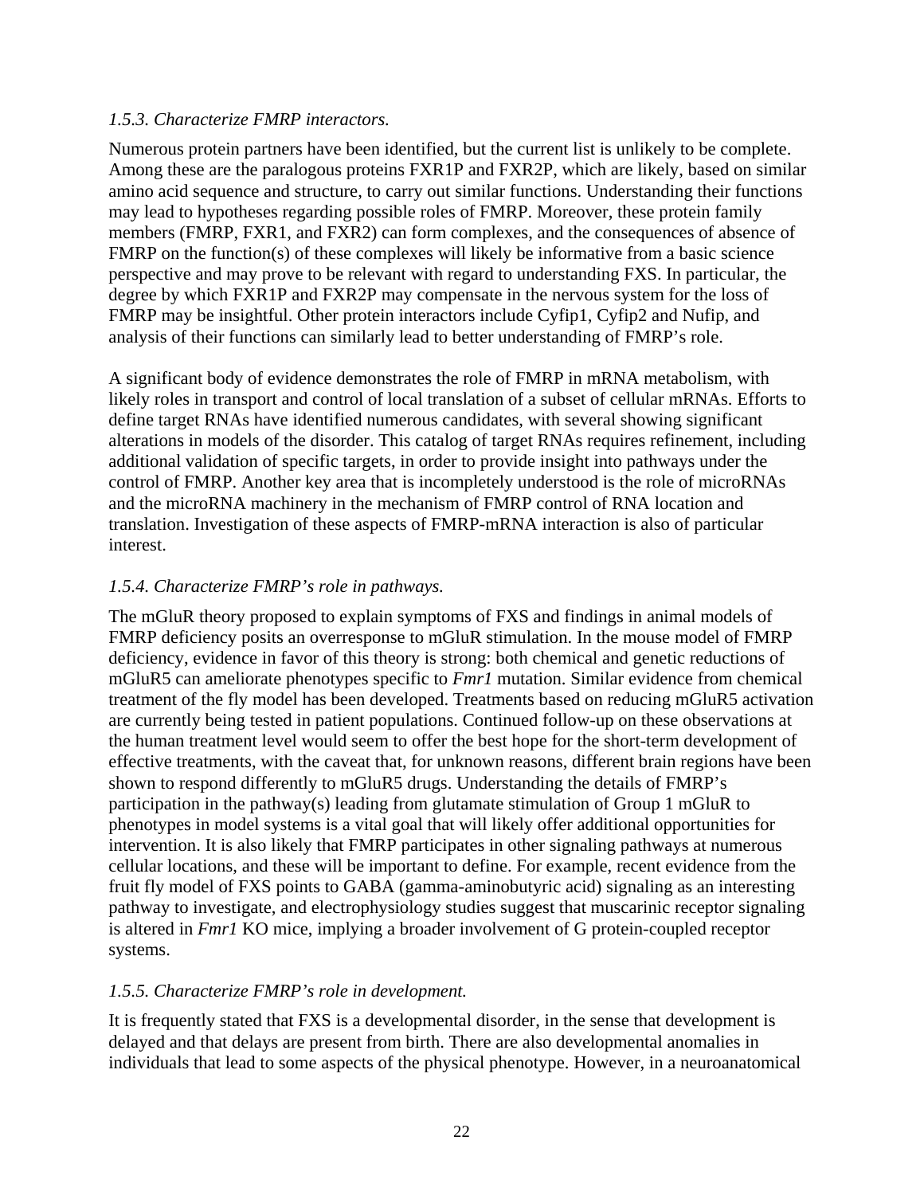*1.5.3. Characterize FMRP interactors.*

Numerous protein partners have been identified, but the current list is unlikely to be complete. Among these are the paralogous proteins FXR1P and FXR2P, which are likely, based on similar amino acid sequence and structure, to carry out similar functions. Understanding their functions may lead to hypotheses regarding possible roles of FMRP. Moreover, these protein family members (FMRP, FXR1, and FXR2) can form complexes, and the consequences of absence of FMRP on the function(s) of these complexes will likely be informative from a basic science perspective and may prove to be relevant with regard to understanding FXS. In particular, the degree by which FXR1P and FXR2P may compensate in the nervous system for the loss of FMRP may be insightful. Other protein interactors include Cyfip1, Cyfip2 and Nufip, and analysis of their functions can similarly lead to better understanding of FMRP's role.

A significant body of evidence demonstrates the role of FMRP in mRNA metabolism, with likely roles in transport and control of local translation of a subset of cellular mRNAs. Efforts to define target RNAs have identified numerous candidates, with several showing significant alterations in models of the disorder. This catalog of target RNAs requires refinement, including additional validation of specific targets, in order to provide insight into pathways under the control of FMRP. Another key area that is incompletely understood is the role of microRNAs and the microRNA machinery in the mechanism of FMRP control of RNA location and translation. Investigation of these aspects of FMRP-mRNA interaction is also of particular interest.

*1.5.4. Characterize FMRP's role in pathways.*

The mGluR theory proposed to explain symptoms of FXS and findings in animal models of FMRP deficiency posits an overresponse to mGluR stimulation. In the mouse model of FMRP deficiency, evidence in favor of this theory is strong: both chemical and genetic reductions of mGluR5 can ameliorate phenotypes specific to *Fmr1* mutation. Similar evidence from chemical treatment of the fly model has been developed. Treatments based on reducing mGluR5 activation are currently being tested in patient populations. Continued follow-up on these observations at the human treatment level would seem to offer the best hope for the short-term development of effective treatments, with the caveat that, for unknown reasons, different brain regions have been shown to respond differently to mGluR5 drugs. Understanding the details of FMRP's participation in the pathway(s) leading from glutamate stimulation of Group 1 mGluR to phenotypes in model systems is a vital goal that will likely offer additional opportunities for intervention. It is also likely that FMRP participates in other signaling pathways at numerous cellular locations, and these will be important to define. For example, recent evidence from the fruit fly model of FXS points to GABA (gamma-aminobutyric acid) signaling as an interesting pathway to investigate, and electrophysiology studies suggest that muscarinic receptor signaling is altered in *Fmr1* KO mice, implying a broader involvement of G protein-coupled receptor systems.

*1.5.5. Characterize FMRP's role in development.*

It is frequently stated that FXS is a developmental disorder, in the sense that development is delayed and that delays are present from birth. There are also developmental anomalies in individuals that lead to some aspects of the physical phenotype. However, in a neuroanatomical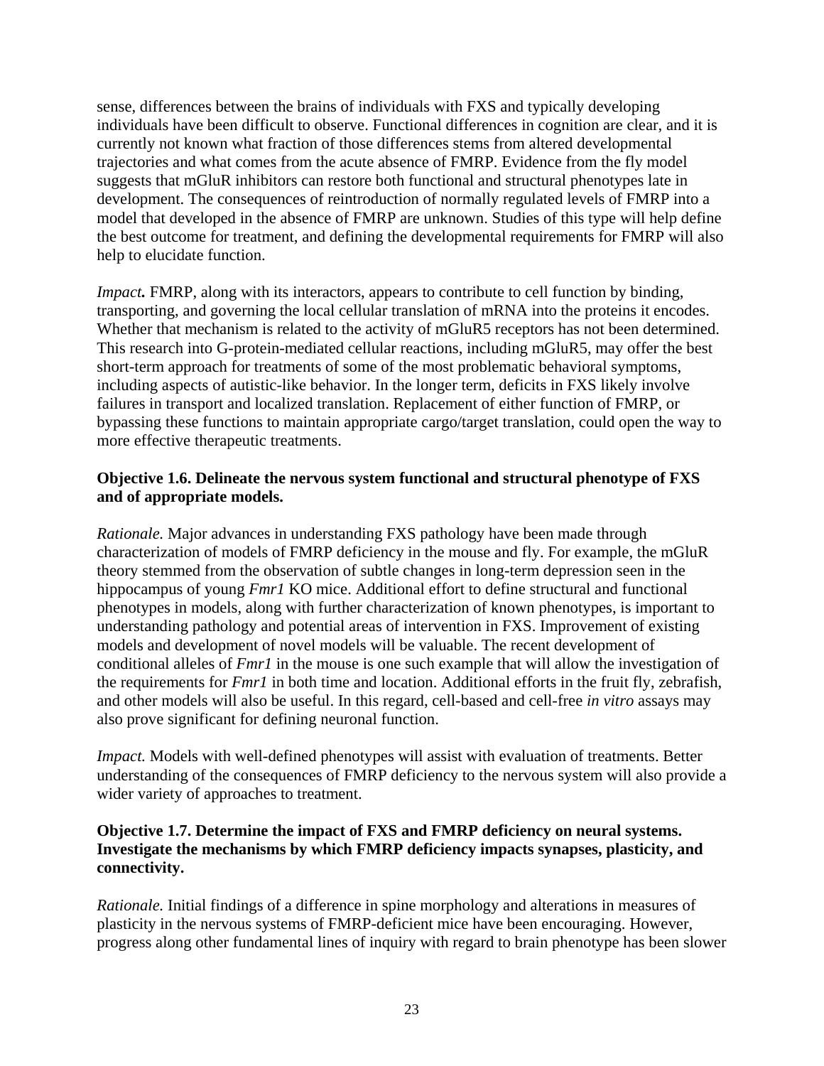sense, differences between the brains of individuals with FXS and typically developing individuals have been difficult to observe. Functional differences in cognition are clear, and it is currently not known what fraction of those differences stems from altered developmental trajectories and what comes from the acute absence of FMRP. Evidence from the fly model suggests that mGluR inhibitors can restore both functional and structural phenotypes late in development. The consequences of reintroduction of normally regulated levels of FMRP into a model that developed in the absence of FMRP are unknown. Studies of this type will help define the best outcome for treatment, and defining the developmental requirements for FMRP will also help to elucidate function.

*Impact.* FMRP, along with its interactors, appears to contribute to cell function by binding, transporting, and governing the local cellular translation of mRNA into the proteins it encodes. Whether that mechanism is related to the activity of mGluR5 receptors has not been determined. This research into G-protein-mediated cellular reactions, including mGluR5, may offer the best short-term approach for treatments of some of the most problematic behavioral symptoms, including aspects of autistic-like behavior. In the longer term, deficits in FXS likely involve failures in transport and localized translation. Replacement of either function of FMRP, or bypassing these functions to maintain appropriate cargo/target translation, could open the way to more effective therapeutic treatments.

**Objective 1.6. Delineate the nervous system functional and structural phenotype of FXS and of appropriate models.**

*Rationale.* Major advances in understanding FXS pathology have been made through characterization of models of FMRP deficiency in the mouse and fly. For example, the mGluR theory stemmed from the observation of subtle changes in long-term depression seen in the hippocampus of young *Fmr1* KO mice. Additional effort to define structural and functional phenotypes in models, along with further characterization of known phenotypes, is important to understanding pathology and potential areas of intervention in FXS. Improvement of existing models and development of novel models will be valuable. The recent development of conditional alleles of *Fmr1* in the mouse is one such example that will allow the investigation of the requirements for *Fmr1* in both time and location. Additional efforts in the fruit fly, zebrafish, and other models will also be useful. In this regard, cell-based and cell-free *in vitro* assays may also prove significant for defining neuronal function.

*Impact.* Models with well-defined phenotypes will assist with evaluation of treatments. Better understanding of the consequences of FMRP deficiency to the nervous system will also provide a wider variety of approaches to treatment.

**Objective 1.7. Determine the impact of FXS and FMRP deficiency on neural systems. Investigate the mechanisms by which FMRP deficiency impacts synapses, plasticity, and connectivity.**

*Rationale.* Initial findings of a difference in spine morphology and alterations in measures of plasticity in the nervous systems of FMRP-deficient mice have been encouraging. However, progress along other fundamental lines of inquiry with regard to brain phenotype has been slower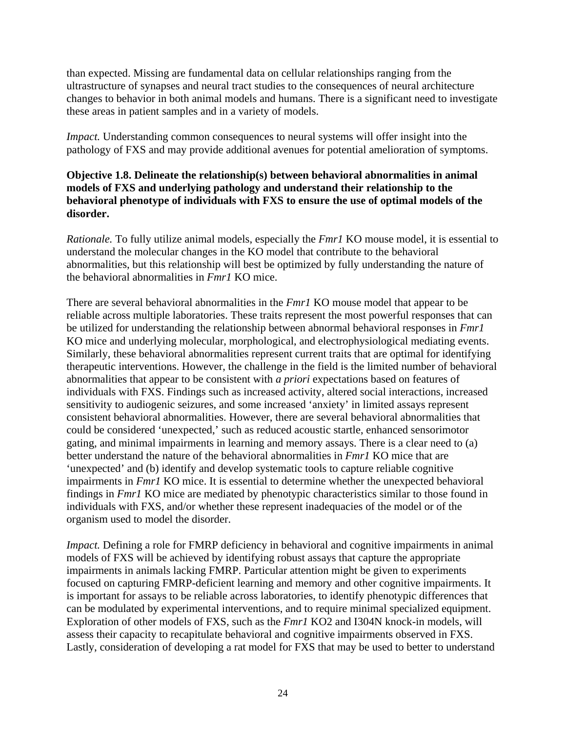than expected. Missing are fundamental data on cellular relationships ranging from the ultrastructure of synapses and neural tract studies to the consequences of neural architecture changes to behavior in both animal models and humans. There is a significant need to investigate these areas in patient samples and in a variety of models.

*Impact.* Understanding common consequences to neural systems will offer insight into the pathology of FXS and may provide additional avenues for potential amelioration of symptoms.

**Objective 1.8. Delineate the relationship(s) between behavioral abnormalities in animal models of FXS and underlying pathology and understand their relationship to the behavioral phenotype of individuals with FXS to ensure the use of optimal models of the disorder.**

*Rationale.* To fully utilize animal models, especially the *Fmr1* KO mouse model, it is essential to understand the molecular changes in the KO model that contribute to the behavioral abnormalities, but this relationship will best be optimized by fully understanding the nature of the behavioral abnormalities in *Fmr1* KO mice.

There are several behavioral abnormalities in the *Fmr1* KO mouse model that appear to be reliable across multiple laboratories. These traits represent the most powerful responses that can be utilized for understanding the relationship between abnormal behavioral responses in *Fmr1* KO mice and underlying molecular, morphological, and electrophysiological mediating events. Similarly, these behavioral abnormalities represent current traits that are optimal for identifying therapeutic interventions. However, the challenge in the field is the limited number of behavioral abnormalities that appear to be consistent with *a priori* expectations based on features of individuals with FXS. Findings such as increased activity, altered social interactions, increased sensitivity to audiogenic seizures, and some increased 'anxiety' in limited assays represent consistent behavioral abnormalities. However, there are several behavioral abnormalities that could be considered 'unexpected,' such as reduced acoustic startle, enhanced sensorimotor gating, and minimal impairments in learning and memory assays. There is a clear need to (a) better understand the nature of the behavioral abnormalities in *Fmr1* KO mice that are 'unexpected' and (b) identify and develop systematic tools to capture reliable cognitive impairments in *Fmr1* KO mice. It is essential to determine whether the unexpected behavioral findings in *Fmr1* KO mice are mediated by phenotypic characteristics similar to those found in individuals with FXS, and/or whether these represent inadequacies of the model or of the organism used to model the disorder.

*Impact.* Defining a role for FMRP deficiency in behavioral and cognitive impairments in animal models of FXS will be achieved by identifying robust assays that capture the appropriate impairments in animals lacking FMRP. Particular attention might be given to experiments focused on capturing FMRP-deficient learning and memory and other cognitive impairments. It is important for assays to be reliable across laboratories, to identify phenotypic differences that can be modulated by experimental interventions, and to require minimal specialized equipment. Exploration of other models of FXS, such as the *Fmr1* KO2 and I304N knock-in models, will assess their capacity to recapitulate behavioral and cognitive impairments observed in FXS. Lastly, consideration of developing a rat model for FXS that may be used to better to understand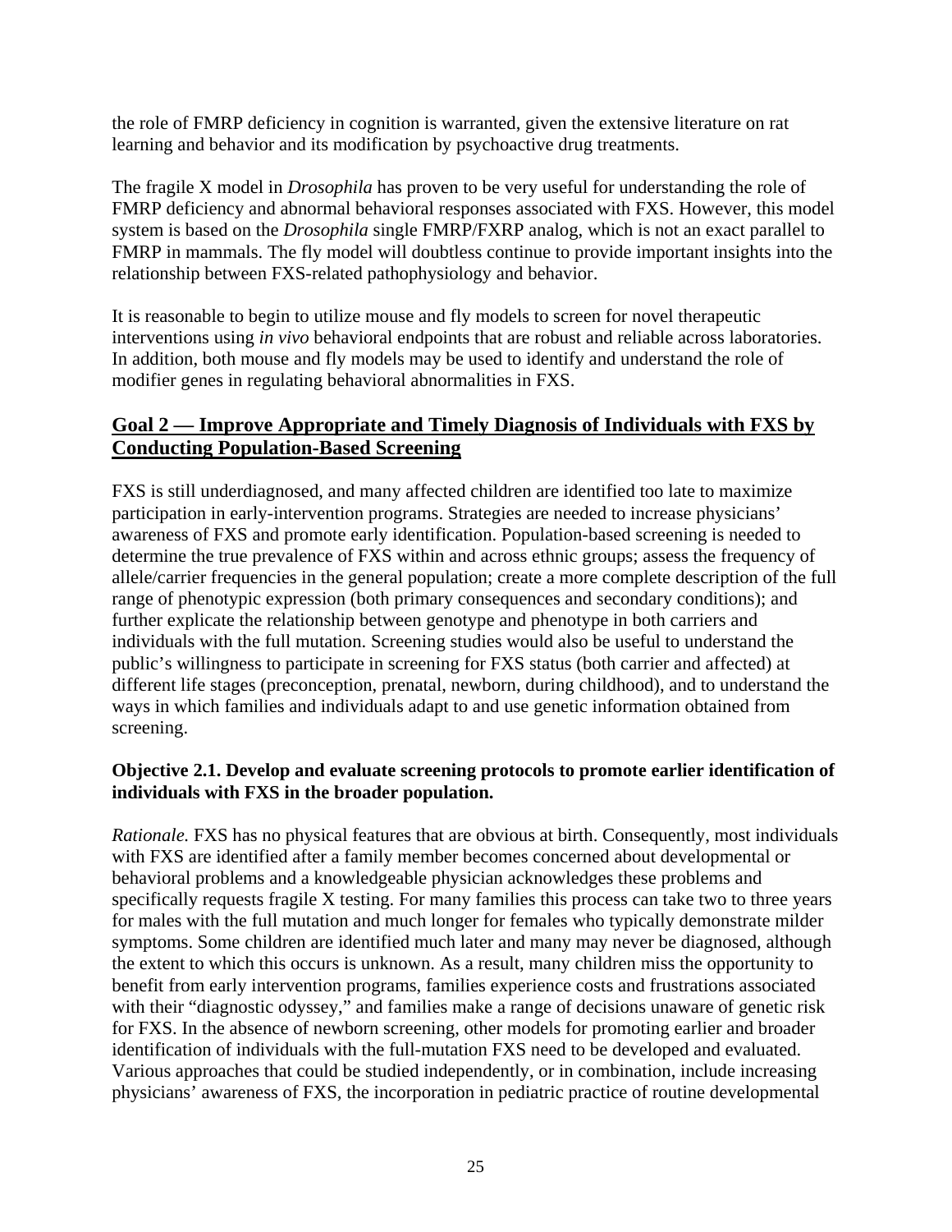the role of FMRP deficiency in cognition is warranted, given the extensive literature on rat learning and behavior and its modification by psychoactive drug treatments.

The fragile X model in *Drosophila* has proven to be very useful for understanding the role of FMRP deficiency and abnormal behavioral responses associated with FXS. However, this model system is based on the *Drosophila* single FMRP/FXRP analog, which is not an exact parallel to FMRP in mammals. The fly model will doubtless continue to provide important insights into the relationship between FXS-related pathophysiology and behavior.

It is reasonable to begin to utilize mouse and fly models to screen for novel therapeutic interventions using *in vivo* behavioral endpoints that are robust and reliable across laboratories. In addition, both mouse and fly models may be used to identify and understand the role of modifier genes in regulating behavioral abnormalities in FXS.

## Goal 2 — Improve Appropriate and Timely Diagnosis of Individuals with FXS by Conducting Population-Based Screening

FXS is still underdiagnosed, and many affected children are identified too late to maximize participation in early-intervention programs. Strategies are needed to increase physicians' awareness of FXS and promote early identification. Population-based screening is needed to determine the true prevalence of FXS within and across ethnic groups; assess the frequency of allele/carrier frequencies in the general population; create a more complete description of the full range of phenotypic expression (both primary consequences and secondary conditions); and further explicate the relationship between genotype and phenotype in both carriers and individuals with the full mutation. Screening studies would also be useful to understand the public's willingness to participate in screening for FXS status (both carrier and affected) at different life stages (preconception, prenatal, newborn, during childhood), and to understand the ways in which families and individuals adapt to and use genetic information obtained from screening.

### Objective 2.1. Develop and evaluate screening protocols to promote earlier identification of individuals with FXS in the broader population.

*Rationale.* FXS has no physical features that are obvious at birth. Consequently, most individuals with FXS are identified after a family member becomes concerned about developmental or behavioral problems and a knowledgeable physician acknowledges these problems and specifically requests fragile X testing. For many families this process can take two to three years for males with the full mutation and much longer for females who typically demonstrate milder symptoms. Some children are identified much later and many may never be diagnosed, although the extent to which this occurs is unknown. As a result, many children miss the opportunity to benefit from early intervention programs, families experience costs and frustrations associated with their "diagnostic odyssey," and families make a range of decisions unaware of genetic risk for FXS. In the absence of newborn screening, other models for promoting earlier and broader identification of individuals with the full-mutation FXS need to be developed and evaluated. Various approaches that could be studied independently, or in combination, include increasing physicians' awareness of FXS, the incorporation in pediatric practice of routine developmental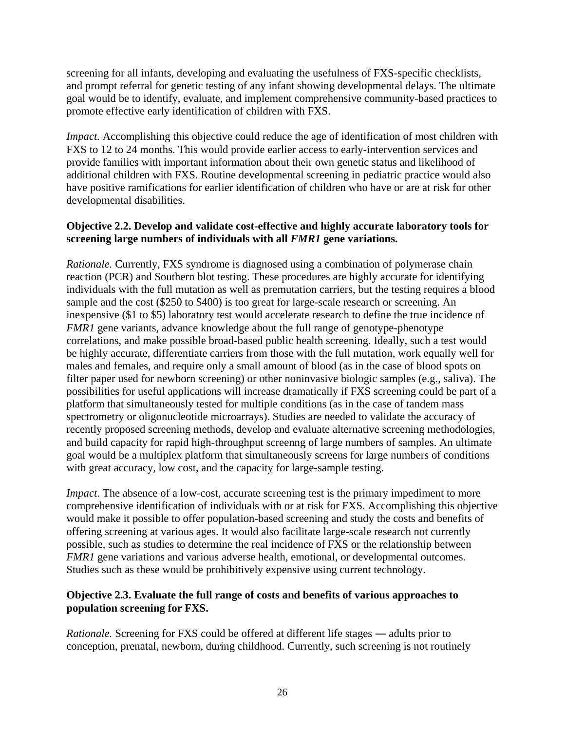screening for all infants, developing and evaluating the usefulness of FXS-specific checklists, and prompt referral for genetic testing of any infant showing developmental delays. The ultimate goal would be to identify, evaluate, and implement comprehensive community-based practices to promote effective early identification of children with FXS.

*Impact.* Accomplishing this objective could reduce the age of identification of most children with FXS to 12 to 24 months. This would provide earlier access to early-intervention services and provide families with important information about their own genetic status and likelihood of additional children with FXS. Routine developmental screening in pediatric practice would also have positive ramifications for earlier identification of children who have or are at risk for other developmental disabilities.

**Objective 2.2. Develop and validate cost-effective and highly accurate laboratory tools for screening large numbers of individuals with all *FMR1* gene variations.**

*Rationale.* Currently, FXS syndrome is diagnosed using a combination of polymerase chain reaction (PCR) and Southern blot testing. These procedures are highly accurate for identifying individuals with the full mutation as well as premutation carriers, but the testing requires a blood sample and the cost ($250 to $400) is too great for large-scale research or screening. An inexpensive ($1 to $5) laboratory test would accelerate research to define the true incidence of *FMR1* gene variants, advance knowledge about the full range of genotype-phenotype correlations, and make possible broad-based public health screening. Ideally, such a test would be highly accurate, differentiate carriers from those with the full mutation, work equally well for males and females, and require only a small amount of blood (as in the case of blood spots on filter paper used for newborn screening) or other noninvasive biologic samples (e.g., saliva). The possibilities for useful applications will increase dramatically if FXS screening could be part of a platform that simultaneously tested for multiple conditions (as in the case of tandem mass spectrometry or oligonucleotide microarrays). Studies are needed to validate the accuracy of recently proposed screening methods, develop and evaluate alternative screening methodologies, and build capacity for rapid high-throughput screenng of large numbers of samples. An ultimate goal would be a multiplex platform that simultaneously screens for large numbers of conditions with great accuracy, low cost, and the capacity for large-sample testing.

*Impact*. The absence of a low-cost, accurate screening test is the primary impediment to more comprehensive identification of individuals with or at risk for FXS. Accomplishing this objective would make it possible to offer population-based screening and study the costs and benefits of offering screening at various ages. It would also facilitate large-scale research not currently possible, such as studies to determine the real incidence of FXS or the relationship between *FMR1* gene variations and various adverse health, emotional, or developmental outcomes. Studies such as these would be prohibitively expensive using current technology.

**Objective 2.3. Evaluate the full range of costs and benefits of various approaches to population screening for FXS.**

*Rationale.* Screening for FXS could be offered at different life stages ― adults prior to conception, prenatal, newborn, during childhood. Currently, such screening is not routinely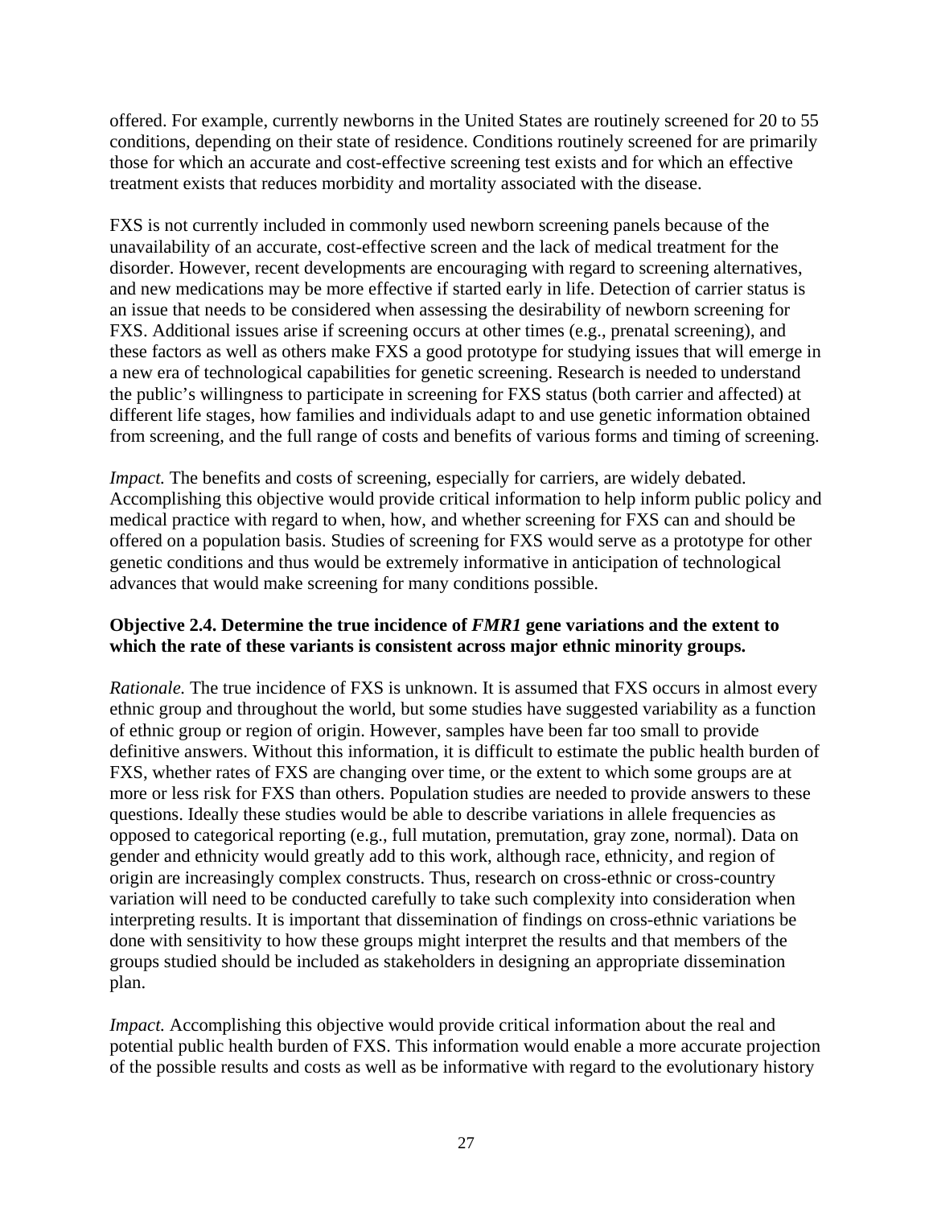offered. For example, currently newborns in the United States are routinely screened for 20 to 55 conditions, depending on their state of residence. Conditions routinely screened for are primarily those for which an accurate and cost-effective screening test exists and for which an effective treatment exists that reduces morbidity and mortality associated with the disease.

FXS is not currently included in commonly used newborn screening panels because of the unavailability of an accurate, cost-effective screen and the lack of medical treatment for the disorder. However, recent developments are encouraging with regard to screening alternatives, and new medications may be more effective if started early in life. Detection of carrier status is an issue that needs to be considered when assessing the desirability of newborn screening for FXS. Additional issues arise if screening occurs at other times (e.g., prenatal screening), and these factors as well as others make FXS a good prototype for studying issues that will emerge in a new era of technological capabilities for genetic screening. Research is needed to understand the public's willingness to participate in screening for FXS status (both carrier and affected) at different life stages, how families and individuals adapt to and use genetic information obtained from screening, and the full range of costs and benefits of various forms and timing of screening.

*Impact.* The benefits and costs of screening, especially for carriers, are widely debated. Accomplishing this objective would provide critical information to help inform public policy and medical practice with regard to when, how, and whether screening for FXS can and should be offered on a population basis. Studies of screening for FXS would serve as a prototype for other genetic conditions and thus would be extremely informative in anticipation of technological advances that would make screening for many conditions possible.

**Objective 2.4. Determine the true incidence of *FMR1* gene variations and the extent to which the rate of these variants is consistent across major ethnic minority groups.**

*Rationale.* The true incidence of FXS is unknown. It is assumed that FXS occurs in almost every ethnic group and throughout the world, but some studies have suggested variability as a function of ethnic group or region of origin. However, samples have been far too small to provide definitive answers. Without this information, it is difficult to estimate the public health burden of FXS, whether rates of FXS are changing over time, or the extent to which some groups are at more or less risk for FXS than others. Population studies are needed to provide answers to these questions. Ideally these studies would be able to describe variations in allele frequencies as opposed to categorical reporting (e.g., full mutation, premutation, gray zone, normal). Data on gender and ethnicity would greatly add to this work, although race, ethnicity, and region of origin are increasingly complex constructs. Thus, research on cross-ethnic or cross-country variation will need to be conducted carefully to take such complexity into consideration when interpreting results. It is important that dissemination of findings on cross-ethnic variations be done with sensitivity to how these groups might interpret the results and that members of the groups studied should be included as stakeholders in designing an appropriate dissemination plan.

*Impact.* Accomplishing this objective would provide critical information about the real and potential public health burden of FXS. This information would enable a more accurate projection of the possible results and costs as well as be informative with regard to the evolutionary history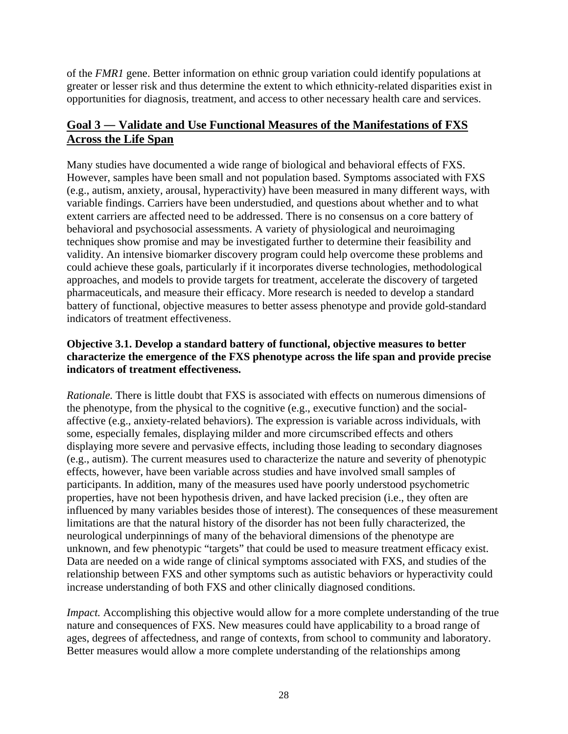of the *FMR1* gene. Better information on ethnic group variation could identify populations at greater or lesser risk and thus determine the extent to which ethnicity-related disparities exist in opportunities for diagnosis, treatment, and access to other necessary health care and services.

## Goal 3 — Validate and Use Functional Measures of the Manifestations of FXS Across the Life Span

Many studies have documented a wide range of biological and behavioral effects of FXS. However, samples have been small and not population based. Symptoms associated with FXS (e.g., autism, anxiety, arousal, hyperactivity) have been measured in many different ways, with variable findings. Carriers have been understudied, and questions about whether and to what extent carriers are affected need to be addressed. There is no consensus on a core battery of behavioral and psychosocial assessments. A variety of physiological and neuroimaging techniques show promise and may be investigated further to determine their feasibility and validity. An intensive biomarker discovery program could help overcome these problems and could achieve these goals, particularly if it incorporates diverse technologies, methodological approaches, and models to provide targets for treatment, accelerate the discovery of targeted pharmaceuticals, and measure their efficacy. More research is needed to develop a standard battery of functional, objective measures to better assess phenotype and provide gold-standard indicators of treatment effectiveness.

**Objective 3.1. Develop a standard battery of functional, objective measures to better characterize the emergence of the FXS phenotype across the life span and provide precise indicators of treatment effectiveness.**

*Rationale.* There is little doubt that FXS is associated with effects on numerous dimensions of the phenotype, from the physical to the cognitive (e.g., executive function) and the social-affective (e.g., anxiety-related behaviors). The expression is variable across individuals, with some, especially females, displaying milder and more circumscribed effects and others displaying more severe and pervasive effects, including those leading to secondary diagnoses (e.g., autism). The current measures used to characterize the nature and severity of phenotypic effects, however, have been variable across studies and have involved small samples of participants. In addition, many of the measures used have poorly understood psychometric properties, have not been hypothesis driven, and have lacked precision (i.e., they often are influenced by many variables besides those of interest). The consequences of these measurement limitations are that the natural history of the disorder has not been fully characterized, the neurological underpinnings of many of the behavioral dimensions of the phenotype are unknown, and few phenotypic "targets" that could be used to measure treatment efficacy exist. Data are needed on a wide range of clinical symptoms associated with FXS, and studies of the relationship between FXS and other symptoms such as autistic behaviors or hyperactivity could increase understanding of both FXS and other clinically diagnosed conditions.

*Impact.* Accomplishing this objective would allow for a more complete understanding of the true nature and consequences of FXS. New measures could have applicability to a broad range of ages, degrees of affectedness, and range of contexts, from school to community and laboratory. Better measures would allow a more complete understanding of the relationships among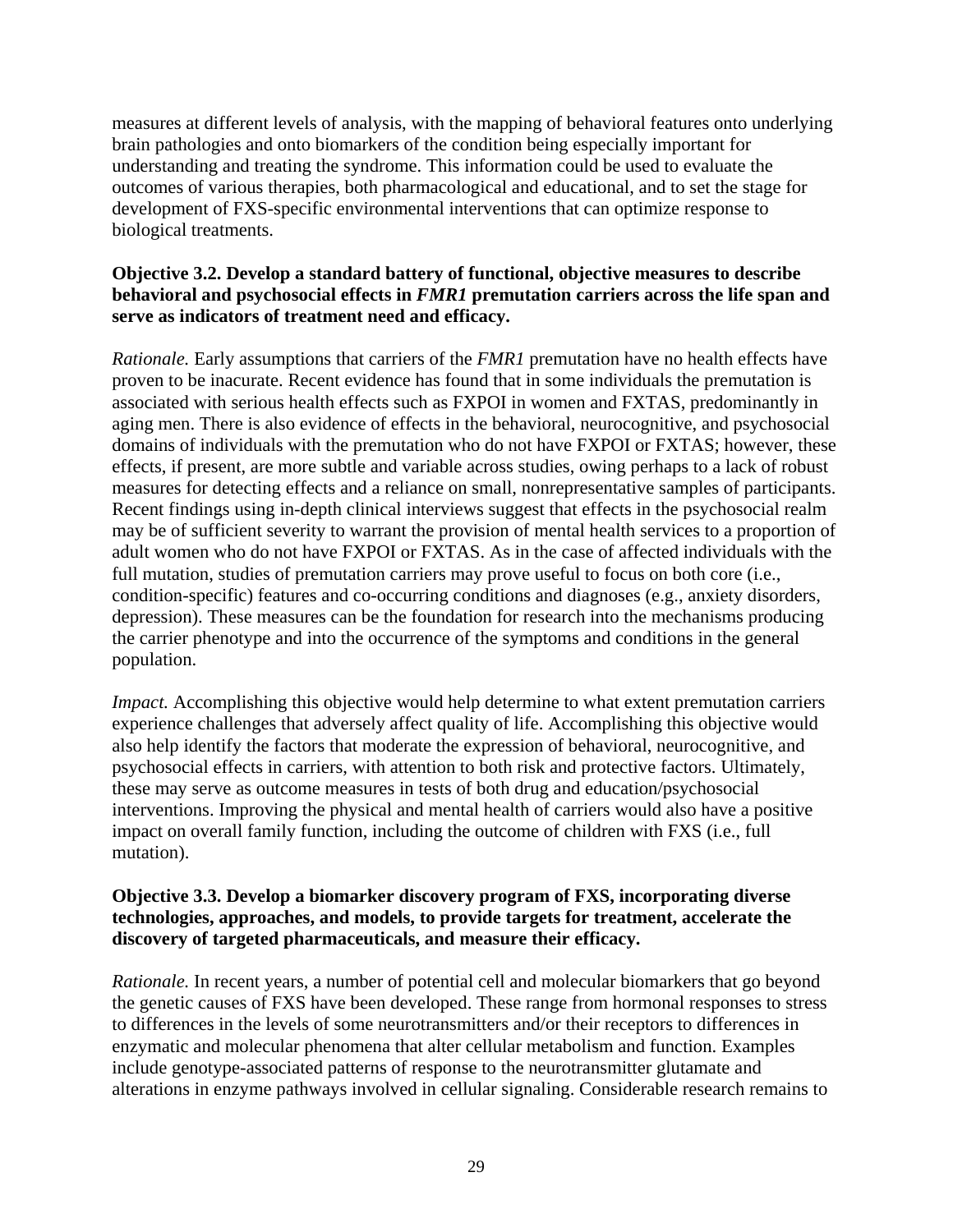measures at different levels of analysis, with the mapping of behavioral features onto underlying brain pathologies and onto biomarkers of the condition being especially important for understanding and treating the syndrome. This information could be used to evaluate the outcomes of various therapies, both pharmacological and educational, and to set the stage for development of FXS-specific environmental interventions that can optimize response to biological treatments.

**Objective 3.2. Develop a standard battery of functional, objective measures to describe behavioral and psychosocial effects in *FMR1* premutation carriers across the life span and serve as indicators of treatment need and efficacy.**

*Rationale.* Early assumptions that carriers of the *FMR1* premutation have no health effects have proven to be inacurate. Recent evidence has found that in some individuals the premutation is associated with serious health effects such as FXPOI in women and FXTAS, predominantly in aging men. There is also evidence of effects in the behavioral, neurocognitive, and psychosocial domains of individuals with the premutation who do not have FXPOI or FXTAS; however, these effects, if present, are more subtle and variable across studies, owing perhaps to a lack of robust measures for detecting effects and a reliance on small, nonrepresentative samples of participants. Recent findings using in-depth clinical interviews suggest that effects in the psychosocial realm may be of sufficient severity to warrant the provision of mental health services to a proportion of adult women who do not have FXPOI or FXTAS. As in the case of affected individuals with the full mutation, studies of premutation carriers may prove useful to focus on both core (i.e., condition-specific) features and co-occurring conditions and diagnoses (e.g., anxiety disorders, depression). These measures can be the foundation for research into the mechanisms producing the carrier phenotype and into the occurrence of the symptoms and conditions in the general population.

*Impact.* Accomplishing this objective would help determine to what extent premutation carriers experience challenges that adversely affect quality of life. Accomplishing this objective would also help identify the factors that moderate the expression of behavioral, neurocognitive, and psychosocial effects in carriers, with attention to both risk and protective factors. Ultimately, these may serve as outcome measures in tests of both drug and education/psychosocial interventions. Improving the physical and mental health of carriers would also have a positive impact on overall family function, including the outcome of children with FXS (i.e., full mutation).

**Objective 3.3. Develop a biomarker discovery program of FXS, incorporating diverse technologies, approaches, and models, to provide targets for treatment, accelerate the discovery of targeted pharmaceuticals, and measure their efficacy.**

*Rationale.* In recent years, a number of potential cell and molecular biomarkers that go beyond the genetic causes of FXS have been developed. These range from hormonal responses to stress to differences in the levels of some neurotransmitters and/or their receptors to differences in enzymatic and molecular phenomena that alter cellular metabolism and function. Examples include genotype-associated patterns of response to the neurotransmitter glutamate and alterations in enzyme pathways involved in cellular signaling. Considerable research remains to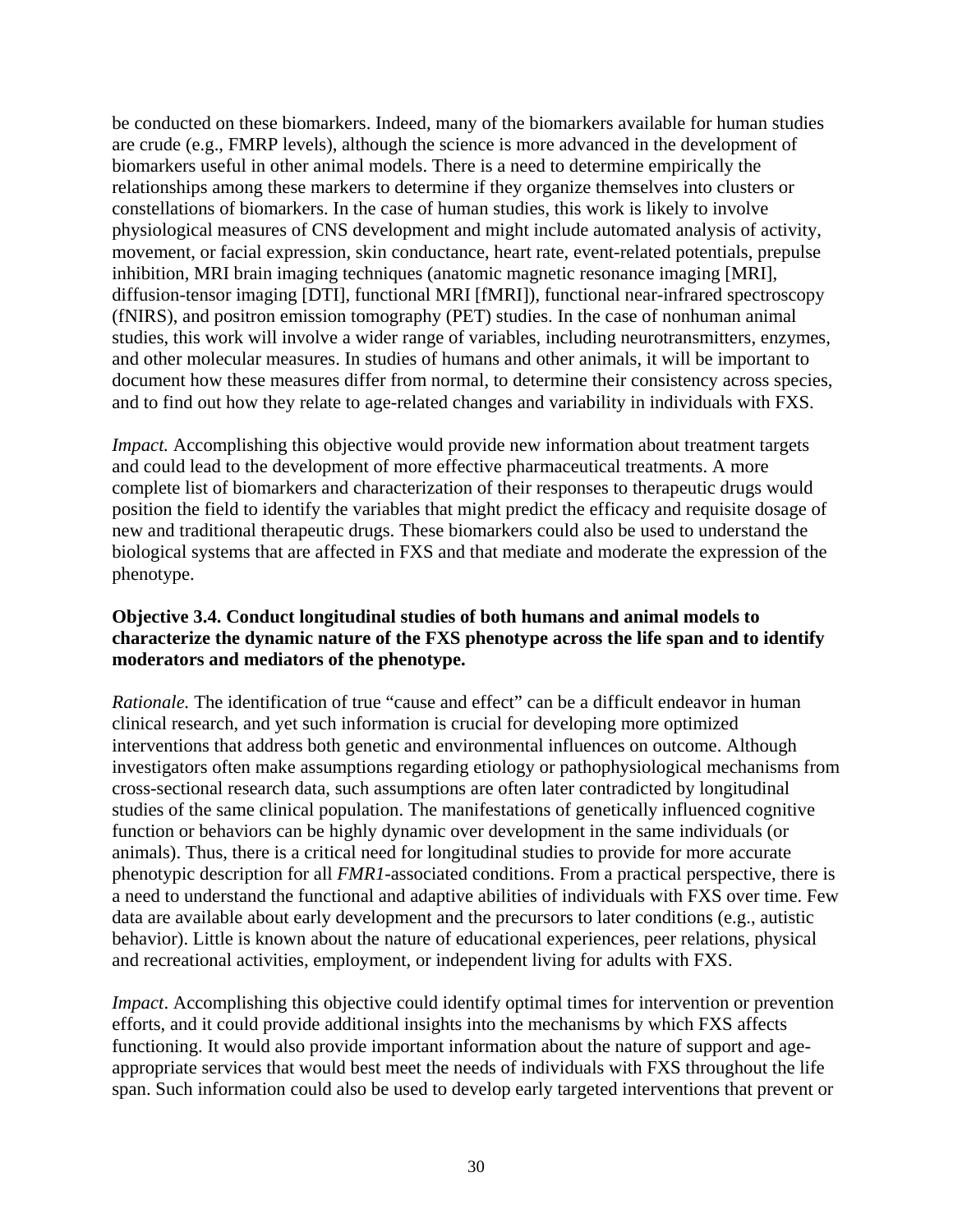be conducted on these biomarkers. Indeed, many of the biomarkers available for human studies are crude (e.g., FMRP levels), although the science is more advanced in the development of biomarkers useful in other animal models. There is a need to determine empirically the relationships among these markers to determine if they organize themselves into clusters or constellations of biomarkers. In the case of human studies, this work is likely to involve physiological measures of CNS development and might include automated analysis of activity, movement, or facial expression, skin conductance, heart rate, event-related potentials, prepulse inhibition, MRI brain imaging techniques (anatomic magnetic resonance imaging [MRI], diffusion-tensor imaging [DTI], functional MRI [fMRI]), functional near-infrared spectroscopy (fNIRS), and positron emission tomography (PET) studies. In the case of nonhuman animal studies, this work will involve a wider range of variables, including neurotransmitters, enzymes, and other molecular measures. In studies of humans and other animals, it will be important to document how these measures differ from normal, to determine their consistency across species, and to find out how they relate to age-related changes and variability in individuals with FXS.

*Impact.* Accomplishing this objective would provide new information about treatment targets and could lead to the development of more effective pharmaceutical treatments. A more complete list of biomarkers and characterization of their responses to therapeutic drugs would position the field to identify the variables that might predict the efficacy and requisite dosage of new and traditional therapeutic drugs. These biomarkers could also be used to understand the biological systems that are affected in FXS and that mediate and moderate the expression of the phenotype.

**Objective 3.4. Conduct longitudinal studies of both humans and animal models to characterize the dynamic nature of the FXS phenotype across the life span and to identify moderators and mediators of the phenotype.**

*Rationale.* The identification of true "cause and effect" can be a difficult endeavor in human clinical research, and yet such information is crucial for developing more optimized interventions that address both genetic and environmental influences on outcome. Although investigators often make assumptions regarding etiology or pathophysiological mechanisms from cross-sectional research data, such assumptions are often later contradicted by longitudinal studies of the same clinical population. The manifestations of genetically influenced cognitive function or behaviors can be highly dynamic over development in the same individuals (or animals). Thus, there is a critical need for longitudinal studies to provide for more accurate phenotypic description for all *FMR1*-associated conditions. From a practical perspective, there is a need to understand the functional and adaptive abilities of individuals with FXS over time. Few data are available about early development and the precursors to later conditions (e.g., autistic behavior). Little is known about the nature of educational experiences, peer relations, physical and recreational activities, employment, or independent living for adults with FXS.

*Impact*. Accomplishing this objective could identify optimal times for intervention or prevention efforts, and it could provide additional insights into the mechanisms by which FXS affects functioning. It would also provide important information about the nature of support and age-appropriate services that would best meet the needs of individuals with FXS throughout the life span. Such information could also be used to develop early targeted interventions that prevent or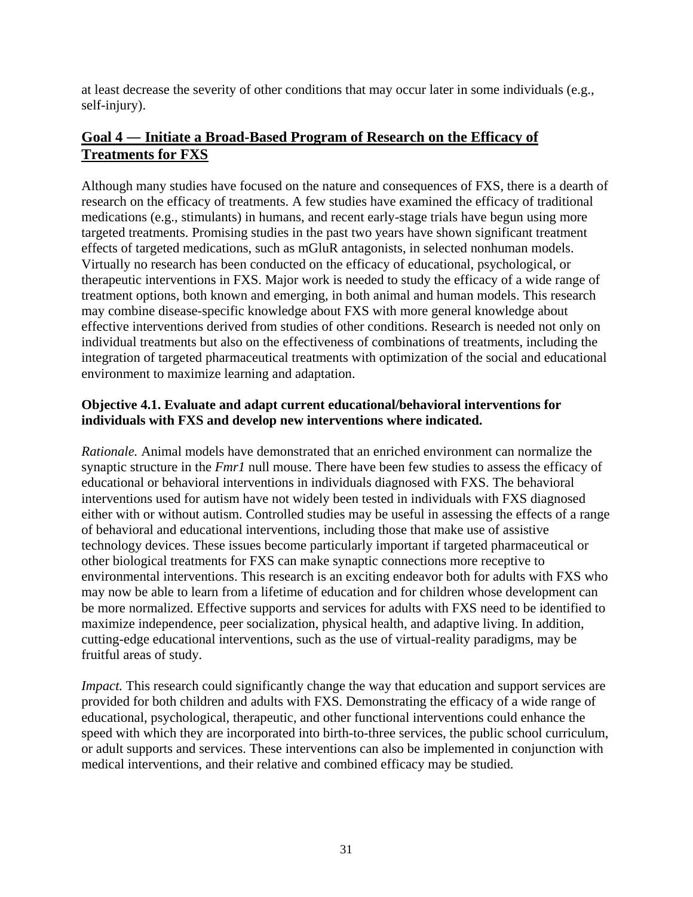at least decrease the severity of other conditions that may occur later in some individuals (e.g., self-injury).

## Goal 4 — Initiate a Broad-Based Program of Research on the Efficacy of Treatments for FXS

Although many studies have focused on the nature and consequences of FXS, there is a dearth of research on the efficacy of treatments. A few studies have examined the efficacy of traditional medications (e.g., stimulants) in humans, and recent early-stage trials have begun using more targeted treatments. Promising studies in the past two years have shown significant treatment effects of targeted medications, such as mGluR antagonists, in selected nonhuman models. Virtually no research has been conducted on the efficacy of educational, psychological, or therapeutic interventions in FXS. Major work is needed to study the efficacy of a wide range of treatment options, both known and emerging, in both animal and human models. This research may combine disease-specific knowledge about FXS with more general knowledge about effective interventions derived from studies of other conditions. Research is needed not only on individual treatments but also on the effectiveness of combinations of treatments, including the integration of targeted pharmaceutical treatments with optimization of the social and educational environment to maximize learning and adaptation.

### Objective 4.1. Evaluate and adapt current educational/behavioral interventions for individuals with FXS and develop new interventions where indicated.

*Rationale.* Animal models have demonstrated that an enriched environment can normalize the synaptic structure in the *Fmr1* null mouse. There have been few studies to assess the efficacy of educational or behavioral interventions in individuals diagnosed with FXS. The behavioral interventions used for autism have not widely been tested in individuals with FXS diagnosed either with or without autism. Controlled studies may be useful in assessing the effects of a range of behavioral and educational interventions, including those that make use of assistive technology devices. These issues become particularly important if targeted pharmaceutical or other biological treatments for FXS can make synaptic connections more receptive to environmental interventions. This research is an exciting endeavor both for adults with FXS who may now be able to learn from a lifetime of education and for children whose development can be more normalized. Effective supports and services for adults with FXS need to be identified to maximize independence, peer socialization, physical health, and adaptive living. In addition, cutting-edge educational interventions, such as the use of virtual-reality paradigms, may be fruitful areas of study.

*Impact.* This research could significantly change the way that education and support services are provided for both children and adults with FXS. Demonstrating the efficacy of a wide range of educational, psychological, therapeutic, and other functional interventions could enhance the speed with which they are incorporated into birth-to-three services, the public school curriculum, or adult supports and services. These interventions can also be implemented in conjunction with medical interventions, and their relative and combined efficacy may be studied.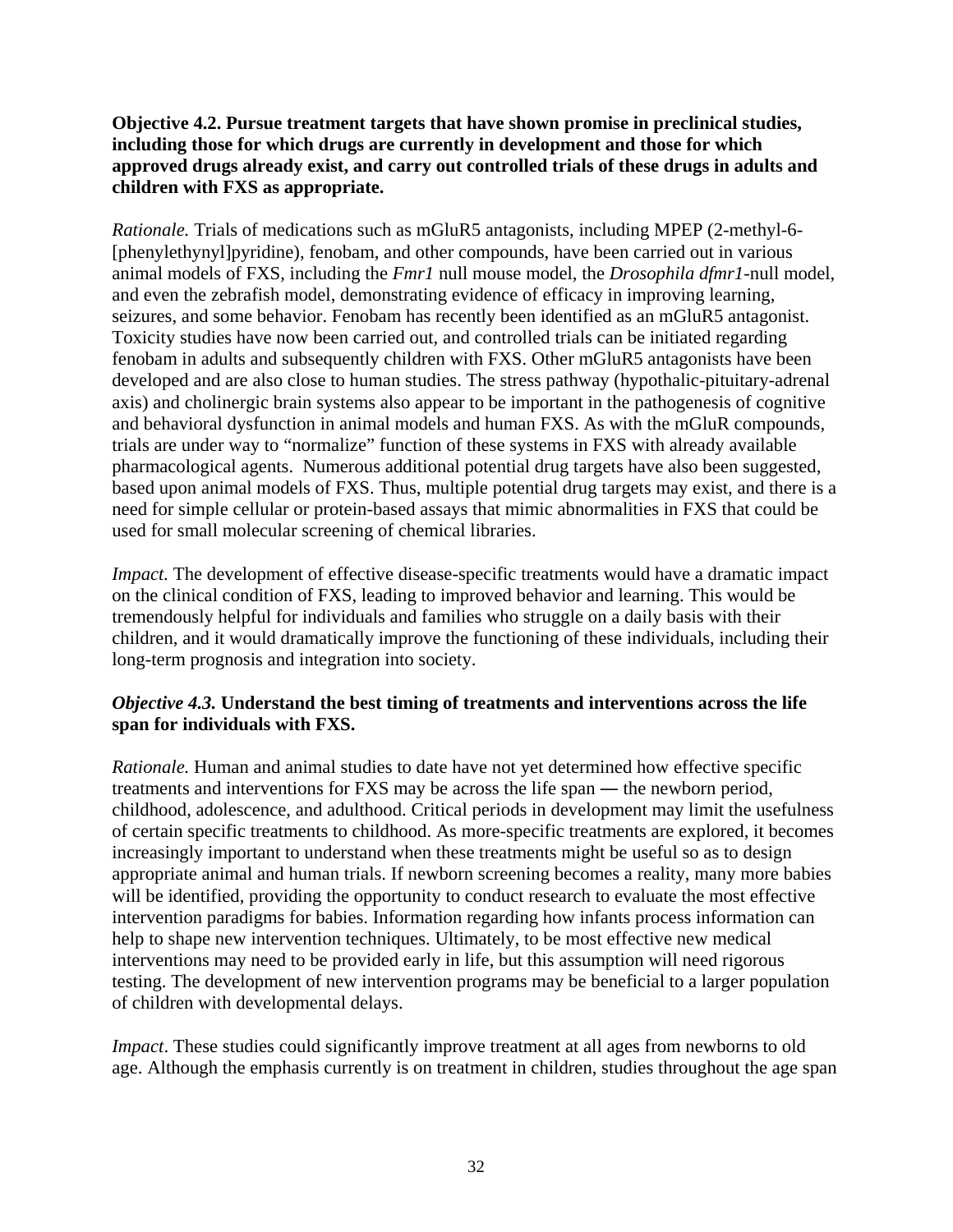**Objective 4.2. Pursue treatment targets that have shown promise in preclinical studies, including those for which drugs are currently in development and those for which approved drugs already exist, and carry out controlled trials of these drugs in adults and children with FXS as appropriate.**

*Rationale.* Trials of medications such as mGluR5 antagonists, including MPEP (2-methyl-6-[phenylethynyl]pyridine), fenobam, and other compounds, have been carried out in various animal models of FXS, including the *Fmr1* null mouse model, the *Drosophila dfmr1*-null model, and even the zebrafish model, demonstrating evidence of efficacy in improving learning, seizures, and some behavior. Fenobam has recently been identified as an mGluR5 antagonist. Toxicity studies have now been carried out, and controlled trials can be initiated regarding fenobam in adults and subsequently children with FXS. Other mGluR5 antagonists have been developed and are also close to human studies. The stress pathway (hypothalic-pituitary-adrenal axis) and cholinergic brain systems also appear to be important in the pathogenesis of cognitive and behavioral dysfunction in animal models and human FXS. As with the mGluR compounds, trials are under way to "normalize" function of these systems in FXS with already available pharmacological agents. Numerous additional potential drug targets have also been suggested, based upon animal models of FXS. Thus, multiple potential drug targets may exist, and there is a need for simple cellular or protein-based assays that mimic abnormalities in FXS that could be used for small molecular screening of chemical libraries.

*Impact.* The development of effective disease-specific treatments would have a dramatic impact on the clinical condition of FXS, leading to improved behavior and learning. This would be tremendously helpful for individuals and families who struggle on a daily basis with their children, and it would dramatically improve the functioning of these individuals, including their long-term prognosis and integration into society.

***Objective 4.3.* Understand the best timing of treatments and interventions across the life span for individuals with FXS.**

*Rationale.* Human and animal studies to date have not yet determined how effective specific treatments and interventions for FXS may be across the life span — the newborn period, childhood, adolescence, and adulthood. Critical periods in development may limit the usefulness of certain specific treatments to childhood. As more-specific treatments are explored, it becomes increasingly important to understand when these treatments might be useful so as to design appropriate animal and human trials. If newborn screening becomes a reality, many more babies will be identified, providing the opportunity to conduct research to evaluate the most effective intervention paradigms for babies. Information regarding how infants process information can help to shape new intervention techniques. Ultimately, to be most effective new medical interventions may need to be provided early in life, but this assumption will need rigorous testing. The development of new intervention programs may be beneficial to a larger population of children with developmental delays.

*Impact*. These studies could significantly improve treatment at all ages from newborns to old age. Although the emphasis currently is on treatment in children, studies throughout the age span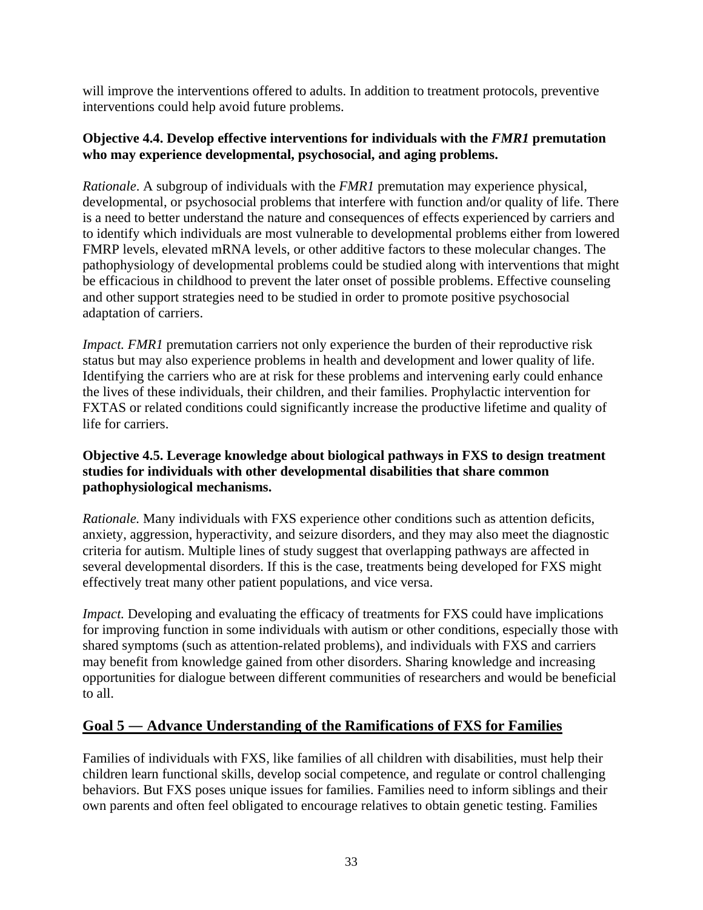will improve the interventions offered to adults. In addition to treatment protocols, preventive interventions could help avoid future problems.

**Objective 4.4. Develop effective interventions for individuals with the *FMR1* premutation who may experience developmental, psychosocial, and aging problems.**

*Rationale*. A subgroup of individuals with the *FMR1* premutation may experience physical, developmental, or psychosocial problems that interfere with function and/or quality of life. There is a need to better understand the nature and consequences of effects experienced by carriers and to identify which individuals are most vulnerable to developmental problems either from lowered FMRP levels, elevated mRNA levels, or other additive factors to these molecular changes. The pathophysiology of developmental problems could be studied along with interventions that might be efficacious in childhood to prevent the later onset of possible problems. Effective counseling and other support strategies need to be studied in order to promote positive psychosocial adaptation of carriers.

*Impact. FMR1* premutation carriers not only experience the burden of their reproductive risk status but may also experience problems in health and development and lower quality of life. Identifying the carriers who are at risk for these problems and intervening early could enhance the lives of these individuals, their children, and their families. Prophylactic intervention for FXTAS or related conditions could significantly increase the productive lifetime and quality of life for carriers.

**Objective 4.5. Leverage knowledge about biological pathways in FXS to design treatment studies for individuals with other developmental disabilities that share common pathophysiological mechanisms.**

*Rationale.* Many individuals with FXS experience other conditions such as attention deficits, anxiety, aggression, hyperactivity, and seizure disorders, and they may also meet the diagnostic criteria for autism. Multiple lines of study suggest that overlapping pathways are affected in several developmental disorders. If this is the case, treatments being developed for FXS might effectively treat many other patient populations, and vice versa.

*Impact.* Developing and evaluating the efficacy of treatments for FXS could have implications for improving function in some individuals with autism or other conditions, especially those with shared symptoms (such as attention-related problems), and individuals with FXS and carriers may benefit from knowledge gained from other disorders. Sharing knowledge and increasing opportunities for dialogue between different communities of researchers and would be beneficial to all.

## Goal 5 — Advance Understanding of the Ramifications of FXS for Families

Families of individuals with FXS, like families of all children with disabilities, must help their children learn functional skills, develop social competence, and regulate or control challenging behaviors. But FXS poses unique issues for families. Families need to inform siblings and their own parents and often feel obligated to encourage relatives to obtain genetic testing. Families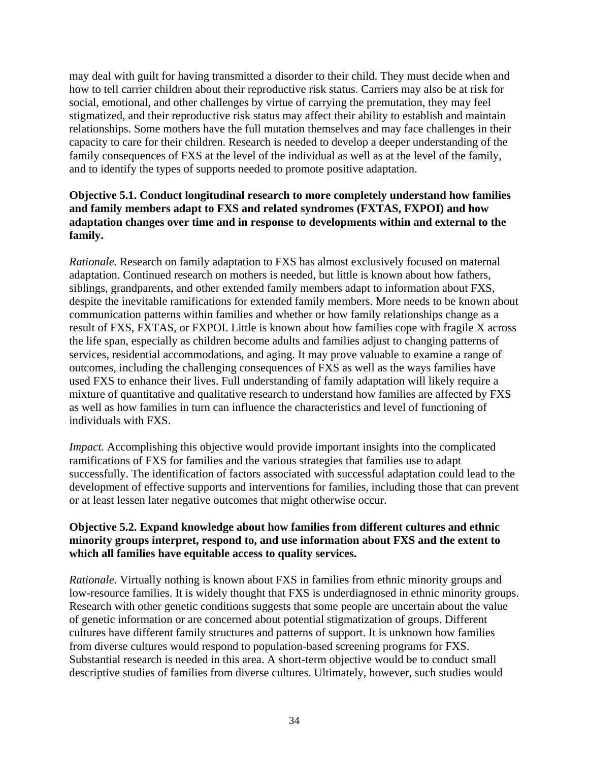may deal with guilt for having transmitted a disorder to their child. They must decide when and how to tell carrier children about their reproductive risk status. Carriers may also be at risk for social, emotional, and other challenges by virtue of carrying the premutation, they may feel stigmatized, and their reproductive risk status may affect their ability to establish and maintain relationships. Some mothers have the full mutation themselves and may face challenges in their capacity to care for their children. Research is needed to develop a deeper understanding of the family consequences of FXS at the level of the individual as well as at the level of the family, and to identify the types of supports needed to promote positive adaptation.

**Objective 5.1. Conduct longitudinal research to more completely understand how families and family members adapt to FXS and related syndromes (FXTAS, FXPOI) and how adaptation changes over time and in response to developments within and external to the family.**

*Rationale.* Research on family adaptation to FXS has almost exclusively focused on maternal adaptation. Continued research on mothers is needed, but little is known about how fathers, siblings, grandparents, and other extended family members adapt to information about FXS, despite the inevitable ramifications for extended family members. More needs to be known about communication patterns within families and whether or how family relationships change as a result of FXS, FXTAS, or FXPOI. Little is known about how families cope with fragile X across the life span, especially as children become adults and families adjust to changing patterns of services, residential accommodations, and aging. It may prove valuable to examine a range of outcomes, including the challenging consequences of FXS as well as the ways families have used FXS to enhance their lives. Full understanding of family adaptation will likely require a mixture of quantitative and qualitative research to understand how families are affected by FXS as well as how families in turn can influence the characteristics and level of functioning of individuals with FXS.

*Impact.* Accomplishing this objective would provide important insights into the complicated ramifications of FXS for families and the various strategies that families use to adapt successfully. The identification of factors associated with successful adaptation could lead to the development of effective supports and interventions for families, including those that can prevent or at least lessen later negative outcomes that might otherwise occur.

**Objective 5.2. Expand knowledge about how families from different cultures and ethnic minority groups interpret, respond to, and use information about FXS and the extent to which all families have equitable access to quality services.**

*Rationale.* Virtually nothing is known about FXS in families from ethnic minority groups and low-resource families. It is widely thought that FXS is underdiagnosed in ethnic minority groups. Research with other genetic conditions suggests that some people are uncertain about the value of genetic information or are concerned about potential stigmatization of groups. Different cultures have different family structures and patterns of support. It is unknown how families from diverse cultures would respond to population-based screening programs for FXS. Substantial research is needed in this area. A short-term objective would be to conduct small descriptive studies of families from diverse cultures. Ultimately, however, such studies would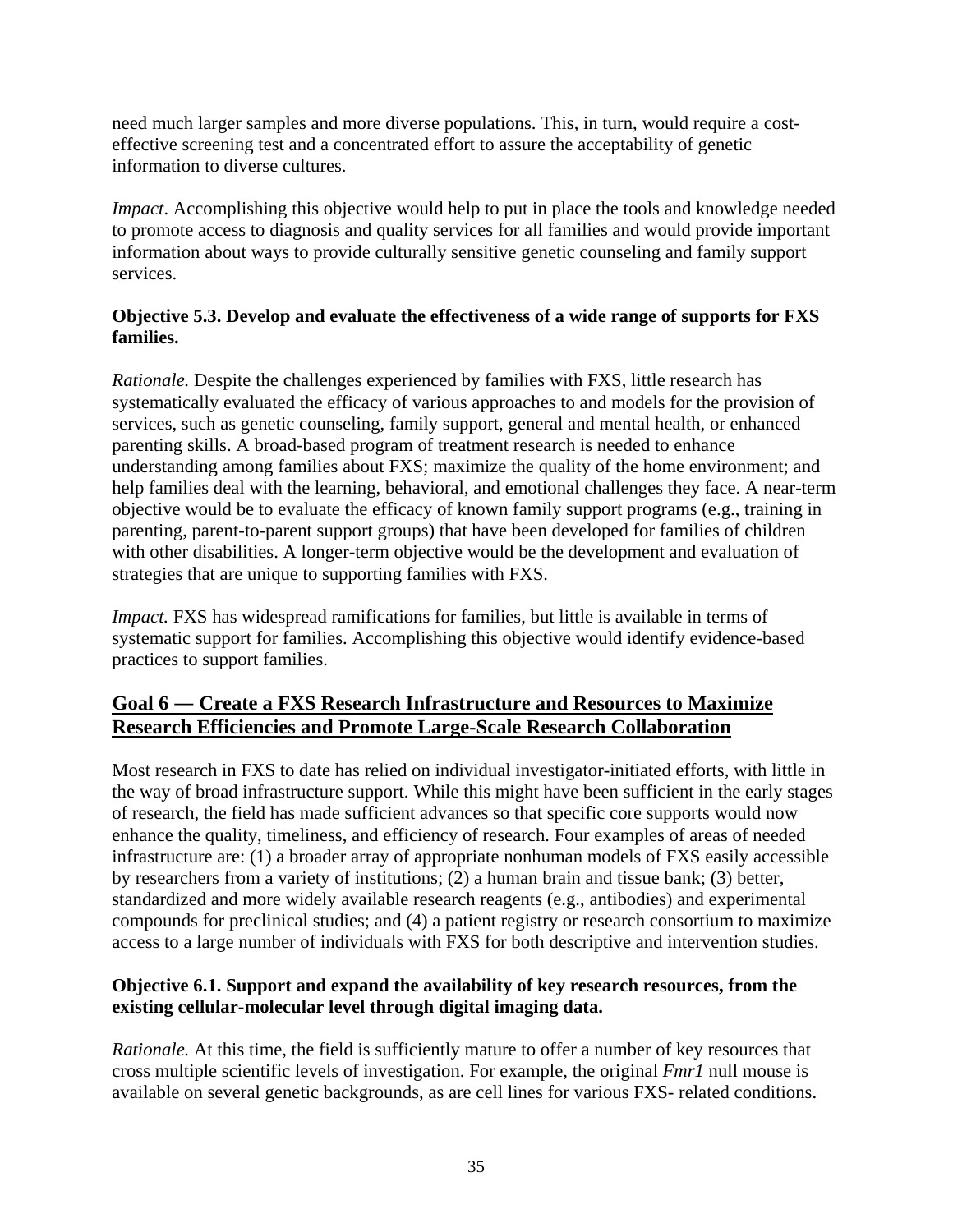need much larger samples and more diverse populations. This, in turn, would require a cost-effective screening test and a concentrated effort to assure the acceptability of genetic information to diverse cultures.

*Impact*. Accomplishing this objective would help to put in place the tools and knowledge needed to promote access to diagnosis and quality services for all families and would provide important information about ways to provide culturally sensitive genetic counseling and family support services.

**Objective 5.3. Develop and evaluate the effectiveness of a wide range of supports for FXS families.**

*Rationale.* Despite the challenges experienced by families with FXS, little research has systematically evaluated the efficacy of various approaches to and models for the provision of services, such as genetic counseling, family support, general and mental health, or enhanced parenting skills. A broad-based program of treatment research is needed to enhance understanding among families about FXS; maximize the quality of the home environment; and help families deal with the learning, behavioral, and emotional challenges they face. A near-term objective would be to evaluate the efficacy of known family support programs (e.g., training in parenting, parent-to-parent support groups) that have been developed for families of children with other disabilities. A longer-term objective would be the development and evaluation of strategies that are unique to supporting families with FXS.

*Impact.* FXS has widespread ramifications for families, but little is available in terms of systematic support for families. Accomplishing this objective would identify evidence-based practices to support families.

## Goal 6 — Create a FXS Research Infrastructure and Resources to Maximize Research Efficiencies and Promote Large-Scale Research Collaboration

Most research in FXS to date has relied on individual investigator-initiated efforts, with little in the way of broad infrastructure support. While this might have been sufficient in the early stages of research, the field has made sufficient advances so that specific core supports would now enhance the quality, timeliness, and efficiency of research. Four examples of areas of needed infrastructure are: (1) a broader array of appropriate nonhuman models of FXS easily accessible by researchers from a variety of institutions; (2) a human brain and tissue bank; (3) better, standardized and more widely available research reagents (e.g., antibodies) and experimental compounds for preclinical studies; and (4) a patient registry or research consortium to maximize access to a large number of individuals with FXS for both descriptive and intervention studies.

**Objective 6.1. Support and expand the availability of key research resources, from the existing cellular-molecular level through digital imaging data.**

*Rationale.* At this time, the field is sufficiently mature to offer a number of key resources that cross multiple scientific levels of investigation. For example, the original *Fmr1* null mouse is available on several genetic backgrounds, as are cell lines for various FXS- related conditions.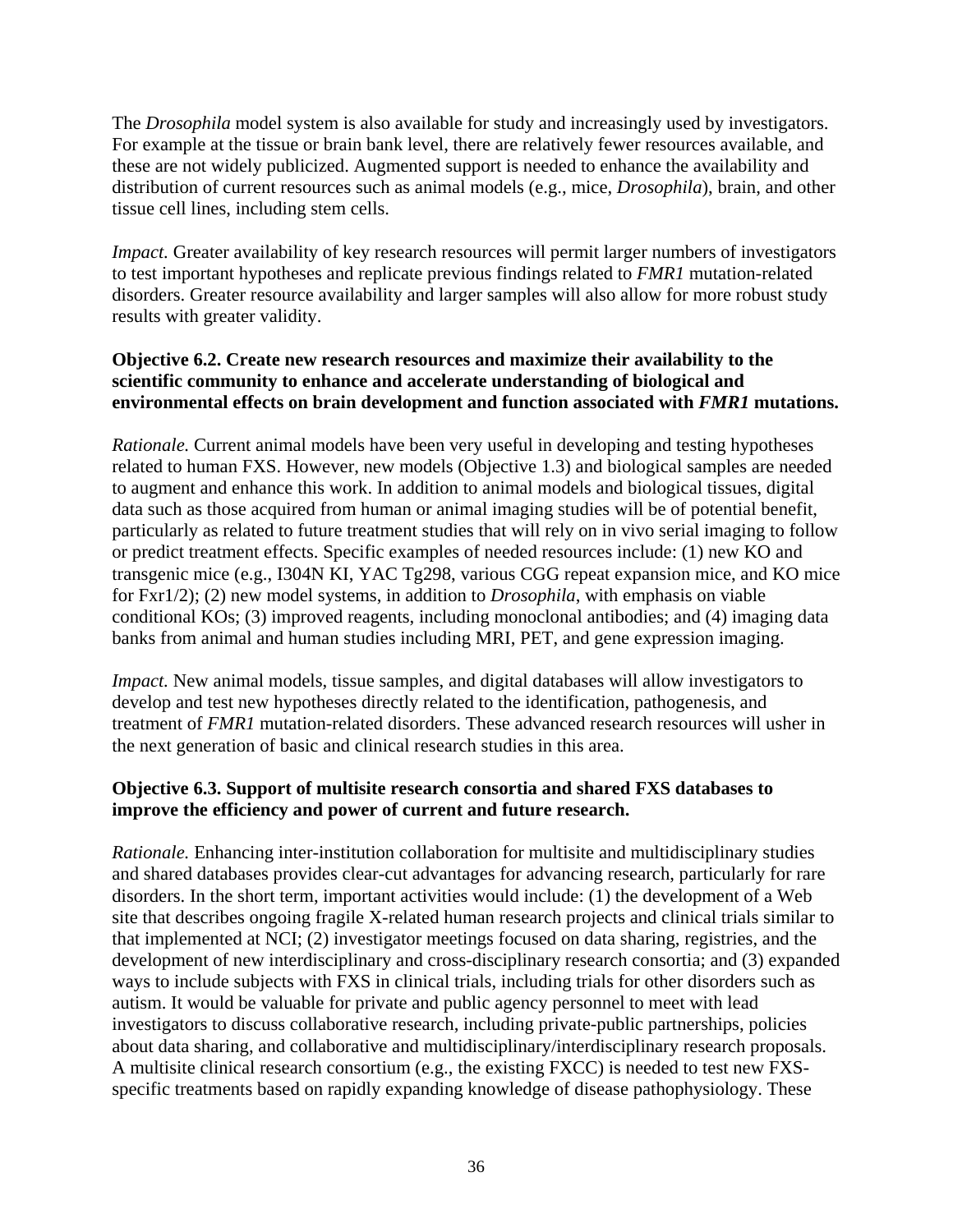The *Drosophila* model system is also available for study and increasingly used by investigators. For example at the tissue or brain bank level, there are relatively fewer resources available, and these are not widely publicized. Augmented support is needed to enhance the availability and distribution of current resources such as animal models (e.g., mice, *Drosophila*), brain, and other tissue cell lines, including stem cells.

*Impact.* Greater availability of key research resources will permit larger numbers of investigators to test important hypotheses and replicate previous findings related to *FMR1* mutation-related disorders. Greater resource availability and larger samples will also allow for more robust study results with greater validity.

**Objective 6.2. Create new research resources and maximize their availability to the scientific community to enhance and accelerate understanding of biological and environmental effects on brain development and function associated with *FMR1* mutations.**

*Rationale.* Current animal models have been very useful in developing and testing hypotheses related to human FXS. However, new models (Objective 1.3) and biological samples are needed to augment and enhance this work. In addition to animal models and biological tissues, digital data such as those acquired from human or animal imaging studies will be of potential benefit, particularly as related to future treatment studies that will rely on in vivo serial imaging to follow or predict treatment effects. Specific examples of needed resources include: (1) new KO and transgenic mice (e.g., I304N KI, YAC Tg298, various CGG repeat expansion mice, and KO mice for Fxr1/2); (2) new model systems, in addition to *Drosophila*, with emphasis on viable conditional KOs; (3) improved reagents, including monoclonal antibodies; and (4) imaging data banks from animal and human studies including MRI, PET, and gene expression imaging.

*Impact.* New animal models, tissue samples, and digital databases will allow investigators to develop and test new hypotheses directly related to the identification, pathogenesis, and treatment of *FMR1* mutation-related disorders. These advanced research resources will usher in the next generation of basic and clinical research studies in this area.

**Objective 6.3. Support of multisite research consortia and shared FXS databases to improve the efficiency and power of current and future research.**

*Rationale.* Enhancing inter-institution collaboration for multisite and multidisciplinary studies and shared databases provides clear-cut advantages for advancing research, particularly for rare disorders. In the short term, important activities would include: (1) the development of a Web site that describes ongoing fragile X-related human research projects and clinical trials similar to that implemented at NCI; (2) investigator meetings focused on data sharing, registries, and the development of new interdisciplinary and cross-disciplinary research consortia; and (3) expanded ways to include subjects with FXS in clinical trials, including trials for other disorders such as autism. It would be valuable for private and public agency personnel to meet with lead investigators to discuss collaborative research, including private-public partnerships, policies about data sharing, and collaborative and multidisciplinary/interdisciplinary research proposals. A multisite clinical research consortium (e.g., the existing FXCC) is needed to test new FXS-specific treatments based on rapidly expanding knowledge of disease pathophysiology. These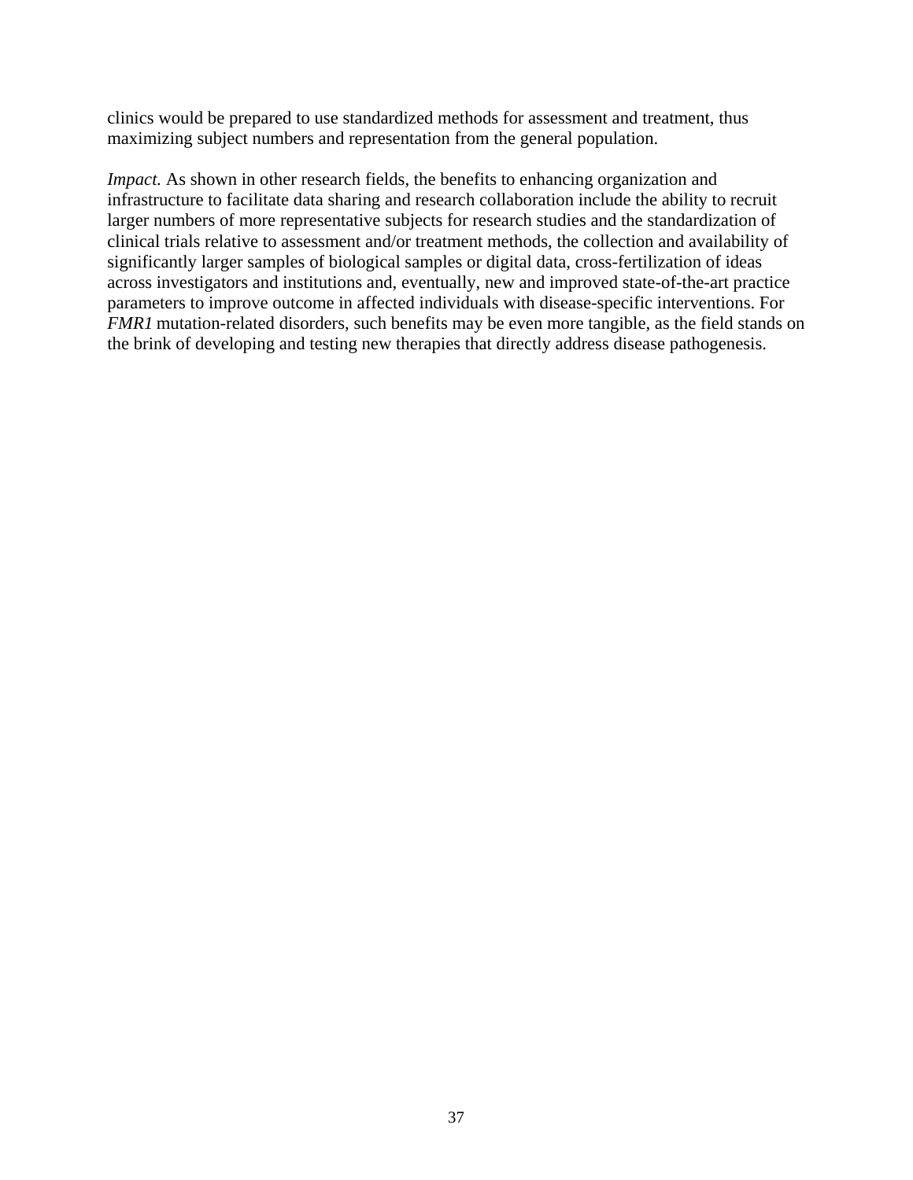clinics would be prepared to use standardized methods for assessment and treatment, thus maximizing subject numbers and representation from the general population.

*Impact.* As shown in other research fields, the benefits to enhancing organization and infrastructure to facilitate data sharing and research collaboration include the ability to recruit larger numbers of more representative subjects for research studies and the standardization of clinical trials relative to assessment and/or treatment methods, the collection and availability of significantly larger samples of biological samples or digital data, cross-fertilization of ideas across investigators and institutions and, eventually, new and improved state-of-the-art practice parameters to improve outcome in affected individuals with disease-specific interventions. For *FMR1* mutation-related disorders, such benefits may be even more tangible, as the field stands on the brink of developing and testing new therapies that directly address disease pathogenesis.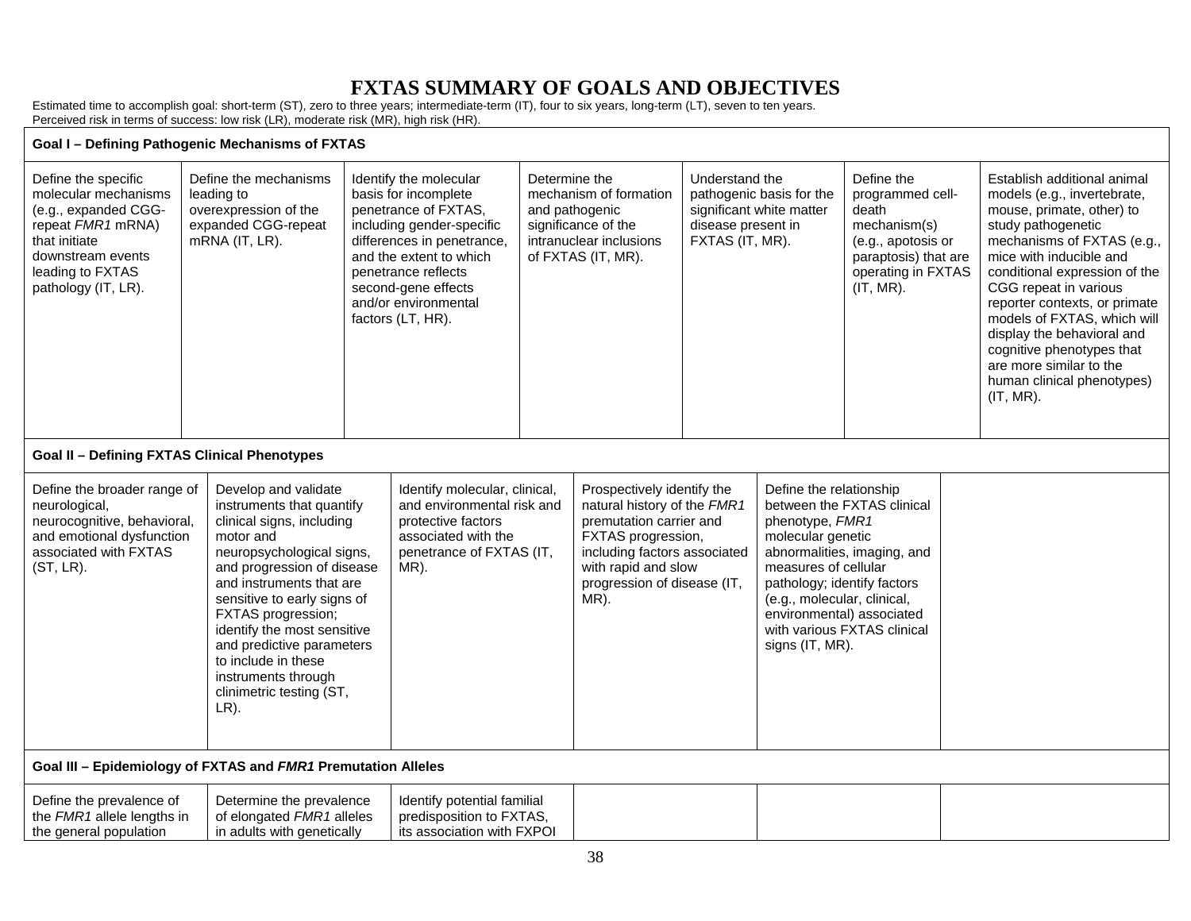# FXTAS SUMMARY OF GOALS AND OBJECTIVES

Estimated time to accomplish goal: short-term (ST), zero to three years; intermediate-term (IT), four to six years, long-term (LT), seven to ten years.
Perceived risk in terms of success: low risk (LR), moderate risk (MR), high risk (HR).

| **Goal I – Defining Pathogenic Mechanisms of FXTAS** | | | | | | |
|---|---|---|---|---|---|---|
| Define the specific molecular mechanisms (e.g., expanded CGG-repeat *FMR1* mRNA) that initiate downstream events leading to FXTAS pathology (IT, LR). | Define the mechanisms leading to overexpression of the expanded CGG-repeat mRNA (IT, LR). | Identify the molecular basis for incomplete penetrance of FXTAS, including gender-specific differences in penetrance, and the extent to which penetrance reflects second-gene effects and/or environmental factors (LT, HR). | Determine the mechanism of formation and pathogenic significance of the intranuclear inclusions of FXTAS (IT, MR). | Understand the pathogenic basis for the significant white matter disease present in FXTAS (IT, MR). | Define the programmed cell-death mechanism(s) (e.g., apoptosis or paraptosis) that are operating in FXTAS (IT, MR). | Establish additional animal models (e.g., invertebrate, mouse, primate, other) to study pathogenetic mechanisms of FXTAS (e.g., mice with inducible and conditional expression of the CGG repeat in various reporter contexts, or primate models of FXTAS, which will display the behavioral and cognitive phenotypes that are more similar to the human clinical phenotypes) (IT, MR). |

| **Goal II – Defining FXTAS Clinical Phenotypes** | | | | | |
|---|---|---|---|---|---|
| Define the broader range of neurological, neurocognitive, behavioral, and emotional dysfunction associated with FXTAS (ST, LR). | Develop and validate instruments that quantify clinical signs, including motor and neuropsychological signs, and progression of disease and instruments that are sensitive to early signs of FXTAS progression; identify the most sensitive and predictive parameters to include in these instruments through clinimetric testing (ST, LR). | Identify molecular, clinical, and environmental risk and protective factors associated with the penetrance of FXTAS (IT, MR). | Prospectively identify the natural history of the *FMR1* premutation carrier and FXTAS progression, including factors associated with rapid and slow progression of disease (IT, MR). | Define the relationship between the FXTAS clinical phenotype, *FMR1* molecular genetic abnormalities, imaging, and measures of cellular pathology; identify factors (e.g., molecular, clinical, environmental) associated with various FXTAS clinical signs (IT, MR). | |

| **Goal III – Epidemiology of FXTAS and *FMR1* Premutation Alleles** | | | | | |
|---|---|---|---|---|---|
| Define the prevalence of the *FMR1* allele lengths in the general population | Determine the prevalence of elongated *FMR1* alleles in adults with genetically | Identify potential familial predisposition to FXTAS, its association with FXPOI | | | |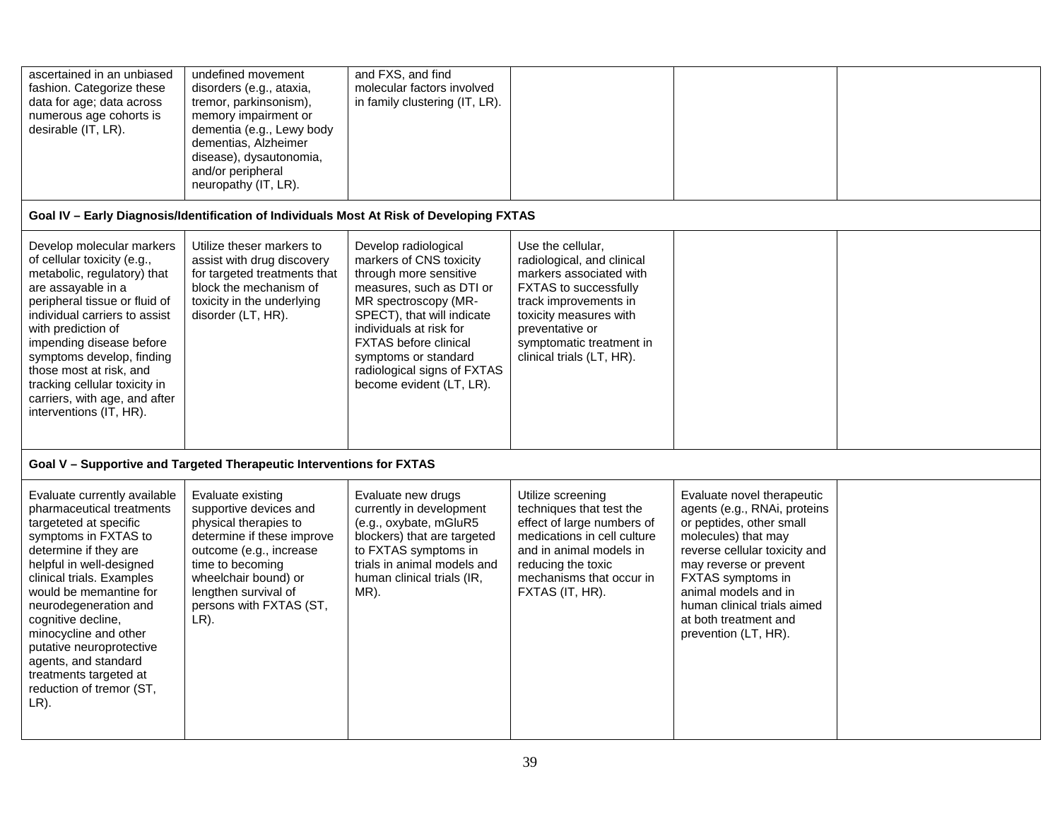| | | | | | |
|---|---|---|---|---|---|
| ascertained in an unbiased fashion. Categorize these data for age; data across numerous age cohorts is desirable (IT, LR). | undefined movement disorders (e.g., ataxia, tremor, parkinsonism), memory impairment or dementia (e.g., Lewy body dementias, Alzheimer disease), dysautonomia, and/or peripheral neuropathy (IT, LR). | and FXS, and find molecular factors involved in family clustering (IT, LR). | | | |
| **Goal IV – Early Diagnosis/Identification of Individuals Most At Risk of Developing FXTAS** | | | | | |
| Develop molecular markers of cellular toxicity (e.g., metabolic, regulatory) that are assayable in a peripheral tissue or fluid of individual carriers to assist with prediction of impending disease before symptoms develop, finding those most at risk, and tracking cellular toxicity in carriers, with age, and after interventions (IT, HR). | Utilize theser markers to assist with drug discovery for targeted treatments that block the mechanism of toxicity in the underlying disorder (LT, HR). | Develop radiological markers of CNS toxicity through more sensitive measures, such as DTI or MR spectroscopy (MR-SPECT), that will indicate individuals at risk for FXTAS before clinical symptoms or standard radiological signs of FXTAS become evident (LT, LR). | Use the cellular, radiological, and clinical markers associated with FXTAS to successfully track improvements in toxicity measures with preventative or symptomatic treatment in clinical trials (LT, HR). | | |
| **Goal V – Supportive and Targeted Therapeutic Interventions for FXTAS** | | | | | |
| Evaluate currently available pharmaceutical treatments targeteted at specific symptoms in FXTAS to determine if they are helpful in well-designed clinical trials. Examples would be memantine for neurodegeneration and cognitive decline, minocycline and other putative neuroprotective agents, and standard treatments targeted at reduction of tremor (ST, LR). | Evaluate existing supportive devices and physical therapies to determine if these improve outcome (e.g., increase time to becoming wheelchair bound) or lengthen survival of persons with FXTAS (ST, LR). | Evaluate new drugs currently in development (e.g., oxybate, mGluR5 blockers) that are targeted to FXTAS symptoms in trials in animal models and human clinical trials (IR, MR). | Utilize screening techniques that test the effect of large numbers of medications in cell culture and in animal models in reducing the toxic mechanisms that occur in FXTAS (IT, HR). | Evaluate novel therapeutic agents (e.g., RNAi, proteins or peptides, other small molecules) that may reverse cellular toxicity and may reverse or prevent FXTAS symptoms in animal models and in human clinical trials aimed at both treatment and prevention (LT, HR). | |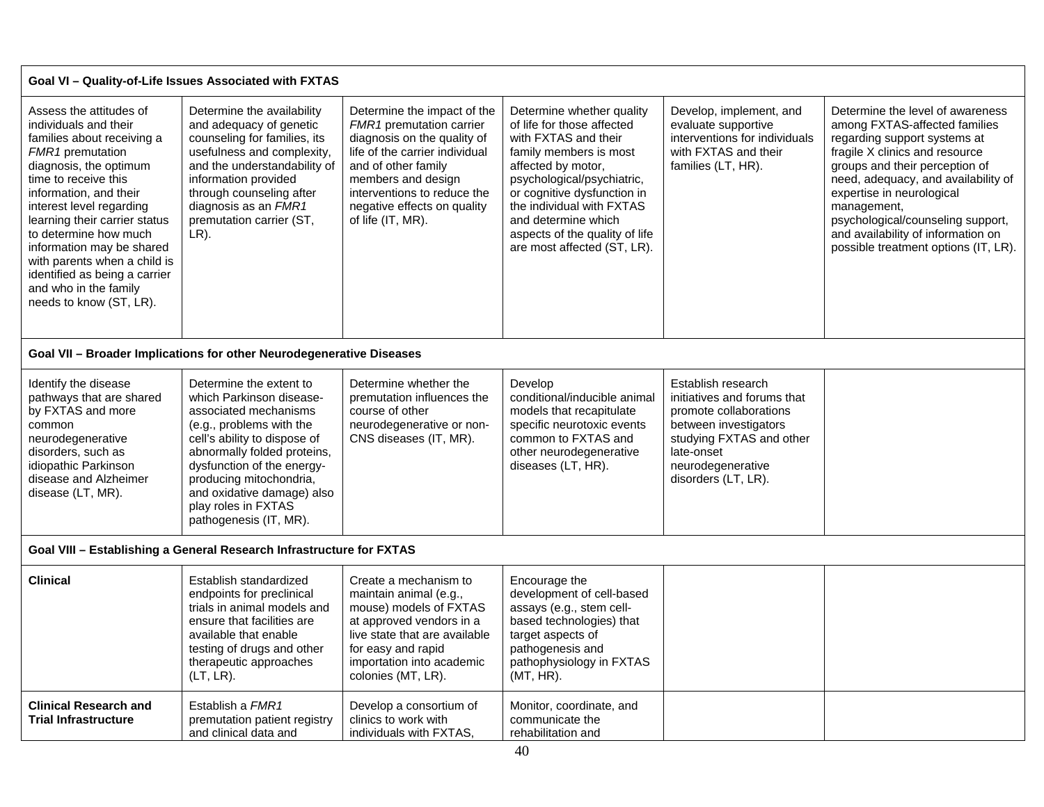| | | | | | |
|---|---|---|---|---|---|
| **Goal VI – Quality-of-Life Issues Associated with FXTAS** | | | | | |
| Assess the attitudes of individuals and their families about receiving a *FMR1* premutation diagnosis, the optimum time to receive this information, and their interest level regarding learning their carrier status to determine how much information may be shared with parents when a child is identified as being a carrier and who in the family needs to know (ST, LR). | Determine the availability and adequacy of genetic counseling for families, its usefulness and complexity, and the understandability of information provided through counseling after diagnosis as an *FMR1* premutation carrier (ST, LR). | Determine the impact of the *FMR1* premutation carrier diagnosis on the quality of life of the carrier individual and of other family members and design interventions to reduce the negative effects on quality of life (IT, MR). | Determine whether quality of life for those affected with FXTAS and their family members is most affected by motor, psychological/psychiatric, or cognitive dysfunction in the individual with FXTAS and determine which aspects of the quality of life are most affected (ST, LR). | Develop, implement, and evaluate supportive interventions for individuals with FXTAS and their families (LT, HR). | Determine the level of awareness among FXTAS-affected families regarding support systems at fragile X clinics and resource groups and their perception of need, adequacy, and availability of expertise in neurological management, psychological/counseling support, and availability of information on possible treatment options (IT, LR). |
| **Goal VII – Broader Implications for other Neurodegenerative Diseases** | | | | | |
| Identify the disease pathways that are shared by FXTAS and more common neurodegenerative disorders, such as idiopathic Parkinson disease and Alzheimer disease (LT, MR). | Determine the extent to which Parkinson disease-associated mechanisms (e.g., problems with the cell's ability to dispose of abnormally folded proteins, dysfunction of the energy-producing mitochondria, and oxidative damage) also play roles in FXTAS pathogenesis (IT, MR). | Determine whether the premutation influences the course of other neurodegenerative or non-CNS diseases (IT, MR). | Develop conditional/inducible animal models that recapitulate specific neurotoxic events common to FXTAS and other neurodegenerative diseases (LT, HR). | Establish research initiatives and forums that promote collaborations between investigators studying FXTAS and other late-onset neurodegenerative disorders (LT, LR). | |
| **Goal VIII – Establishing a General Research Infrastructure for FXTAS** | | | | | |
| **Clinical** | Establish standardized endpoints for preclinical trials in animal models and ensure that facilities are available that enable testing of drugs and other therapeutic approaches (LT, LR). | Create a mechanism to maintain animal (e.g., mouse) models of FXTAS at approved vendors in a live state that are available for easy and rapid importation into academic colonies (MT, LR). | Encourage the development of cell-based assays (e.g., stem cell-based technologies) that target aspects of pathogenesis and pathophysiology in FXTAS (MT, HR). | | |
| **Clinical Research and Trial Infrastructure** | Establish a *FMR1* premutation patient registry and clinical data and | Develop a consortium of clinics to work with individuals with FXTAS, | Monitor, coordinate, and communicate the rehabilitation and | | |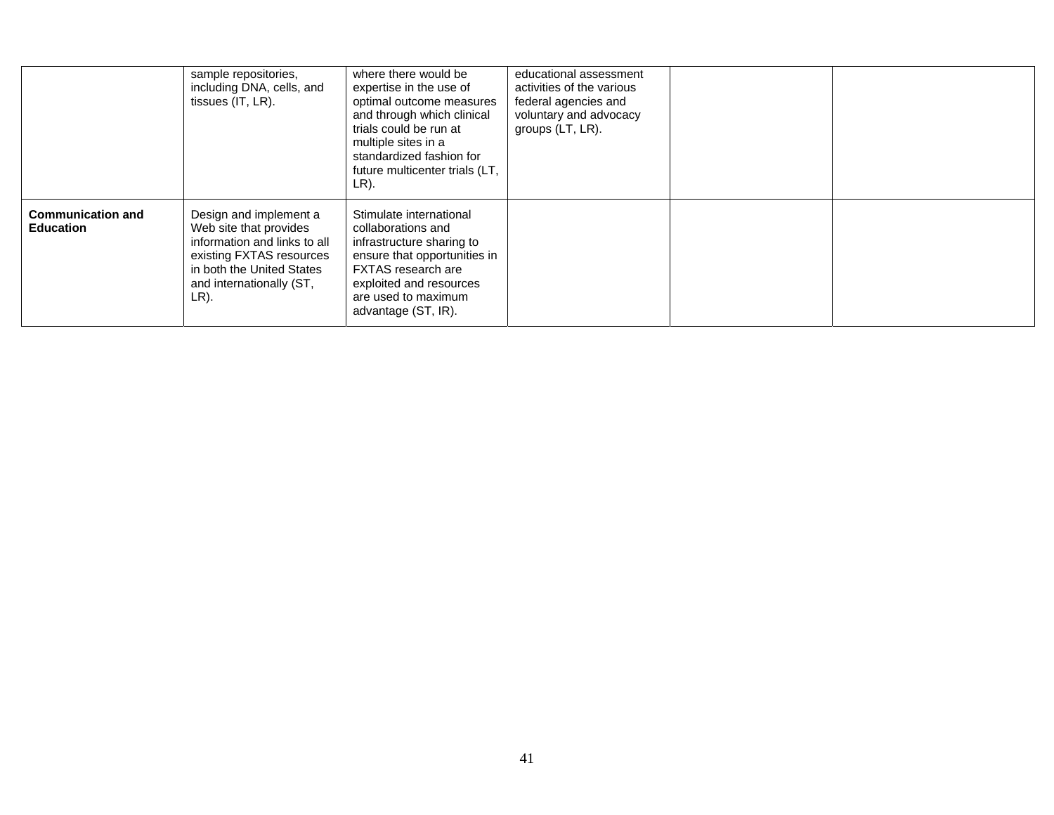| | | | | | |
|---|---|---|---|---|---|
| | sample repositories, including DNA, cells, and tissues (IT, LR). | where there would be expertise in the use of optimal outcome measures and through which clinical trials could be run at multiple sites in a standardized fashion for future multicenter trials (LT, LR). | educational assessment activities of the various federal agencies and voluntary and advocacy groups (LT, LR). | | |
| **Communication and Education** | Design and implement a Web site that provides information and links to all existing FXTAS resources in both the United States and internationally (ST, LR). | Stimulate international collaborations and infrastructure sharing to ensure that opportunities in FXTAS research are exploited and resources are used to maximum advantage (ST, IR). | | | |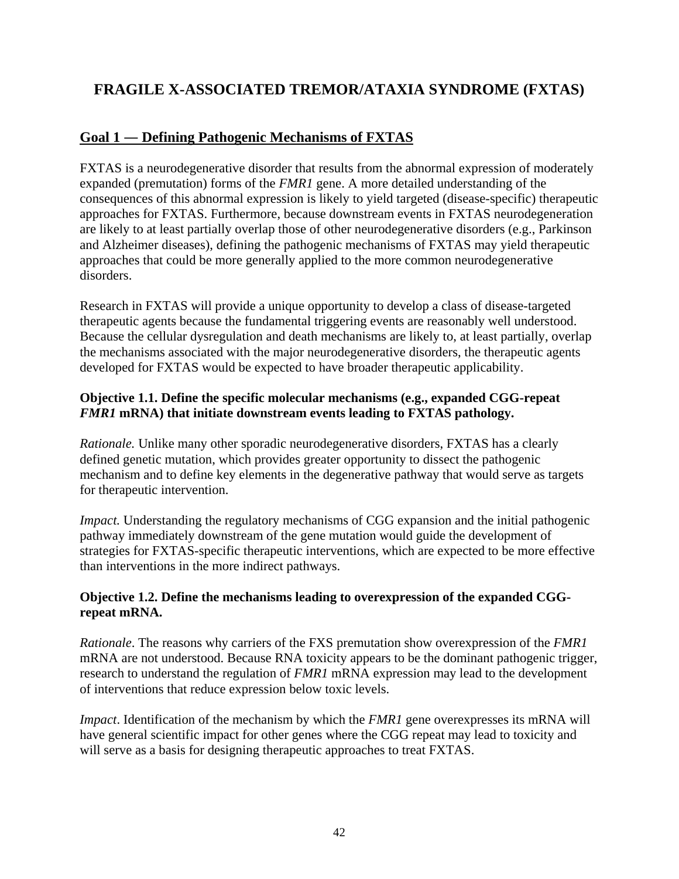# FRAGILE X-ASSOCIATED TREMOR/ATAXIA SYNDROME (FXTAS)

## Goal 1 — Defining Pathogenic Mechanisms of FXTAS

FXTAS is a neurodegenerative disorder that results from the abnormal expression of moderately expanded (premutation) forms of the *FMR1* gene. A more detailed understanding of the consequences of this abnormal expression is likely to yield targeted (disease-specific) therapeutic approaches for FXTAS. Furthermore, because downstream events in FXTAS neurodegeneration are likely to at least partially overlap those of other neurodegenerative disorders (e.g., Parkinson and Alzheimer diseases), defining the pathogenic mechanisms of FXTAS may yield therapeutic approaches that could be more generally applied to the more common neurodegenerative disorders.

Research in FXTAS will provide a unique opportunity to develop a class of disease-targeted therapeutic agents because the fundamental triggering events are reasonably well understood. Because the cellular dysregulation and death mechanisms are likely to, at least partially, overlap the mechanisms associated with the major neurodegenerative disorders, the therapeutic agents developed for FXTAS would be expected to have broader therapeutic applicability.

### Objective 1.1. Define the specific molecular mechanisms (e.g., expanded CGG-repeat *FMR1* mRNA) that initiate downstream events leading to FXTAS pathology.

*Rationale.* Unlike many other sporadic neurodegenerative disorders, FXTAS has a clearly defined genetic mutation, which provides greater opportunity to dissect the pathogenic mechanism and to define key elements in the degenerative pathway that would serve as targets for therapeutic intervention.

*Impact.* Understanding the regulatory mechanisms of CGG expansion and the initial pathogenic pathway immediately downstream of the gene mutation would guide the development of strategies for FXTAS-specific therapeutic interventions, which are expected to be more effective than interventions in the more indirect pathways.

### Objective 1.2. Define the mechanisms leading to overexpression of the expanded CGG-repeat mRNA.

*Rationale*. The reasons why carriers of the FXS premutation show overexpression of the *FMR1* mRNA are not understood. Because RNA toxicity appears to be the dominant pathogenic trigger, research to understand the regulation of *FMR1* mRNA expression may lead to the development of interventions that reduce expression below toxic levels.

*Impact*. Identification of the mechanism by which the *FMR1* gene overexpresses its mRNA will have general scientific impact for other genes where the CGG repeat may lead to toxicity and will serve as a basis for designing therapeutic approaches to treat FXTAS.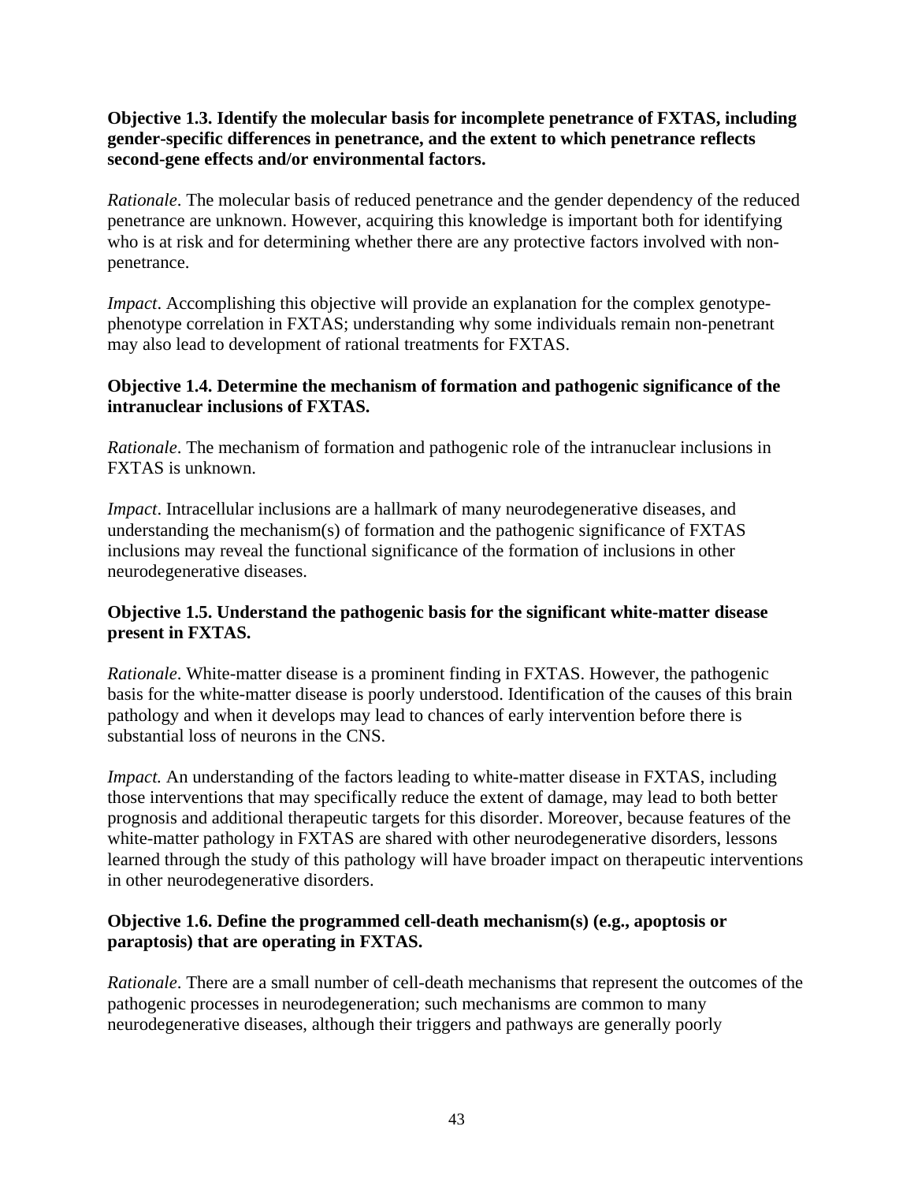**Objective 1.3. Identify the molecular basis for incomplete penetrance of FXTAS, including gender-specific differences in penetrance, and the extent to which penetrance reflects second-gene effects and/or environmental factors.**

*Rationale*. The molecular basis of reduced penetrance and the gender dependency of the reduced penetrance are unknown. However, acquiring this knowledge is important both for identifying who is at risk and for determining whether there are any protective factors involved with non-penetrance.

*Impact*. Accomplishing this objective will provide an explanation for the complex genotype-phenotype correlation in FXTAS; understanding why some individuals remain non-penetrant may also lead to development of rational treatments for FXTAS.

**Objective 1.4. Determine the mechanism of formation and pathogenic significance of the intranuclear inclusions of FXTAS.**

*Rationale*. The mechanism of formation and pathogenic role of the intranuclear inclusions in FXTAS is unknown.

*Impact*. Intracellular inclusions are a hallmark of many neurodegenerative diseases, and understanding the mechanism(s) of formation and the pathogenic significance of FXTAS inclusions may reveal the functional significance of the formation of inclusions in other neurodegenerative diseases.

**Objective 1.5. Understand the pathogenic basis for the significant white-matter disease present in FXTAS.**

*Rationale*. White-matter disease is a prominent finding in FXTAS. However, the pathogenic basis for the white-matter disease is poorly understood. Identification of the causes of this brain pathology and when it develops may lead to chances of early intervention before there is substantial loss of neurons in the CNS.

*Impact.* An understanding of the factors leading to white-matter disease in FXTAS, including those interventions that may specifically reduce the extent of damage, may lead to both better prognosis and additional therapeutic targets for this disorder. Moreover, because features of the white-matter pathology in FXTAS are shared with other neurodegenerative disorders, lessons learned through the study of this pathology will have broader impact on therapeutic interventions in other neurodegenerative disorders.

**Objective 1.6. Define the programmed cell-death mechanism(s) (e.g., apoptosis or paraptosis) that are operating in FXTAS.**

*Rationale*. There are a small number of cell-death mechanisms that represent the outcomes of the pathogenic processes in neurodegeneration; such mechanisms are common to many neurodegenerative diseases, although their triggers and pathways are generally poorly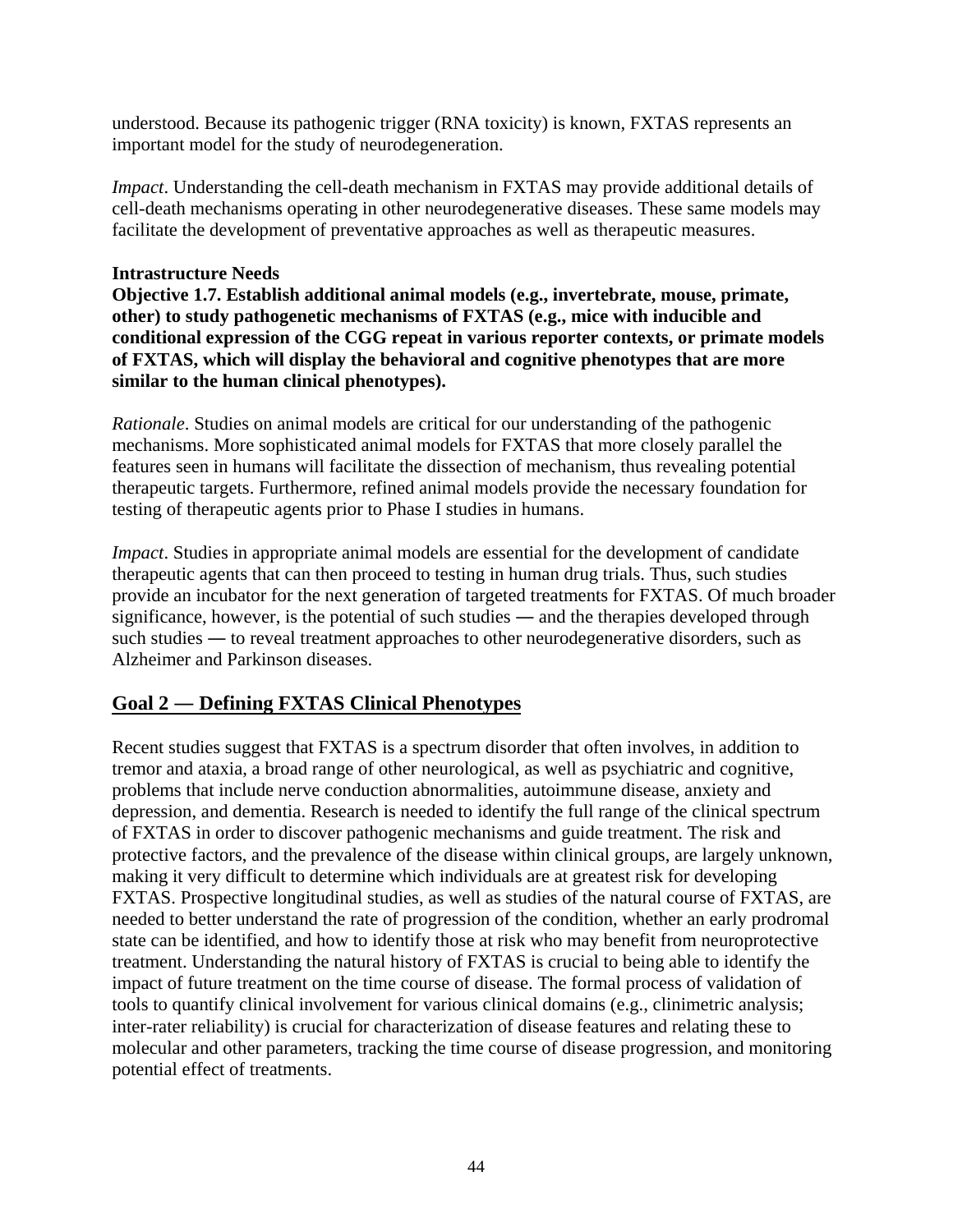understood. Because its pathogenic trigger (RNA toxicity) is known, FXTAS represents an important model for the study of neurodegeneration.

*Impact*. Understanding the cell-death mechanism in FXTAS may provide additional details of cell-death mechanisms operating in other neurodegenerative diseases. These same models may facilitate the development of preventative approaches as well as therapeutic measures.

**Intrastructure Needs**

**Objective 1.7. Establish additional animal models (e.g., invertebrate, mouse, primate, other) to study pathogenetic mechanisms of FXTAS (e.g., mice with inducible and conditional expression of the CGG repeat in various reporter contexts, or primate models of FXTAS, which will display the behavioral and cognitive phenotypes that are more similar to the human clinical phenotypes).**

*Rationale*. Studies on animal models are critical for our understanding of the pathogenic mechanisms. More sophisticated animal models for FXTAS that more closely parallel the features seen in humans will facilitate the dissection of mechanism, thus revealing potential therapeutic targets. Furthermore, refined animal models provide the necessary foundation for testing of therapeutic agents prior to Phase I studies in humans.

*Impact*. Studies in appropriate animal models are essential for the development of candidate therapeutic agents that can then proceed to testing in human drug trials. Thus, such studies provide an incubator for the next generation of targeted treatments for FXTAS. Of much broader significance, however, is the potential of such studies — and the therapies developed through such studies — to reveal treatment approaches to other neurodegenerative disorders, such as Alzheimer and Parkinson diseases.

## Goal 2 — Defining FXTAS Clinical Phenotypes

Recent studies suggest that FXTAS is a spectrum disorder that often involves, in addition to tremor and ataxia, a broad range of other neurological, as well as psychiatric and cognitive, problems that include nerve conduction abnormalities, autoimmune disease, anxiety and depression, and dementia. Research is needed to identify the full range of the clinical spectrum of FXTAS in order to discover pathogenic mechanisms and guide treatment. The risk and protective factors, and the prevalence of the disease within clinical groups, are largely unknown, making it very difficult to determine which individuals are at greatest risk for developing FXTAS. Prospective longitudinal studies, as well as studies of the natural course of FXTAS, are needed to better understand the rate of progression of the condition, whether an early prodromal state can be identified, and how to identify those at risk who may benefit from neuroprotective treatment. Understanding the natural history of FXTAS is crucial to being able to identify the impact of future treatment on the time course of disease. The formal process of validation of tools to quantify clinical involvement for various clinical domains (e.g., clinimetric analysis; inter-rater reliability) is crucial for characterization of disease features and relating these to molecular and other parameters, tracking the time course of disease progression, and monitoring potential effect of treatments.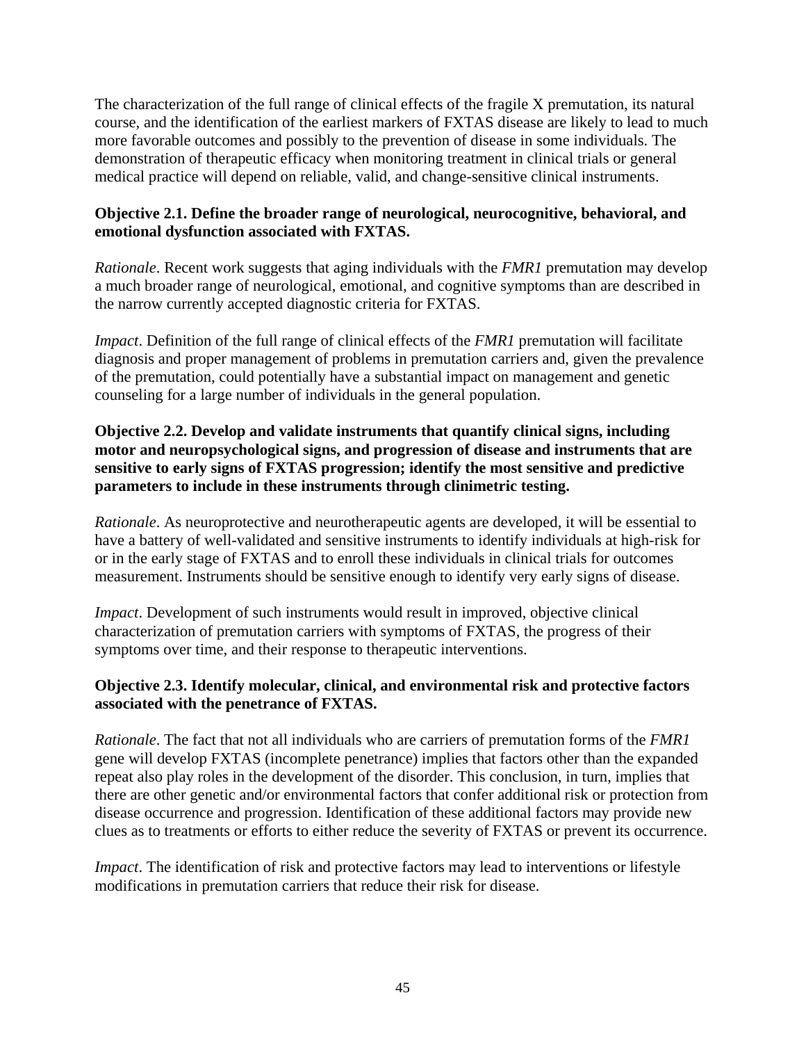The characterization of the full range of clinical effects of the fragile X premutation, its natural course, and the identification of the earliest markers of FXTAS disease are likely to lead to much more favorable outcomes and possibly to the prevention of disease in some individuals. The demonstration of therapeutic efficacy when monitoring treatment in clinical trials or general medical practice will depend on reliable, valid, and change-sensitive clinical instruments.

**Objective 2.1. Define the broader range of neurological, neurocognitive, behavioral, and emotional dysfunction associated with FXTAS.**

*Rationale*. Recent work suggests that aging individuals with the *FMR1* premutation may develop a much broader range of neurological, emotional, and cognitive symptoms than are described in the narrow currently accepted diagnostic criteria for FXTAS.

*Impact*. Definition of the full range of clinical effects of the *FMR1* premutation will facilitate diagnosis and proper management of problems in premutation carriers and, given the prevalence of the premutation, could potentially have a substantial impact on management and genetic counseling for a large number of individuals in the general population.

**Objective 2.2. Develop and validate instruments that quantify clinical signs, including motor and neuropsychological signs, and progression of disease and instruments that are sensitive to early signs of FXTAS progression; identify the most sensitive and predictive parameters to include in these instruments through clinimetric testing.**

*Rationale*. As neuroprotective and neurotherapeutic agents are developed, it will be essential to have a battery of well-validated and sensitive instruments to identify individuals at high-risk for or in the early stage of FXTAS and to enroll these individuals in clinical trials for outcomes measurement. Instruments should be sensitive enough to identify very early signs of disease.

*Impact*. Development of such instruments would result in improved, objective clinical characterization of premutation carriers with symptoms of FXTAS, the progress of their symptoms over time, and their response to therapeutic interventions.

**Objective 2.3. Identify molecular, clinical, and environmental risk and protective factors associated with the penetrance of FXTAS.**

*Rationale*. The fact that not all individuals who are carriers of premutation forms of the *FMR1* gene will develop FXTAS (incomplete penetrance) implies that factors other than the expanded repeat also play roles in the development of the disorder. This conclusion, in turn, implies that there are other genetic and/or environmental factors that confer additional risk or protection from disease occurrence and progression. Identification of these additional factors may provide new clues as to treatments or efforts to either reduce the severity of FXTAS or prevent its occurrence.

*Impact*. The identification of risk and protective factors may lead to interventions or lifestyle modifications in premutation carriers that reduce their risk for disease.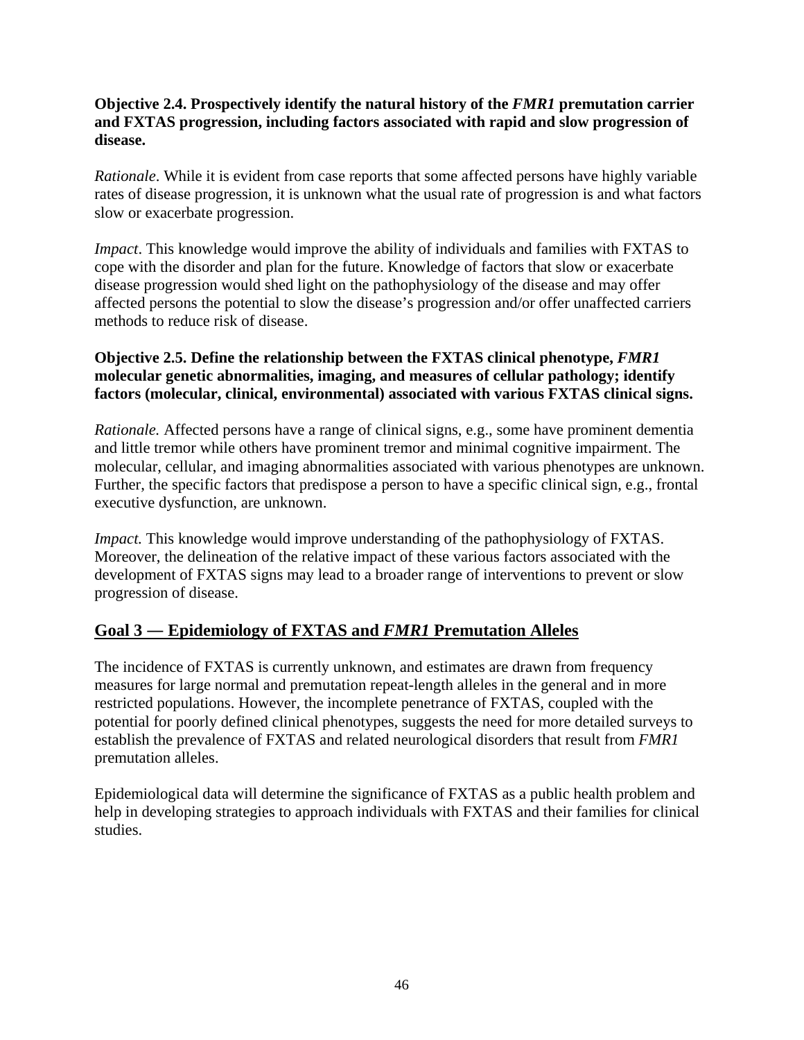**Objective 2.4. Prospectively identify the natural history of the *FMR1* premutation carrier and FXTAS progression, including factors associated with rapid and slow progression of disease.**

*Rationale*. While it is evident from case reports that some affected persons have highly variable rates of disease progression, it is unknown what the usual rate of progression is and what factors slow or exacerbate progression.

*Impact*. This knowledge would improve the ability of individuals and families with FXTAS to cope with the disorder and plan for the future. Knowledge of factors that slow or exacerbate disease progression would shed light on the pathophysiology of the disease and may offer affected persons the potential to slow the disease's progression and/or offer unaffected carriers methods to reduce risk of disease.

**Objective 2.5. Define the relationship between the FXTAS clinical phenotype, *FMR1* molecular genetic abnormalities, imaging, and measures of cellular pathology; identify factors (molecular, clinical, environmental) associated with various FXTAS clinical signs.**

*Rationale.* Affected persons have a range of clinical signs, e.g., some have prominent dementia and little tremor while others have prominent tremor and minimal cognitive impairment. The molecular, cellular, and imaging abnormalities associated with various phenotypes are unknown. Further, the specific factors that predispose a person to have a specific clinical sign, e.g., frontal executive dysfunction, are unknown.

*Impact.* This knowledge would improve understanding of the pathophysiology of FXTAS. Moreover, the delineation of the relative impact of these various factors associated with the development of FXTAS signs may lead to a broader range of interventions to prevent or slow progression of disease.

## Goal 3 — Epidemiology of FXTAS and *FMR1* Premutation Alleles

The incidence of FXTAS is currently unknown, and estimates are drawn from frequency measures for large normal and premutation repeat-length alleles in the general and in more restricted populations. However, the incomplete penetrance of FXTAS, coupled with the potential for poorly defined clinical phenotypes, suggests the need for more detailed surveys to establish the prevalence of FXTAS and related neurological disorders that result from *FMR1* premutation alleles.

Epidemiological data will determine the significance of FXTAS as a public health problem and help in developing strategies to approach individuals with FXTAS and their families for clinical studies.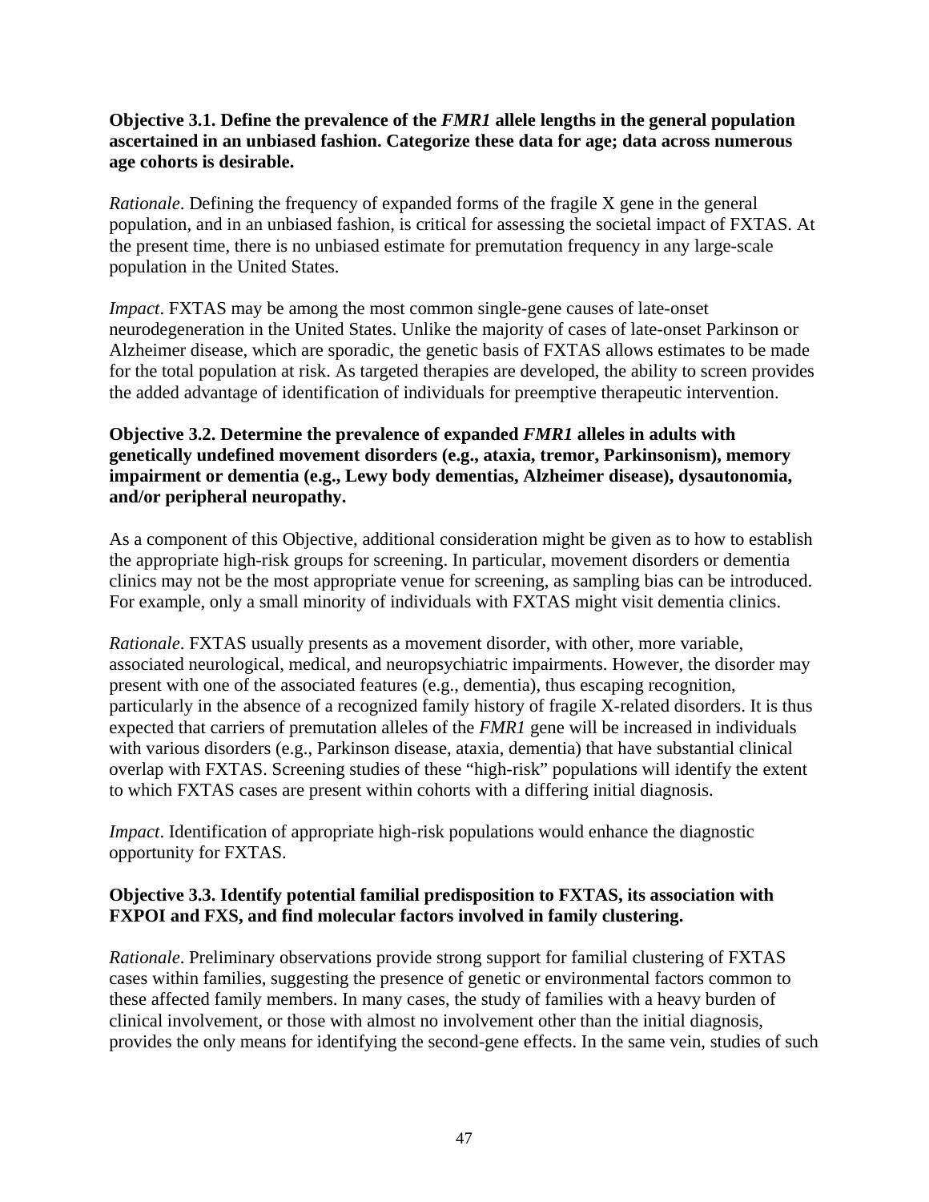**Objective 3.1. Define the prevalence of the *FMR1* allele lengths in the general population ascertained in an unbiased fashion. Categorize these data for age; data across numerous age cohorts is desirable.**

*Rationale*. Defining the frequency of expanded forms of the fragile X gene in the general population, and in an unbiased fashion, is critical for assessing the societal impact of FXTAS. At the present time, there is no unbiased estimate for premutation frequency in any large-scale population in the United States.

*Impact*. FXTAS may be among the most common single-gene causes of late-onset neurodegeneration in the United States. Unlike the majority of cases of late-onset Parkinson or Alzheimer disease, which are sporadic, the genetic basis of FXTAS allows estimates to be made for the total population at risk. As targeted therapies are developed, the ability to screen provides the added advantage of identification of individuals for preemptive therapeutic intervention.

**Objective 3.2. Determine the prevalence of expanded *FMR1* alleles in adults with genetically undefined movement disorders (e.g., ataxia, tremor, Parkinsonism), memory impairment or dementia (e.g., Lewy body dementias, Alzheimer disease), dysautonomia, and/or peripheral neuropathy.**

As a component of this Objective, additional consideration might be given as to how to establish the appropriate high-risk groups for screening. In particular, movement disorders or dementia clinics may not be the most appropriate venue for screening, as sampling bias can be introduced. For example, only a small minority of individuals with FXTAS might visit dementia clinics.

*Rationale*. FXTAS usually presents as a movement disorder, with other, more variable, associated neurological, medical, and neuropsychiatric impairments. However, the disorder may present with one of the associated features (e.g., dementia), thus escaping recognition, particularly in the absence of a recognized family history of fragile X-related disorders. It is thus expected that carriers of premutation alleles of the *FMR1* gene will be increased in individuals with various disorders (e.g., Parkinson disease, ataxia, dementia) that have substantial clinical overlap with FXTAS. Screening studies of these "high-risk" populations will identify the extent to which FXTAS cases are present within cohorts with a differing initial diagnosis.

*Impact*. Identification of appropriate high-risk populations would enhance the diagnostic opportunity for FXTAS.

**Objective 3.3. Identify potential familial predisposition to FXTAS, its association with FXPOI and FXS, and find molecular factors involved in family clustering.**

*Rationale*. Preliminary observations provide strong support for familial clustering of FXTAS cases within families, suggesting the presence of genetic or environmental factors common to these affected family members. In many cases, the study of families with a heavy burden of clinical involvement, or those with almost no involvement other than the initial diagnosis, provides the only means for identifying the second-gene effects. In the same vein, studies of such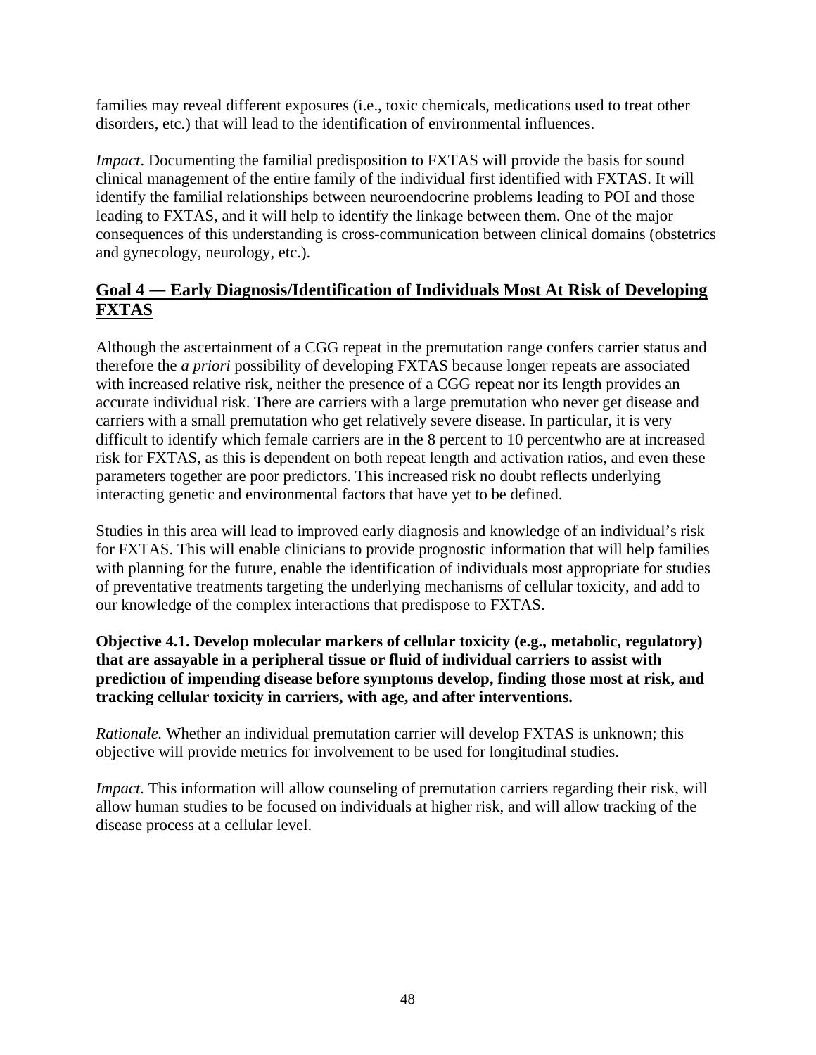families may reveal different exposures (i.e., toxic chemicals, medications used to treat other disorders, etc.) that will lead to the identification of environmental influences.

*Impact*. Documenting the familial predisposition to FXTAS will provide the basis for sound clinical management of the entire family of the individual first identified with FXTAS. It will identify the familial relationships between neuroendocrine problems leading to POI and those leading to FXTAS, and it will help to identify the linkage between them. One of the major consequences of this understanding is cross-communication between clinical domains (obstetrics and gynecology, neurology, etc.).

## Goal 4 — Early Diagnosis/Identification of Individuals Most At Risk of Developing FXTAS

Although the ascertainment of a CGG repeat in the premutation range confers carrier status and therefore the *a priori* possibility of developing FXTAS because longer repeats are associated with increased relative risk, neither the presence of a CGG repeat nor its length provides an accurate individual risk. There are carriers with a large premutation who never get disease and carriers with a small premutation who get relatively severe disease. In particular, it is very difficult to identify which female carriers are in the 8 percent to 10 percentwho are at increased risk for FXTAS, as this is dependent on both repeat length and activation ratios, and even these parameters together are poor predictors. This increased risk no doubt reflects underlying interacting genetic and environmental factors that have yet to be defined.

Studies in this area will lead to improved early diagnosis and knowledge of an individual's risk for FXTAS. This will enable clinicians to provide prognostic information that will help families with planning for the future, enable the identification of individuals most appropriate for studies of preventative treatments targeting the underlying mechanisms of cellular toxicity, and add to our knowledge of the complex interactions that predispose to FXTAS.

**Objective 4.1. Develop molecular markers of cellular toxicity (e.g., metabolic, regulatory) that are assayable in a peripheral tissue or fluid of individual carriers to assist with prediction of impending disease before symptoms develop, finding those most at risk, and tracking cellular toxicity in carriers, with age, and after interventions.**

*Rationale.* Whether an individual premutation carrier will develop FXTAS is unknown; this objective will provide metrics for involvement to be used for longitudinal studies.

*Impact.* This information will allow counseling of premutation carriers regarding their risk, will allow human studies to be focused on individuals at higher risk, and will allow tracking of the disease process at a cellular level.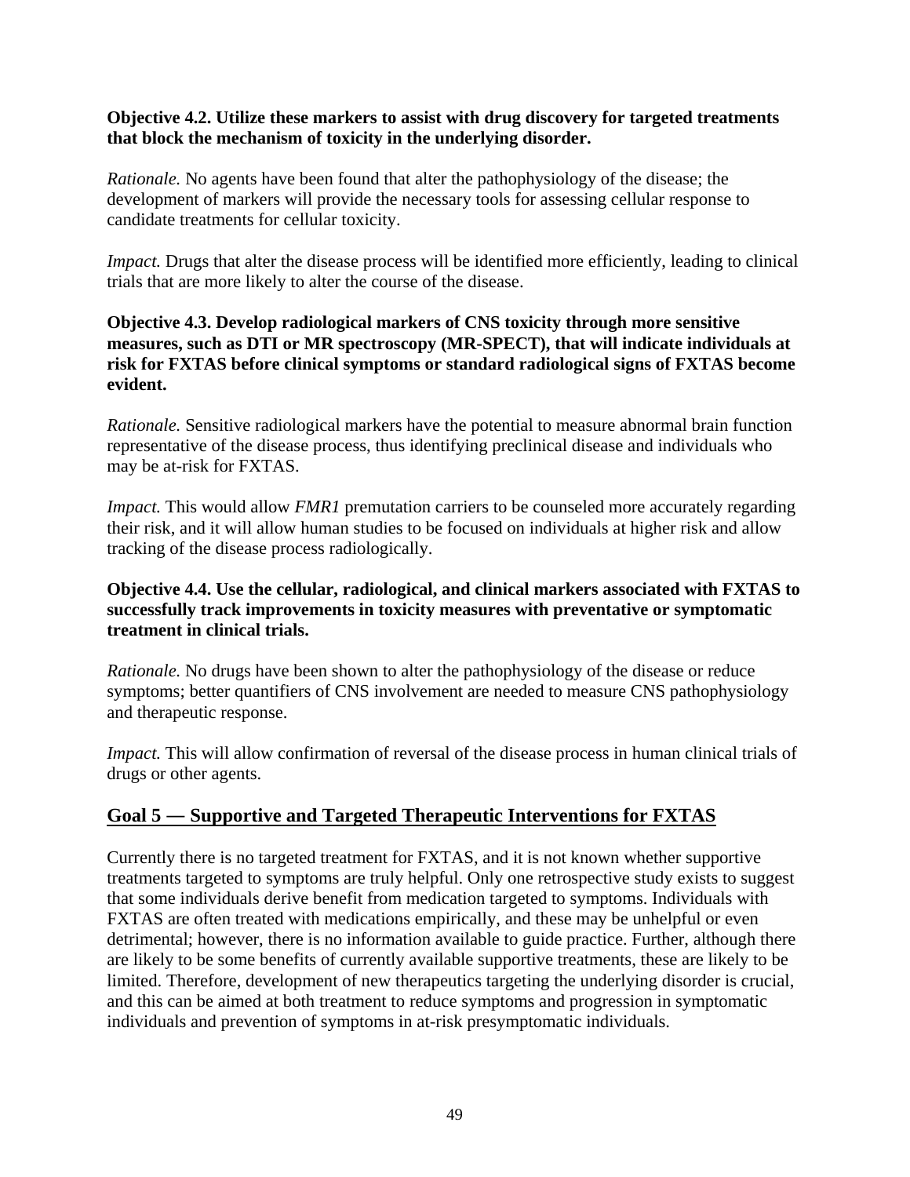**Objective 4.2. Utilize these markers to assist with drug discovery for targeted treatments that block the mechanism of toxicity in the underlying disorder.**

*Rationale.* No agents have been found that alter the pathophysiology of the disease; the development of markers will provide the necessary tools for assessing cellular response to candidate treatments for cellular toxicity.

*Impact.* Drugs that alter the disease process will be identified more efficiently, leading to clinical trials that are more likely to alter the course of the disease.

**Objective 4.3. Develop radiological markers of CNS toxicity through more sensitive measures, such as DTI or MR spectroscopy (MR-SPECT), that will indicate individuals at risk for FXTAS before clinical symptoms or standard radiological signs of FXTAS become evident.**

*Rationale.* Sensitive radiological markers have the potential to measure abnormal brain function representative of the disease process, thus identifying preclinical disease and individuals who may be at-risk for FXTAS.

*Impact.* This would allow *FMR1* premutation carriers to be counseled more accurately regarding their risk, and it will allow human studies to be focused on individuals at higher risk and allow tracking of the disease process radiologically.

**Objective 4.4. Use the cellular, radiological, and clinical markers associated with FXTAS to successfully track improvements in toxicity measures with preventative or symptomatic treatment in clinical trials.**

*Rationale.* No drugs have been shown to alter the pathophysiology of the disease or reduce symptoms; better quantifiers of CNS involvement are needed to measure CNS pathophysiology and therapeutic response.

*Impact.* This will allow confirmation of reversal of the disease process in human clinical trials of drugs or other agents.

## Goal 5 — Supportive and Targeted Therapeutic Interventions for FXTAS

Currently there is no targeted treatment for FXTAS, and it is not known whether supportive treatments targeted to symptoms are truly helpful. Only one retrospective study exists to suggest that some individuals derive benefit from medication targeted to symptoms. Individuals with FXTAS are often treated with medications empirically, and these may be unhelpful or even detrimental; however, there is no information available to guide practice. Further, although there are likely to be some benefits of currently available supportive treatments, these are likely to be limited. Therefore, development of new therapeutics targeting the underlying disorder is crucial, and this can be aimed at both treatment to reduce symptoms and progression in symptomatic individuals and prevention of symptoms in at-risk presymptomatic individuals.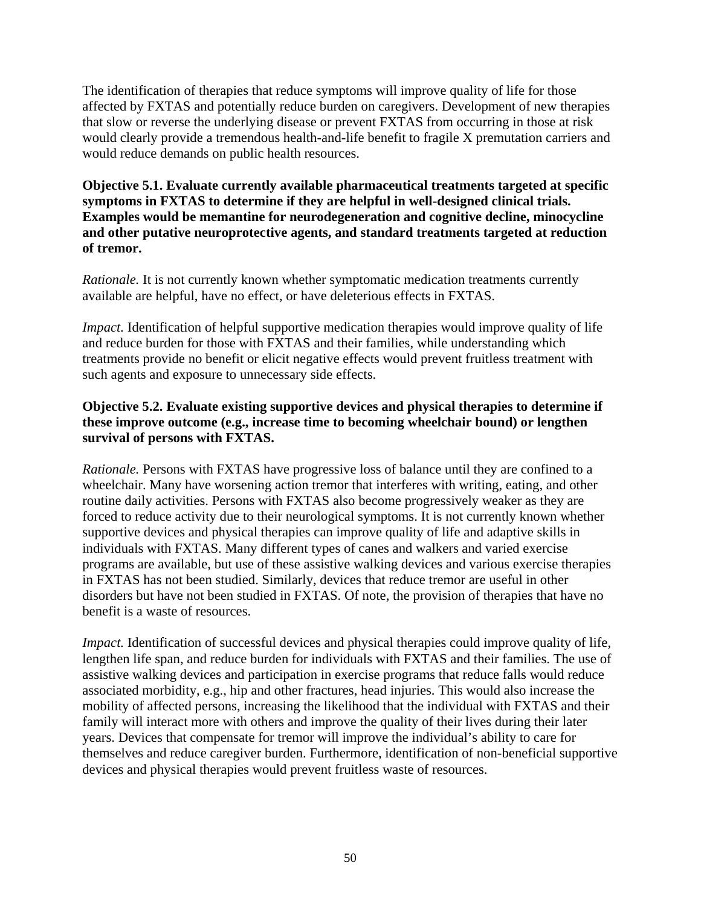The identification of therapies that reduce symptoms will improve quality of life for those affected by FXTAS and potentially reduce burden on caregivers. Development of new therapies that slow or reverse the underlying disease or prevent FXTAS from occurring in those at risk would clearly provide a tremendous health-and-life benefit to fragile X premutation carriers and would reduce demands on public health resources.

**Objective 5.1. Evaluate currently available pharmaceutical treatments targeted at specific symptoms in FXTAS to determine if they are helpful in well-designed clinical trials. Examples would be memantine for neurodegeneration and cognitive decline, minocycline and other putative neuroprotective agents, and standard treatments targeted at reduction of tremor.**

*Rationale.* It is not currently known whether symptomatic medication treatments currently available are helpful, have no effect, or have deleterious effects in FXTAS.

*Impact.* Identification of helpful supportive medication therapies would improve quality of life and reduce burden for those with FXTAS and their families, while understanding which treatments provide no benefit or elicit negative effects would prevent fruitless treatment with such agents and exposure to unnecessary side effects.

**Objective 5.2. Evaluate existing supportive devices and physical therapies to determine if these improve outcome (e.g., increase time to becoming wheelchair bound) or lengthen survival of persons with FXTAS.**

*Rationale.* Persons with FXTAS have progressive loss of balance until they are confined to a wheelchair. Many have worsening action tremor that interferes with writing, eating, and other routine daily activities. Persons with FXTAS also become progressively weaker as they are forced to reduce activity due to their neurological symptoms. It is not currently known whether supportive devices and physical therapies can improve quality of life and adaptive skills in individuals with FXTAS. Many different types of canes and walkers and varied exercise programs are available, but use of these assistive walking devices and various exercise therapies in FXTAS has not been studied. Similarly, devices that reduce tremor are useful in other disorders but have not been studied in FXTAS. Of note, the provision of therapies that have no benefit is a waste of resources.

*Impact.* Identification of successful devices and physical therapies could improve quality of life, lengthen life span, and reduce burden for individuals with FXTAS and their families. The use of assistive walking devices and participation in exercise programs that reduce falls would reduce associated morbidity, e.g., hip and other fractures, head injuries. This would also increase the mobility of affected persons, increasing the likelihood that the individual with FXTAS and their family will interact more with others and improve the quality of their lives during their later years. Devices that compensate for tremor will improve the individual's ability to care for themselves and reduce caregiver burden. Furthermore, identification of non-beneficial supportive devices and physical therapies would prevent fruitless waste of resources.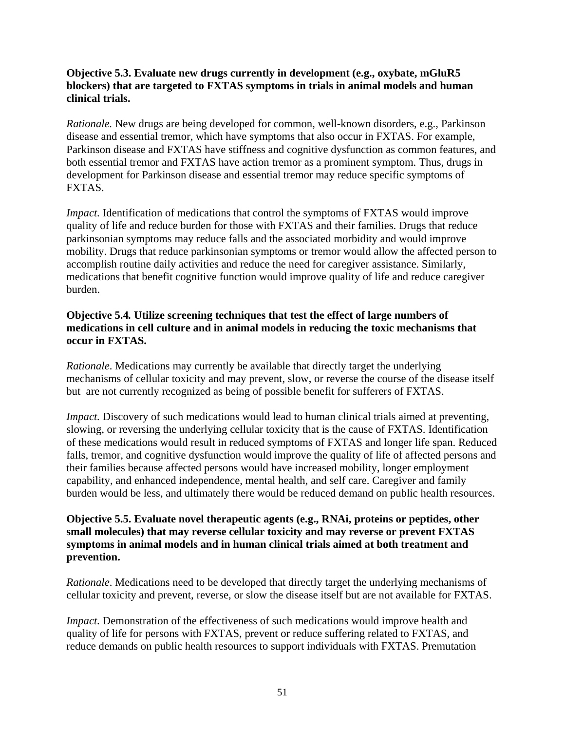**Objective 5.3. Evaluate new drugs currently in development (e.g., oxybate, mGluR5 blockers) that are targeted to FXTAS symptoms in trials in animal models and human clinical trials.**

*Rationale.* New drugs are being developed for common, well-known disorders, e.g., Parkinson disease and essential tremor, which have symptoms that also occur in FXTAS. For example, Parkinson disease and FXTAS have stiffness and cognitive dysfunction as common features, and both essential tremor and FXTAS have action tremor as a prominent symptom. Thus, drugs in development for Parkinson disease and essential tremor may reduce specific symptoms of FXTAS.

*Impact.* Identification of medications that control the symptoms of FXTAS would improve quality of life and reduce burden for those with FXTAS and their families. Drugs that reduce parkinsonian symptoms may reduce falls and the associated morbidity and would improve mobility. Drugs that reduce parkinsonian symptoms or tremor would allow the affected person to accomplish routine daily activities and reduce the need for caregiver assistance. Similarly, medications that benefit cognitive function would improve quality of life and reduce caregiver burden.

**Objective 5.4. Utilize screening techniques that test the effect of large numbers of medications in cell culture and in animal models in reducing the toxic mechanisms that occur in FXTAS.**

*Rationale*. Medications may currently be available that directly target the underlying mechanisms of cellular toxicity and may prevent, slow, or reverse the course of the disease itself but are not currently recognized as being of possible benefit for sufferers of FXTAS.

*Impact.* Discovery of such medications would lead to human clinical trials aimed at preventing, slowing, or reversing the underlying cellular toxicity that is the cause of FXTAS. Identification of these medications would result in reduced symptoms of FXTAS and longer life span. Reduced falls, tremor, and cognitive dysfunction would improve the quality of life of affected persons and their families because affected persons would have increased mobility, longer employment capability, and enhanced independence, mental health, and self care. Caregiver and family burden would be less, and ultimately there would be reduced demand on public health resources.

**Objective 5.5. Evaluate novel therapeutic agents (e.g., RNAi, proteins or peptides, other small molecules) that may reverse cellular toxicity and may reverse or prevent FXTAS symptoms in animal models and in human clinical trials aimed at both treatment and prevention.**

*Rationale*. Medications need to be developed that directly target the underlying mechanisms of cellular toxicity and prevent, reverse, or slow the disease itself but are not available for FXTAS.

*Impact.* Demonstration of the effectiveness of such medications would improve health and quality of life for persons with FXTAS, prevent or reduce suffering related to FXTAS, and reduce demands on public health resources to support individuals with FXTAS. Premutation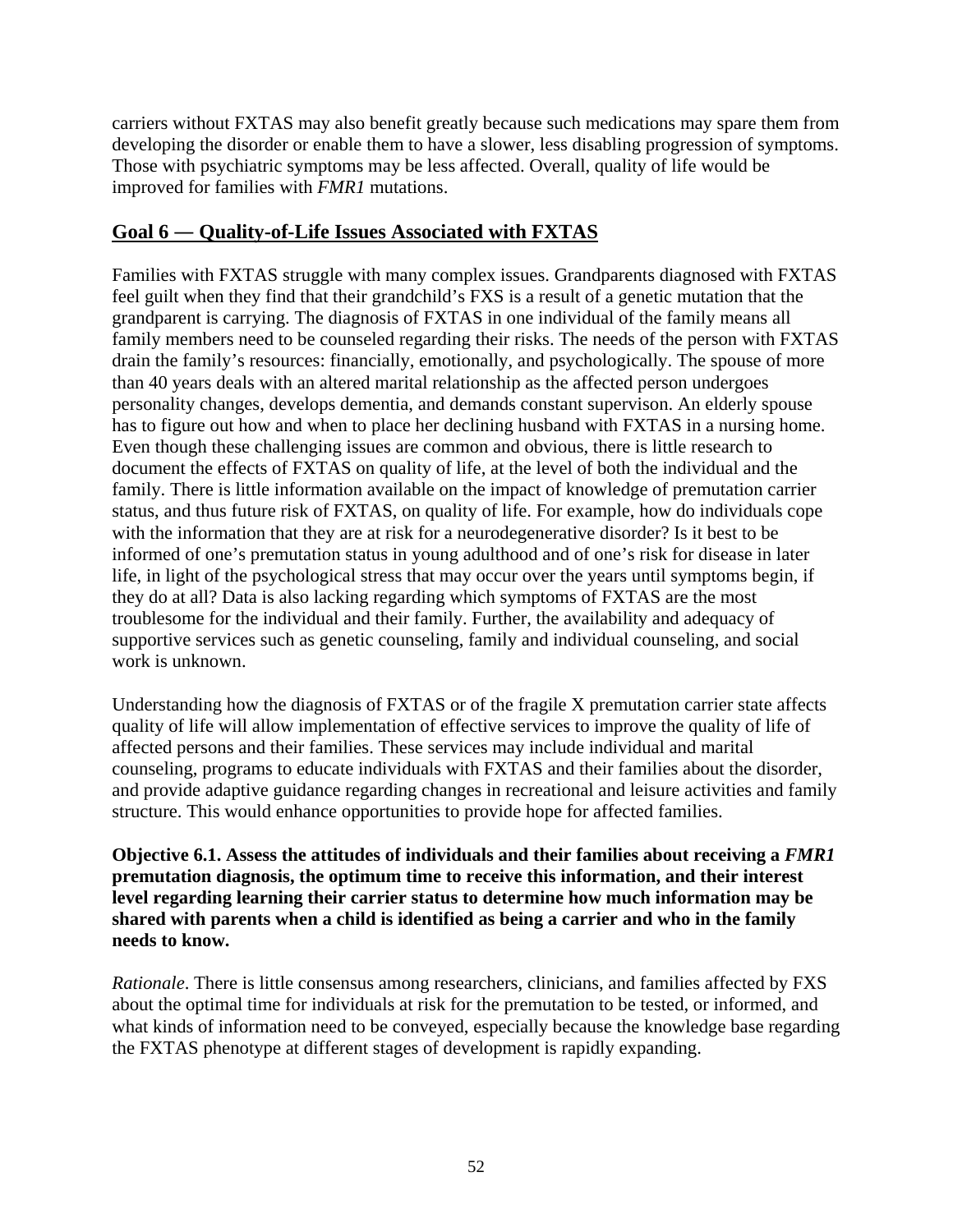carriers without FXTAS may also benefit greatly because such medications may spare them from developing the disorder or enable them to have a slower, less disabling progression of symptoms. Those with psychiatric symptoms may be less affected. Overall, quality of life would be improved for families with *FMR1* mutations.

## Goal 6 — Quality-of-Life Issues Associated with FXTAS

Families with FXTAS struggle with many complex issues. Grandparents diagnosed with FXTAS feel guilt when they find that their grandchild's FXS is a result of a genetic mutation that the grandparent is carrying. The diagnosis of FXTAS in one individual of the family means all family members need to be counseled regarding their risks. The needs of the person with FXTAS drain the family's resources: financially, emotionally, and psychologically. The spouse of more than 40 years deals with an altered marital relationship as the affected person undergoes personality changes, develops dementia, and demands constant supervison. An elderly spouse has to figure out how and when to place her declining husband with FXTAS in a nursing home. Even though these challenging issues are common and obvious, there is little research to document the effects of FXTAS on quality of life, at the level of both the individual and the family. There is little information available on the impact of knowledge of premutation carrier status, and thus future risk of FXTAS, on quality of life. For example, how do individuals cope with the information that they are at risk for a neurodegenerative disorder? Is it best to be informed of one's premutation status in young adulthood and of one's risk for disease in later life, in light of the psychological stress that may occur over the years until symptoms begin, if they do at all? Data is also lacking regarding which symptoms of FXTAS are the most troublesome for the individual and their family. Further, the availability and adequacy of supportive services such as genetic counseling, family and individual counseling, and social work is unknown.

Understanding how the diagnosis of FXTAS or of the fragile X premutation carrier state affects quality of life will allow implementation of effective services to improve the quality of life of affected persons and their families. These services may include individual and marital counseling, programs to educate individuals with FXTAS and their families about the disorder, and provide adaptive guidance regarding changes in recreational and leisure activities and family structure. This would enhance opportunities to provide hope for affected families.

**Objective 6.1. Assess the attitudes of individuals and their families about receiving a *FMR1* premutation diagnosis, the optimum time to receive this information, and their interest level regarding learning their carrier status to determine how much information may be shared with parents when a child is identified as being a carrier and who in the family needs to know.**

*Rationale*. There is little consensus among researchers, clinicians, and families affected by FXS about the optimal time for individuals at risk for the premutation to be tested, or informed, and what kinds of information need to be conveyed, especially because the knowledge base regarding the FXTAS phenotype at different stages of development is rapidly expanding.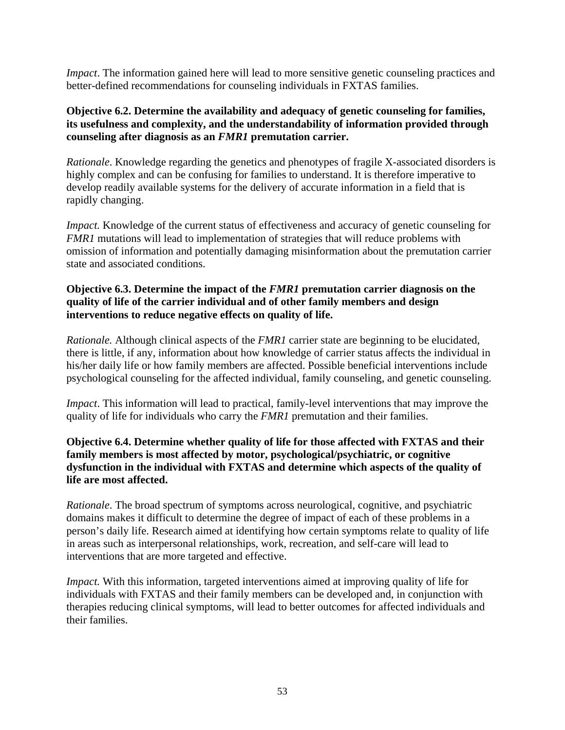*Impact*. The information gained here will lead to more sensitive genetic counseling practices and better-defined recommendations for counseling individuals in FXTAS families.

**Objective 6.2. Determine the availability and adequacy of genetic counseling for families, its usefulness and complexity, and the understandability of information provided through counseling after diagnosis as an *FMR1* premutation carrier.**

*Rationale*. Knowledge regarding the genetics and phenotypes of fragile X-associated disorders is highly complex and can be confusing for families to understand. It is therefore imperative to develop readily available systems for the delivery of accurate information in a field that is rapidly changing.

*Impact.* Knowledge of the current status of effectiveness and accuracy of genetic counseling for *FMR1* mutations will lead to implementation of strategies that will reduce problems with omission of information and potentially damaging misinformation about the premutation carrier state and associated conditions.

**Objective 6.3. Determine the impact of the *FMR1* premutation carrier diagnosis on the quality of life of the carrier individual and of other family members and design interventions to reduce negative effects on quality of life.**

*Rationale.* Although clinical aspects of the *FMR1* carrier state are beginning to be elucidated, there is little, if any, information about how knowledge of carrier status affects the individual in his/her daily life or how family members are affected. Possible beneficial interventions include psychological counseling for the affected individual, family counseling, and genetic counseling.

*Impact*. This information will lead to practical, family-level interventions that may improve the quality of life for individuals who carry the *FMR1* premutation and their families.

**Objective 6.4. Determine whether quality of life for those affected with FXTAS and their family members is most affected by motor, psychological/psychiatric, or cognitive dysfunction in the individual with FXTAS and determine which aspects of the quality of life are most affected.**

*Rationale*. The broad spectrum of symptoms across neurological, cognitive, and psychiatric domains makes it difficult to determine the degree of impact of each of these problems in a person's daily life. Research aimed at identifying how certain symptoms relate to quality of life in areas such as interpersonal relationships, work, recreation, and self-care will lead to interventions that are more targeted and effective.

*Impact.* With this information, targeted interventions aimed at improving quality of life for individuals with FXTAS and their family members can be developed and, in conjunction with therapies reducing clinical symptoms, will lead to better outcomes for affected individuals and their families.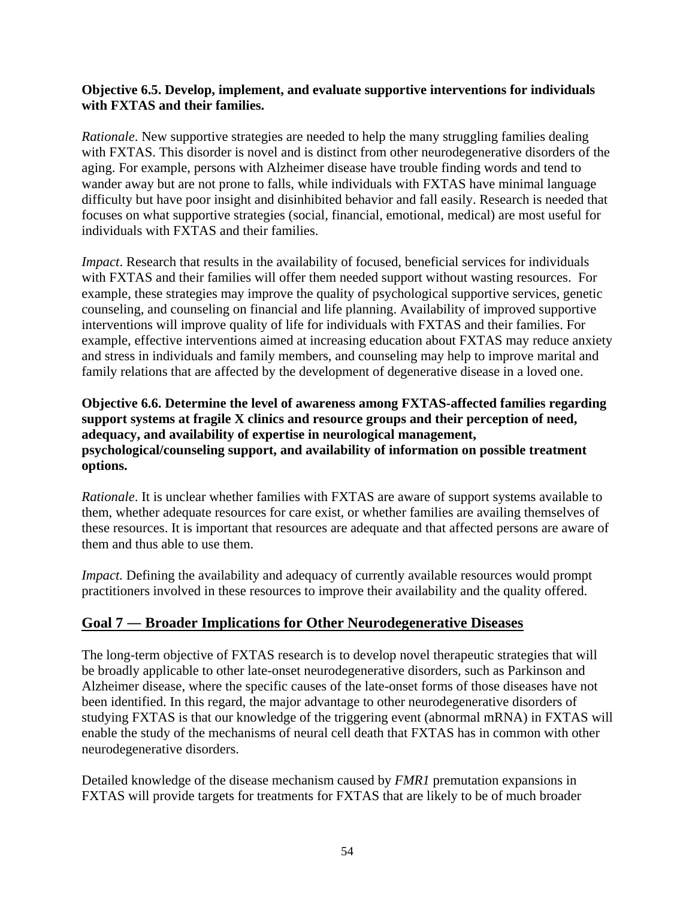**Objective 6.5. Develop, implement, and evaluate supportive interventions for individuals with FXTAS and their families.**

*Rationale*. New supportive strategies are needed to help the many struggling families dealing with FXTAS. This disorder is novel and is distinct from other neurodegenerative disorders of the aging. For example, persons with Alzheimer disease have trouble finding words and tend to wander away but are not prone to falls, while individuals with FXTAS have minimal language difficulty but have poor insight and disinhibited behavior and fall easily. Research is needed that focuses on what supportive strategies (social, financial, emotional, medical) are most useful for individuals with FXTAS and their families.

*Impact*. Research that results in the availability of focused, beneficial services for individuals with FXTAS and their families will offer them needed support without wasting resources. For example, these strategies may improve the quality of psychological supportive services, genetic counseling, and counseling on financial and life planning. Availability of improved supportive interventions will improve quality of life for individuals with FXTAS and their families. For example, effective interventions aimed at increasing education about FXTAS may reduce anxiety and stress in individuals and family members, and counseling may help to improve marital and family relations that are affected by the development of degenerative disease in a loved one.

**Objective 6.6. Determine the level of awareness among FXTAS-affected families regarding support systems at fragile X clinics and resource groups and their perception of need, adequacy, and availability of expertise in neurological management, psychological/counseling support, and availability of information on possible treatment options.**

*Rationale*. It is unclear whether families with FXTAS are aware of support systems available to them, whether adequate resources for care exist, or whether families are availing themselves of these resources. It is important that resources are adequate and that affected persons are aware of them and thus able to use them.

*Impact.* Defining the availability and adequacy of currently available resources would prompt practitioners involved in these resources to improve their availability and the quality offered.

## Goal 7 — Broader Implications for Other Neurodegenerative Diseases

The long-term objective of FXTAS research is to develop novel therapeutic strategies that will be broadly applicable to other late-onset neurodegenerative disorders, such as Parkinson and Alzheimer disease, where the specific causes of the late-onset forms of those diseases have not been identified. In this regard, the major advantage to other neurodegenerative disorders of studying FXTAS is that our knowledge of the triggering event (abnormal mRNA) in FXTAS will enable the study of the mechanisms of neural cell death that FXTAS has in common with other neurodegenerative disorders.

Detailed knowledge of the disease mechanism caused by *FMR1* premutation expansions in FXTAS will provide targets for treatments for FXTAS that are likely to be of much broader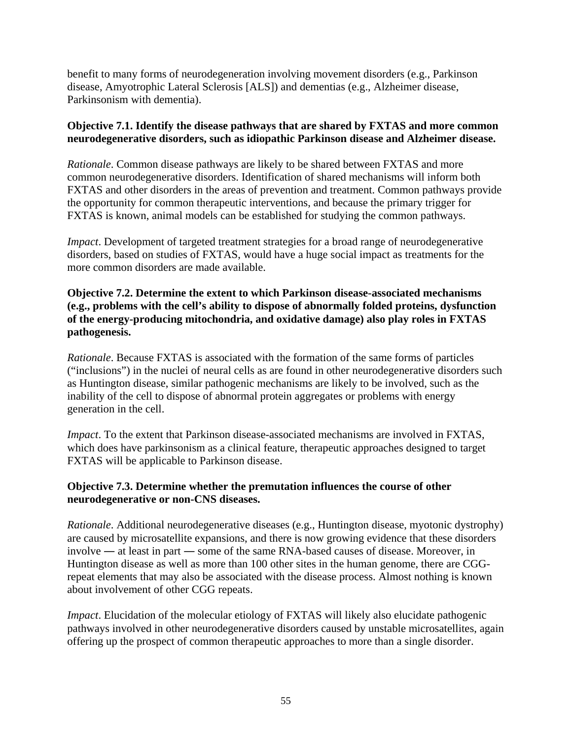benefit to many forms of neurodegeneration involving movement disorders (e.g., Parkinson disease, Amyotrophic Lateral Sclerosis [ALS]) and dementias (e.g., Alzheimer disease, Parkinsonism with dementia).

**Objective 7.1. Identify the disease pathways that are shared by FXTAS and more common neurodegenerative disorders, such as idiopathic Parkinson disease and Alzheimer disease.**

*Rationale*. Common disease pathways are likely to be shared between FXTAS and more common neurodegenerative disorders. Identification of shared mechanisms will inform both FXTAS and other disorders in the areas of prevention and treatment. Common pathways provide the opportunity for common therapeutic interventions, and because the primary trigger for FXTAS is known, animal models can be established for studying the common pathways.

*Impact*. Development of targeted treatment strategies for a broad range of neurodegenerative disorders, based on studies of FXTAS, would have a huge social impact as treatments for the more common disorders are made available.

**Objective 7.2. Determine the extent to which Parkinson disease-associated mechanisms (e.g., problems with the cell's ability to dispose of abnormally folded proteins, dysfunction of the energy-producing mitochondria, and oxidative damage) also play roles in FXTAS pathogenesis.**

*Rationale*. Because FXTAS is associated with the formation of the same forms of particles ("inclusions") in the nuclei of neural cells as are found in other neurodegenerative disorders such as Huntington disease, similar pathogenic mechanisms are likely to be involved, such as the inability of the cell to dispose of abnormal protein aggregates or problems with energy generation in the cell.

*Impact*. To the extent that Parkinson disease-associated mechanisms are involved in FXTAS, which does have parkinsonism as a clinical feature, therapeutic approaches designed to target FXTAS will be applicable to Parkinson disease.

**Objective 7.3. Determine whether the premutation influences the course of other neurodegenerative or non-CNS diseases.**

*Rationale*. Additional neurodegenerative diseases (e.g., Huntington disease, myotonic dystrophy) are caused by microsatellite expansions, and there is now growing evidence that these disorders involve ― at least in part ― some of the same RNA-based causes of disease. Moreover, in Huntington disease as well as more than 100 other sites in the human genome, there are CGG-repeat elements that may also be associated with the disease process. Almost nothing is known about involvement of other CGG repeats.

*Impact*. Elucidation of the molecular etiology of FXTAS will likely also elucidate pathogenic pathways involved in other neurodegenerative disorders caused by unstable microsatellites, again offering up the prospect of common therapeutic approaches to more than a single disorder.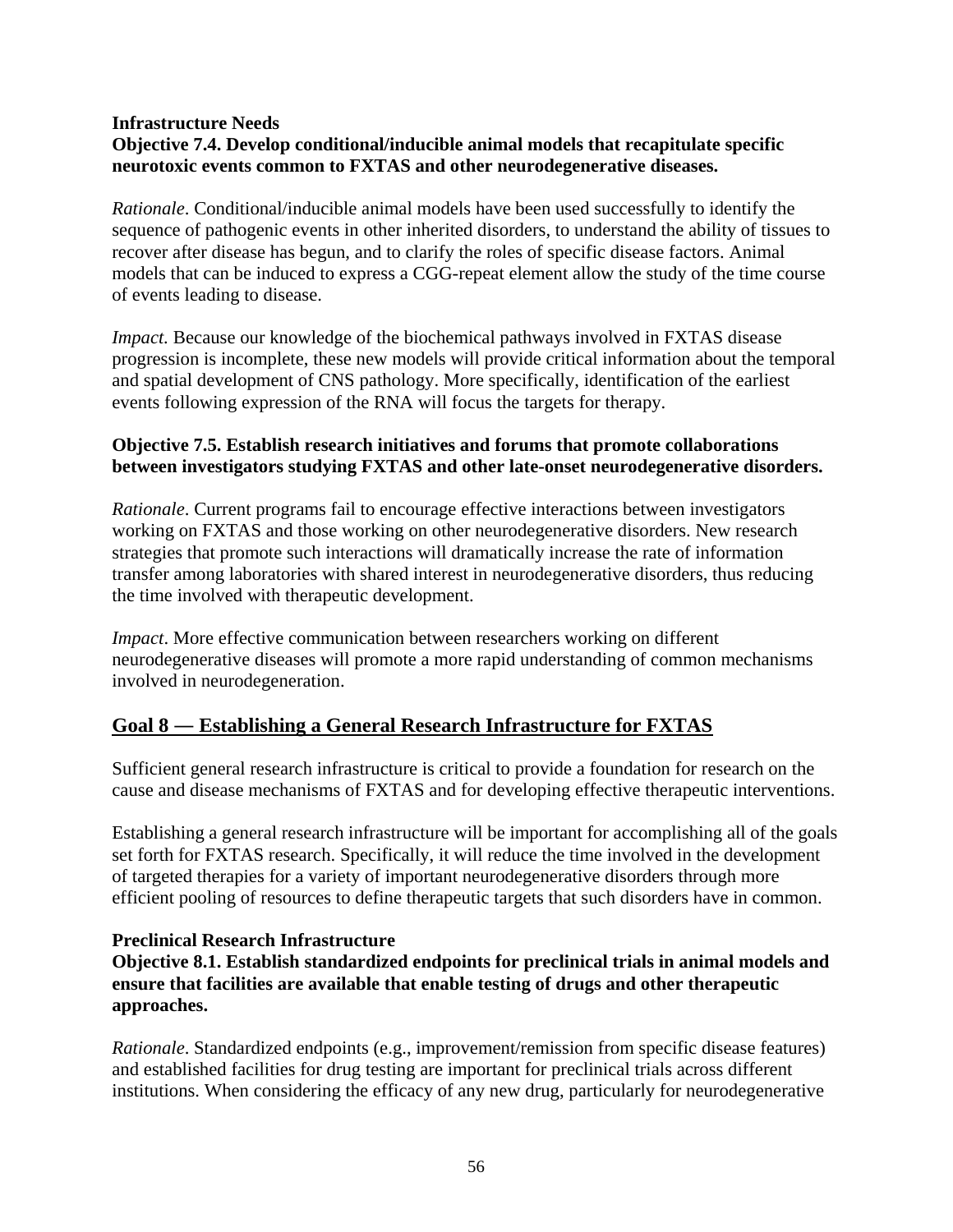**Infrastructure Needs**

**Objective 7.4. Develop conditional/inducible animal models that recapitulate specific neurotoxic events common to FXTAS and other neurodegenerative diseases.**

*Rationale*. Conditional/inducible animal models have been used successfully to identify the sequence of pathogenic events in other inherited disorders, to understand the ability of tissues to recover after disease has begun, and to clarify the roles of specific disease factors. Animal models that can be induced to express a CGG-repeat element allow the study of the time course of events leading to disease.

*Impact.* Because our knowledge of the biochemical pathways involved in FXTAS disease progression is incomplete, these new models will provide critical information about the temporal and spatial development of CNS pathology. More specifically, identification of the earliest events following expression of the RNA will focus the targets for therapy.

**Objective 7.5. Establish research initiatives and forums that promote collaborations between investigators studying FXTAS and other late-onset neurodegenerative disorders.**

*Rationale*. Current programs fail to encourage effective interactions between investigators working on FXTAS and those working on other neurodegenerative disorders. New research strategies that promote such interactions will dramatically increase the rate of information transfer among laboratories with shared interest in neurodegenerative disorders, thus reducing the time involved with therapeutic development.

*Impact*. More effective communication between researchers working on different neurodegenerative diseases will promote a more rapid understanding of common mechanisms involved in neurodegeneration.

## Goal 8 — Establishing a General Research Infrastructure for FXTAS

Sufficient general research infrastructure is critical to provide a foundation for research on the cause and disease mechanisms of FXTAS and for developing effective therapeutic interventions.

Establishing a general research infrastructure will be important for accomplishing all of the goals set forth for FXTAS research. Specifically, it will reduce the time involved in the development of targeted therapies for a variety of important neurodegenerative disorders through more efficient pooling of resources to define therapeutic targets that such disorders have in common.

**Preclinical Research Infrastructure**

**Objective 8.1. Establish standardized endpoints for preclinical trials in animal models and ensure that facilities are available that enable testing of drugs and other therapeutic approaches.**

*Rationale*. Standardized endpoints (e.g., improvement/remission from specific disease features) and established facilities for drug testing are important for preclinical trials across different institutions. When considering the efficacy of any new drug, particularly for neurodegenerative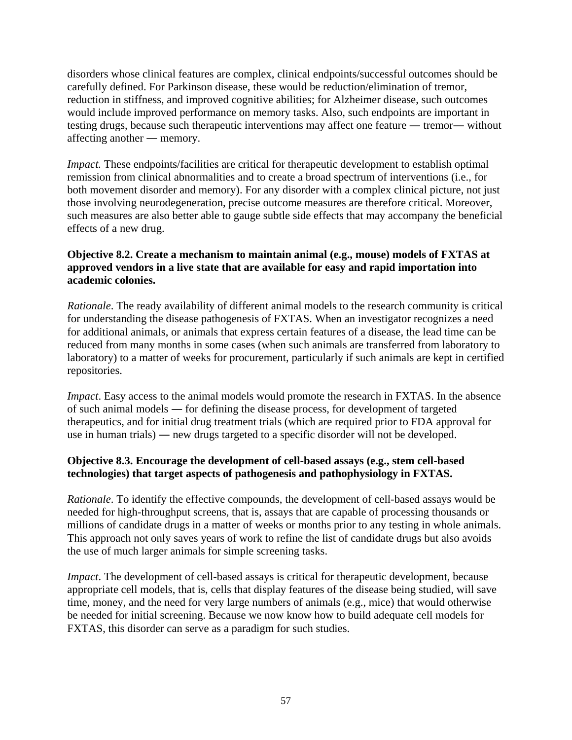disorders whose clinical features are complex, clinical endpoints/successful outcomes should be carefully defined. For Parkinson disease, these would be reduction/elimination of tremor, reduction in stiffness, and improved cognitive abilities; for Alzheimer disease, such outcomes would include improved performance on memory tasks. Also, such endpoints are important in testing drugs, because such therapeutic interventions may affect one feature ― tremor― without affecting another ― memory.

*Impact.* These endpoints/facilities are critical for therapeutic development to establish optimal remission from clinical abnormalities and to create a broad spectrum of interventions (i.e., for both movement disorder and memory). For any disorder with a complex clinical picture, not just those involving neurodegeneration, precise outcome measures are therefore critical. Moreover, such measures are also better able to gauge subtle side effects that may accompany the beneficial effects of a new drug.

**Objective 8.2. Create a mechanism to maintain animal (e.g., mouse) models of FXTAS at approved vendors in a live state that are available for easy and rapid importation into academic colonies.**

*Rationale*. The ready availability of different animal models to the research community is critical for understanding the disease pathogenesis of FXTAS. When an investigator recognizes a need for additional animals, or animals that express certain features of a disease, the lead time can be reduced from many months in some cases (when such animals are transferred from laboratory to laboratory) to a matter of weeks for procurement, particularly if such animals are kept in certified repositories.

*Impact*. Easy access to the animal models would promote the research in FXTAS. In the absence of such animal models ― for defining the disease process, for development of targeted therapeutics, and for initial drug treatment trials (which are required prior to FDA approval for use in human trials) ― new drugs targeted to a specific disorder will not be developed.

**Objective 8.3. Encourage the development of cell-based assays (e.g., stem cell-based technologies) that target aspects of pathogenesis and pathophysiology in FXTAS.**

*Rationale*. To identify the effective compounds, the development of cell-based assays would be needed for high-throughput screens, that is, assays that are capable of processing thousands or millions of candidate drugs in a matter of weeks or months prior to any testing in whole animals. This approach not only saves years of work to refine the list of candidate drugs but also avoids the use of much larger animals for simple screening tasks.

*Impact*. The development of cell-based assays is critical for therapeutic development, because appropriate cell models, that is, cells that display features of the disease being studied, will save time, money, and the need for very large numbers of animals (e.g., mice) that would otherwise be needed for initial screening. Because we now know how to build adequate cell models for FXTAS, this disorder can serve as a paradigm for such studies.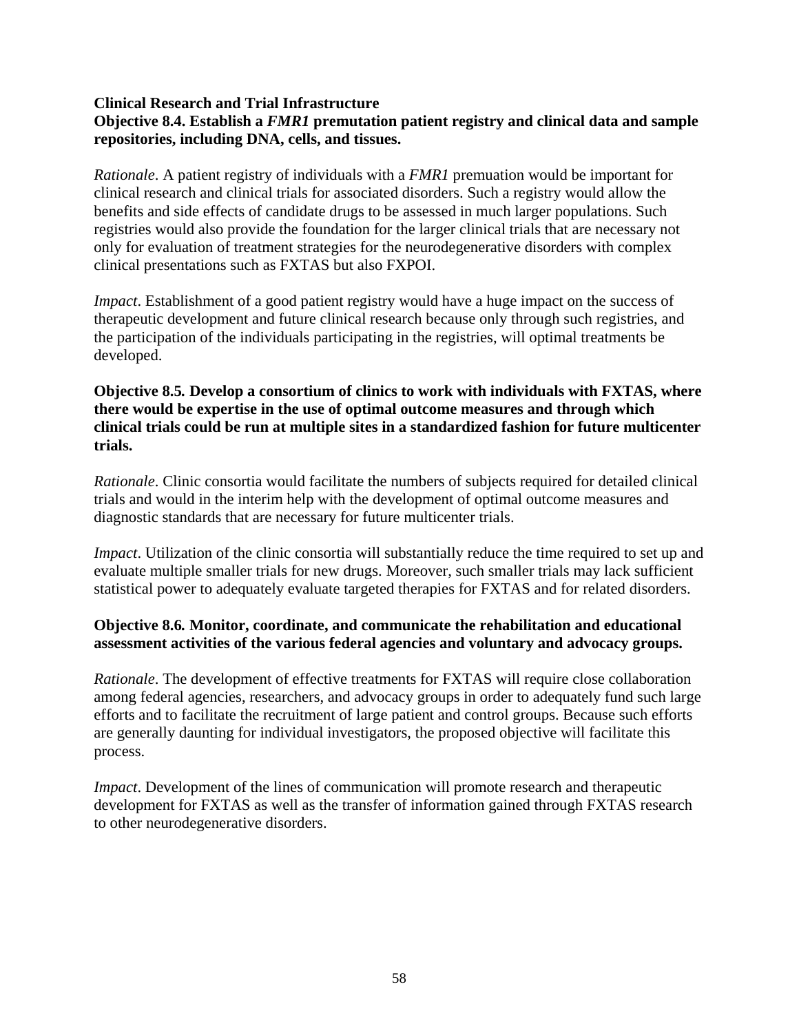**Clinical Research and Trial Infrastructure**

**Objective 8.4. Establish a *FMR1* premutation patient registry and clinical data and sample repositories, including DNA, cells, and tissues.**

*Rationale*. A patient registry of individuals with a *FMR1* premuation would be important for clinical research and clinical trials for associated disorders. Such a registry would allow the benefits and side effects of candidate drugs to be assessed in much larger populations. Such registries would also provide the foundation for the larger clinical trials that are necessary not only for evaluation of treatment strategies for the neurodegenerative disorders with complex clinical presentations such as FXTAS but also FXPOI.

*Impact*. Establishment of a good patient registry would have a huge impact on the success of therapeutic development and future clinical research because only through such registries, and the participation of the individuals participating in the registries, will optimal treatments be developed.

**Objective 8.5. Develop a consortium of clinics to work with individuals with FXTAS, where there would be expertise in the use of optimal outcome measures and through which clinical trials could be run at multiple sites in a standardized fashion for future multicenter trials.**

*Rationale*. Clinic consortia would facilitate the numbers of subjects required for detailed clinical trials and would in the interim help with the development of optimal outcome measures and diagnostic standards that are necessary for future multicenter trials.

*Impact*. Utilization of the clinic consortia will substantially reduce the time required to set up and evaluate multiple smaller trials for new drugs. Moreover, such smaller trials may lack sufficient statistical power to adequately evaluate targeted therapies for FXTAS and for related disorders.

**Objective 8.6. Monitor, coordinate, and communicate the rehabilitation and educational assessment activities of the various federal agencies and voluntary and advocacy groups.**

*Rationale*. The development of effective treatments for FXTAS will require close collaboration among federal agencies, researchers, and advocacy groups in order to adequately fund such large efforts and to facilitate the recruitment of large patient and control groups. Because such efforts are generally daunting for individual investigators, the proposed objective will facilitate this process.

*Impact*. Development of the lines of communication will promote research and therapeutic development for FXTAS as well as the transfer of information gained through FXTAS research to other neurodegenerative disorders.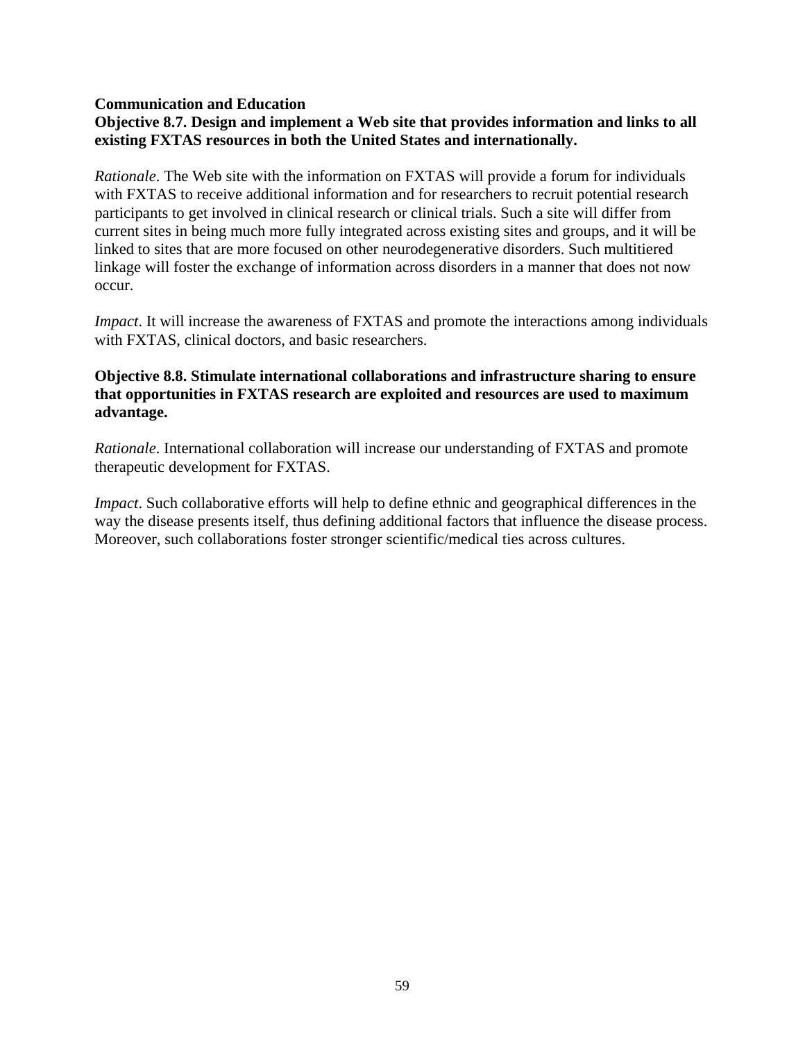**Communication and Education**

**Objective 8.7. Design and implement a Web site that provides information and links to all existing FXTAS resources in both the United States and internationally.**

*Rationale*. The Web site with the information on FXTAS will provide a forum for individuals with FXTAS to receive additional information and for researchers to recruit potential research participants to get involved in clinical research or clinical trials. Such a site will differ from current sites in being much more fully integrated across existing sites and groups, and it will be linked to sites that are more focused on other neurodegenerative disorders. Such multitiered linkage will foster the exchange of information across disorders in a manner that does not now occur.

*Impact*. It will increase the awareness of FXTAS and promote the interactions among individuals with FXTAS, clinical doctors, and basic researchers.

**Objective 8.8. Stimulate international collaborations and infrastructure sharing to ensure that opportunities in FXTAS research are exploited and resources are used to maximum advantage.**

*Rationale*. International collaboration will increase our understanding of FXTAS and promote therapeutic development for FXTAS.

*Impact*. Such collaborative efforts will help to define ethnic and geographical differences in the way the disease presents itself, thus defining additional factors that influence the disease process. Moreover, such collaborations foster stronger scientific/medical ties across cultures.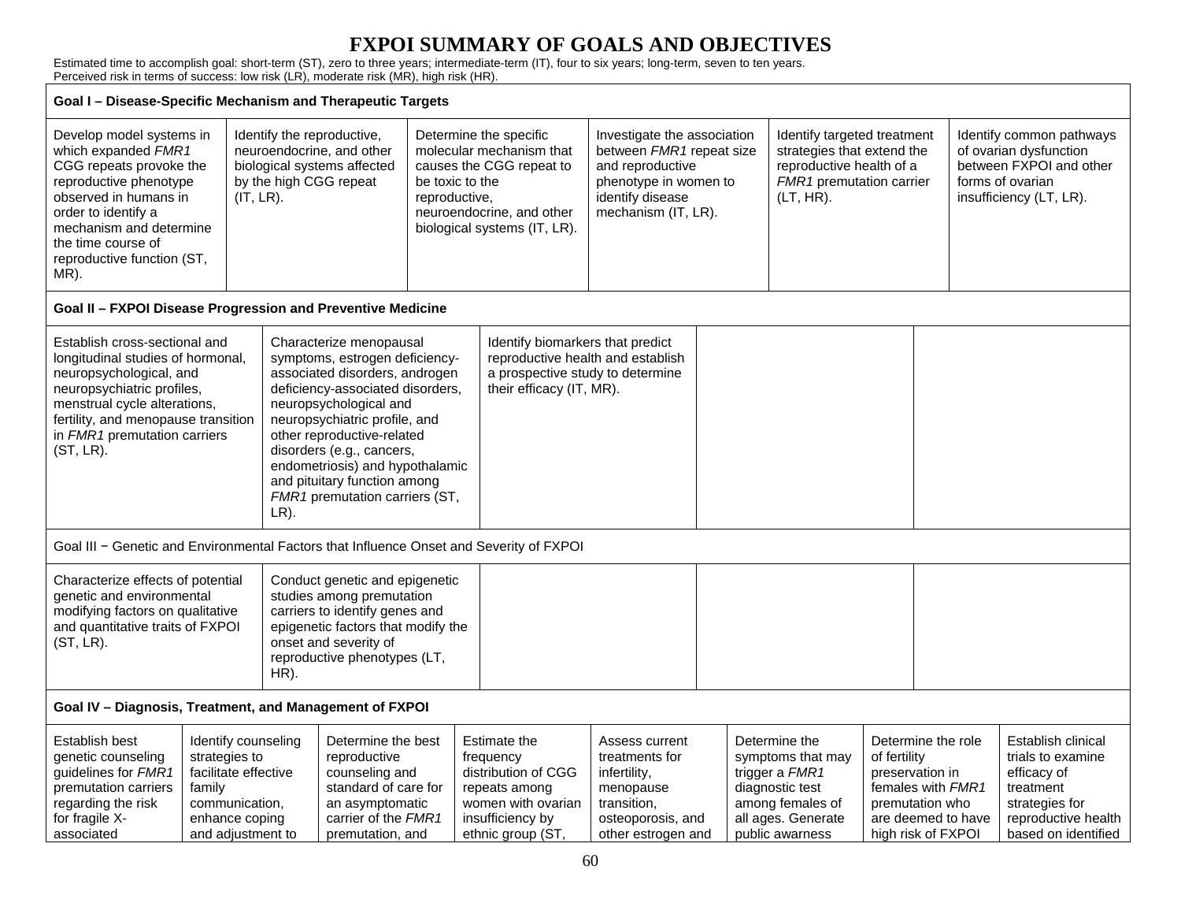# FXPOI SUMMARY OF GOALS AND OBJECTIVES

Estimated time to accomplish goal: short-term (ST), zero to three years; intermediate-term (IT), four to six years; long-term, seven to ten years.
Perceived risk in terms of success: low risk (LR), moderate risk (MR), high risk (HR).

**Goal I – Disease-Specific Mechanism and Therapeutic Targets**

| | | | | | |
|---|---|---|---|---|---|
| Develop model systems in which expanded *FMR1* CGG repeats provoke the reproductive phenotype observed in humans in order to identify a mechanism and determine the time course of reproductive function (ST, MR). | Identify the reproductive, neuroendocrine, and other biological systems affected by the high CGG repeat (IT, LR). | Determine the specific molecular mechanism that causes the CGG repeat to be toxic to the reproductive, neuroendocrine, and other biological systems (IT, LR). | Investigate the association between *FMR1* repeat size and reproductive phenotype in women to identify disease mechanism (IT, LR). | Identify targeted treatment strategies that extend the reproductive health of a *FMR1* premutation carrier (LT, HR). | Identify common pathways of ovarian dysfunction between FXPOI and other forms of ovarian insufficiency (LT, LR). |

**Goal II – FXPOI Disease Progression and Preventive Medicine**

| | | | | |
|---|---|---|---|---|
| Establish cross-sectional and longitudinal studies of hormonal, neuropsychological, and neuropsychiatric profiles, menstrual cycle alterations, fertility, and menopause transition in *FMR1* premutation carriers (ST, LR). | Characterize menopausal symptoms, estrogen deficiency-associated disorders, androgen deficiency-associated disorders, neuropsychological and neuropsychiatric profile, and other reproductive-related disorders (e.g., cancers, endometriosis) and hypothalamic and pituitary function among *FMR1* premutation carriers (ST, LR). | Identify biomarkers that predict reproductive health and establish a prospective study to determine their efficacy (IT, MR). | | |

Goal III − Genetic and Environmental Factors that Influence Onset and Severity of FXPOI

| | | | | |
|---|---|---|---|---|
| Characterize effects of potential genetic and environmental modifying factors on qualitative and quantitative traits of FXPOI (ST, LR). | Conduct genetic and epigenetic studies among premutation carriers to identify genes and epigenetic factors that modify the onset and severity of reproductive phenotypes (LT, HR). | | | |

**Goal IV – Diagnosis, Treatment, and Management of FXPOI**

| | | | | | | | |
|---|---|---|---|---|---|---|---|
| Establish best genetic counseling guidelines for *FMR1* premutation carriers regarding the risk for fragile X-associated | Identify counseling strategies to facilitate effective family communication, enhance coping and adjustment to | Determine the best reproductive counseling and standard of care for an asymptomatic carrier of the *FMR1* premutation, and | Estimate the frequency distribution of CGG repeats among women with ovarian insufficiency by ethnic group (ST, | Assess current treatments for infertility, menopause transition, osteoporosis, and other estrogen and | Determine the symptoms that may trigger a *FMR1* diagnostic test among females of all ages. Generate public awarness | Determine the role of fertility preservation in females with *FMR1* premutation who are deemed to have high risk of FXPOI | Establish clinical trials to examine efficacy of treatment strategies for reproductive health based on identified |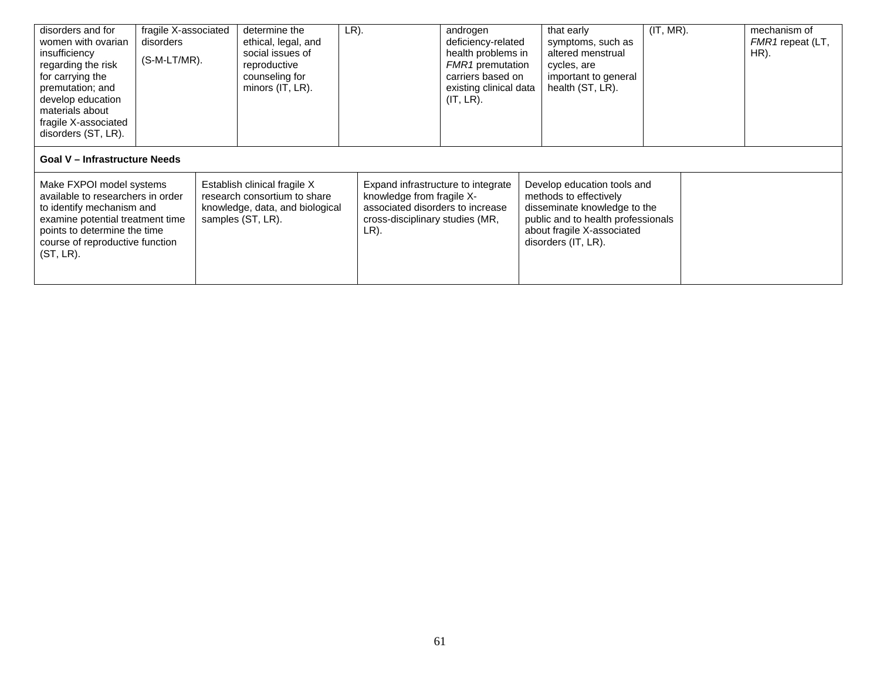| | | | | | | | |
|---|---|---|---|---|---|---|---|
| disorders and for women with ovarian insufficiency regarding the risk for carrying the premutation; and develop education materials about fragile X-associated disorders (ST, LR). | fragile X-associated disorders (S-M-LT/MR). | determine the ethical, legal, and social issues of reproductive counseling for minors (IT, LR). | LR). | androgen deficiency-related health problems in *FMR1* premutation carriers based on existing clinical data (IT, LR). | that early symptoms, such as altered menstrual cycles, are important to general health (ST, LR). | (IT, MR). | mechanism of *FMR1* repeat (LT, HR). |

**Goal V – Infrastructure Needs**

| | | | | |
|---|---|---|---|---|
| Make FXPOI model systems available to researchers in order to identify mechanism and examine potential treatment time points to determine the time course of reproductive function (ST, LR). | Establish clinical fragile X research consortium to share knowledge, data, and biological samples (ST, LR). | Expand infrastructure to integrate knowledge from fragile X-associated disorders to increase cross-disciplinary studies (MR, LR). | Develop education tools and methods to effectively disseminate knowledge to the public and to health professionals about fragile X-associated disorders (IT, LR). | |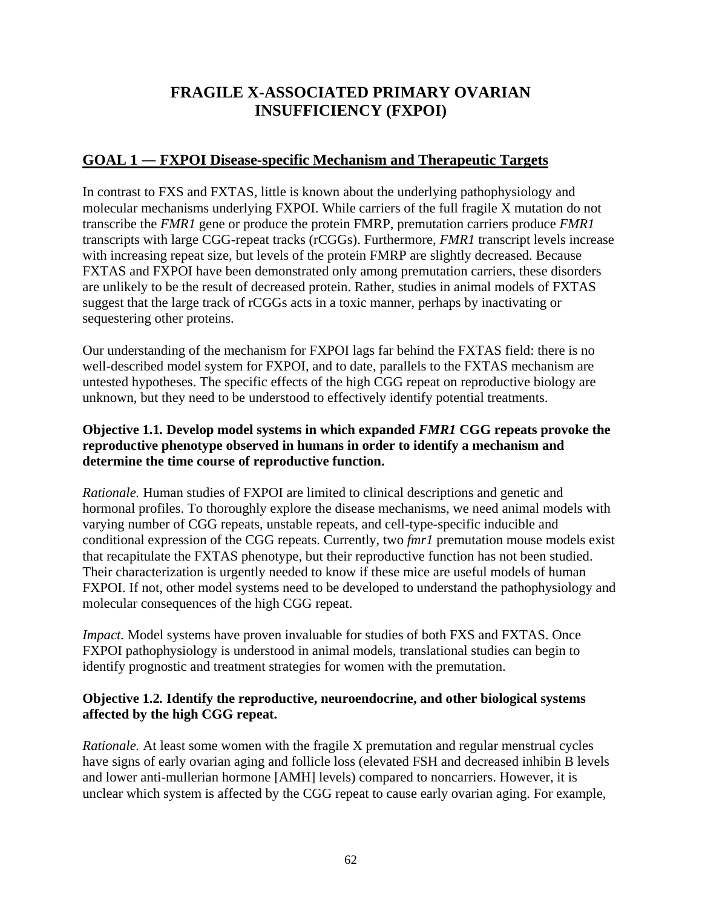# FRAGILE X-ASSOCIATED PRIMARY OVARIAN INSUFFICIENCY (FXPOI)

## GOAL 1 — FXPOI Disease-specific Mechanism and Therapeutic Targets

In contrast to FXS and FXTAS, little is known about the underlying pathophysiology and molecular mechanisms underlying FXPOI. While carriers of the full fragile X mutation do not transcribe the *FMR1* gene or produce the protein FMRP, premutation carriers produce *FMR1* transcripts with large CGG-repeat tracks (rCGGs). Furthermore, *FMR1* transcript levels increase with increasing repeat size, but levels of the protein FMRP are slightly decreased. Because FXTAS and FXPOI have been demonstrated only among premutation carriers, these disorders are unlikely to be the result of decreased protein. Rather, studies in animal models of FXTAS suggest that the large track of rCGGs acts in a toxic manner, perhaps by inactivating or sequestering other proteins.

Our understanding of the mechanism for FXPOI lags far behind the FXTAS field: there is no well-described model system for FXPOI, and to date, parallels to the FXTAS mechanism are untested hypotheses. The specific effects of the high CGG repeat on reproductive biology are unknown, but they need to be understood to effectively identify potential treatments.

**Objective 1.1. Develop model systems in which expanded *FMR1* CGG repeats provoke the reproductive phenotype observed in humans in order to identify a mechanism and determine the time course of reproductive function.**

*Rationale.* Human studies of FXPOI are limited to clinical descriptions and genetic and hormonal profiles. To thoroughly explore the disease mechanisms, we need animal models with varying number of CGG repeats, unstable repeats, and cell-type-specific inducible and conditional expression of the CGG repeats. Currently, two *fmr1* premutation mouse models exist that recapitulate the FXTAS phenotype, but their reproductive function has not been studied. Their characterization is urgently needed to know if these mice are useful models of human FXPOI. If not, other model systems need to be developed to understand the pathophysiology and molecular consequences of the high CGG repeat.

*Impact.* Model systems have proven invaluable for studies of both FXS and FXTAS. Once FXPOI pathophysiology is understood in animal models, translational studies can begin to identify prognostic and treatment strategies for women with the premutation.

**Objective 1.2. Identify the reproductive, neuroendocrine, and other biological systems affected by the high CGG repeat.**

*Rationale.* At least some women with the fragile X premutation and regular menstrual cycles have signs of early ovarian aging and follicle loss (elevated FSH and decreased inhibin B levels and lower anti-mullerian hormone [AMH] levels) compared to noncarriers. However, it is unclear which system is affected by the CGG repeat to cause early ovarian aging. For example,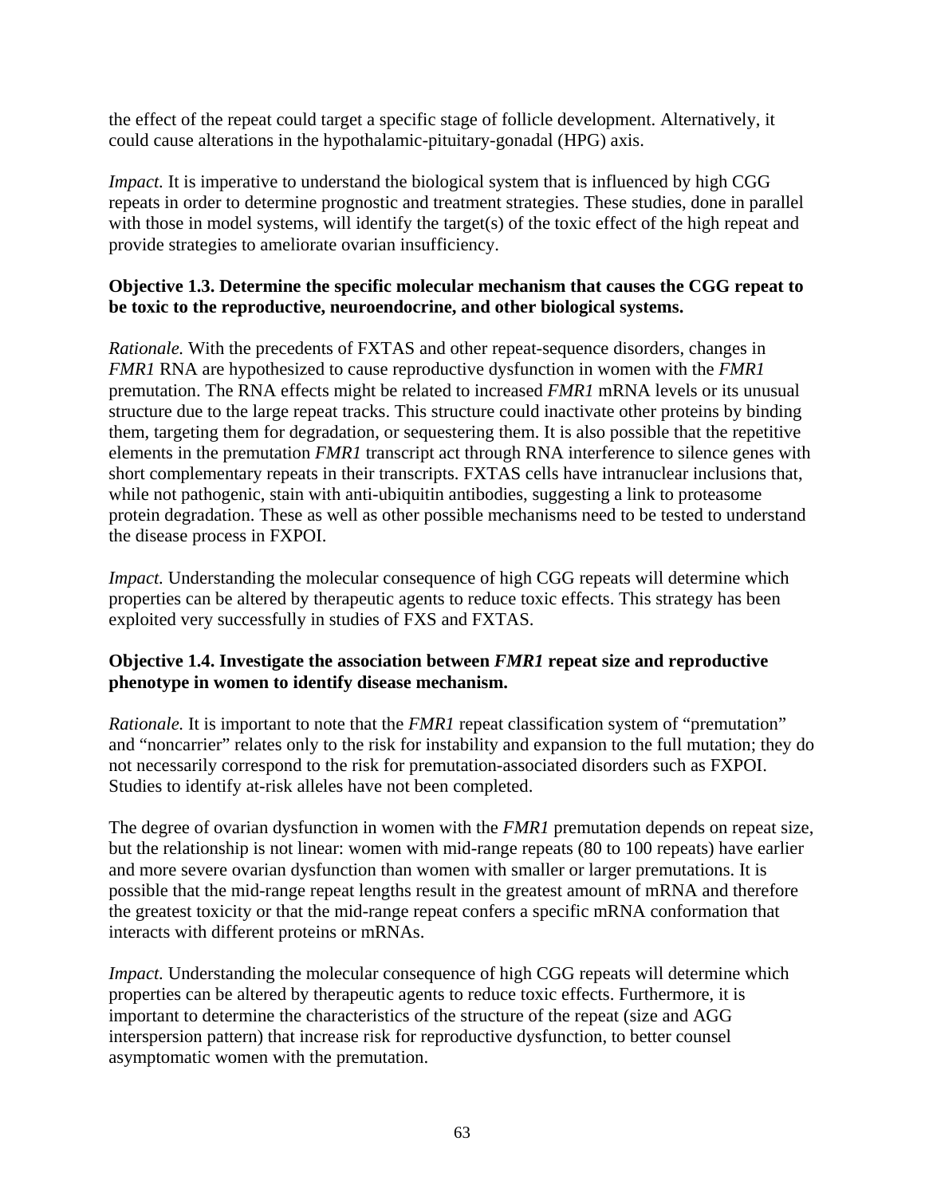the effect of the repeat could target a specific stage of follicle development. Alternatively, it could cause alterations in the hypothalamic-pituitary-gonadal (HPG) axis.

*Impact.* It is imperative to understand the biological system that is influenced by high CGG repeats in order to determine prognostic and treatment strategies. These studies, done in parallel with those in model systems, will identify the target(s) of the toxic effect of the high repeat and provide strategies to ameliorate ovarian insufficiency.

**Objective 1.3. Determine the specific molecular mechanism that causes the CGG repeat to be toxic to the reproductive, neuroendocrine, and other biological systems.**

*Rationale.* With the precedents of FXTAS and other repeat-sequence disorders, changes in *FMR1* RNA are hypothesized to cause reproductive dysfunction in women with the *FMR1* premutation. The RNA effects might be related to increased *FMR1* mRNA levels or its unusual structure due to the large repeat tracks. This structure could inactivate other proteins by binding them, targeting them for degradation, or sequestering them. It is also possible that the repetitive elements in the premutation *FMR1* transcript act through RNA interference to silence genes with short complementary repeats in their transcripts. FXTAS cells have intranuclear inclusions that, while not pathogenic, stain with anti-ubiquitin antibodies, suggesting a link to proteasome protein degradation. These as well as other possible mechanisms need to be tested to understand the disease process in FXPOI.

*Impact.* Understanding the molecular consequence of high CGG repeats will determine which properties can be altered by therapeutic agents to reduce toxic effects. This strategy has been exploited very successfully in studies of FXS and FXTAS.

**Objective 1.4. Investigate the association between *FMR1* repeat size and reproductive phenotype in women to identify disease mechanism.**

*Rationale.* It is important to note that the *FMR1* repeat classification system of "premutation" and "noncarrier" relates only to the risk for instability and expansion to the full mutation; they do not necessarily correspond to the risk for premutation-associated disorders such as FXPOI. Studies to identify at-risk alleles have not been completed.

The degree of ovarian dysfunction in women with the *FMR1* premutation depends on repeat size, but the relationship is not linear: women with mid-range repeats (80 to 100 repeats) have earlier and more severe ovarian dysfunction than women with smaller or larger premutations. It is possible that the mid-range repeat lengths result in the greatest amount of mRNA and therefore the greatest toxicity or that the mid-range repeat confers a specific mRNA conformation that interacts with different proteins or mRNAs.

*Impact.* Understanding the molecular consequence of high CGG repeats will determine which properties can be altered by therapeutic agents to reduce toxic effects. Furthermore, it is important to determine the characteristics of the structure of the repeat (size and AGG interspersion pattern) that increase risk for reproductive dysfunction, to better counsel asymptomatic women with the premutation.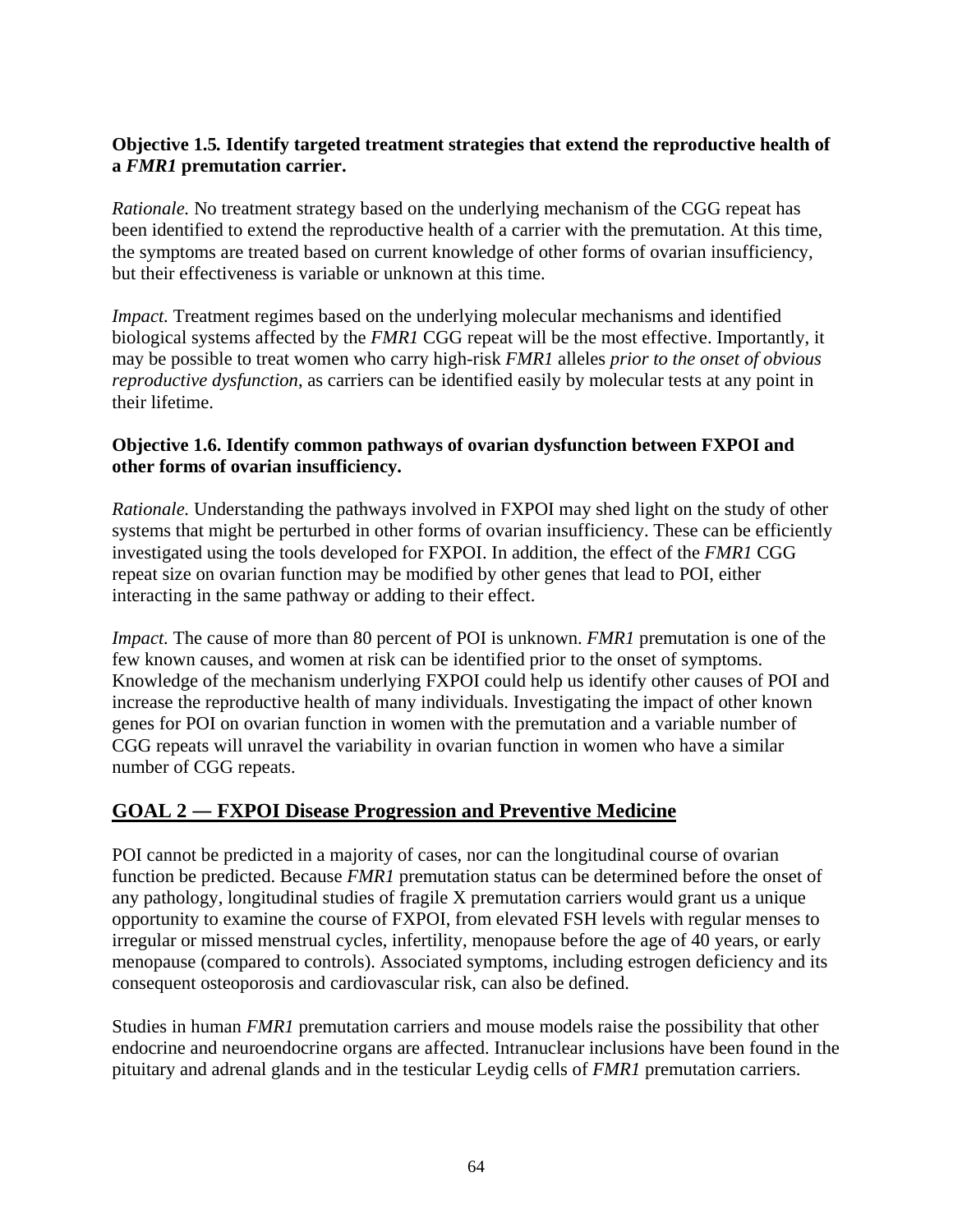**Objective 1.5. Identify targeted treatment strategies that extend the reproductive health of a *FMR1* premutation carrier.**

*Rationale.* No treatment strategy based on the underlying mechanism of the CGG repeat has been identified to extend the reproductive health of a carrier with the premutation. At this time, the symptoms are treated based on current knowledge of other forms of ovarian insufficiency, but their effectiveness is variable or unknown at this time.

*Impact.* Treatment regimes based on the underlying molecular mechanisms and identified biological systems affected by the *FMR1* CGG repeat will be the most effective. Importantly, it may be possible to treat women who carry high-risk *FMR1* alleles *prior to the onset of obvious reproductive dysfunction*, as carriers can be identified easily by molecular tests at any point in their lifetime.

**Objective 1.6. Identify common pathways of ovarian dysfunction between FXPOI and other forms of ovarian insufficiency.**

*Rationale.* Understanding the pathways involved in FXPOI may shed light on the study of other systems that might be perturbed in other forms of ovarian insufficiency. These can be efficiently investigated using the tools developed for FXPOI. In addition, the effect of the *FMR1* CGG repeat size on ovarian function may be modified by other genes that lead to POI, either interacting in the same pathway or adding to their effect.

*Impact.* The cause of more than 80 percent of POI is unknown. *FMR1* premutation is one of the few known causes, and women at risk can be identified prior to the onset of symptoms. Knowledge of the mechanism underlying FXPOI could help us identify other causes of POI and increase the reproductive health of many individuals. Investigating the impact of other known genes for POI on ovarian function in women with the premutation and a variable number of CGG repeats will unravel the variability in ovarian function in women who have a similar number of CGG repeats.

## GOAL 2 — FXPOI Disease Progression and Preventive Medicine

POI cannot be predicted in a majority of cases, nor can the longitudinal course of ovarian function be predicted. Because *FMR1* premutation status can be determined before the onset of any pathology, longitudinal studies of fragile X premutation carriers would grant us a unique opportunity to examine the course of FXPOI, from elevated FSH levels with regular menses to irregular or missed menstrual cycles, infertility, menopause before the age of 40 years, or early menopause (compared to controls). Associated symptoms, including estrogen deficiency and its consequent osteoporosis and cardiovascular risk, can also be defined.

Studies in human *FMR1* premutation carriers and mouse models raise the possibility that other endocrine and neuroendocrine organs are affected. Intranuclear inclusions have been found in the pituitary and adrenal glands and in the testicular Leydig cells of *FMR1* premutation carriers.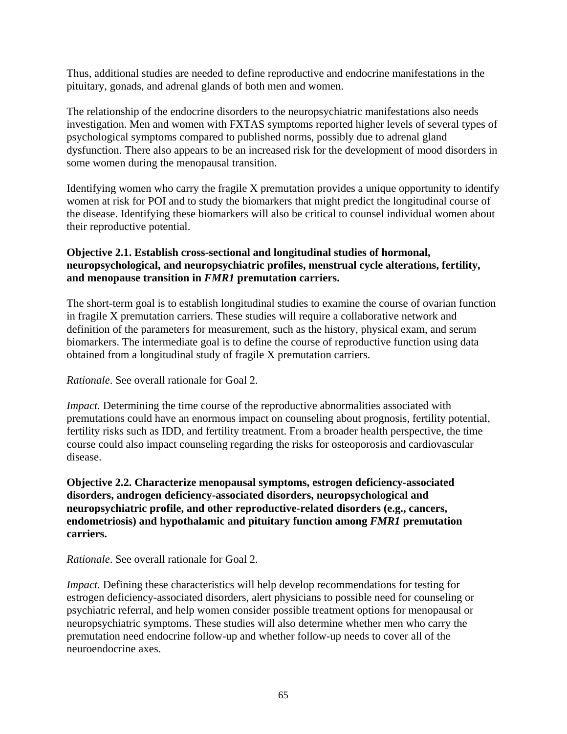Thus, additional studies are needed to define reproductive and endocrine manifestations in the pituitary, gonads, and adrenal glands of both men and women.

The relationship of the endocrine disorders to the neuropsychiatric manifestations also needs investigation. Men and women with FXTAS symptoms reported higher levels of several types of psychological symptoms compared to published norms, possibly due to adrenal gland dysfunction. There also appears to be an increased risk for the development of mood disorders in some women during the menopausal transition.

Identifying women who carry the fragile X premutation provides a unique opportunity to identify women at risk for POI and to study the biomarkers that might predict the longitudinal course of the disease. Identifying these biomarkers will also be critical to counsel individual women about their reproductive potential.

**Objective 2.1. Establish cross-sectional and longitudinal studies of hormonal, neuropsychological, and neuropsychiatric profiles, menstrual cycle alterations, fertility, and menopause transition in *FMR1* premutation carriers.**

The short-term goal is to establish longitudinal studies to examine the course of ovarian function in fragile X premutation carriers. These studies will require a collaborative network and definition of the parameters for measurement, such as the history, physical exam, and serum biomarkers. The intermediate goal is to define the course of reproductive function using data obtained from a longitudinal study of fragile X premutation carriers.

*Rationale*. See overall rationale for Goal 2.

*Impact.* Determining the time course of the reproductive abnormalities associated with premutations could have an enormous impact on counseling about prognosis, fertility potential, fertility risks such as IDD, and fertility treatment. From a broader health perspective, the time course could also impact counseling regarding the risks for osteoporosis and cardiovascular disease.

**Objective 2.2. Characterize menopausal symptoms, estrogen deficiency-associated disorders, androgen deficiency-associated disorders, neuropsychological and neuropsychiatric profile, and other reproductive-related disorders (e.g., cancers, endometriosis) and hypothalamic and pituitary function among *FMR1* premutation carriers.**

*Rationale*. See overall rationale for Goal 2.

*Impact.* Defining these characteristics will help develop recommendations for testing for estrogen deficiency-associated disorders, alert physicians to possible need for counseling or psychiatric referral, and help women consider possible treatment options for menopausal or neuropsychiatric symptoms. These studies will also determine whether men who carry the premutation need endocrine follow-up and whether follow-up needs to cover all of the neuroendocrine axes.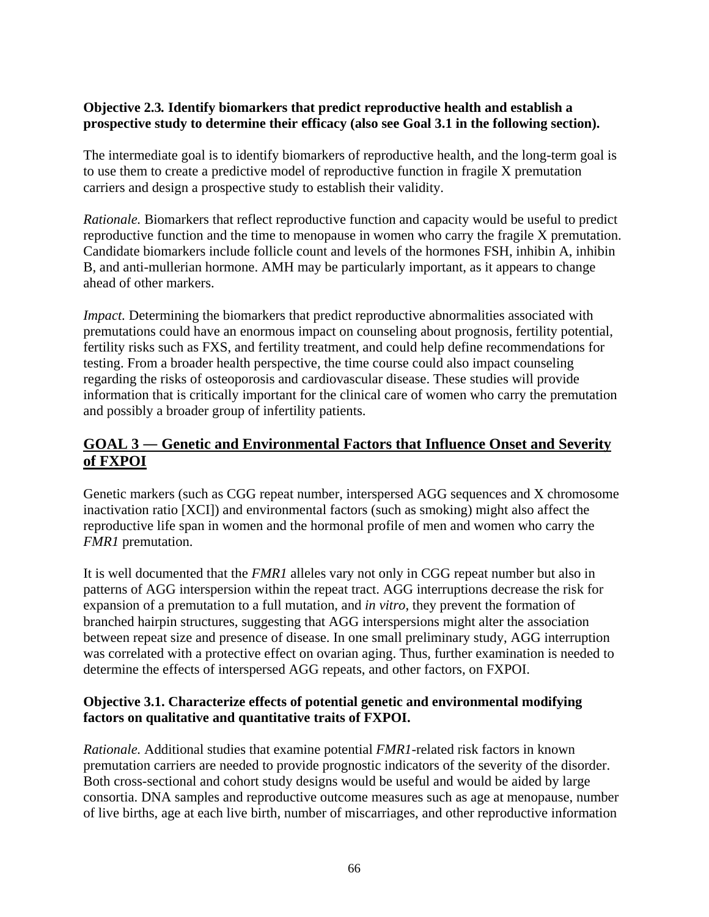**Objective 2.3. Identify biomarkers that predict reproductive health and establish a prospective study to determine their efficacy (also see Goal 3.1 in the following section).**

The intermediate goal is to identify biomarkers of reproductive health, and the long-term goal is to use them to create a predictive model of reproductive function in fragile X premutation carriers and design a prospective study to establish their validity.

*Rationale.* Biomarkers that reflect reproductive function and capacity would be useful to predict reproductive function and the time to menopause in women who carry the fragile X premutation. Candidate biomarkers include follicle count and levels of the hormones FSH, inhibin A, inhibin B, and anti-mullerian hormone. AMH may be particularly important, as it appears to change ahead of other markers.

*Impact.* Determining the biomarkers that predict reproductive abnormalities associated with premutations could have an enormous impact on counseling about prognosis, fertility potential, fertility risks such as FXS, and fertility treatment, and could help define recommendations for testing. From a broader health perspective, the time course could also impact counseling regarding the risks of osteoporosis and cardiovascular disease. These studies will provide information that is critically important for the clinical care of women who carry the premutation and possibly a broader group of infertility patients.

## GOAL 3 — Genetic and Environmental Factors that Influence Onset and Severity of FXPOI

Genetic markers (such as CGG repeat number, interspersed AGG sequences and X chromosome inactivation ratio [XCI]) and environmental factors (such as smoking) might also affect the reproductive life span in women and the hormonal profile of men and women who carry the *FMR1* premutation.

It is well documented that the *FMR1* alleles vary not only in CGG repeat number but also in patterns of AGG interspersion within the repeat tract. AGG interruptions decrease the risk for expansion of a premutation to a full mutation, and *in vitro*, they prevent the formation of branched hairpin structures, suggesting that AGG interspersions might alter the association between repeat size and presence of disease. In one small preliminary study, AGG interruption was correlated with a protective effect on ovarian aging. Thus, further examination is needed to determine the effects of interspersed AGG repeats, and other factors, on FXPOI.

**Objective 3.1. Characterize effects of potential genetic and environmental modifying factors on qualitative and quantitative traits of FXPOI.**

*Rationale.* Additional studies that examine potential *FMR1*-related risk factors in known premutation carriers are needed to provide prognostic indicators of the severity of the disorder. Both cross-sectional and cohort study designs would be useful and would be aided by large consortia. DNA samples and reproductive outcome measures such as age at menopause, number of live births, age at each live birth, number of miscarriages, and other reproductive information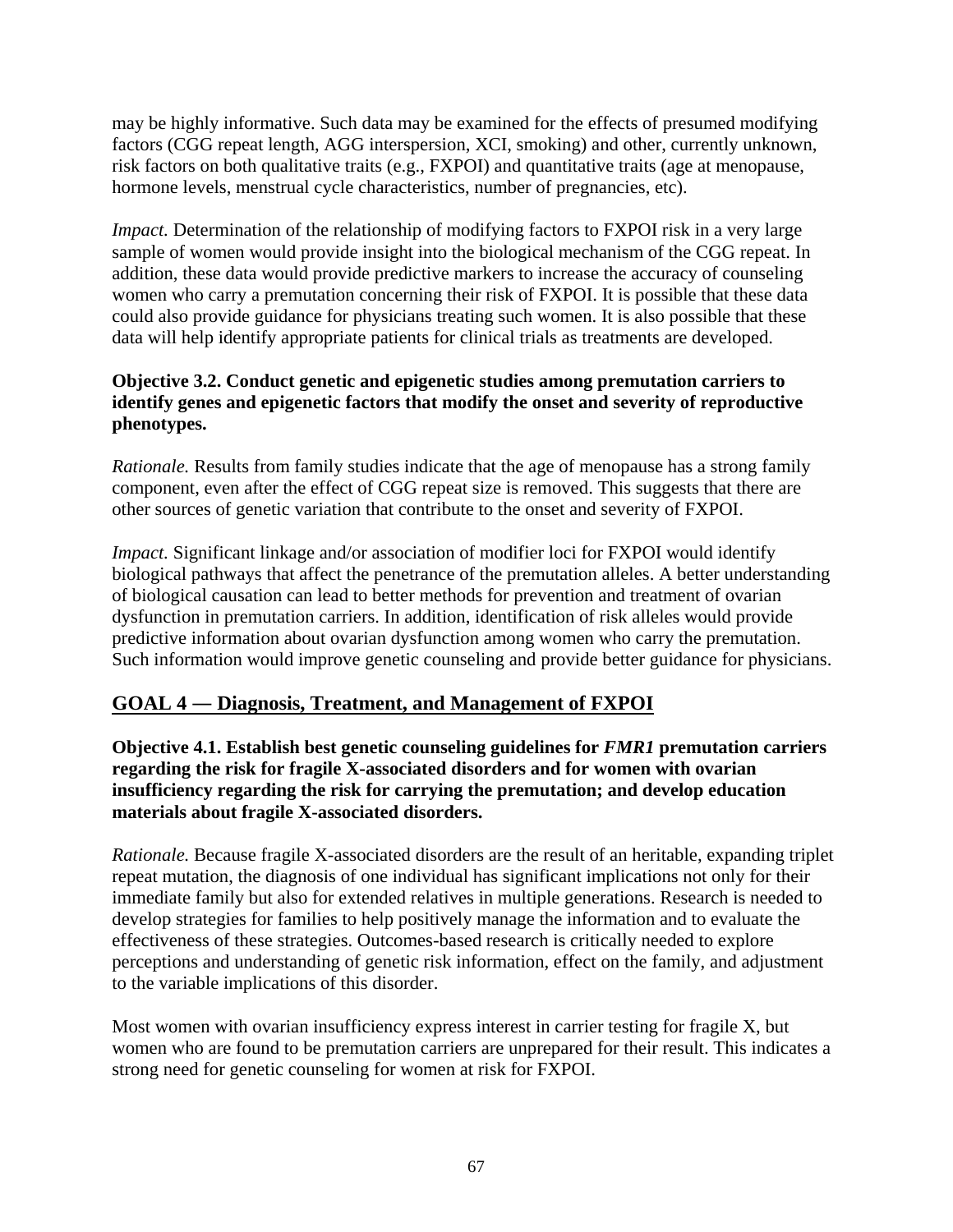may be highly informative. Such data may be examined for the effects of presumed modifying factors (CGG repeat length, AGG interspersion, XCI, smoking) and other, currently unknown, risk factors on both qualitative traits (e.g., FXPOI) and quantitative traits (age at menopause, hormone levels, menstrual cycle characteristics, number of pregnancies, etc).

*Impact.* Determination of the relationship of modifying factors to FXPOI risk in a very large sample of women would provide insight into the biological mechanism of the CGG repeat. In addition, these data would provide predictive markers to increase the accuracy of counseling women who carry a premutation concerning their risk of FXPOI. It is possible that these data could also provide guidance for physicians treating such women. It is also possible that these data will help identify appropriate patients for clinical trials as treatments are developed.

**Objective 3.2. Conduct genetic and epigenetic studies among premutation carriers to identify genes and epigenetic factors that modify the onset and severity of reproductive phenotypes.**

*Rationale.* Results from family studies indicate that the age of menopause has a strong family component, even after the effect of CGG repeat size is removed. This suggests that there are other sources of genetic variation that contribute to the onset and severity of FXPOI.

*Impact.* Significant linkage and/or association of modifier loci for FXPOI would identify biological pathways that affect the penetrance of the premutation alleles. A better understanding of biological causation can lead to better methods for prevention and treatment of ovarian dysfunction in premutation carriers. In addition, identification of risk alleles would provide predictive information about ovarian dysfunction among women who carry the premutation. Such information would improve genetic counseling and provide better guidance for physicians.

## GOAL 4 — Diagnosis, Treatment, and Management of FXPOI

**Objective 4.1. Establish best genetic counseling guidelines for *FMR1* premutation carriers regarding the risk for fragile X-associated disorders and for women with ovarian insufficiency regarding the risk for carrying the premutation; and develop education materials about fragile X-associated disorders.**

*Rationale.* Because fragile X-associated disorders are the result of an heritable, expanding triplet repeat mutation, the diagnosis of one individual has significant implications not only for their immediate family but also for extended relatives in multiple generations. Research is needed to develop strategies for families to help positively manage the information and to evaluate the effectiveness of these strategies. Outcomes-based research is critically needed to explore perceptions and understanding of genetic risk information, effect on the family, and adjustment to the variable implications of this disorder.

Most women with ovarian insufficiency express interest in carrier testing for fragile X, but women who are found to be premutation carriers are unprepared for their result. This indicates a strong need for genetic counseling for women at risk for FXPOI.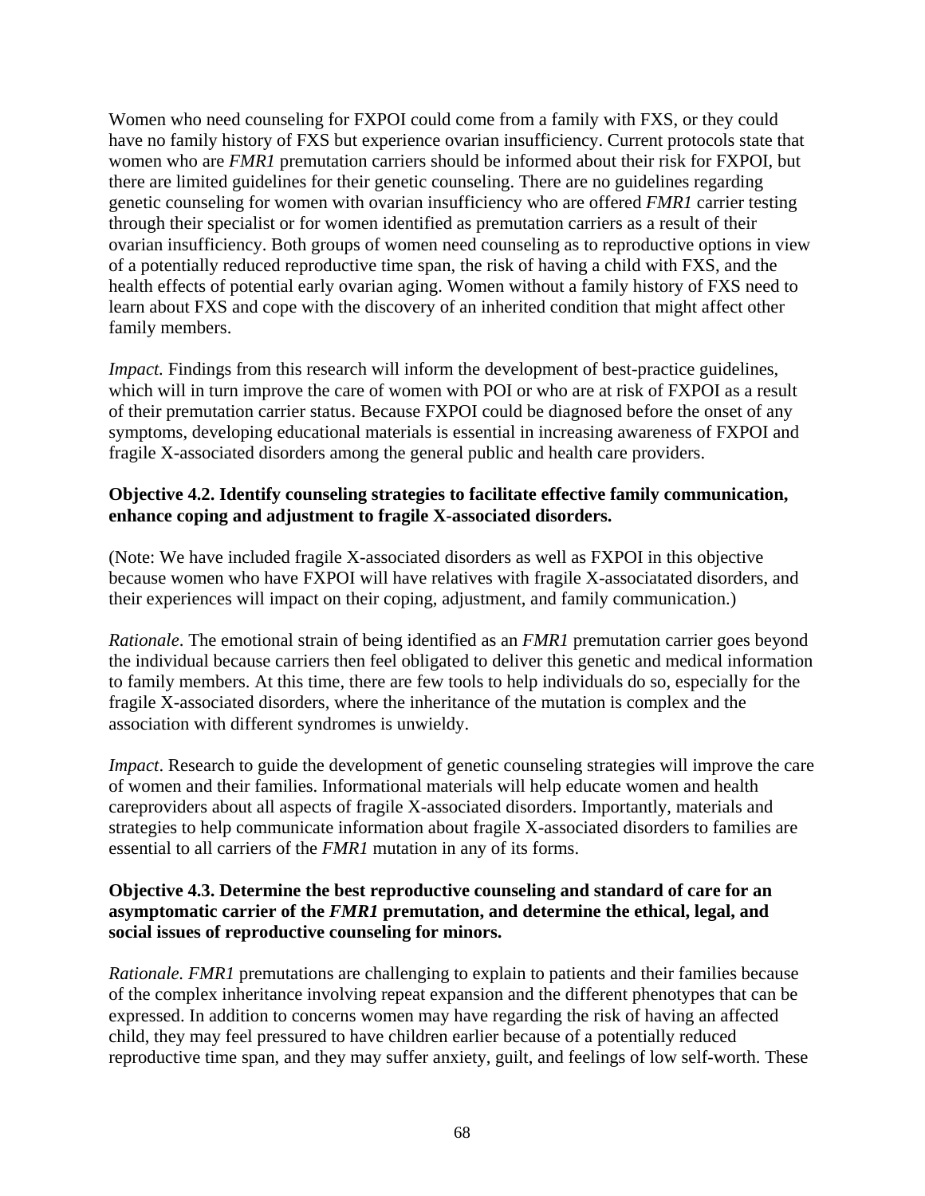Women who need counseling for FXPOI could come from a family with FXS, or they could have no family history of FXS but experience ovarian insufficiency. Current protocols state that women who are *FMR1* premutation carriers should be informed about their risk for FXPOI, but there are limited guidelines for their genetic counseling. There are no guidelines regarding genetic counseling for women with ovarian insufficiency who are offered *FMR1* carrier testing through their specialist or for women identified as premutation carriers as a result of their ovarian insufficiency. Both groups of women need counseling as to reproductive options in view of a potentially reduced reproductive time span, the risk of having a child with FXS, and the health effects of potential early ovarian aging. Women without a family history of FXS need to learn about FXS and cope with the discovery of an inherited condition that might affect other family members.

*Impact.* Findings from this research will inform the development of best-practice guidelines, which will in turn improve the care of women with POI or who are at risk of FXPOI as a result of their premutation carrier status. Because FXPOI could be diagnosed before the onset of any symptoms, developing educational materials is essential in increasing awareness of FXPOI and fragile X-associated disorders among the general public and health care providers.

**Objective 4.2. Identify counseling strategies to facilitate effective family communication, enhance coping and adjustment to fragile X-associated disorders.**

(Note: We have included fragile X-associated disorders as well as FXPOI in this objective because women who have FXPOI will have relatives with fragile X-associatated disorders, and their experiences will impact on their coping, adjustment, and family communication.)

*Rationale*. The emotional strain of being identified as an *FMR1* premutation carrier goes beyond the individual because carriers then feel obligated to deliver this genetic and medical information to family members. At this time, there are few tools to help individuals do so, especially for the fragile X-associated disorders, where the inheritance of the mutation is complex and the association with different syndromes is unwieldy.

*Impact*. Research to guide the development of genetic counseling strategies will improve the care of women and their families. Informational materials will help educate women and health careproviders about all aspects of fragile X-associated disorders. Importantly, materials and strategies to help communicate information about fragile X-associated disorders to families are essential to all carriers of the *FMR1* mutation in any of its forms.

**Objective 4.3. Determine the best reproductive counseling and standard of care for an asymptomatic carrier of the *FMR1* premutation, and determine the ethical, legal, and social issues of reproductive counseling for minors.**

*Rationale. FMR1* premutations are challenging to explain to patients and their families because of the complex inheritance involving repeat expansion and the different phenotypes that can be expressed. In addition to concerns women may have regarding the risk of having an affected child, they may feel pressured to have children earlier because of a potentially reduced reproductive time span, and they may suffer anxiety, guilt, and feelings of low self-worth. These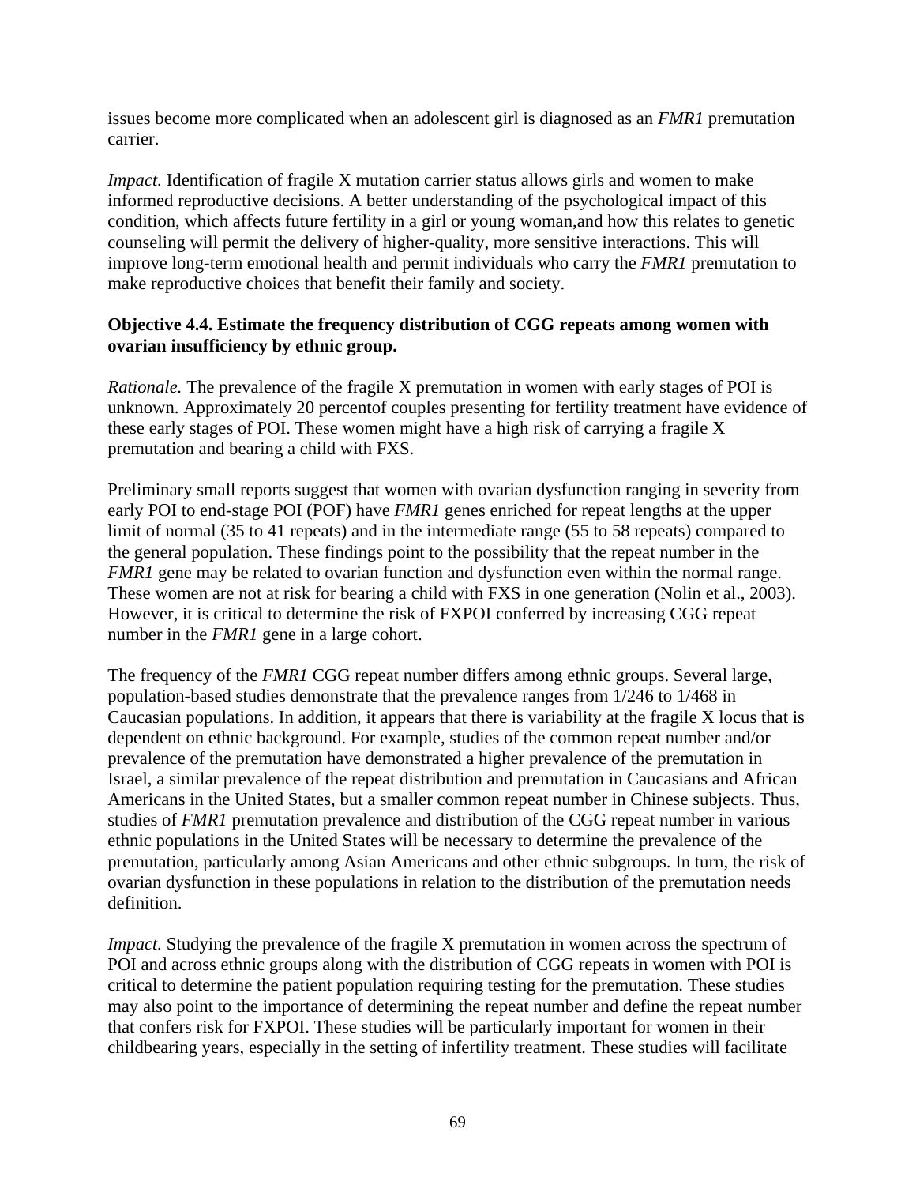issues become more complicated when an adolescent girl is diagnosed as an *FMR1* premutation carrier.

*Impact.* Identification of fragile X mutation carrier status allows girls and women to make informed reproductive decisions. A better understanding of the psychological impact of this condition, which affects future fertility in a girl or young woman,and how this relates to genetic counseling will permit the delivery of higher-quality, more sensitive interactions. This will improve long-term emotional health and permit individuals who carry the *FMR1* premutation to make reproductive choices that benefit their family and society.

**Objective 4.4. Estimate the frequency distribution of CGG repeats among women with ovarian insufficiency by ethnic group.**

*Rationale.* The prevalence of the fragile X premutation in women with early stages of POI is unknown. Approximately 20 percentof couples presenting for fertility treatment have evidence of these early stages of POI. These women might have a high risk of carrying a fragile X premutation and bearing a child with FXS.

Preliminary small reports suggest that women with ovarian dysfunction ranging in severity from early POI to end-stage POI (POF) have *FMR1* genes enriched for repeat lengths at the upper limit of normal (35 to 41 repeats) and in the intermediate range (55 to 58 repeats) compared to the general population. These findings point to the possibility that the repeat number in the *FMR1* gene may be related to ovarian function and dysfunction even within the normal range. These women are not at risk for bearing a child with FXS in one generation (Nolin et al., 2003). However, it is critical to determine the risk of FXPOI conferred by increasing CGG repeat number in the *FMR1* gene in a large cohort.

The frequency of the *FMR1* CGG repeat number differs among ethnic groups. Several large, population-based studies demonstrate that the prevalence ranges from 1/246 to 1/468 in Caucasian populations. In addition, it appears that there is variability at the fragile X locus that is dependent on ethnic background. For example, studies of the common repeat number and/or prevalence of the premutation have demonstrated a higher prevalence of the premutation in Israel, a similar prevalence of the repeat distribution and premutation in Caucasians and African Americans in the United States, but a smaller common repeat number in Chinese subjects. Thus, studies of *FMR1* premutation prevalence and distribution of the CGG repeat number in various ethnic populations in the United States will be necessary to determine the prevalence of the premutation, particularly among Asian Americans and other ethnic subgroups. In turn, the risk of ovarian dysfunction in these populations in relation to the distribution of the premutation needs definition.

*Impact.* Studying the prevalence of the fragile X premutation in women across the spectrum of POI and across ethnic groups along with the distribution of CGG repeats in women with POI is critical to determine the patient population requiring testing for the premutation. These studies may also point to the importance of determining the repeat number and define the repeat number that confers risk for FXPOI. These studies will be particularly important for women in their childbearing years, especially in the setting of infertility treatment. These studies will facilitate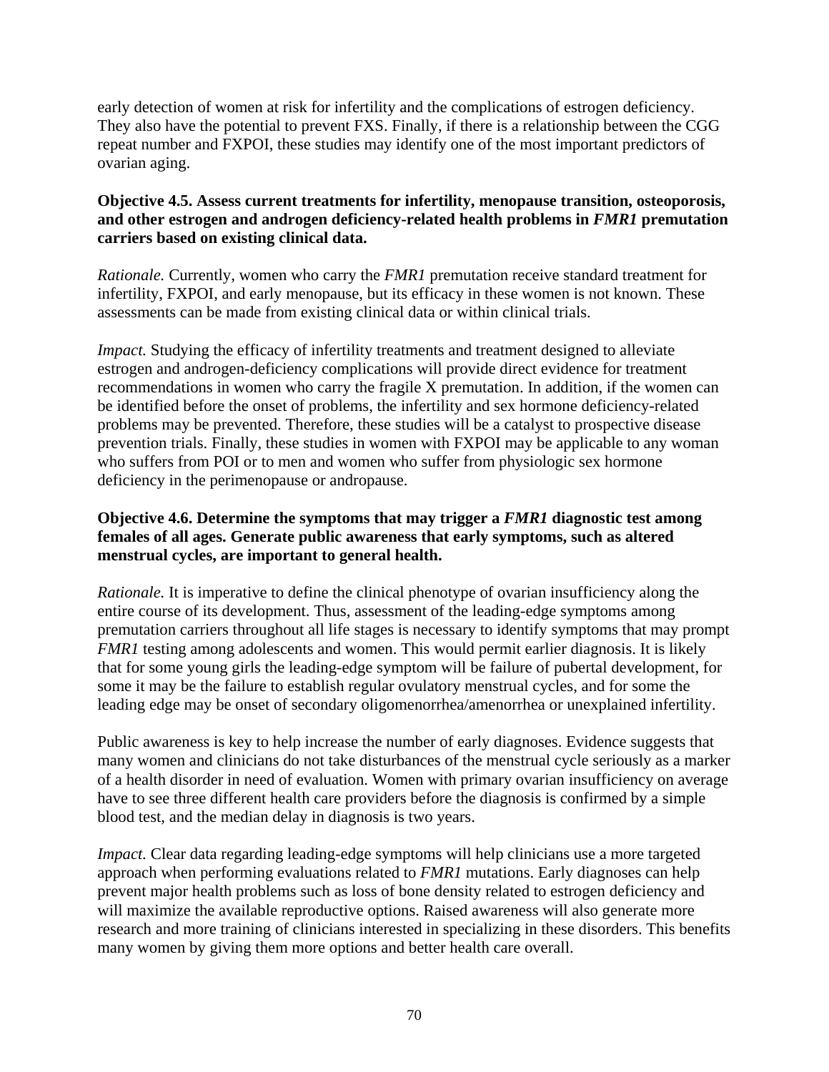early detection of women at risk for infertility and the complications of estrogen deficiency. They also have the potential to prevent FXS. Finally, if there is a relationship between the CGG repeat number and FXPOI, these studies may identify one of the most important predictors of ovarian aging.

**Objective 4.5. Assess current treatments for infertility, menopause transition, osteoporosis, and other estrogen and androgen deficiency-related health problems in *FMR1* premutation carriers based on existing clinical data.**

*Rationale.* Currently, women who carry the *FMR1* premutation receive standard treatment for infertility, FXPOI, and early menopause, but its efficacy in these women is not known. These assessments can be made from existing clinical data or within clinical trials.

*Impact.* Studying the efficacy of infertility treatments and treatment designed to alleviate estrogen and androgen-deficiency complications will provide direct evidence for treatment recommendations in women who carry the fragile X premutation. In addition, if the women can be identified before the onset of problems, the infertility and sex hormone deficiency-related problems may be prevented. Therefore, these studies will be a catalyst to prospective disease prevention trials. Finally, these studies in women with FXPOI may be applicable to any woman who suffers from POI or to men and women who suffer from physiologic sex hormone deficiency in the perimenopause or andropause.

**Objective 4.6. Determine the symptoms that may trigger a *FMR1* diagnostic test among females of all ages. Generate public awareness that early symptoms, such as altered menstrual cycles, are important to general health.**

*Rationale.* It is imperative to define the clinical phenotype of ovarian insufficiency along the entire course of its development. Thus, assessment of the leading-edge symptoms among premutation carriers throughout all life stages is necessary to identify symptoms that may prompt *FMR1* testing among adolescents and women. This would permit earlier diagnosis. It is likely that for some young girls the leading-edge symptom will be failure of pubertal development, for some it may be the failure to establish regular ovulatory menstrual cycles, and for some the leading edge may be onset of secondary oligomenorrhea/amenorrhea or unexplained infertility.

Public awareness is key to help increase the number of early diagnoses. Evidence suggests that many women and clinicians do not take disturbances of the menstrual cycle seriously as a marker of a health disorder in need of evaluation. Women with primary ovarian insufficiency on average have to see three different health care providers before the diagnosis is confirmed by a simple blood test, and the median delay in diagnosis is two years.

*Impact.* Clear data regarding leading-edge symptoms will help clinicians use a more targeted approach when performing evaluations related to *FMR1* mutations. Early diagnoses can help prevent major health problems such as loss of bone density related to estrogen deficiency and will maximize the available reproductive options. Raised awareness will also generate more research and more training of clinicians interested in specializing in these disorders. This benefits many women by giving them more options and better health care overall.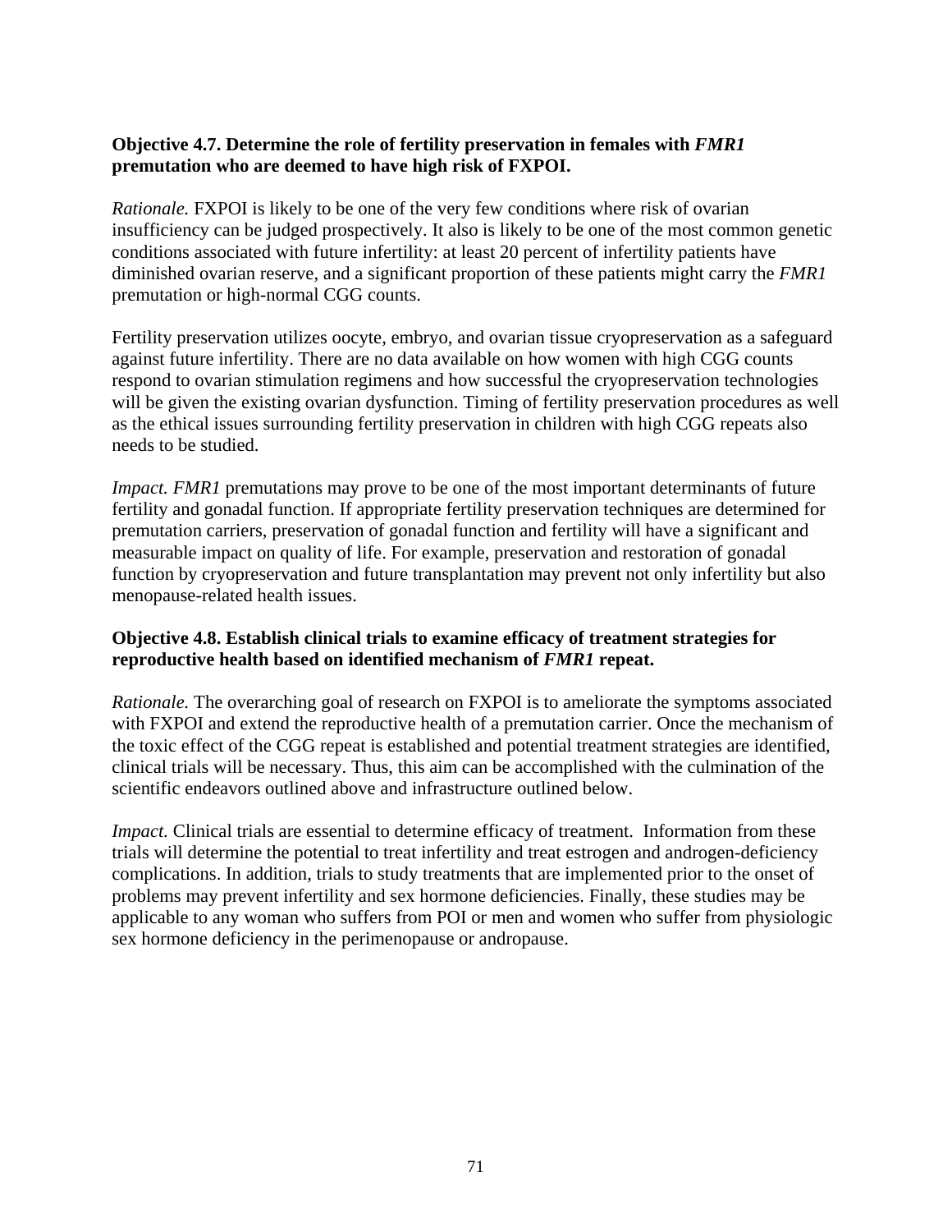**Objective 4.7. Determine the role of fertility preservation in females with *FMR1* premutation who are deemed to have high risk of FXPOI.**

*Rationale.* FXPOI is likely to be one of the very few conditions where risk of ovarian insufficiency can be judged prospectively. It also is likely to be one of the most common genetic conditions associated with future infertility: at least 20 percent of infertility patients have diminished ovarian reserve, and a significant proportion of these patients might carry the *FMR1* premutation or high-normal CGG counts.

Fertility preservation utilizes oocyte, embryo, and ovarian tissue cryopreservation as a safeguard against future infertility. There are no data available on how women with high CGG counts respond to ovarian stimulation regimens and how successful the cryopreservation technologies will be given the existing ovarian dysfunction. Timing of fertility preservation procedures as well as the ethical issues surrounding fertility preservation in children with high CGG repeats also needs to be studied.

*Impact. FMR1* premutations may prove to be one of the most important determinants of future fertility and gonadal function. If appropriate fertility preservation techniques are determined for premutation carriers, preservation of gonadal function and fertility will have a significant and measurable impact on quality of life. For example, preservation and restoration of gonadal function by cryopreservation and future transplantation may prevent not only infertility but also menopause-related health issues.

**Objective 4.8. Establish clinical trials to examine efficacy of treatment strategies for reproductive health based on identified mechanism of *FMR1* repeat.**

*Rationale.* The overarching goal of research on FXPOI is to ameliorate the symptoms associated with FXPOI and extend the reproductive health of a premutation carrier. Once the mechanism of the toxic effect of the CGG repeat is established and potential treatment strategies are identified, clinical trials will be necessary. Thus, this aim can be accomplished with the culmination of the scientific endeavors outlined above and infrastructure outlined below.

*Impact.* Clinical trials are essential to determine efficacy of treatment. Information from these trials will determine the potential to treat infertility and treat estrogen and androgen-deficiency complications. In addition, trials to study treatments that are implemented prior to the onset of problems may prevent infertility and sex hormone deficiencies. Finally, these studies may be applicable to any woman who suffers from POI or men and women who suffer from physiologic sex hormone deficiency in the perimenopause or andropause.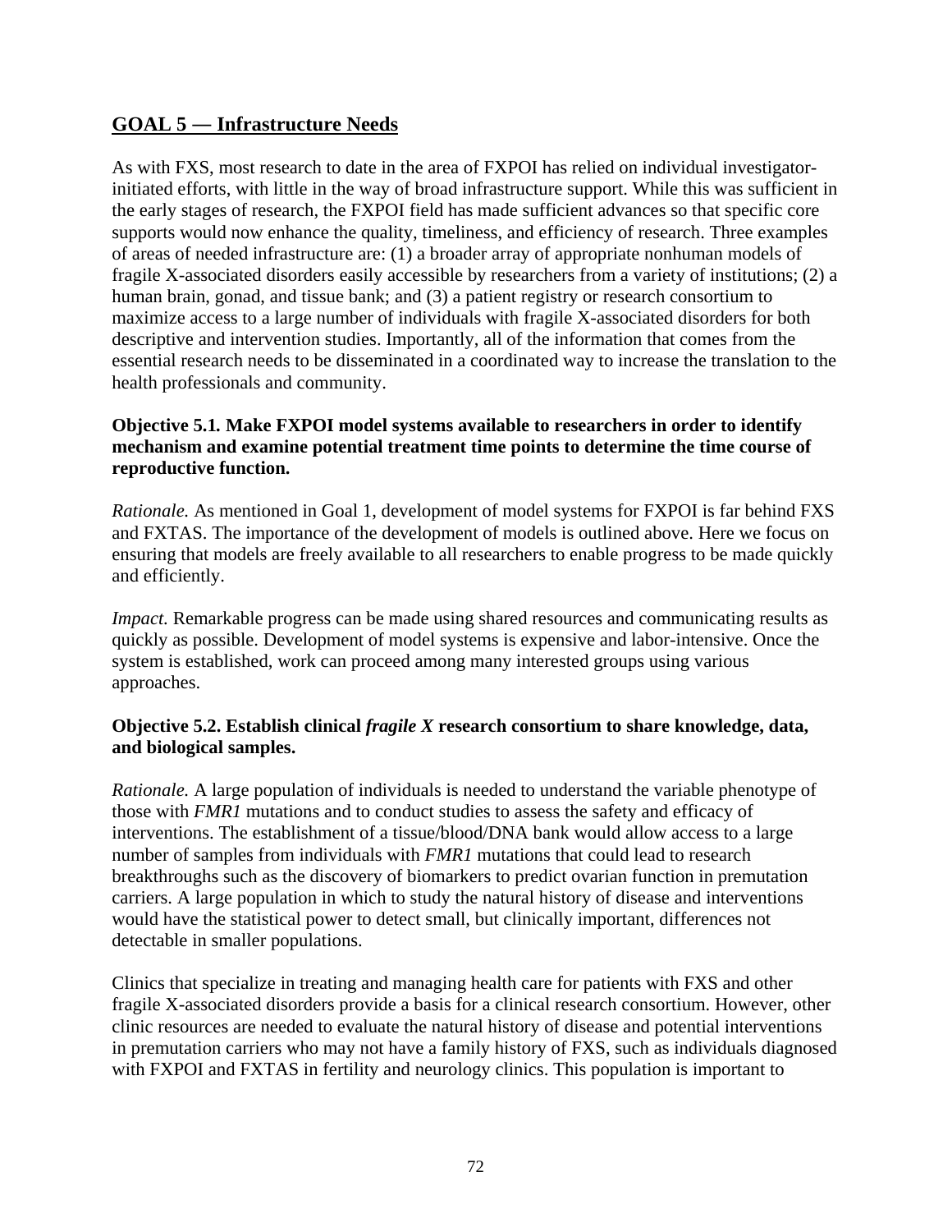## GOAL 5 — Infrastructure Needs

As with FXS, most research to date in the area of FXPOI has relied on individual investigator-initiated efforts, with little in the way of broad infrastructure support. While this was sufficient in the early stages of research, the FXPOI field has made sufficient advances so that specific core supports would now enhance the quality, timeliness, and efficiency of research. Three examples of areas of needed infrastructure are: (1) a broader array of appropriate nonhuman models of fragile X-associated disorders easily accessible by researchers from a variety of institutions; (2) a human brain, gonad, and tissue bank; and (3) a patient registry or research consortium to maximize access to a large number of individuals with fragile X-associated disorders for both descriptive and intervention studies. Importantly, all of the information that comes from the essential research needs to be disseminated in a coordinated way to increase the translation to the health professionals and community.

**Objective 5.1. Make FXPOI model systems available to researchers in order to identify mechanism and examine potential treatment time points to determine the time course of reproductive function.**

*Rationale.* As mentioned in Goal 1, development of model systems for FXPOI is far behind FXS and FXTAS. The importance of the development of models is outlined above. Here we focus on ensuring that models are freely available to all researchers to enable progress to be made quickly and efficiently.

*Impact.* Remarkable progress can be made using shared resources and communicating results as quickly as possible. Development of model systems is expensive and labor-intensive. Once the system is established, work can proceed among many interested groups using various approaches.

**Objective 5.2. Establish clinical *fragile X* research consortium to share knowledge, data, and biological samples.**

*Rationale.* A large population of individuals is needed to understand the variable phenotype of those with *FMR1* mutations and to conduct studies to assess the safety and efficacy of interventions. The establishment of a tissue/blood/DNA bank would allow access to a large number of samples from individuals with *FMR1* mutations that could lead to research breakthroughs such as the discovery of biomarkers to predict ovarian function in premutation carriers. A large population in which to study the natural history of disease and interventions would have the statistical power to detect small, but clinically important, differences not detectable in smaller populations.

Clinics that specialize in treating and managing health care for patients with FXS and other fragile X-associated disorders provide a basis for a clinical research consortium. However, other clinic resources are needed to evaluate the natural history of disease and potential interventions in premutation carriers who may not have a family history of FXS, such as individuals diagnosed with FXPOI and FXTAS in fertility and neurology clinics. This population is important to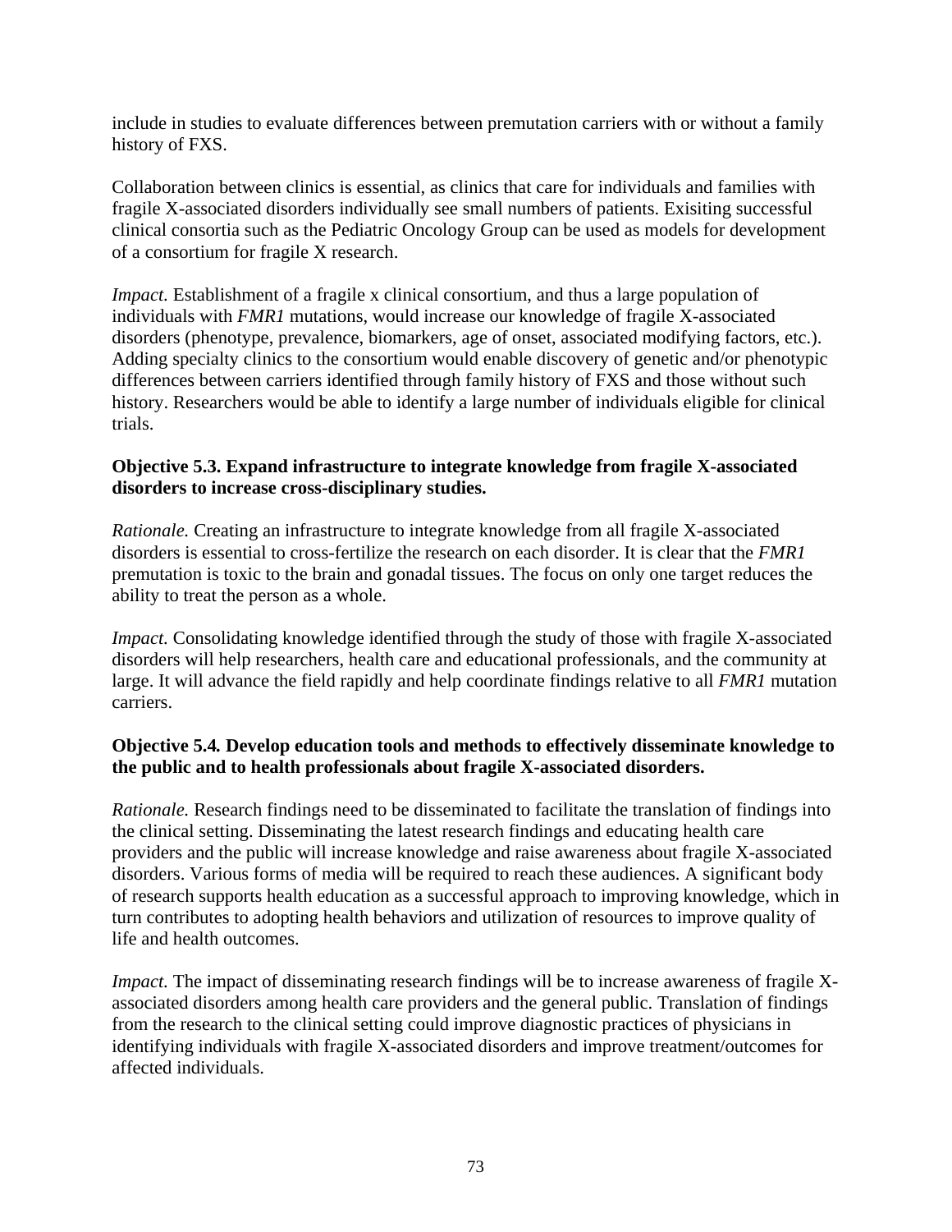include in studies to evaluate differences between premutation carriers with or without a family history of FXS.

Collaboration between clinics is essential, as clinics that care for individuals and families with fragile X-associated disorders individually see small numbers of patients. Exisiting successful clinical consortia such as the Pediatric Oncology Group can be used as models for development of a consortium for fragile X research.

*Impact.* Establishment of a fragile x clinical consortium, and thus a large population of individuals with *FMR1* mutations, would increase our knowledge of fragile X-associated disorders (phenotype, prevalence, biomarkers, age of onset, associated modifying factors, etc.). Adding specialty clinics to the consortium would enable discovery of genetic and/or phenotypic differences between carriers identified through family history of FXS and those without such history. Researchers would be able to identify a large number of individuals eligible for clinical trials.

**Objective 5.3. Expand infrastructure to integrate knowledge from fragile X-associated disorders to increase cross-disciplinary studies.**

*Rationale.* Creating an infrastructure to integrate knowledge from all fragile X-associated disorders is essential to cross-fertilize the research on each disorder. It is clear that the *FMR1* premutation is toxic to the brain and gonadal tissues. The focus on only one target reduces the ability to treat the person as a whole.

*Impact.* Consolidating knowledge identified through the study of those with fragile X-associated disorders will help researchers, health care and educational professionals, and the community at large. It will advance the field rapidly and help coordinate findings relative to all *FMR1* mutation carriers.

**Objective 5.4. Develop education tools and methods to effectively disseminate knowledge to the public and to health professionals about fragile X-associated disorders.**

*Rationale.* Research findings need to be disseminated to facilitate the translation of findings into the clinical setting. Disseminating the latest research findings and educating health care providers and the public will increase knowledge and raise awareness about fragile X-associated disorders. Various forms of media will be required to reach these audiences. A significant body of research supports health education as a successful approach to improving knowledge, which in turn contributes to adopting health behaviors and utilization of resources to improve quality of life and health outcomes.

*Impact.* The impact of disseminating research findings will be to increase awareness of fragile X-associated disorders among health care providers and the general public. Translation of findings from the research to the clinical setting could improve diagnostic practices of physicians in identifying individuals with fragile X-associated disorders and improve treatment/outcomes for affected individuals.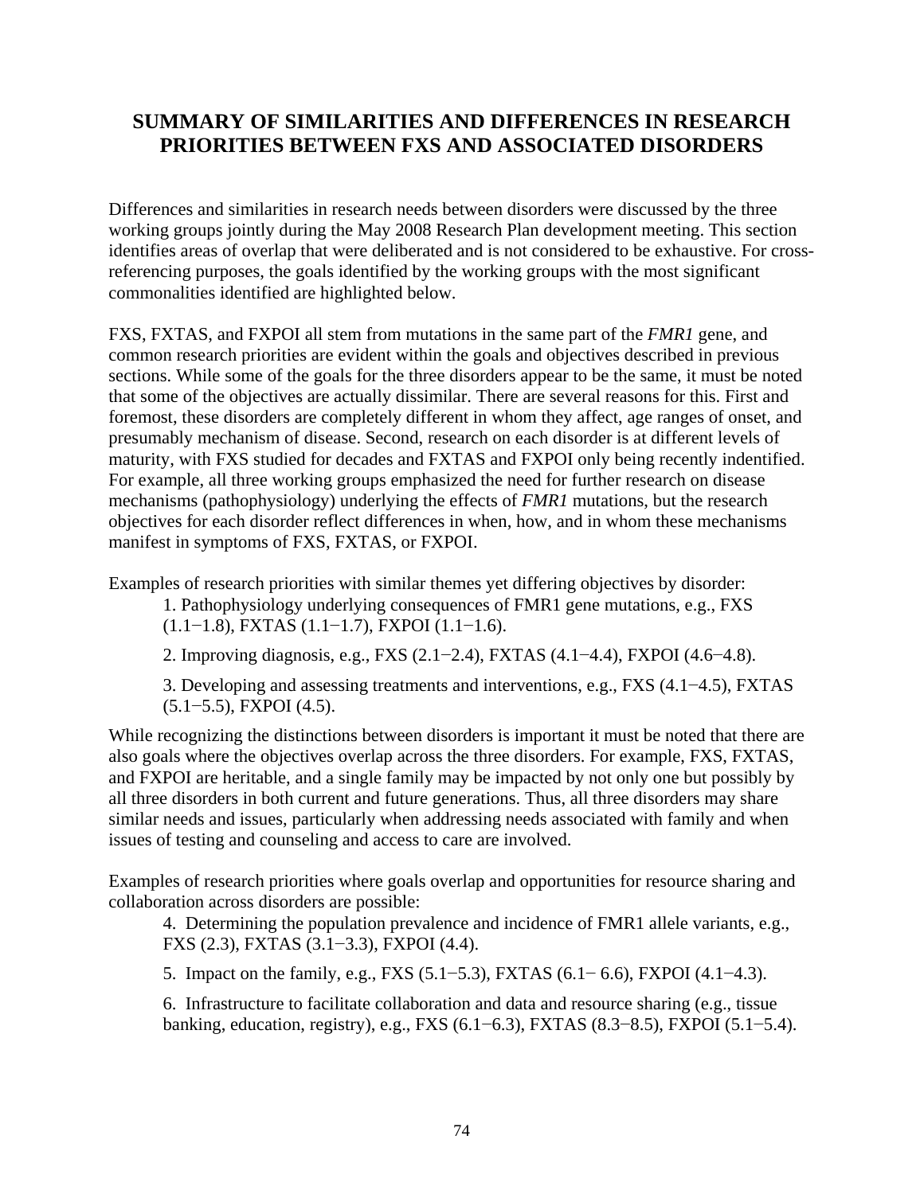## SUMMARY OF SIMILARITIES AND DIFFERENCES IN RESEARCH PRIORITIES BETWEEN FXS AND ASSOCIATED DISORDERS

Differences and similarities in research needs between disorders were discussed by the three working groups jointly during the May 2008 Research Plan development meeting. This section identifies areas of overlap that were deliberated and is not considered to be exhaustive. For cross-referencing purposes, the goals identified by the working groups with the most significant commonalities identified are highlighted below.

FXS, FXTAS, and FXPOI all stem from mutations in the same part of the *FMR1* gene, and common research priorities are evident within the goals and objectives described in previous sections. While some of the goals for the three disorders appear to be the same, it must be noted that some of the objectives are actually dissimilar. There are several reasons for this. First and foremost, these disorders are completely different in whom they affect, age ranges of onset, and presumably mechanism of disease. Second, research on each disorder is at different levels of maturity, with FXS studied for decades and FXTAS and FXPOI only being recently indentified. For example, all three working groups emphasized the need for further research on disease mechanisms (pathophysiology) underlying the effects of *FMR1* mutations, but the research objectives for each disorder reflect differences in when, how, and in whom these mechanisms manifest in symptoms of FXS, FXTAS, or FXPOI.

Examples of research priorities with similar themes yet differing objectives by disorder:

1. Pathophysiology underlying consequences of FMR1 gene mutations, e.g., FXS (1.1−1.8), FXTAS (1.1−1.7), FXPOI (1.1−1.6).
2. Improving diagnosis, e.g., FXS (2.1−2.4), FXTAS (4.1−4.4), FXPOI (4.6−4.8).
3. Developing and assessing treatments and interventions, e.g., FXS (4.1−4.5), FXTAS (5.1−5.5), FXPOI (4.5).

While recognizing the distinctions between disorders is important it must be noted that there are also goals where the objectives overlap across the three disorders. For example, FXS, FXTAS, and FXPOI are heritable, and a single family may be impacted by not only one but possibly by all three disorders in both current and future generations. Thus, all three disorders may share similar needs and issues, particularly when addressing needs associated with family and when issues of testing and counseling and access to care are involved.

Examples of research priorities where goals overlap and opportunities for resource sharing and collaboration across disorders are possible:

4. Determining the population prevalence and incidence of FMR1 allele variants, e.g., FXS (2.3), FXTAS (3.1−3.3), FXPOI (4.4).
5. Impact on the family, e.g., FXS (5.1−5.3), FXTAS (6.1− 6.6), FXPOI (4.1−4.3).
6. Infrastructure to facilitate collaboration and data and resource sharing (e.g., tissue banking, education, registry), e.g., FXS (6.1−6.3), FXTAS (8.3−8.5), FXPOI (5.1−5.4).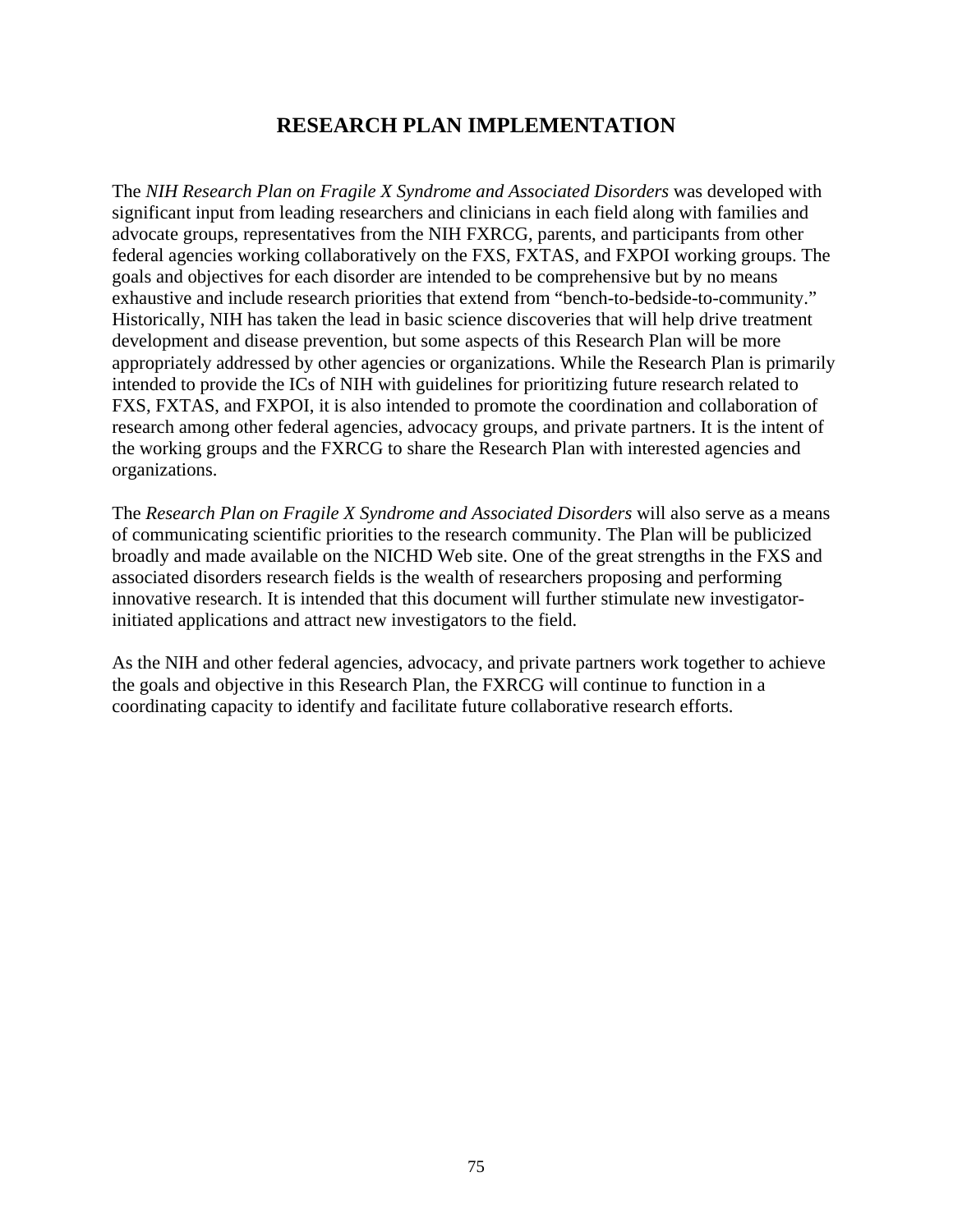# RESEARCH PLAN IMPLEMENTATION

The *NIH Research Plan on Fragile X Syndrome and Associated Disorders* was developed with significant input from leading researchers and clinicians in each field along with families and advocate groups, representatives from the NIH FXRCG, parents, and participants from other federal agencies working collaboratively on the FXS, FXTAS, and FXPOI working groups. The goals and objectives for each disorder are intended to be comprehensive but by no means exhaustive and include research priorities that extend from "bench-to-bedside-to-community." Historically, NIH has taken the lead in basic science discoveries that will help drive treatment development and disease prevention, but some aspects of this Research Plan will be more appropriately addressed by other agencies or organizations. While the Research Plan is primarily intended to provide the ICs of NIH with guidelines for prioritizing future research related to FXS, FXTAS, and FXPOI, it is also intended to promote the coordination and collaboration of research among other federal agencies, advocacy groups, and private partners. It is the intent of the working groups and the FXRCG to share the Research Plan with interested agencies and organizations.

The *Research Plan on Fragile X Syndrome and Associated Disorders* will also serve as a means of communicating scientific priorities to the research community. The Plan will be publicized broadly and made available on the NICHD Web site. One of the great strengths in the FXS and associated disorders research fields is the wealth of researchers proposing and performing innovative research. It is intended that this document will further stimulate new investigator-initiated applications and attract new investigators to the field.

As the NIH and other federal agencies, advocacy, and private partners work together to achieve the goals and objective in this Research Plan, the FXRCG will continue to function in a coordinating capacity to identify and facilitate future collaborative research efforts.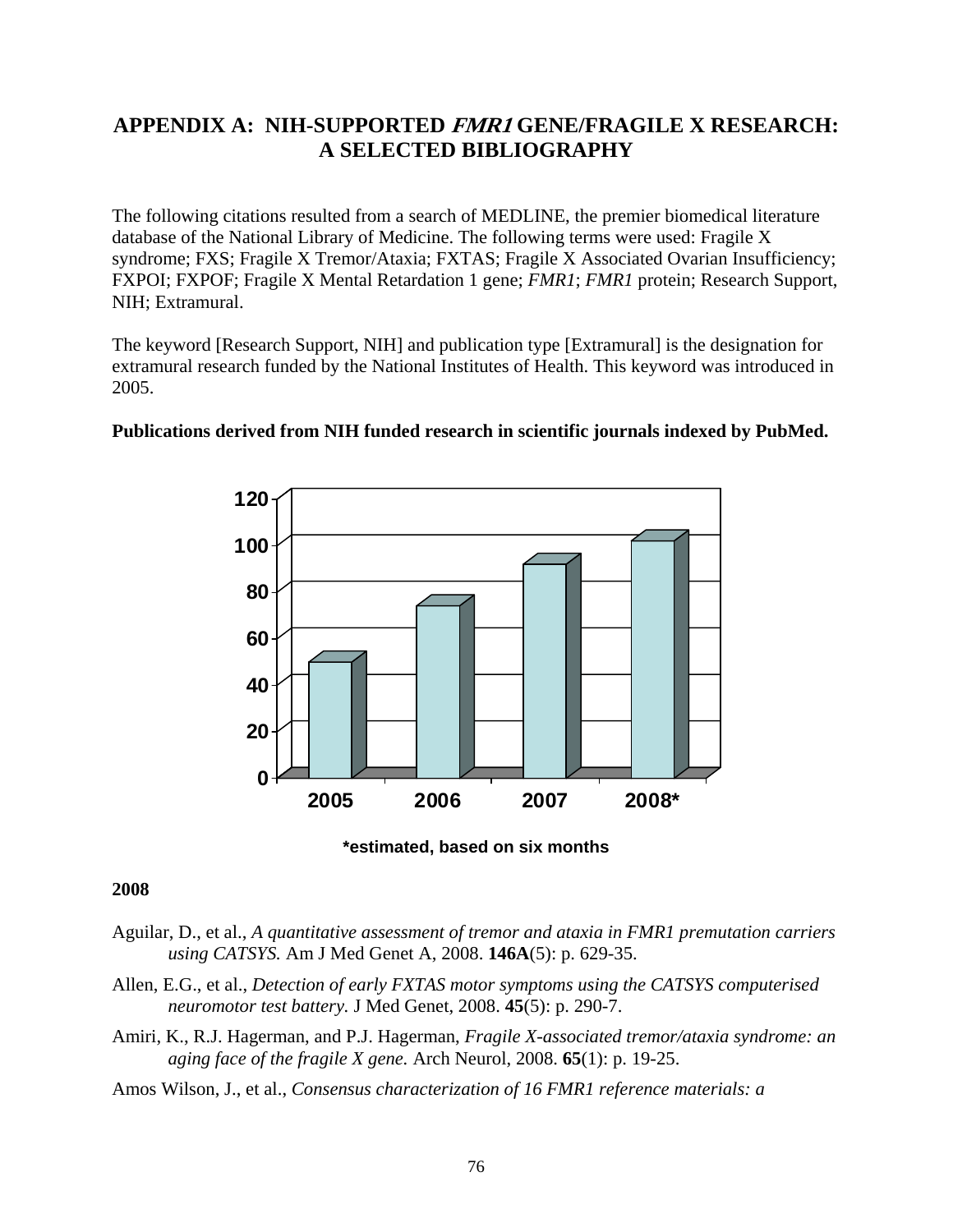# APPENDIX A: NIH-SUPPORTED *FMR1* GENE/FRAGILE X RESEARCH: A SELECTED BIBLIOGRAPHY

The following citations resulted from a search of MEDLINE, the premier biomedical literature database of the National Library of Medicine. The following terms were used: Fragile X syndrome; FXS; Fragile X Tremor/Ataxia; FXTAS; Fragile X Associated Ovarian Insufficiency; FXPOI; FXPOF; Fragile X Mental Retardation 1 gene; *FMR1*; *FMR1* protein; Research Support, NIH; Extramural.

The keyword [Research Support, NIH] and publication type [Extramural] is the designation for extramural research funded by the National Institutes of Health. This keyword was introduced in 2005.

**Publications derived from NIH funded research in scientific journals indexed by PubMed.**

**\*estimated, based on six months**

**2008**

Aguilar, D., et al., *A quantitative assessment of tremor and ataxia in FMR1 premutation carriers using CATSYS.* Am J Med Genet A, 2008. **146A**(5): p. 629-35.

Allen, E.G., et al., *Detection of early FXTAS motor symptoms using the CATSYS computerised neuromotor test battery.* J Med Genet, 2008. **45**(5): p. 290-7.

Amiri, K., R.J. Hagerman, and P.J. Hagerman, *Fragile X-associated tremor/ataxia syndrome: an aging face of the fragile X gene.* Arch Neurol, 2008. **65**(1): p. 19-25.

Amos Wilson, J., et al., *Consensus characterization of 16 FMR1 reference materials: a*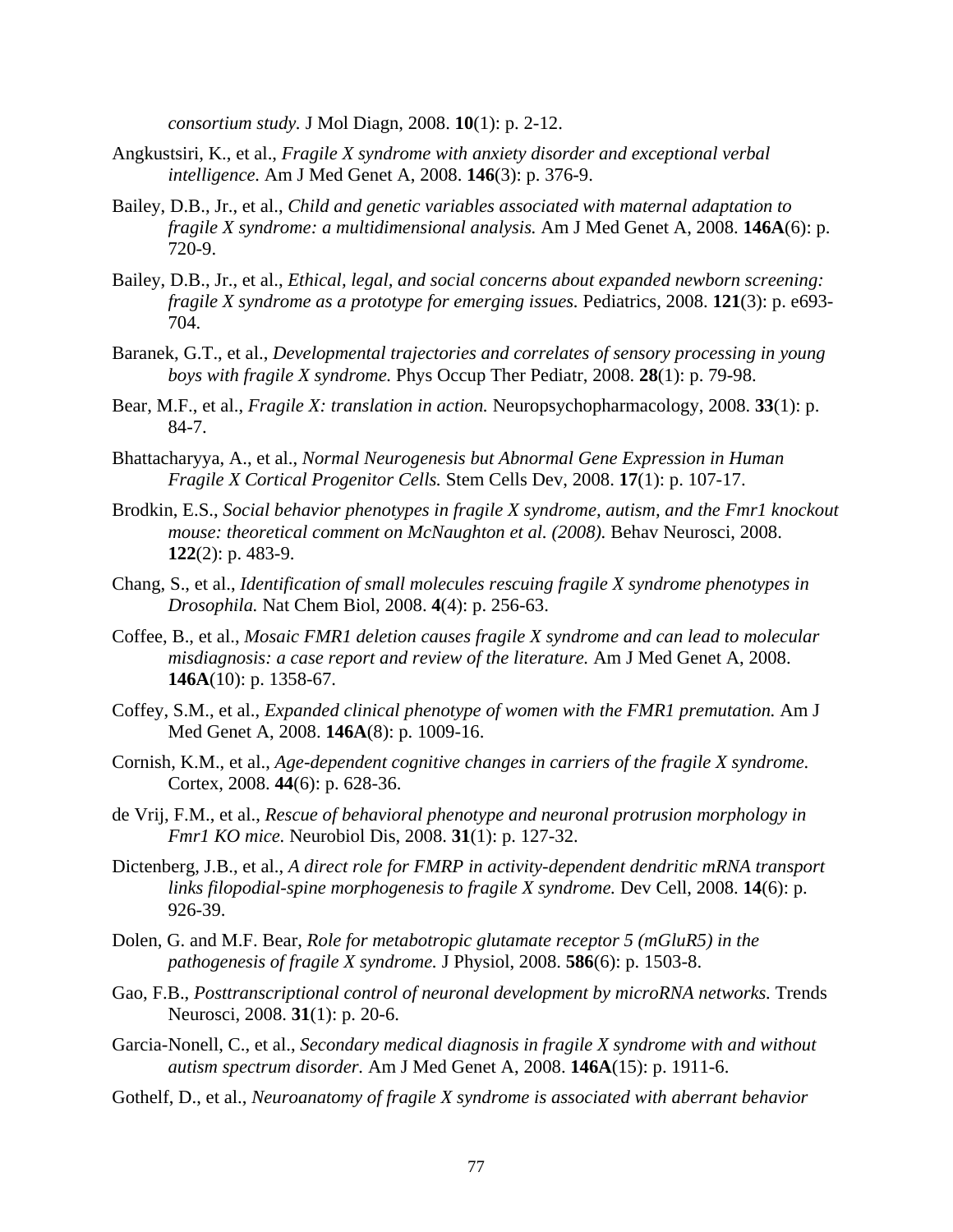*consortium study.* J Mol Diagn, 2008. **10**(1): p. 2-12.

Angkustsiri, K., et al., *Fragile X syndrome with anxiety disorder and exceptional verbal intelligence.* Am J Med Genet A, 2008. **146**(3): p. 376-9.

Bailey, D.B., Jr., et al., *Child and genetic variables associated with maternal adaptation to fragile X syndrome: a multidimensional analysis.* Am J Med Genet A, 2008. **146A**(6): p. 720-9.

Bailey, D.B., Jr., et al., *Ethical, legal, and social concerns about expanded newborn screening: fragile X syndrome as a prototype for emerging issues.* Pediatrics, 2008. **121**(3): p. e693-704.

Baranek, G.T., et al., *Developmental trajectories and correlates of sensory processing in young boys with fragile X syndrome.* Phys Occup Ther Pediatr, 2008. **28**(1): p. 79-98.

Bear, M.F., et al., *Fragile X: translation in action.* Neuropsychopharmacology, 2008. **33**(1): p. 84-7.

Bhattacharyya, A., et al., *Normal Neurogenesis but Abnormal Gene Expression in Human Fragile X Cortical Progenitor Cells.* Stem Cells Dev, 2008. **17**(1): p. 107-17.

Brodkin, E.S., *Social behavior phenotypes in fragile X syndrome, autism, and the Fmr1 knockout mouse: theoretical comment on McNaughton et al. (2008).* Behav Neurosci, 2008. **122**(2): p. 483-9.

Chang, S., et al., *Identification of small molecules rescuing fragile X syndrome phenotypes in Drosophila.* Nat Chem Biol, 2008. **4**(4): p. 256-63.

Coffee, B., et al., *Mosaic FMR1 deletion causes fragile X syndrome and can lead to molecular misdiagnosis: a case report and review of the literature.* Am J Med Genet A, 2008. **146A**(10): p. 1358-67.

Coffey, S.M., et al., *Expanded clinical phenotype of women with the FMR1 premutation.* Am J Med Genet A, 2008. **146A**(8): p. 1009-16.

Cornish, K.M., et al., *Age-dependent cognitive changes in carriers of the fragile X syndrome.* Cortex, 2008. **44**(6): p. 628-36.

de Vrij, F.M., et al., *Rescue of behavioral phenotype and neuronal protrusion morphology in Fmr1 KO mice.* Neurobiol Dis, 2008. **31**(1): p. 127-32.

Dictenberg, J.B., et al., *A direct role for FMRP in activity-dependent dendritic mRNA transport links filopodial-spine morphogenesis to fragile X syndrome.* Dev Cell, 2008. **14**(6): p. 926-39.

Dolen, G. and M.F. Bear, *Role for metabotropic glutamate receptor 5 (mGluR5) in the pathogenesis of fragile X syndrome.* J Physiol, 2008. **586**(6): p. 1503-8.

Gao, F.B., *Posttranscriptional control of neuronal development by microRNA networks.* Trends Neurosci, 2008. **31**(1): p. 20-6.

Garcia-Nonell, C., et al., *Secondary medical diagnosis in fragile X syndrome with and without autism spectrum disorder.* Am J Med Genet A, 2008. **146A**(15): p. 1911-6.

Gothelf, D., et al., *Neuroanatomy of fragile X syndrome is associated with aberrant behavior*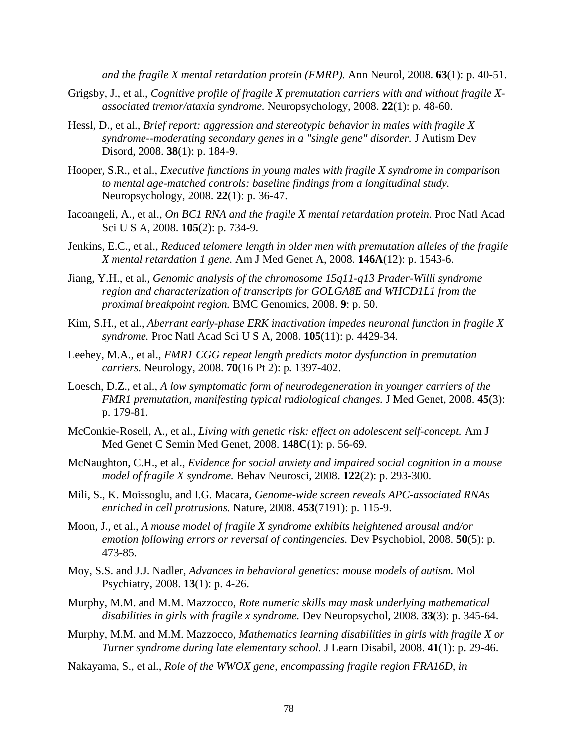*and the fragile X mental retardation protein (FMRP).* Ann Neurol, 2008. **63**(1): p. 40-51.

Grigsby, J., et al., *Cognitive profile of fragile X premutation carriers with and without fragile X-associated tremor/ataxia syndrome.* Neuropsychology, 2008. **22**(1): p. 48-60.

Hessl, D., et al., *Brief report: aggression and stereotypic behavior in males with fragile X syndrome--moderating secondary genes in a "single gene" disorder.* J Autism Dev Disord, 2008. **38**(1): p. 184-9.

Hooper, S.R., et al., *Executive functions in young males with fragile X syndrome in comparison to mental age-matched controls: baseline findings from a longitudinal study.* Neuropsychology, 2008. **22**(1): p. 36-47.

Iacoangeli, A., et al., *On BC1 RNA and the fragile X mental retardation protein.* Proc Natl Acad Sci U S A, 2008. **105**(2): p. 734-9.

Jenkins, E.C., et al., *Reduced telomere length in older men with premutation alleles of the fragile X mental retardation 1 gene.* Am J Med Genet A, 2008. **146A**(12): p. 1543-6.

Jiang, Y.H., et al., *Genomic analysis of the chromosome 15q11-q13 Prader-Willi syndrome region and characterization of transcripts for GOLGA8E and WHCD1L1 from the proximal breakpoint region.* BMC Genomics, 2008. **9**: p. 50.

Kim, S.H., et al., *Aberrant early-phase ERK inactivation impedes neuronal function in fragile X syndrome.* Proc Natl Acad Sci U S A, 2008. **105**(11): p. 4429-34.

Leehey, M.A., et al., *FMR1 CGG repeat length predicts motor dysfunction in premutation carriers.* Neurology, 2008. **70**(16 Pt 2): p. 1397-402.

Loesch, D.Z., et al., *A low symptomatic form of neurodegeneration in younger carriers of the FMR1 premutation, manifesting typical radiological changes.* J Med Genet, 2008. **45**(3): p. 179-81.

McConkie-Rosell, A., et al., *Living with genetic risk: effect on adolescent self-concept.* Am J Med Genet C Semin Med Genet, 2008. **148C**(1): p. 56-69.

McNaughton, C.H., et al., *Evidence for social anxiety and impaired social cognition in a mouse model of fragile X syndrome.* Behav Neurosci, 2008. **122**(2): p. 293-300.

Mili, S., K. Moissoglu, and I.G. Macara, *Genome-wide screen reveals APC-associated RNAs enriched in cell protrusions.* Nature, 2008. **453**(7191): p. 115-9.

Moon, J., et al., *A mouse model of fragile X syndrome exhibits heightened arousal and/or emotion following errors or reversal of contingencies.* Dev Psychobiol, 2008. **50**(5): p. 473-85.

Moy, S.S. and J.J. Nadler, *Advances in behavioral genetics: mouse models of autism.* Mol Psychiatry, 2008. **13**(1): p. 4-26.

Murphy, M.M. and M.M. Mazzocco, *Rote numeric skills may mask underlying mathematical disabilities in girls with fragile x syndrome.* Dev Neuropsychol, 2008. **33**(3): p. 345-64.

Murphy, M.M. and M.M. Mazzocco, *Mathematics learning disabilities in girls with fragile X or Turner syndrome during late elementary school.* J Learn Disabil, 2008. **41**(1): p. 29-46.

Nakayama, S., et al., *Role of the WWOX gene, encompassing fragile region FRA16D, in*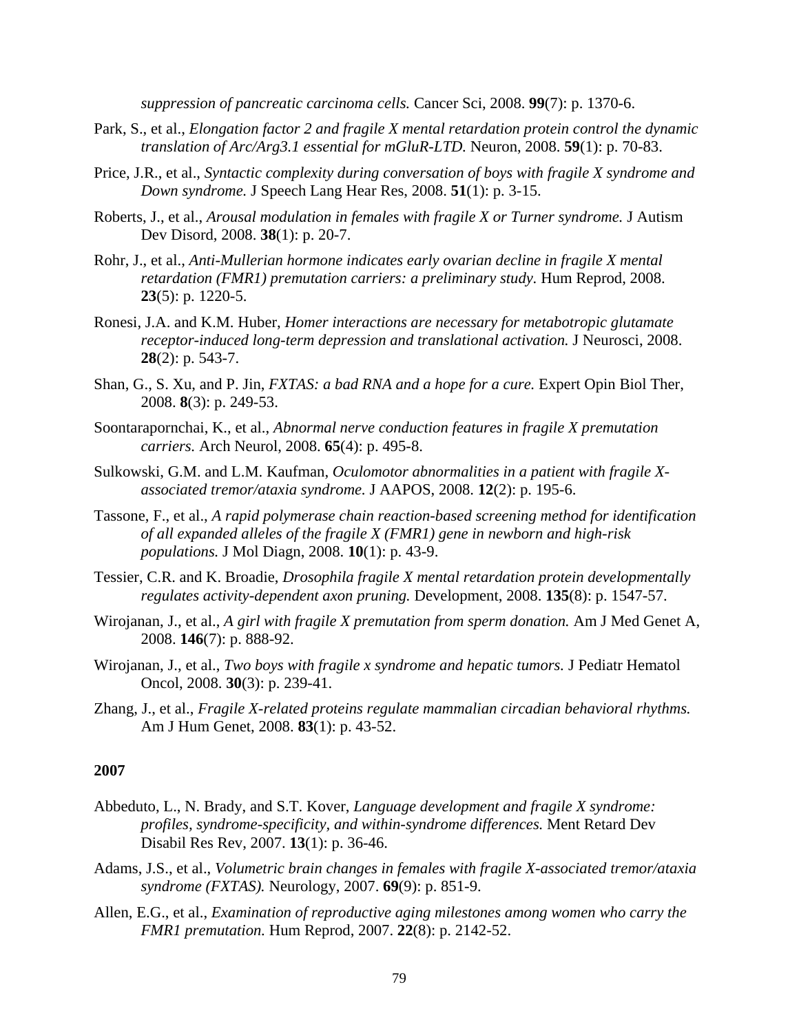*suppression of pancreatic carcinoma cells.* Cancer Sci, 2008. **99**(7): p. 1370-6.

Park, S., et al., *Elongation factor 2 and fragile X mental retardation protein control the dynamic translation of Arc/Arg3.1 essential for mGluR-LTD.* Neuron, 2008. **59**(1): p. 70-83.

Price, J.R., et al., *Syntactic complexity during conversation of boys with fragile X syndrome and Down syndrome.* J Speech Lang Hear Res, 2008. **51**(1): p. 3-15.

Roberts, J., et al., *Arousal modulation in females with fragile X or Turner syndrome.* J Autism Dev Disord, 2008. **38**(1): p. 20-7.

Rohr, J., et al., *Anti-Mullerian hormone indicates early ovarian decline in fragile X mental retardation (FMR1) premutation carriers: a preliminary study.* Hum Reprod, 2008. **23**(5): p. 1220-5.

Ronesi, J.A. and K.M. Huber, *Homer interactions are necessary for metabotropic glutamate receptor-induced long-term depression and translational activation.* J Neurosci, 2008. **28**(2): p. 543-7.

Shan, G., S. Xu, and P. Jin, *FXTAS: a bad RNA and a hope for a cure.* Expert Opin Biol Ther, 2008. **8**(3): p. 249-53.

Soontarapornchai, K., et al., *Abnormal nerve conduction features in fragile X premutation carriers.* Arch Neurol, 2008. **65**(4): p. 495-8.

Sulkowski, G.M. and L.M. Kaufman, *Oculomotor abnormalities in a patient with fragile X-associated tremor/ataxia syndrome.* J AAPOS, 2008. **12**(2): p. 195-6.

Tassone, F., et al., *A rapid polymerase chain reaction-based screening method for identification of all expanded alleles of the fragile X (FMR1) gene in newborn and high-risk populations.* J Mol Diagn, 2008. **10**(1): p. 43-9.

Tessier, C.R. and K. Broadie, *Drosophila fragile X mental retardation protein developmentally regulates activity-dependent axon pruning.* Development, 2008. **135**(8): p. 1547-57.

Wirojanan, J., et al., *A girl with fragile X premutation from sperm donation.* Am J Med Genet A, 2008. **146**(7): p. 888-92.

Wirojanan, J., et al., *Two boys with fragile x syndrome and hepatic tumors.* J Pediatr Hematol Oncol, 2008. **30**(3): p. 239-41.

Zhang, J., et al., *Fragile X-related proteins regulate mammalian circadian behavioral rhythms.* Am J Hum Genet, 2008. **83**(1): p. 43-52.

**2007**

Abbeduto, L., N. Brady, and S.T. Kover, *Language development and fragile X syndrome: profiles, syndrome-specificity, and within-syndrome differences.* Ment Retard Dev Disabil Res Rev, 2007. **13**(1): p. 36-46.

Adams, J.S., et al., *Volumetric brain changes in females with fragile X-associated tremor/ataxia syndrome (FXTAS).* Neurology, 2007. **69**(9): p. 851-9.

Allen, E.G., et al., *Examination of reproductive aging milestones among women who carry the FMR1 premutation.* Hum Reprod, 2007. **22**(8): p. 2142-52.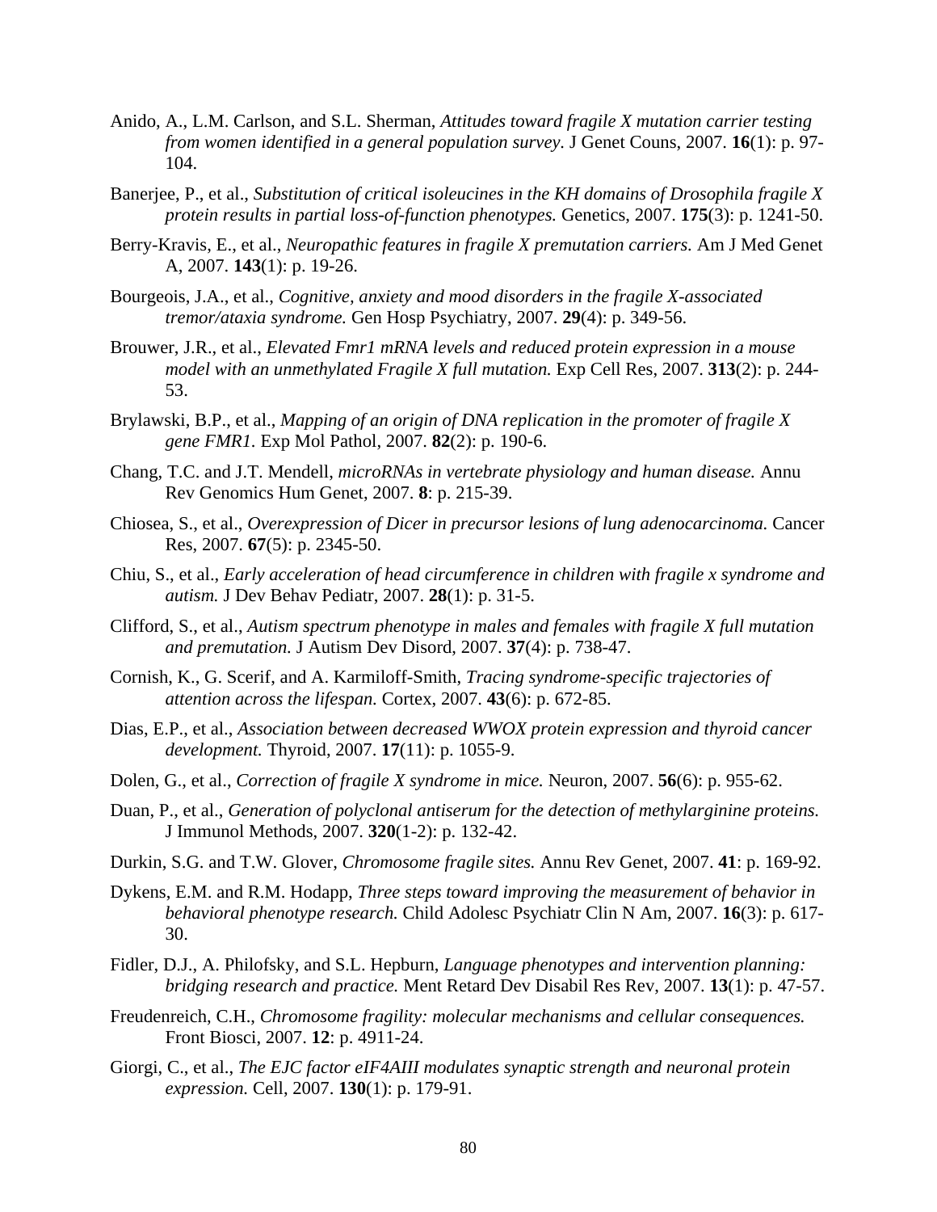Anido, A., L.M. Carlson, and S.L. Sherman, *Attitudes toward fragile X mutation carrier testing from women identified in a general population survey*. J Genet Couns, 2007. **16**(1): p. 97-104.

Banerjee, P., et al., *Substitution of critical isoleucines in the KH domains of Drosophila fragile X protein results in partial loss-of-function phenotypes.* Genetics, 2007. **175**(3): p. 1241-50.

Berry-Kravis, E., et al., *Neuropathic features in fragile X premutation carriers.* Am J Med Genet A, 2007. **143**(1): p. 19-26.

Bourgeois, J.A., et al., *Cognitive, anxiety and mood disorders in the fragile X-associated tremor/ataxia syndrome.* Gen Hosp Psychiatry, 2007. **29**(4): p. 349-56.

Brouwer, J.R., et al., *Elevated Fmr1 mRNA levels and reduced protein expression in a mouse model with an unmethylated Fragile X full mutation.* Exp Cell Res, 2007. **313**(2): p. 244-53.

Brylawski, B.P., et al., *Mapping of an origin of DNA replication in the promoter of fragile X gene FMR1.* Exp Mol Pathol, 2007. **82**(2): p. 190-6.

Chang, T.C. and J.T. Mendell, *microRNAs in vertebrate physiology and human disease.* Annu Rev Genomics Hum Genet, 2007. **8**: p. 215-39.

Chiosea, S., et al., *Overexpression of Dicer in precursor lesions of lung adenocarcinoma.* Cancer Res, 2007. **67**(5): p. 2345-50.

Chiu, S., et al., *Early acceleration of head circumference in children with fragile x syndrome and autism.* J Dev Behav Pediatr, 2007. **28**(1): p. 31-5.

Clifford, S., et al., *Autism spectrum phenotype in males and females with fragile X full mutation and premutation.* J Autism Dev Disord, 2007. **37**(4): p. 738-47.

Cornish, K., G. Scerif, and A. Karmiloff-Smith, *Tracing syndrome-specific trajectories of attention across the lifespan.* Cortex, 2007. **43**(6): p. 672-85.

Dias, E.P., et al., *Association between decreased WWOX protein expression and thyroid cancer development.* Thyroid, 2007. **17**(11): p. 1055-9.

Dolen, G., et al., *Correction of fragile X syndrome in mice.* Neuron, 2007. **56**(6): p. 955-62.

Duan, P., et al., *Generation of polyclonal antiserum for the detection of methylarginine proteins.* J Immunol Methods, 2007. **320**(1-2): p. 132-42.

Durkin, S.G. and T.W. Glover, *Chromosome fragile sites.* Annu Rev Genet, 2007. **41**: p. 169-92.

Dykens, E.M. and R.M. Hodapp, *Three steps toward improving the measurement of behavior in behavioral phenotype research.* Child Adolesc Psychiatr Clin N Am, 2007. **16**(3): p. 617-30.

Fidler, D.J., A. Philofsky, and S.L. Hepburn, *Language phenotypes and intervention planning: bridging research and practice.* Ment Retard Dev Disabil Res Rev, 2007. **13**(1): p. 47-57.

Freudenreich, C.H., *Chromosome fragility: molecular mechanisms and cellular consequences.* Front Biosci, 2007. **12**: p. 4911-24.

Giorgi, C., et al., *The EJC factor eIF4AIII modulates synaptic strength and neuronal protein expression.* Cell, 2007. **130**(1): p. 179-91.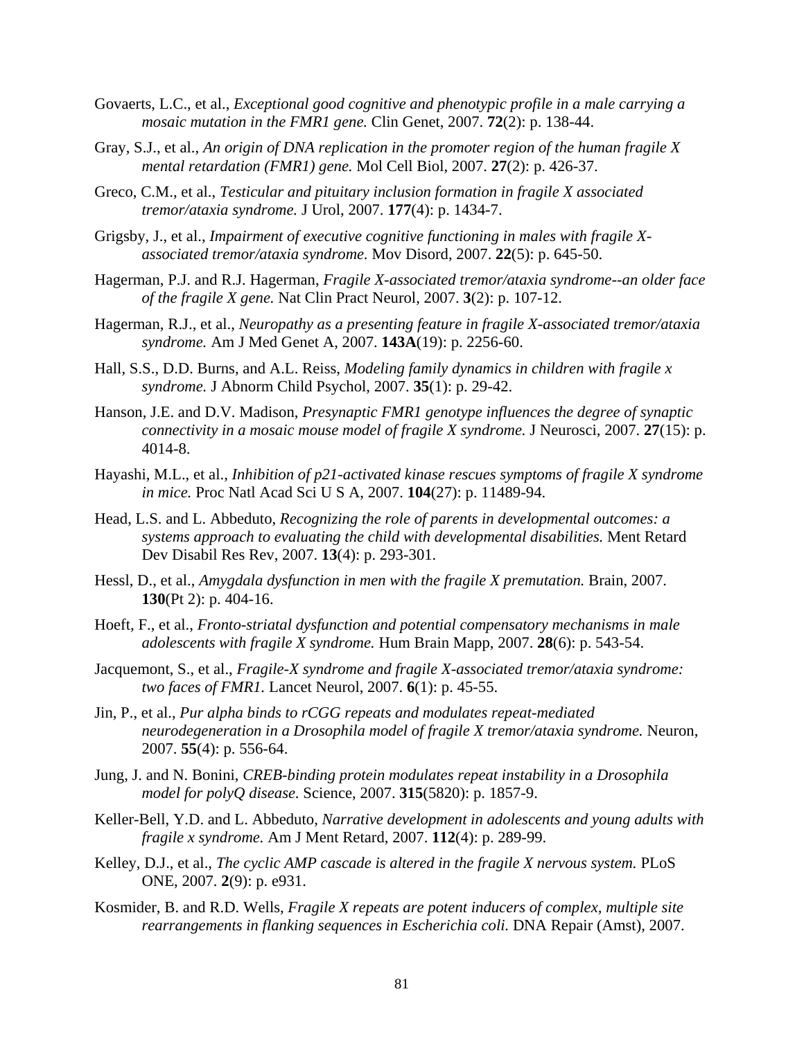Govaerts, L.C., et al., *Exceptional good cognitive and phenotypic profile in a male carrying a mosaic mutation in the FMR1 gene.* Clin Genet, 2007. **72**(2): p. 138-44.

Gray, S.J., et al., *An origin of DNA replication in the promoter region of the human fragile X mental retardation (FMR1) gene.* Mol Cell Biol, 2007. **27**(2): p. 426-37.

Greco, C.M., et al., *Testicular and pituitary inclusion formation in fragile X associated tremor/ataxia syndrome.* J Urol, 2007. **177**(4): p. 1434-7.

Grigsby, J., et al., *Impairment of executive cognitive functioning in males with fragile X-associated tremor/ataxia syndrome.* Mov Disord, 2007. **22**(5): p. 645-50.

Hagerman, P.J. and R.J. Hagerman, *Fragile X-associated tremor/ataxia syndrome--an older face of the fragile X gene.* Nat Clin Pract Neurol, 2007. **3**(2): p. 107-12.

Hagerman, R.J., et al., *Neuropathy as a presenting feature in fragile X-associated tremor/ataxia syndrome.* Am J Med Genet A, 2007. **143A**(19): p. 2256-60.

Hall, S.S., D.D. Burns, and A.L. Reiss, *Modeling family dynamics in children with fragile x syndrome.* J Abnorm Child Psychol, 2007. **35**(1): p. 29-42.

Hanson, J.E. and D.V. Madison, *Presynaptic FMR1 genotype influences the degree of synaptic connectivity in a mosaic mouse model of fragile X syndrome.* J Neurosci, 2007. **27**(15): p. 4014-8.

Hayashi, M.L., et al., *Inhibition of p21-activated kinase rescues symptoms of fragile X syndrome in mice.* Proc Natl Acad Sci U S A, 2007. **104**(27): p. 11489-94.

Head, L.S. and L. Abbeduto, *Recognizing the role of parents in developmental outcomes: a systems approach to evaluating the child with developmental disabilities.* Ment Retard Dev Disabil Res Rev, 2007. **13**(4): p. 293-301.

Hessl, D., et al., *Amygdala dysfunction in men with the fragile X premutation.* Brain, 2007. **130**(Pt 2): p. 404-16.

Hoeft, F., et al., *Fronto-striatal dysfunction and potential compensatory mechanisms in male adolescents with fragile X syndrome.* Hum Brain Mapp, 2007. **28**(6): p. 543-54.

Jacquemont, S., et al., *Fragile-X syndrome and fragile X-associated tremor/ataxia syndrome: two faces of FMR1.* Lancet Neurol, 2007. **6**(1): p. 45-55.

Jin, P., et al., *Pur alpha binds to rCGG repeats and modulates repeat-mediated neurodegeneration in a Drosophila model of fragile X tremor/ataxia syndrome.* Neuron, 2007. **55**(4): p. 556-64.

Jung, J. and N. Bonini, *CREB-binding protein modulates repeat instability in a Drosophila model for polyQ disease.* Science, 2007. **315**(5820): p. 1857-9.

Keller-Bell, Y.D. and L. Abbeduto, *Narrative development in adolescents and young adults with fragile x syndrome.* Am J Ment Retard, 2007. **112**(4): p. 289-99.

Kelley, D.J., et al., *The cyclic AMP cascade is altered in the fragile X nervous system.* PLoS ONE, 2007. **2**(9): p. e931.

Kosmider, B. and R.D. Wells, *Fragile X repeats are potent inducers of complex, multiple site rearrangements in flanking sequences in Escherichia coli.* DNA Repair (Amst), 2007.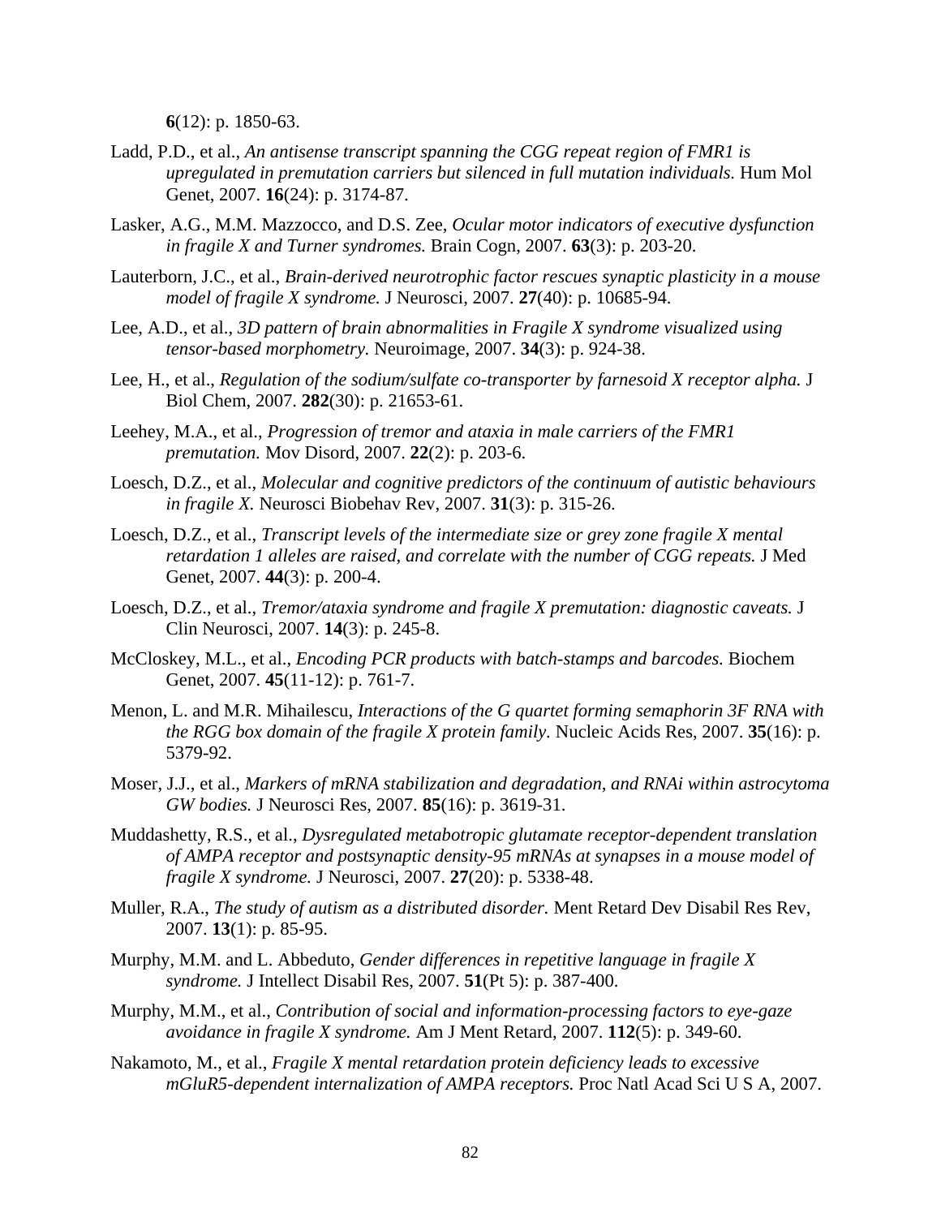**6**(12): p. 1850-63.

Ladd, P.D., et al., *An antisense transcript spanning the CGG repeat region of FMR1 is upregulated in premutation carriers but silenced in full mutation individuals.* Hum Mol Genet, 2007. **16**(24): p. 3174-87.

Lasker, A.G., M.M. Mazzocco, and D.S. Zee, *Ocular motor indicators of executive dysfunction in fragile X and Turner syndromes.* Brain Cogn, 2007. **63**(3): p. 203-20.

Lauterborn, J.C., et al., *Brain-derived neurotrophic factor rescues synaptic plasticity in a mouse model of fragile X syndrome.* J Neurosci, 2007. **27**(40): p. 10685-94.

Lee, A.D., et al., *3D pattern of brain abnormalities in Fragile X syndrome visualized using tensor-based morphometry.* Neuroimage, 2007. **34**(3): p. 924-38.

Lee, H., et al., *Regulation of the sodium/sulfate co-transporter by farnesoid X receptor alpha.* J Biol Chem, 2007. **282**(30): p. 21653-61.

Leehey, M.A., et al., *Progression of tremor and ataxia in male carriers of the FMR1 premutation.* Mov Disord, 2007. **22**(2): p. 203-6.

Loesch, D.Z., et al., *Molecular and cognitive predictors of the continuum of autistic behaviours in fragile X.* Neurosci Biobehav Rev, 2007. **31**(3): p. 315-26.

Loesch, D.Z., et al., *Transcript levels of the intermediate size or grey zone fragile X mental retardation 1 alleles are raised, and correlate with the number of CGG repeats.* J Med Genet, 2007. **44**(3): p. 200-4.

Loesch, D.Z., et al., *Tremor/ataxia syndrome and fragile X premutation: diagnostic caveats.* J Clin Neurosci, 2007. **14**(3): p. 245-8.

McCloskey, M.L., et al., *Encoding PCR products with batch-stamps and barcodes.* Biochem Genet, 2007. **45**(11-12): p. 761-7.

Menon, L. and M.R. Mihailescu, *Interactions of the G quartet forming semaphorin 3F RNA with the RGG box domain of the fragile X protein family.* Nucleic Acids Res, 2007. **35**(16): p. 5379-92.

Moser, J.J., et al., *Markers of mRNA stabilization and degradation, and RNAi within astrocytoma GW bodies.* J Neurosci Res, 2007. **85**(16): p. 3619-31.

Muddashetty, R.S., et al., *Dysregulated metabotropic glutamate receptor-dependent translation of AMPA receptor and postsynaptic density-95 mRNAs at synapses in a mouse model of fragile X syndrome.* J Neurosci, 2007. **27**(20): p. 5338-48.

Muller, R.A., *The study of autism as a distributed disorder.* Ment Retard Dev Disabil Res Rev, 2007. **13**(1): p. 85-95.

Murphy, M.M. and L. Abbeduto, *Gender differences in repetitive language in fragile X syndrome.* J Intellect Disabil Res, 2007. **51**(Pt 5): p. 387-400.

Murphy, M.M., et al., *Contribution of social and information-processing factors to eye-gaze avoidance in fragile X syndrome.* Am J Ment Retard, 2007. **112**(5): p. 349-60.

Nakamoto, M., et al., *Fragile X mental retardation protein deficiency leads to excessive mGluR5-dependent internalization of AMPA receptors.* Proc Natl Acad Sci U S A, 2007.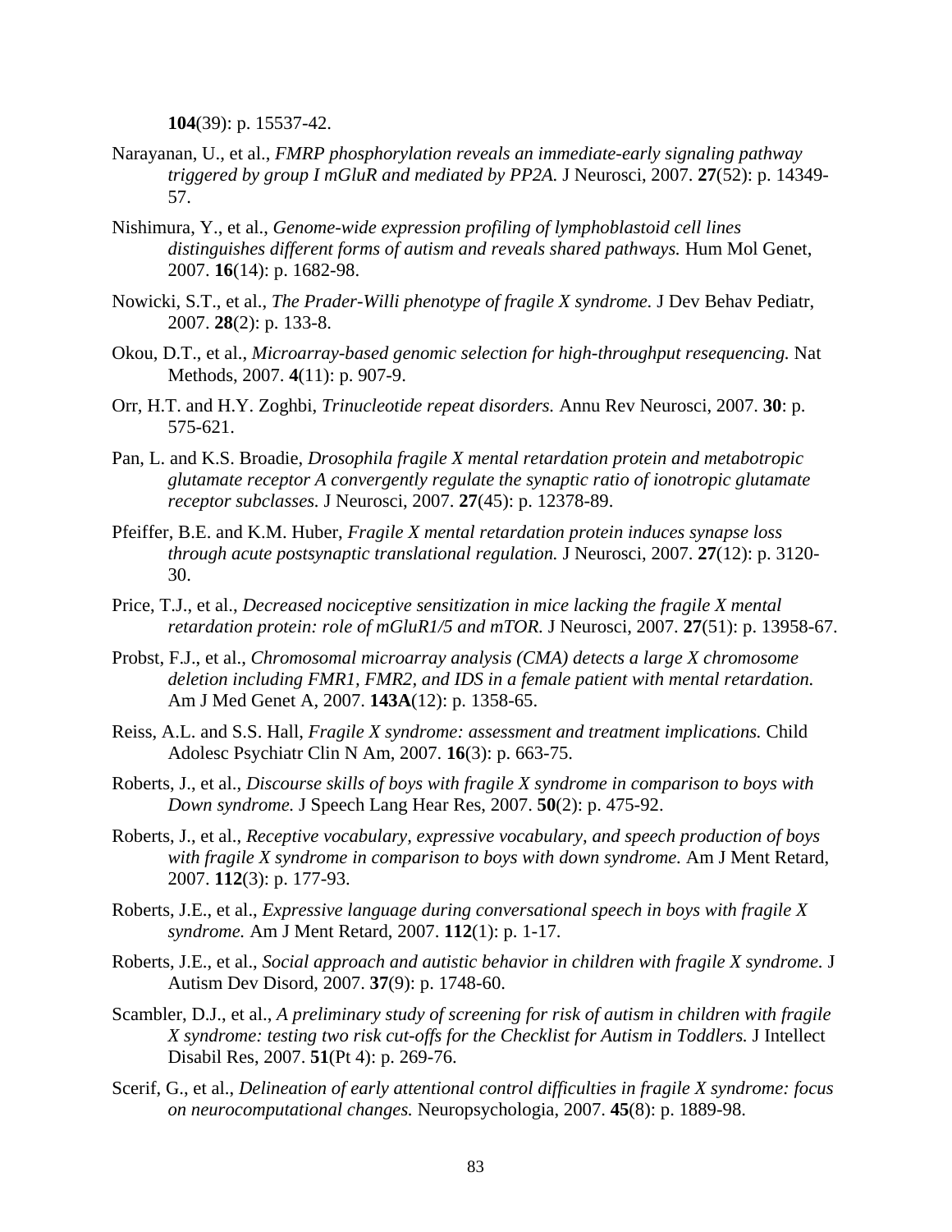**104**(39): p. 15537-42.

Narayanan, U., et al., *FMRP phosphorylation reveals an immediate-early signaling pathway triggered by group I mGluR and mediated by PP2A.* J Neurosci, 2007. **27**(52): p. 14349-57.

Nishimura, Y., et al., *Genome-wide expression profiling of lymphoblastoid cell lines distinguishes different forms of autism and reveals shared pathways.* Hum Mol Genet, 2007. **16**(14): p. 1682-98.

Nowicki, S.T., et al., *The Prader-Willi phenotype of fragile X syndrome.* J Dev Behav Pediatr, 2007. **28**(2): p. 133-8.

Okou, D.T., et al., *Microarray-based genomic selection for high-throughput resequencing.* Nat Methods, 2007. **4**(11): p. 907-9.

Orr, H.T. and H.Y. Zoghbi, *Trinucleotide repeat disorders.* Annu Rev Neurosci, 2007. **30**: p. 575-621.

Pan, L. and K.S. Broadie, *Drosophila fragile X mental retardation protein and metabotropic glutamate receptor A convergently regulate the synaptic ratio of ionotropic glutamate receptor subclasses.* J Neurosci, 2007. **27**(45): p. 12378-89.

Pfeiffer, B.E. and K.M. Huber, *Fragile X mental retardation protein induces synapse loss through acute postsynaptic translational regulation.* J Neurosci, 2007. **27**(12): p. 3120-30.

Price, T.J., et al., *Decreased nociceptive sensitization in mice lacking the fragile X mental retardation protein: role of mGluR1/5 and mTOR.* J Neurosci, 2007. **27**(51): p. 13958-67.

Probst, F.J., et al., *Chromosomal microarray analysis (CMA) detects a large X chromosome deletion including FMR1, FMR2, and IDS in a female patient with mental retardation.* Am J Med Genet A, 2007. **143A**(12): p. 1358-65.

Reiss, A.L. and S.S. Hall, *Fragile X syndrome: assessment and treatment implications.* Child Adolesc Psychiatr Clin N Am, 2007. **16**(3): p. 663-75.

Roberts, J., et al., *Discourse skills of boys with fragile X syndrome in comparison to boys with Down syndrome.* J Speech Lang Hear Res, 2007. **50**(2): p. 475-92.

Roberts, J., et al., *Receptive vocabulary, expressive vocabulary, and speech production of boys with fragile X syndrome in comparison to boys with down syndrome.* Am J Ment Retard, 2007. **112**(3): p. 177-93.

Roberts, J.E., et al., *Expressive language during conversational speech in boys with fragile X syndrome.* Am J Ment Retard, 2007. **112**(1): p. 1-17.

Roberts, J.E., et al., *Social approach and autistic behavior in children with fragile X syndrome.* J Autism Dev Disord, 2007. **37**(9): p. 1748-60.

Scambler, D.J., et al., *A preliminary study of screening for risk of autism in children with fragile X syndrome: testing two risk cut-offs for the Checklist for Autism in Toddlers.* J Intellect Disabil Res, 2007. **51**(Pt 4): p. 269-76.

Scerif, G., et al., *Delineation of early attentional control difficulties in fragile X syndrome: focus on neurocomputational changes.* Neuropsychologia, 2007. **45**(8): p. 1889-98.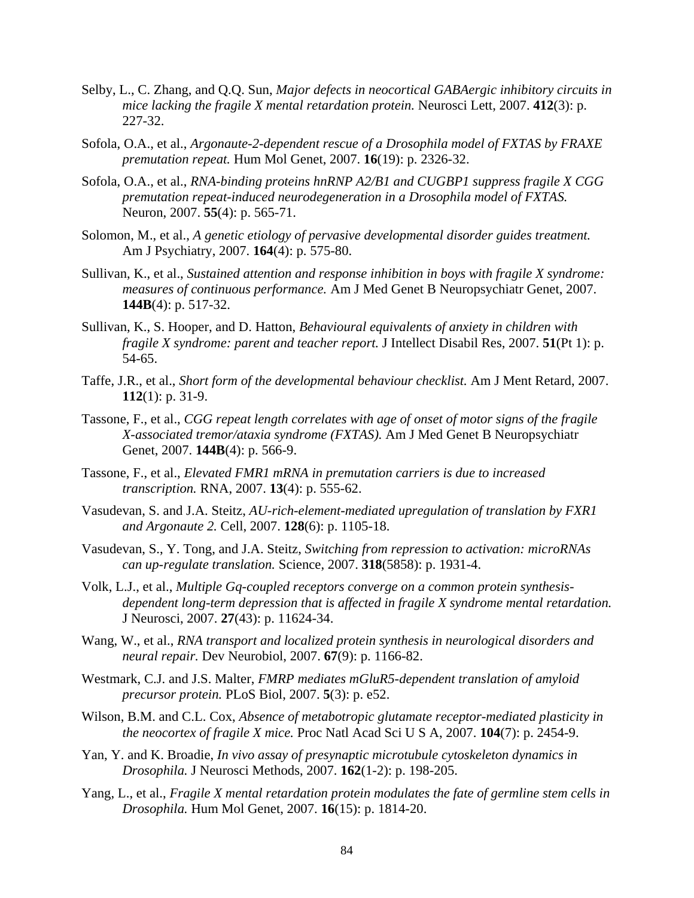Selby, L., C. Zhang, and Q.Q. Sun, *Major defects in neocortical GABAergic inhibitory circuits in mice lacking the fragile X mental retardation protein.* Neurosci Lett, 2007. **412**(3): p. 227-32.

Sofola, O.A., et al., *Argonaute-2-dependent rescue of a Drosophila model of FXTAS by FRAXE premutation repeat.* Hum Mol Genet, 2007. **16**(19): p. 2326-32.

Sofola, O.A., et al., *RNA-binding proteins hnRNP A2/B1 and CUGBP1 suppress fragile X CGG premutation repeat-induced neurodegeneration in a Drosophila model of FXTAS.* Neuron, 2007. **55**(4): p. 565-71.

Solomon, M., et al., *A genetic etiology of pervasive developmental disorder guides treatment.* Am J Psychiatry, 2007. **164**(4): p. 575-80.

Sullivan, K., et al., *Sustained attention and response inhibition in boys with fragile X syndrome: measures of continuous performance.* Am J Med Genet B Neuropsychiatr Genet, 2007. **144B**(4): p. 517-32.

Sullivan, K., S. Hooper, and D. Hatton, *Behavioural equivalents of anxiety in children with fragile X syndrome: parent and teacher report.* J Intellect Disabil Res, 2007. **51**(Pt 1): p. 54-65.

Taffe, J.R., et al., *Short form of the developmental behaviour checklist.* Am J Ment Retard, 2007. **112**(1): p. 31-9.

Tassone, F., et al., *CGG repeat length correlates with age of onset of motor signs of the fragile X-associated tremor/ataxia syndrome (FXTAS).* Am J Med Genet B Neuropsychiatr Genet, 2007. **144B**(4): p. 566-9.

Tassone, F., et al., *Elevated FMR1 mRNA in premutation carriers is due to increased transcription.* RNA, 2007. **13**(4): p. 555-62.

Vasudevan, S. and J.A. Steitz, *AU-rich-element-mediated upregulation of translation by FXR1 and Argonaute 2.* Cell, 2007. **128**(6): p. 1105-18.

Vasudevan, S., Y. Tong, and J.A. Steitz, *Switching from repression to activation: microRNAs can up-regulate translation.* Science, 2007. **318**(5858): p. 1931-4.

Volk, L.J., et al., *Multiple Gq-coupled receptors converge on a common protein synthesis-dependent long-term depression that is affected in fragile X syndrome mental retardation.* J Neurosci, 2007. **27**(43): p. 11624-34.

Wang, W., et al., *RNA transport and localized protein synthesis in neurological disorders and neural repair.* Dev Neurobiol, 2007. **67**(9): p. 1166-82.

Westmark, C.J. and J.S. Malter, *FMRP mediates mGluR5-dependent translation of amyloid precursor protein.* PLoS Biol, 2007. **5**(3): p. e52.

Wilson, B.M. and C.L. Cox, *Absence of metabotropic glutamate receptor-mediated plasticity in the neocortex of fragile X mice.* Proc Natl Acad Sci U S A, 2007. **104**(7): p. 2454-9.

Yan, Y. and K. Broadie, *In vivo assay of presynaptic microtubule cytoskeleton dynamics in Drosophila.* J Neurosci Methods, 2007. **162**(1-2): p. 198-205.

Yang, L., et al., *Fragile X mental retardation protein modulates the fate of germline stem cells in Drosophila.* Hum Mol Genet, 2007. **16**(15): p. 1814-20.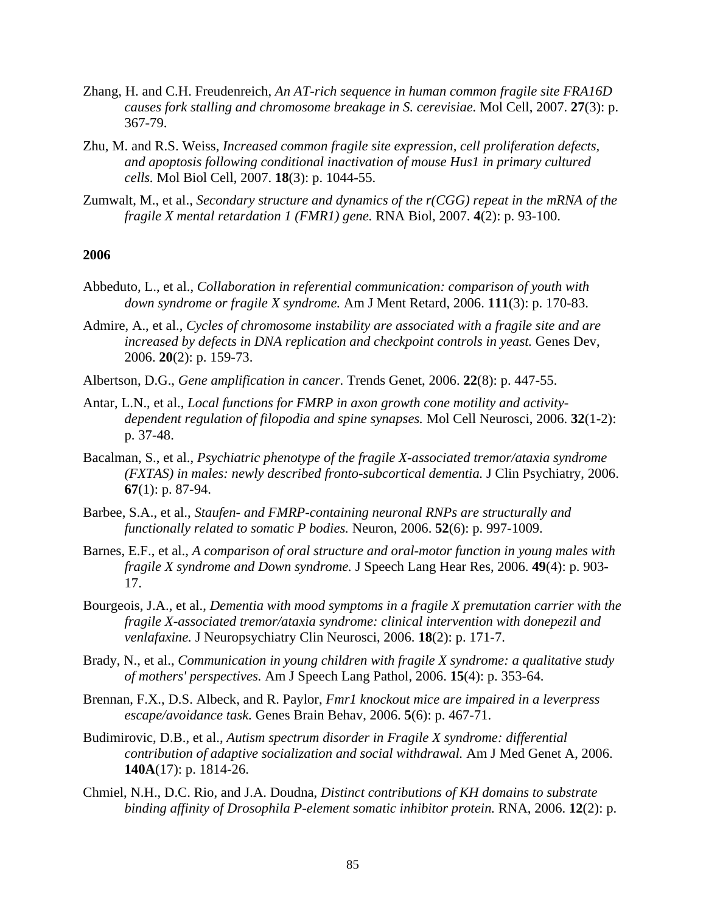Zhang, H. and C.H. Freudenreich, *An AT-rich sequence in human common fragile site FRA16D causes fork stalling and chromosome breakage in S. cerevisiae.* Mol Cell, 2007. **27**(3): p. 367-79.

Zhu, M. and R.S. Weiss, *Increased common fragile site expression, cell proliferation defects, and apoptosis following conditional inactivation of mouse Hus1 in primary cultured cells.* Mol Biol Cell, 2007. **18**(3): p. 1044-55.

Zumwalt, M., et al., *Secondary structure and dynamics of the r(CGG) repeat in the mRNA of the fragile X mental retardation 1 (FMR1) gene.* RNA Biol, 2007. **4**(2): p. 93-100.

**2006**

Abbeduto, L., et al., *Collaboration in referential communication: comparison of youth with down syndrome or fragile X syndrome.* Am J Ment Retard, 2006. **111**(3): p. 170-83.

Admire, A., et al., *Cycles of chromosome instability are associated with a fragile site and are increased by defects in DNA replication and checkpoint controls in yeast.* Genes Dev, 2006. **20**(2): p. 159-73.

Albertson, D.G., *Gene amplification in cancer.* Trends Genet, 2006. **22**(8): p. 447-55.

Antar, L.N., et al., *Local functions for FMRP in axon growth cone motility and activity-dependent regulation of filopodia and spine synapses.* Mol Cell Neurosci, 2006. **32**(1-2): p. 37-48.

Bacalman, S., et al., *Psychiatric phenotype of the fragile X-associated tremor/ataxia syndrome (FXTAS) in males: newly described fronto-subcortical dementia.* J Clin Psychiatry, 2006. **67**(1): p. 87-94.

Barbee, S.A., et al., *Staufen- and FMRP-containing neuronal RNPs are structurally and functionally related to somatic P bodies.* Neuron, 2006. **52**(6): p. 997-1009.

Barnes, E.F., et al., *A comparison of oral structure and oral-motor function in young males with fragile X syndrome and Down syndrome.* J Speech Lang Hear Res, 2006. **49**(4): p. 903-17.

Bourgeois, J.A., et al., *Dementia with mood symptoms in a fragile X premutation carrier with the fragile X-associated tremor/ataxia syndrome: clinical intervention with donepezil and venlafaxine.* J Neuropsychiatry Clin Neurosci, 2006. **18**(2): p. 171-7.

Brady, N., et al., *Communication in young children with fragile X syndrome: a qualitative study of mothers' perspectives.* Am J Speech Lang Pathol, 2006. **15**(4): p. 353-64.

Brennan, F.X., D.S. Albeck, and R. Paylor, *Fmr1 knockout mice are impaired in a leverpress escape/avoidance task.* Genes Brain Behav, 2006. **5**(6): p. 467-71.

Budimirovic, D.B., et al., *Autism spectrum disorder in Fragile X syndrome: differential contribution of adaptive socialization and social withdrawal.* Am J Med Genet A, 2006. **140A**(17): p. 1814-26.

Chmiel, N.H., D.C. Rio, and J.A. Doudna, *Distinct contributions of KH domains to substrate binding affinity of Drosophila P-element somatic inhibitor protein.* RNA, 2006. **12**(2): p.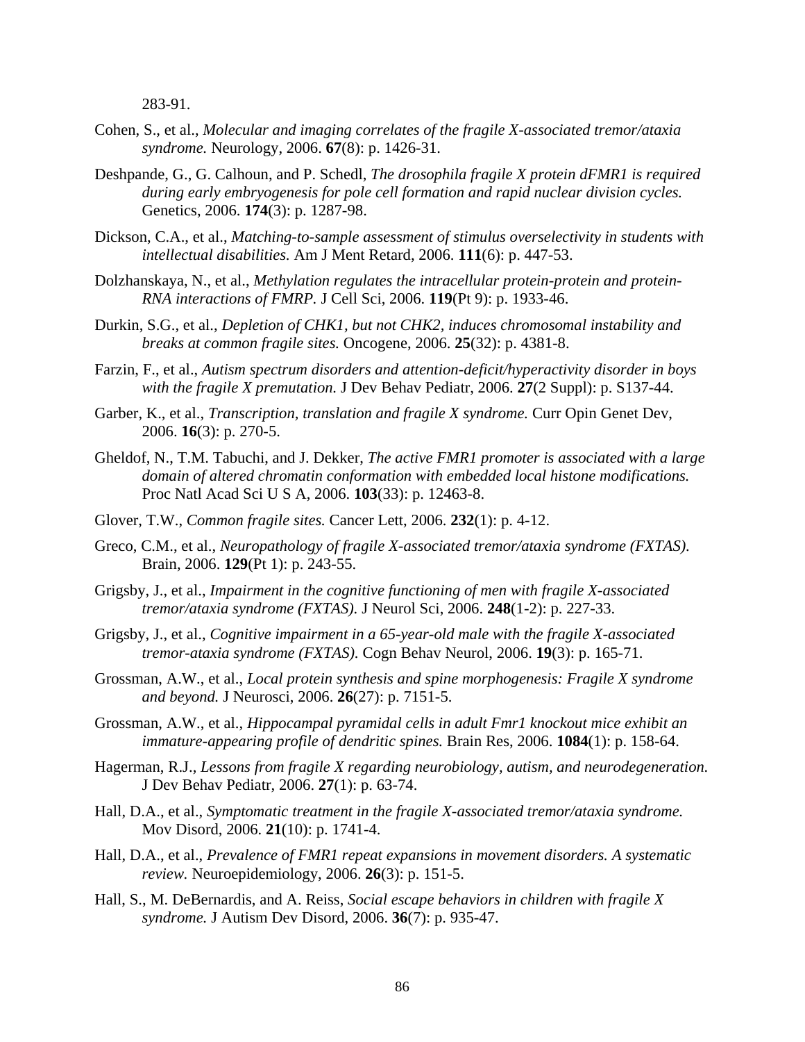283-91.

Cohen, S., et al., *Molecular and imaging correlates of the fragile X-associated tremor/ataxia syndrome.* Neurology, 2006. **67**(8): p. 1426-31.

Deshpande, G., G. Calhoun, and P. Schedl, *The drosophila fragile X protein dFMR1 is required during early embryogenesis for pole cell formation and rapid nuclear division cycles.* Genetics, 2006. **174**(3): p. 1287-98.

Dickson, C.A., et al., *Matching-to-sample assessment of stimulus overselectivity in students with intellectual disabilities.* Am J Ment Retard, 2006. **111**(6): p. 447-53.

Dolzhanskaya, N., et al., *Methylation regulates the intracellular protein-protein and protein-RNA interactions of FMRP.* J Cell Sci, 2006. **119**(Pt 9): p. 1933-46.

Durkin, S.G., et al., *Depletion of CHK1, but not CHK2, induces chromosomal instability and breaks at common fragile sites.* Oncogene, 2006. **25**(32): p. 4381-8.

Farzin, F., et al., *Autism spectrum disorders and attention-deficit/hyperactivity disorder in boys with the fragile X premutation.* J Dev Behav Pediatr, 2006. **27**(2 Suppl): p. S137-44.

Garber, K., et al., *Transcription, translation and fragile X syndrome.* Curr Opin Genet Dev, 2006. **16**(3): p. 270-5.

Gheldof, N., T.M. Tabuchi, and J. Dekker, *The active FMR1 promoter is associated with a large domain of altered chromatin conformation with embedded local histone modifications.* Proc Natl Acad Sci U S A, 2006. **103**(33): p. 12463-8.

Glover, T.W., *Common fragile sites.* Cancer Lett, 2006. **232**(1): p. 4-12.

Greco, C.M., et al., *Neuropathology of fragile X-associated tremor/ataxia syndrome (FXTAS).* Brain, 2006. **129**(Pt 1): p. 243-55.

Grigsby, J., et al., *Impairment in the cognitive functioning of men with fragile X-associated tremor/ataxia syndrome (FXTAS).* J Neurol Sci, 2006. **248**(1-2): p. 227-33.

Grigsby, J., et al., *Cognitive impairment in a 65-year-old male with the fragile X-associated tremor-ataxia syndrome (FXTAS).* Cogn Behav Neurol, 2006. **19**(3): p. 165-71.

Grossman, A.W., et al., *Local protein synthesis and spine morphogenesis: Fragile X syndrome and beyond.* J Neurosci, 2006. **26**(27): p. 7151-5.

Grossman, A.W., et al., *Hippocampal pyramidal cells in adult Fmr1 knockout mice exhibit an immature-appearing profile of dendritic spines.* Brain Res, 2006. **1084**(1): p. 158-64.

Hagerman, R.J., *Lessons from fragile X regarding neurobiology, autism, and neurodegeneration.* J Dev Behav Pediatr, 2006. **27**(1): p. 63-74.

Hall, D.A., et al., *Symptomatic treatment in the fragile X-associated tremor/ataxia syndrome.* Mov Disord, 2006. **21**(10): p. 1741-4.

Hall, D.A., et al., *Prevalence of FMR1 repeat expansions in movement disorders. A systematic review.* Neuroepidemiology, 2006. **26**(3): p. 151-5.

Hall, S., M. DeBernardis, and A. Reiss, *Social escape behaviors in children with fragile X syndrome.* J Autism Dev Disord, 2006. **36**(7): p. 935-47.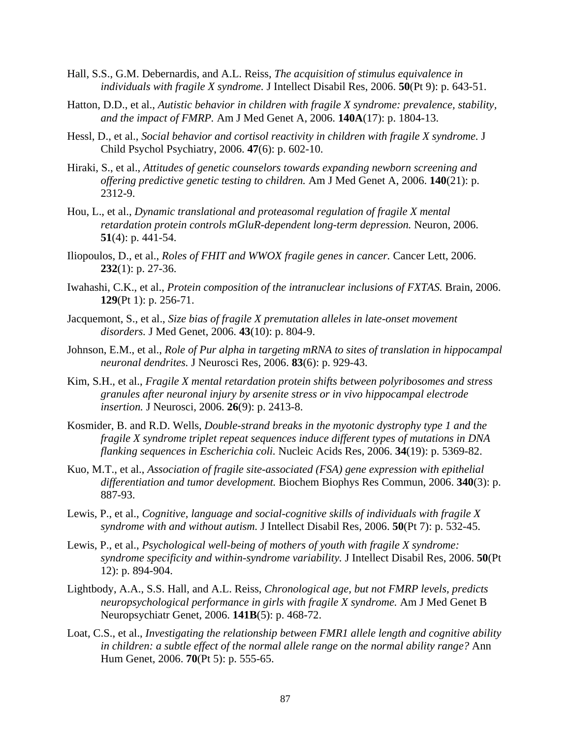Hall, S.S., G.M. Debernardis, and A.L. Reiss, *The acquisition of stimulus equivalence in individuals with fragile X syndrome.* J Intellect Disabil Res, 2006. **50**(Pt 9): p. 643-51.

Hatton, D.D., et al., *Autistic behavior in children with fragile X syndrome: prevalence, stability, and the impact of FMRP.* Am J Med Genet A, 2006. **140A**(17): p. 1804-13.

Hessl, D., et al., *Social behavior and cortisol reactivity in children with fragile X syndrome.* J Child Psychol Psychiatry, 2006. **47**(6): p. 602-10.

Hiraki, S., et al., *Attitudes of genetic counselors towards expanding newborn screening and offering predictive genetic testing to children.* Am J Med Genet A, 2006. **140**(21): p. 2312-9.

Hou, L., et al., *Dynamic translational and proteasomal regulation of fragile X mental retardation protein controls mGluR-dependent long-term depression.* Neuron, 2006. **51**(4): p. 441-54.

Iliopoulos, D., et al., *Roles of FHIT and WWOX fragile genes in cancer.* Cancer Lett, 2006. **232**(1): p. 27-36.

Iwahashi, C.K., et al., *Protein composition of the intranuclear inclusions of FXTAS.* Brain, 2006. **129**(Pt 1): p. 256-71.

Jacquemont, S., et al., *Size bias of fragile X premutation alleles in late-onset movement disorders.* J Med Genet, 2006. **43**(10): p. 804-9.

Johnson, E.M., et al., *Role of Pur alpha in targeting mRNA to sites of translation in hippocampal neuronal dendrites.* J Neurosci Res, 2006. **83**(6): p. 929-43.

Kim, S.H., et al., *Fragile X mental retardation protein shifts between polyribosomes and stress granules after neuronal injury by arsenite stress or in vivo hippocampal electrode insertion.* J Neurosci, 2006. **26**(9): p. 2413-8.

Kosmider, B. and R.D. Wells, *Double-strand breaks in the myotonic dystrophy type 1 and the fragile X syndrome triplet repeat sequences induce different types of mutations in DNA flanking sequences in Escherichia coli.* Nucleic Acids Res, 2006. **34**(19): p. 5369-82.

Kuo, M.T., et al., *Association of fragile site-associated (FSA) gene expression with epithelial differentiation and tumor development.* Biochem Biophys Res Commun, 2006. **340**(3): p. 887-93.

Lewis, P., et al., *Cognitive, language and social-cognitive skills of individuals with fragile X syndrome with and without autism.* J Intellect Disabil Res, 2006. **50**(Pt 7): p. 532-45.

Lewis, P., et al., *Psychological well-being of mothers of youth with fragile X syndrome: syndrome specificity and within-syndrome variability.* J Intellect Disabil Res, 2006. **50**(Pt 12): p. 894-904.

Lightbody, A.A., S.S. Hall, and A.L. Reiss, *Chronological age, but not FMRP levels, predicts neuropsychological performance in girls with fragile X syndrome.* Am J Med Genet B Neuropsychiatr Genet, 2006. **141B**(5): p. 468-72.

Loat, C.S., et al., *Investigating the relationship between FMR1 allele length and cognitive ability in children: a subtle effect of the normal allele range on the normal ability range?* Ann Hum Genet, 2006. **70**(Pt 5): p. 555-65.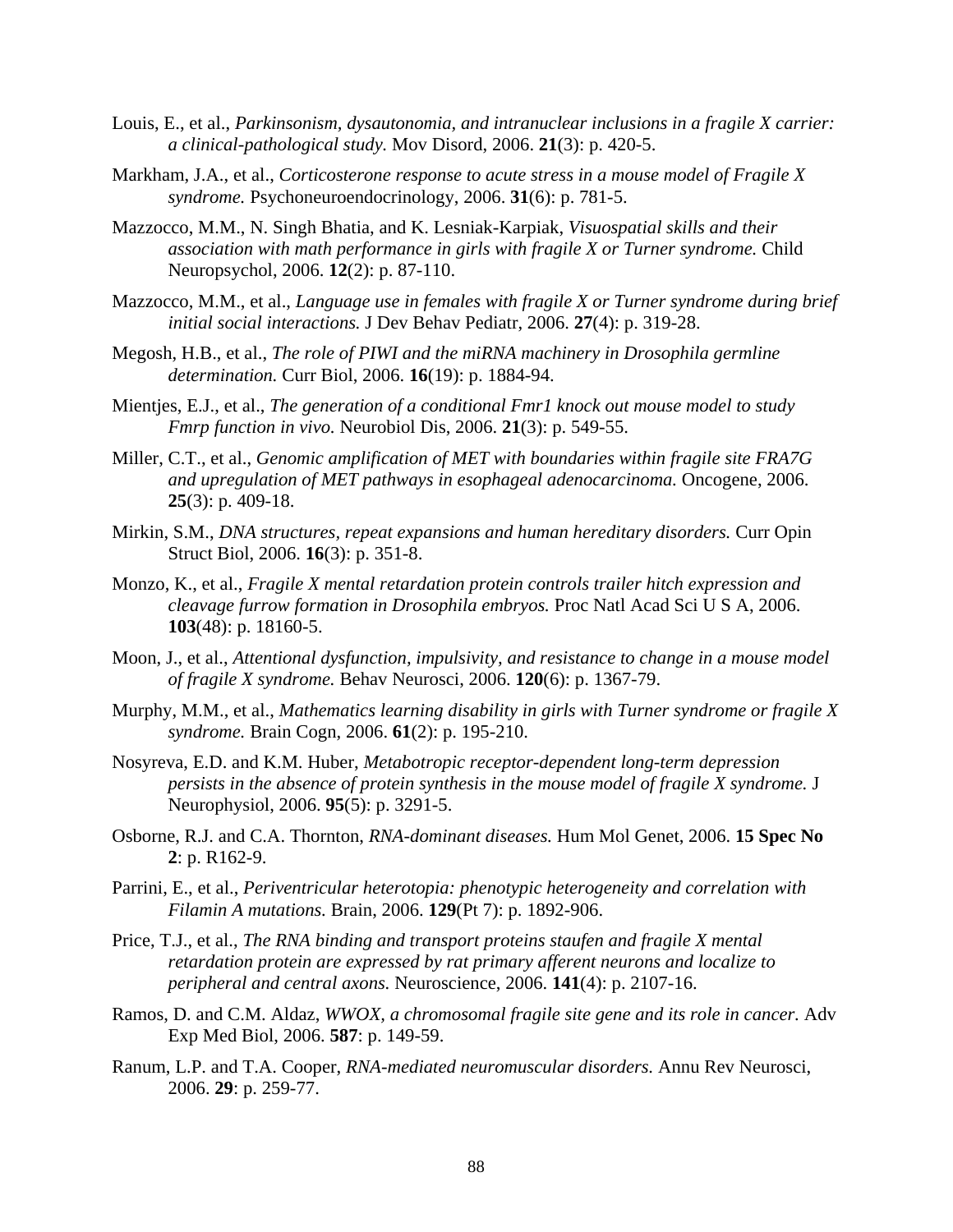Louis, E., et al., *Parkinsonism, dysautonomia, and intranuclear inclusions in a fragile X carrier: a clinical-pathological study.* Mov Disord, 2006. **21**(3): p. 420-5.

Markham, J.A., et al., *Corticosterone response to acute stress in a mouse model of Fragile X syndrome.* Psychoneuroendocrinology, 2006. **31**(6): p. 781-5.

Mazzocco, M.M., N. Singh Bhatia, and K. Lesniak-Karpiak, *Visuospatial skills and their association with math performance in girls with fragile X or Turner syndrome.* Child Neuropsychol, 2006. **12**(2): p. 87-110.

Mazzocco, M.M., et al., *Language use in females with fragile X or Turner syndrome during brief initial social interactions.* J Dev Behav Pediatr, 2006. **27**(4): p. 319-28.

Megosh, H.B., et al., *The role of PIWI and the miRNA machinery in Drosophila germline determination.* Curr Biol, 2006. **16**(19): p. 1884-94.

Mientjes, E.J., et al., *The generation of a conditional Fmr1 knock out mouse model to study Fmrp function in vivo.* Neurobiol Dis, 2006. **21**(3): p. 549-55.

Miller, C.T., et al., *Genomic amplification of MET with boundaries within fragile site FRA7G and upregulation of MET pathways in esophageal adenocarcinoma.* Oncogene, 2006. **25**(3): p. 409-18.

Mirkin, S.M., *DNA structures, repeat expansions and human hereditary disorders.* Curr Opin Struct Biol, 2006. **16**(3): p. 351-8.

Monzo, K., et al., *Fragile X mental retardation protein controls trailer hitch expression and cleavage furrow formation in Drosophila embryos.* Proc Natl Acad Sci U S A, 2006. **103**(48): p. 18160-5.

Moon, J., et al., *Attentional dysfunction, impulsivity, and resistance to change in a mouse model of fragile X syndrome.* Behav Neurosci, 2006. **120**(6): p. 1367-79.

Murphy, M.M., et al., *Mathematics learning disability in girls with Turner syndrome or fragile X syndrome.* Brain Cogn, 2006. **61**(2): p. 195-210.

Nosyreva, E.D. and K.M. Huber, *Metabotropic receptor-dependent long-term depression persists in the absence of protein synthesis in the mouse model of fragile X syndrome.* J Neurophysiol, 2006. **95**(5): p. 3291-5.

Osborne, R.J. and C.A. Thornton, *RNA-dominant diseases.* Hum Mol Genet, 2006. **15 Spec No 2**: p. R162-9.

Parrini, E., et al., *Periventricular heterotopia: phenotypic heterogeneity and correlation with Filamin A mutations.* Brain, 2006. **129**(Pt 7): p. 1892-906.

Price, T.J., et al., *The RNA binding and transport proteins staufen and fragile X mental retardation protein are expressed by rat primary afferent neurons and localize to peripheral and central axons.* Neuroscience, 2006. **141**(4): p. 2107-16.

Ramos, D. and C.M. Aldaz, *WWOX, a chromosomal fragile site gene and its role in cancer.* Adv Exp Med Biol, 2006. **587**: p. 149-59.

Ranum, L.P. and T.A. Cooper, *RNA-mediated neuromuscular disorders.* Annu Rev Neurosci, 2006. **29**: p. 259-77.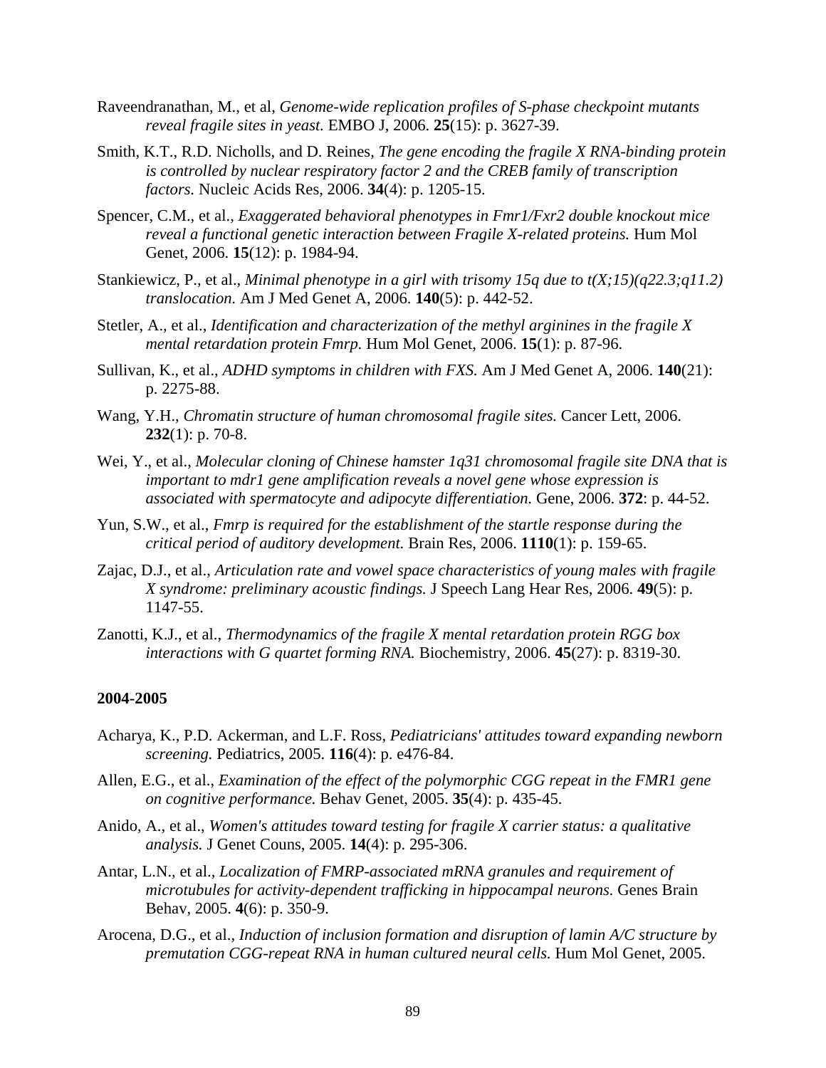Raveendranathan, M., et al, *Genome-wide replication profiles of S-phase checkpoint mutants reveal fragile sites in yeast.* EMBO J, 2006. **25**(15): p. 3627-39.

Smith, K.T., R.D. Nicholls, and D. Reines, *The gene encoding the fragile X RNA-binding protein is controlled by nuclear respiratory factor 2 and the CREB family of transcription factors.* Nucleic Acids Res, 2006. **34**(4): p. 1205-15.

Spencer, C.M., et al., *Exaggerated behavioral phenotypes in Fmr1/Fxr2 double knockout mice reveal a functional genetic interaction between Fragile X-related proteins.* Hum Mol Genet, 2006. **15**(12): p. 1984-94.

Stankiewicz, P., et al., *Minimal phenotype in a girl with trisomy 15q due to t(X;15)(q22.3;q11.2) translocation.* Am J Med Genet A, 2006. **140**(5): p. 442-52.

Stetler, A., et al., *Identification and characterization of the methyl arginines in the fragile X mental retardation protein Fmrp.* Hum Mol Genet, 2006. **15**(1): p. 87-96.

Sullivan, K., et al., *ADHD symptoms in children with FXS.* Am J Med Genet A, 2006. **140**(21): p. 2275-88.

Wang, Y.H., *Chromatin structure of human chromosomal fragile sites.* Cancer Lett, 2006. **232**(1): p. 70-8.

Wei, Y., et al., *Molecular cloning of Chinese hamster 1q31 chromosomal fragile site DNA that is important to mdr1 gene amplification reveals a novel gene whose expression is associated with spermatocyte and adipocyte differentiation.* Gene, 2006. **372**: p. 44-52.

Yun, S.W., et al., *Fmrp is required for the establishment of the startle response during the critical period of auditory development.* Brain Res, 2006. **1110**(1): p. 159-65.

Zajac, D.J., et al., *Articulation rate and vowel space characteristics of young males with fragile X syndrome: preliminary acoustic findings.* J Speech Lang Hear Res, 2006. **49**(5): p. 1147-55.

Zanotti, K.J., et al., *Thermodynamics of the fragile X mental retardation protein RGG box interactions with G quartet forming RNA.* Biochemistry, 2006. **45**(27): p. 8319-30.

**2004-2005**

Acharya, K., P.D. Ackerman, and L.F. Ross, *Pediatricians' attitudes toward expanding newborn screening.* Pediatrics, 2005. **116**(4): p. e476-84.

Allen, E.G., et al., *Examination of the effect of the polymorphic CGG repeat in the FMR1 gene on cognitive performance.* Behav Genet, 2005. **35**(4): p. 435-45.

Anido, A., et al., *Women's attitudes toward testing for fragile X carrier status: a qualitative analysis.* J Genet Couns, 2005. **14**(4): p. 295-306.

Antar, L.N., et al., *Localization of FMRP-associated mRNA granules and requirement of microtubules for activity-dependent trafficking in hippocampal neurons.* Genes Brain Behav, 2005. **4**(6): p. 350-9.

Arocena, D.G., et al., *Induction of inclusion formation and disruption of lamin A/C structure by premutation CGG-repeat RNA in human cultured neural cells.* Hum Mol Genet, 2005.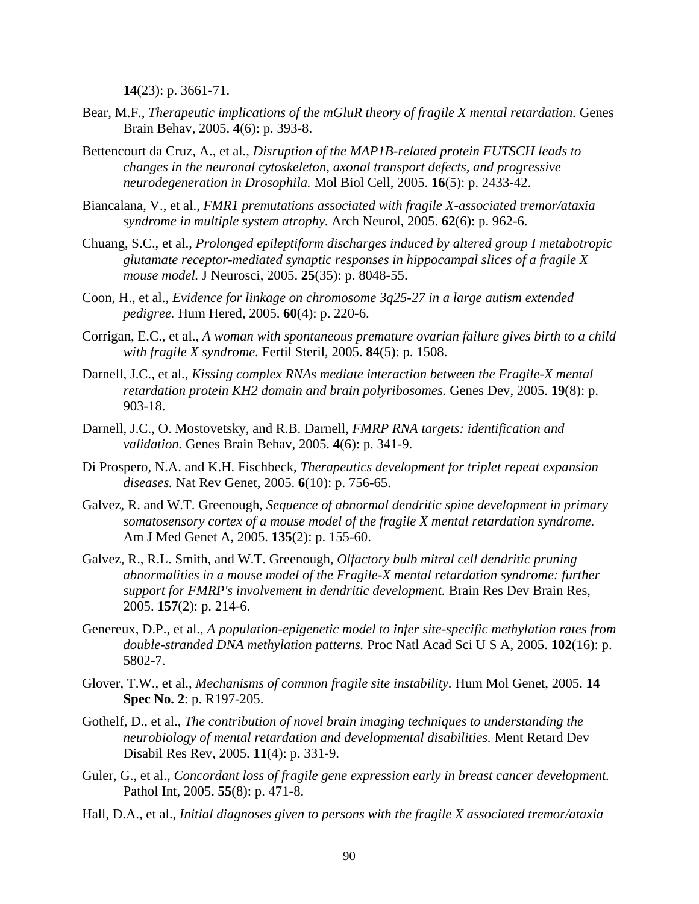**14**(23): p. 3661-71.

Bear, M.F., *Therapeutic implications of the mGluR theory of fragile X mental retardation.* Genes Brain Behav, 2005. **4**(6): p. 393-8.

Bettencourt da Cruz, A., et al., *Disruption of the MAP1B-related protein FUTSCH leads to changes in the neuronal cytoskeleton, axonal transport defects, and progressive neurodegeneration in Drosophila.* Mol Biol Cell, 2005. **16**(5): p. 2433-42.

Biancalana, V., et al., *FMR1 premutations associated with fragile X-associated tremor/ataxia syndrome in multiple system atrophy.* Arch Neurol, 2005. **62**(6): p. 962-6.

Chuang, S.C., et al., *Prolonged epileptiform discharges induced by altered group I metabotropic glutamate receptor-mediated synaptic responses in hippocampal slices of a fragile X mouse model.* J Neurosci, 2005. **25**(35): p. 8048-55.

Coon, H., et al., *Evidence for linkage on chromosome 3q25-27 in a large autism extended pedigree.* Hum Hered, 2005. **60**(4): p. 220-6.

Corrigan, E.C., et al., *A woman with spontaneous premature ovarian failure gives birth to a child with fragile X syndrome.* Fertil Steril, 2005. **84**(5): p. 1508.

Darnell, J.C., et al., *Kissing complex RNAs mediate interaction between the Fragile-X mental retardation protein KH2 domain and brain polyribosomes.* Genes Dev, 2005. **19**(8): p. 903-18.

Darnell, J.C., O. Mostovetsky, and R.B. Darnell, *FMRP RNA targets: identification and validation.* Genes Brain Behav, 2005. **4**(6): p. 341-9.

Di Prospero, N.A. and K.H. Fischbeck, *Therapeutics development for triplet repeat expansion diseases.* Nat Rev Genet, 2005. **6**(10): p. 756-65.

Galvez, R. and W.T. Greenough, *Sequence of abnormal dendritic spine development in primary somatosensory cortex of a mouse model of the fragile X mental retardation syndrome.* Am J Med Genet A, 2005. **135**(2): p. 155-60.

Galvez, R., R.L. Smith, and W.T. Greenough, *Olfactory bulb mitral cell dendritic pruning abnormalities in a mouse model of the Fragile-X mental retardation syndrome: further support for FMRP's involvement in dendritic development.* Brain Res Dev Brain Res, 2005. **157**(2): p. 214-6.

Genereux, D.P., et al., *A population-epigenetic model to infer site-specific methylation rates from double-stranded DNA methylation patterns.* Proc Natl Acad Sci U S A, 2005. **102**(16): p. 5802-7.

Glover, T.W., et al., *Mechanisms of common fragile site instability.* Hum Mol Genet, 2005. **14 Spec No. 2**: p. R197-205.

Gothelf, D., et al., *The contribution of novel brain imaging techniques to understanding the neurobiology of mental retardation and developmental disabilities.* Ment Retard Dev Disabil Res Rev, 2005. **11**(4): p. 331-9.

Guler, G., et al., *Concordant loss of fragile gene expression early in breast cancer development.* Pathol Int, 2005. **55**(8): p. 471-8.

Hall, D.A., et al., *Initial diagnoses given to persons with the fragile X associated tremor/ataxia*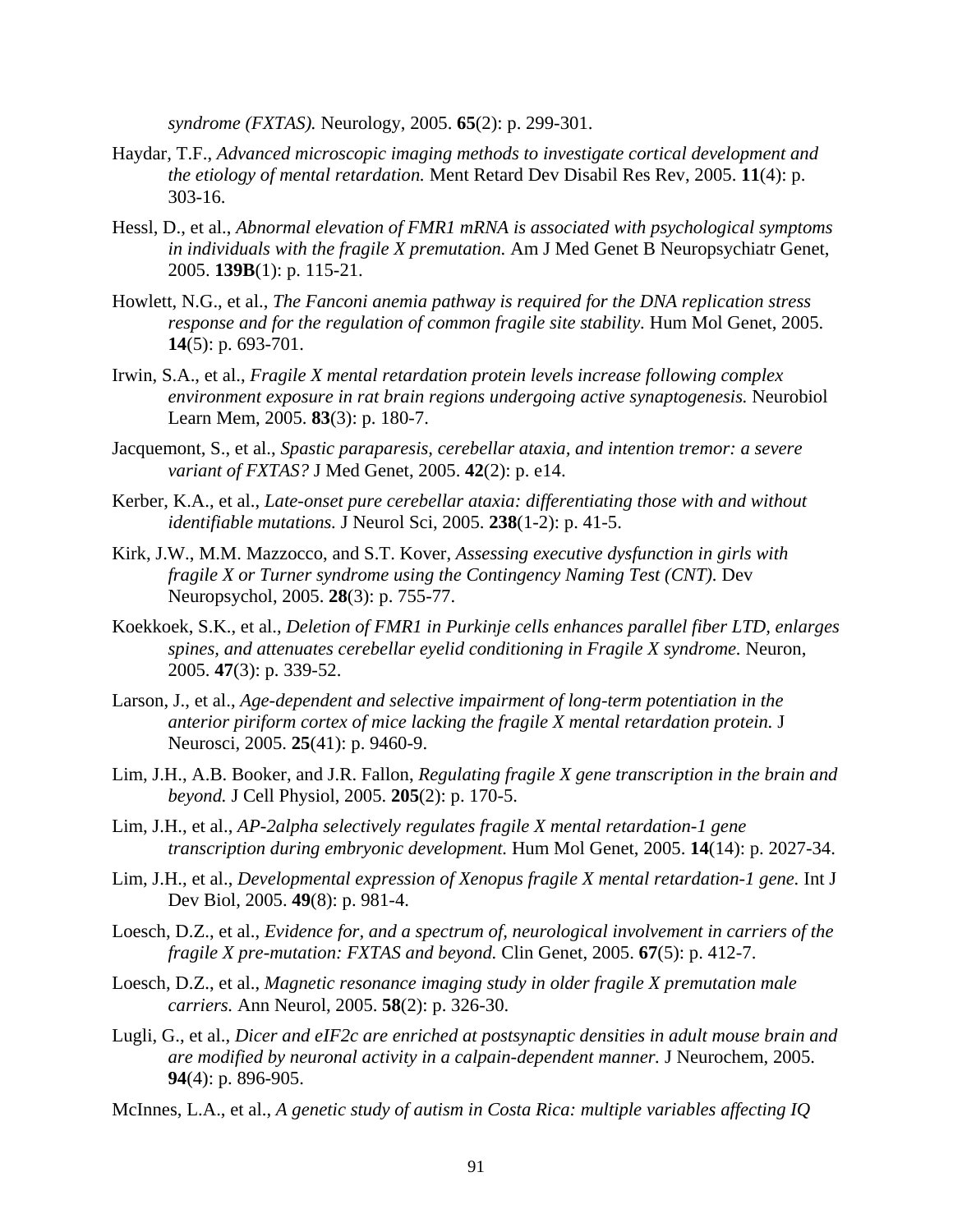*syndrome (FXTAS).* Neurology, 2005. **65**(2): p. 299-301.

Haydar, T.F., *Advanced microscopic imaging methods to investigate cortical development and the etiology of mental retardation.* Ment Retard Dev Disabil Res Rev, 2005. **11**(4): p. 303-16.

Hessl, D., et al., *Abnormal elevation of FMR1 mRNA is associated with psychological symptoms in individuals with the fragile X premutation.* Am J Med Genet B Neuropsychiatr Genet, 2005. **139B**(1): p. 115-21.

Howlett, N.G., et al., *The Fanconi anemia pathway is required for the DNA replication stress response and for the regulation of common fragile site stability.* Hum Mol Genet, 2005. **14**(5): p. 693-701.

Irwin, S.A., et al., *Fragile X mental retardation protein levels increase following complex environment exposure in rat brain regions undergoing active synaptogenesis.* Neurobiol Learn Mem, 2005. **83**(3): p. 180-7.

Jacquemont, S., et al., *Spastic paraparesis, cerebellar ataxia, and intention tremor: a severe variant of FXTAS?* J Med Genet, 2005. **42**(2): p. e14.

Kerber, K.A., et al., *Late-onset pure cerebellar ataxia: differentiating those with and without identifiable mutations.* J Neurol Sci, 2005. **238**(1-2): p. 41-5.

Kirk, J.W., M.M. Mazzocco, and S.T. Kover, *Assessing executive dysfunction in girls with fragile X or Turner syndrome using the Contingency Naming Test (CNT).* Dev Neuropsychol, 2005. **28**(3): p. 755-77.

Koekkoek, S.K., et al., *Deletion of FMR1 in Purkinje cells enhances parallel fiber LTD, enlarges spines, and attenuates cerebellar eyelid conditioning in Fragile X syndrome.* Neuron, 2005. **47**(3): p. 339-52.

Larson, J., et al., *Age-dependent and selective impairment of long-term potentiation in the anterior piriform cortex of mice lacking the fragile X mental retardation protein.* J Neurosci, 2005. **25**(41): p. 9460-9.

Lim, J.H., A.B. Booker, and J.R. Fallon, *Regulating fragile X gene transcription in the brain and beyond.* J Cell Physiol, 2005. **205**(2): p. 170-5.

Lim, J.H., et al., *AP-2alpha selectively regulates fragile X mental retardation-1 gene transcription during embryonic development.* Hum Mol Genet, 2005. **14**(14): p. 2027-34.

Lim, J.H., et al., *Developmental expression of Xenopus fragile X mental retardation-1 gene.* Int J Dev Biol, 2005. **49**(8): p. 981-4.

Loesch, D.Z., et al., *Evidence for, and a spectrum of, neurological involvement in carriers of the fragile X pre-mutation: FXTAS and beyond.* Clin Genet, 2005. **67**(5): p. 412-7.

Loesch, D.Z., et al., *Magnetic resonance imaging study in older fragile X premutation male carriers.* Ann Neurol, 2005. **58**(2): p. 326-30.

Lugli, G., et al., *Dicer and eIF2c are enriched at postsynaptic densities in adult mouse brain and are modified by neuronal activity in a calpain-dependent manner.* J Neurochem, 2005. **94**(4): p. 896-905.

McInnes, L.A., et al., *A genetic study of autism in Costa Rica: multiple variables affecting IQ*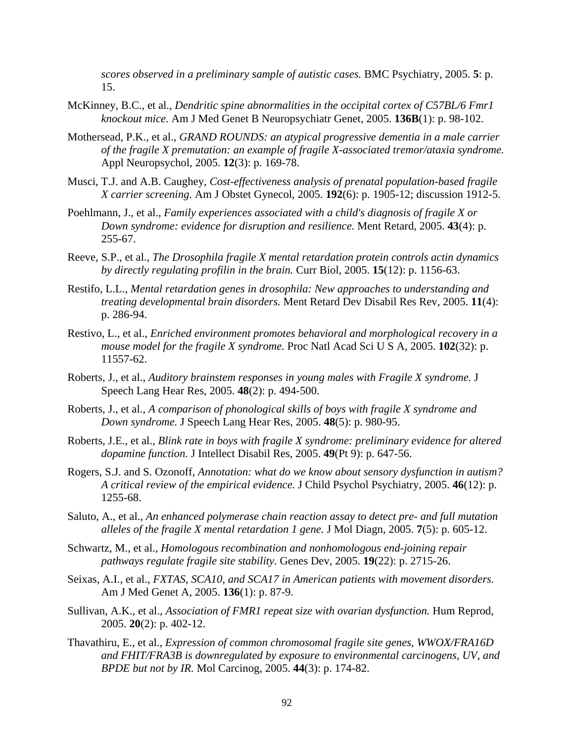*scores observed in a preliminary sample of autistic cases.* BMC Psychiatry, 2005. **5**: p. 15.

McKinney, B.C., et al., *Dendritic spine abnormalities in the occipital cortex of C57BL/6 Fmr1 knockout mice.* Am J Med Genet B Neuropsychiatr Genet, 2005. **136B**(1): p. 98-102.

Mothersead, P.K., et al., *GRAND ROUNDS: an atypical progressive dementia in a male carrier of the fragile X premutation: an example of fragile X-associated tremor/ataxia syndrome.* Appl Neuropsychol, 2005. **12**(3): p. 169-78.

Musci, T.J. and A.B. Caughey, *Cost-effectiveness analysis of prenatal population-based fragile X carrier screening.* Am J Obstet Gynecol, 2005. **192**(6): p. 1905-12; discussion 1912-5.

Poehlmann, J., et al., *Family experiences associated with a child's diagnosis of fragile X or Down syndrome: evidence for disruption and resilience.* Ment Retard, 2005. **43**(4): p. 255-67.

Reeve, S.P., et al., *The Drosophila fragile X mental retardation protein controls actin dynamics by directly regulating profilin in the brain.* Curr Biol, 2005. **15**(12): p. 1156-63.

Restifo, L.L., *Mental retardation genes in drosophila: New approaches to understanding and treating developmental brain disorders.* Ment Retard Dev Disabil Res Rev, 2005. **11**(4): p. 286-94.

Restivo, L., et al., *Enriched environment promotes behavioral and morphological recovery in a mouse model for the fragile X syndrome.* Proc Natl Acad Sci U S A, 2005. **102**(32): p. 11557-62.

Roberts, J., et al., *Auditory brainstem responses in young males with Fragile X syndrome.* J Speech Lang Hear Res, 2005. **48**(2): p. 494-500.

Roberts, J., et al., *A comparison of phonological skills of boys with fragile X syndrome and Down syndrome.* J Speech Lang Hear Res, 2005. **48**(5): p. 980-95.

Roberts, J.E., et al., *Blink rate in boys with fragile X syndrome: preliminary evidence for altered dopamine function.* J Intellect Disabil Res, 2005. **49**(Pt 9): p. 647-56.

Rogers, S.J. and S. Ozonoff, *Annotation: what do we know about sensory dysfunction in autism? A critical review of the empirical evidence.* J Child Psychol Psychiatry, 2005. **46**(12): p. 1255-68.

Saluto, A., et al., *An enhanced polymerase chain reaction assay to detect pre- and full mutation alleles of the fragile X mental retardation 1 gene.* J Mol Diagn, 2005. **7**(5): p. 605-12.

Schwartz, M., et al., *Homologous recombination and nonhomologous end-joining repair pathways regulate fragile site stability.* Genes Dev, 2005. **19**(22): p. 2715-26.

Seixas, A.I., et al., *FXTAS, SCA10, and SCA17 in American patients with movement disorders.* Am J Med Genet A, 2005. **136**(1): p. 87-9.

Sullivan, A.K., et al., *Association of FMR1 repeat size with ovarian dysfunction.* Hum Reprod, 2005. **20**(2): p. 402-12.

Thavathiru, E., et al., *Expression of common chromosomal fragile site genes, WWOX/FRA16D and FHIT/FRA3B is downregulated by exposure to environmental carcinogens, UV, and BPDE but not by IR.* Mol Carcinog, 2005. **44**(3): p. 174-82.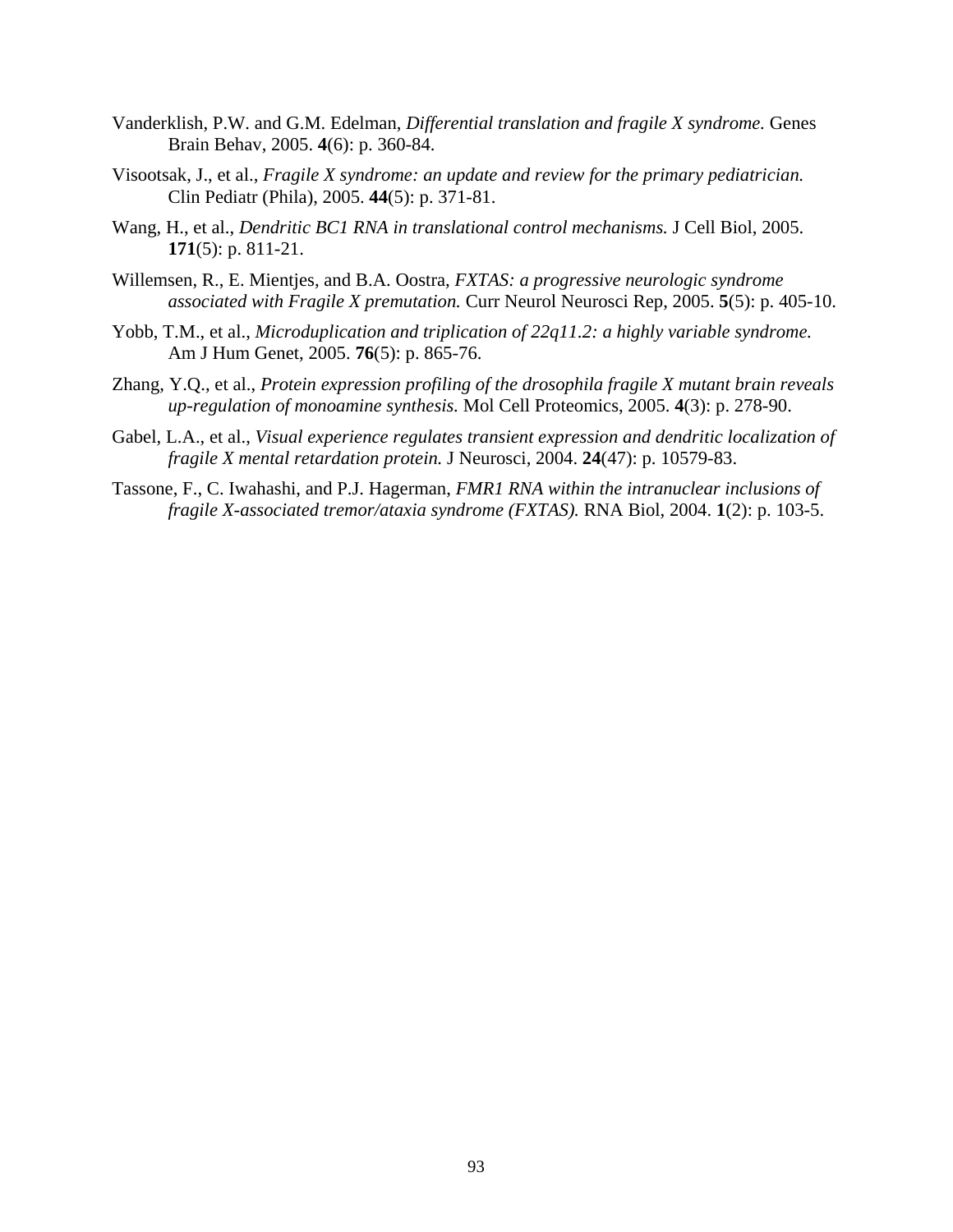Vanderklish, P.W. and G.M. Edelman, *Differential translation and fragile X syndrome.* Genes Brain Behav, 2005. **4**(6): p. 360-84.

Visootsak, J., et al., *Fragile X syndrome: an update and review for the primary pediatrician.* Clin Pediatr (Phila), 2005. **44**(5): p. 371-81.

Wang, H., et al., *Dendritic BC1 RNA in translational control mechanisms.* J Cell Biol, 2005. **171**(5): p. 811-21.

Willemsen, R., E. Mientjes, and B.A. Oostra, *FXTAS: a progressive neurologic syndrome associated with Fragile X premutation.* Curr Neurol Neurosci Rep, 2005. **5**(5): p. 405-10.

Yobb, T.M., et al., *Microduplication and triplication of 22q11.2: a highly variable syndrome.* Am J Hum Genet, 2005. **76**(5): p. 865-76.

Zhang, Y.Q., et al., *Protein expression profiling of the drosophila fragile X mutant brain reveals up-regulation of monoamine synthesis.* Mol Cell Proteomics, 2005. **4**(3): p. 278-90.

Gabel, L.A., et al., *Visual experience regulates transient expression and dendritic localization of fragile X mental retardation protein.* J Neurosci, 2004. **24**(47): p. 10579-83.

Tassone, F., C. Iwahashi, and P.J. Hagerman, *FMR1 RNA within the intranuclear inclusions of fragile X-associated tremor/ataxia syndrome (FXTAS).* RNA Biol, 2004. **1**(2): p. 103-5.